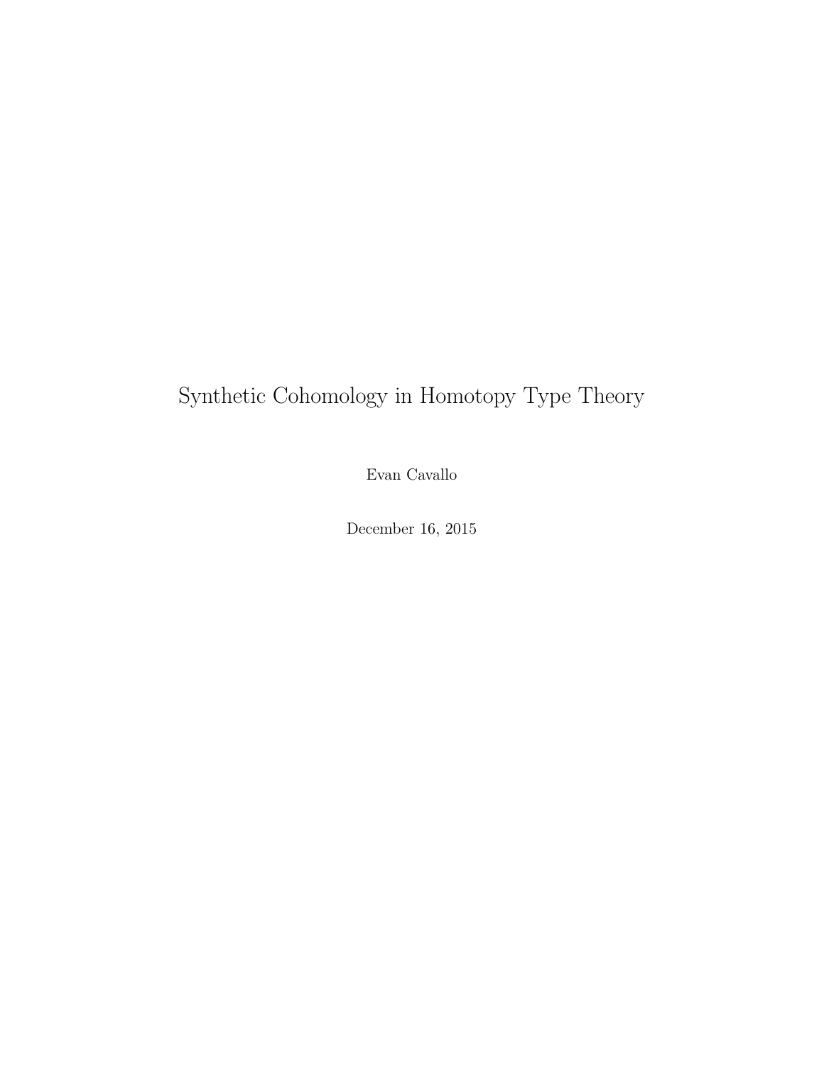# Synthetic Cohomology in Homotopy Type Theory

Evan Cavallo

December 16, 2015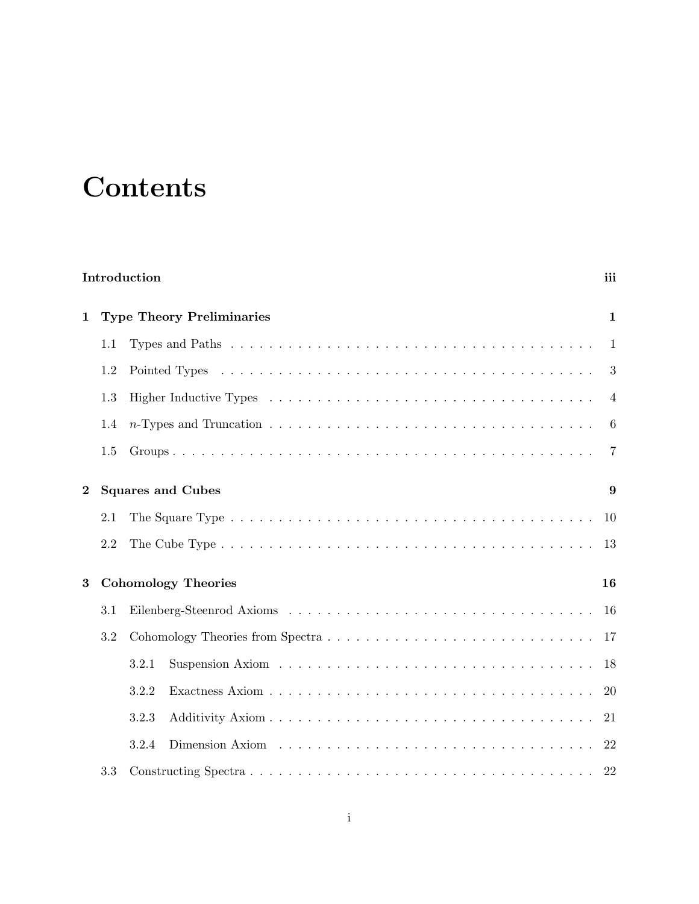# Contents

**Introduction** **iii**

**1 Type Theory Preliminaries** **1**

1.1 Types and Paths . . . . . . . . . . . . . . . . . . . . . . . . . . . . . . . . . . . . . 1

1.2 Pointed Types . . . . . . . . . . . . . . . . . . . . . . . . . . . . . . . . . . . . . 3

1.3 Higher Inductive Types . . . . . . . . . . . . . . . . . . . . . . . . . . . . . . . . 4

1.4 $n$-Types and Truncation . . . . . . . . . . . . . . . . . . . . . . . . . . . . . . . 6

1.5 Groups . . . . . . . . . . . . . . . . . . . . . . . . . . . . . . . . . . . . . . . . . 7

**2 Squares and Cubes** **9**

2.1 The Square Type . . . . . . . . . . . . . . . . . . . . . . . . . . . . . . . . . . . . 10

2.2 The Cube Type . . . . . . . . . . . . . . . . . . . . . . . . . . . . . . . . . . . . . 13

**3 Cohomology Theories** **16**

3.1 Eilenberg-Steenrod Axioms . . . . . . . . . . . . . . . . . . . . . . . . . . . . . . 16

3.2 Cohomology Theories from Spectra . . . . . . . . . . . . . . . . . . . . . . . . . . 17

3.2.1 Suspension Axiom . . . . . . . . . . . . . . . . . . . . . . . . . . . . . . . . 18

3.2.2 Exactness Axiom . . . . . . . . . . . . . . . . . . . . . . . . . . . . . . . . 20

3.2.3 Additivity Axiom . . . . . . . . . . . . . . . . . . . . . . . . . . . . . . . . 21

3.2.4 Dimension Axiom . . . . . . . . . . . . . . . . . . . . . . . . . . . . . . . . 22

3.3 Constructing Spectra . . . . . . . . . . . . . . . . . . . . . . . . . . . . . . . . . . 22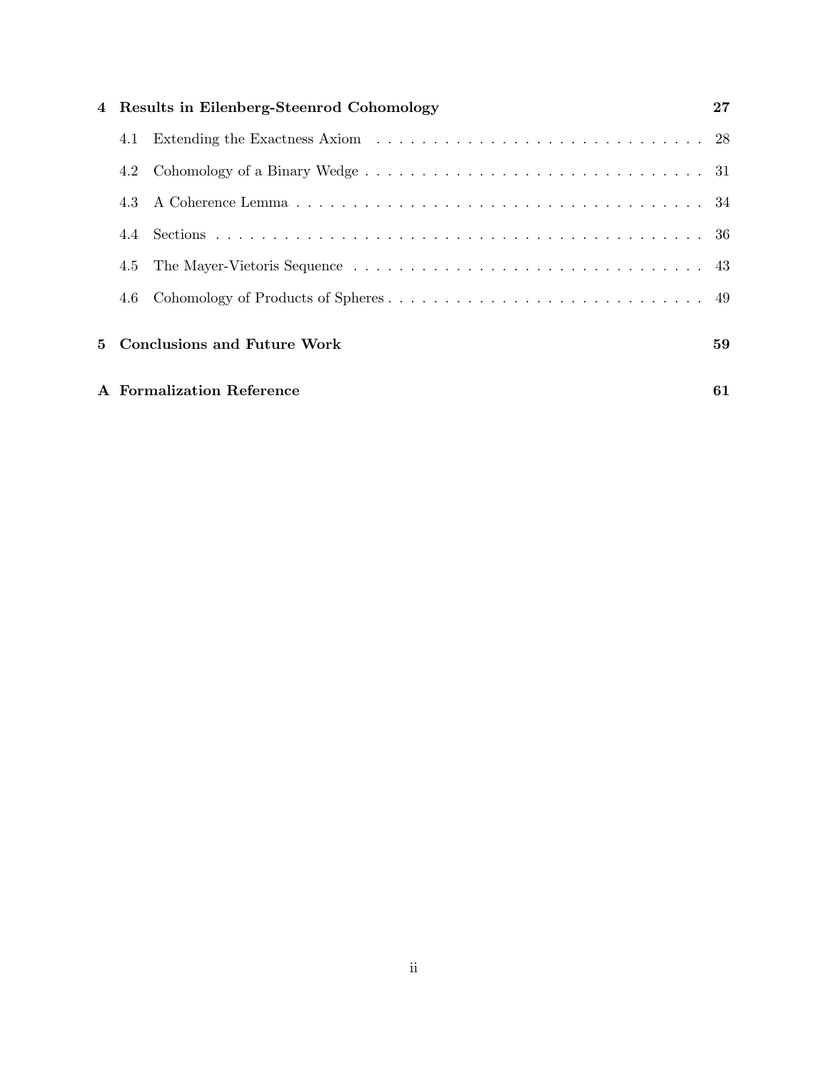**4 Results in Eilenberg-Steenrod Cohomology** **27**

4.1 Extending the Exactness Axiom . . . . . . . . . . . . . . . . . . . . . . . . . . . . . 28

4.2 Cohomology of a Binary Wedge . . . . . . . . . . . . . . . . . . . . . . . . . . . . . 31

4.3 A Coherence Lemma . . . . . . . . . . . . . . . . . . . . . . . . . . . . . . . . . . . 34

4.4 Sections . . . . . . . . . . . . . . . . . . . . . . . . . . . . . . . . . . . . . . . . . 36

4.5 The Mayer-Vietoris Sequence . . . . . . . . . . . . . . . . . . . . . . . . . . . . . 43

4.6 Cohomology of Products of Spheres . . . . . . . . . . . . . . . . . . . . . . . . . . 49

**5 Conclusions and Future Work** **59**

**A Formalization Reference** **61**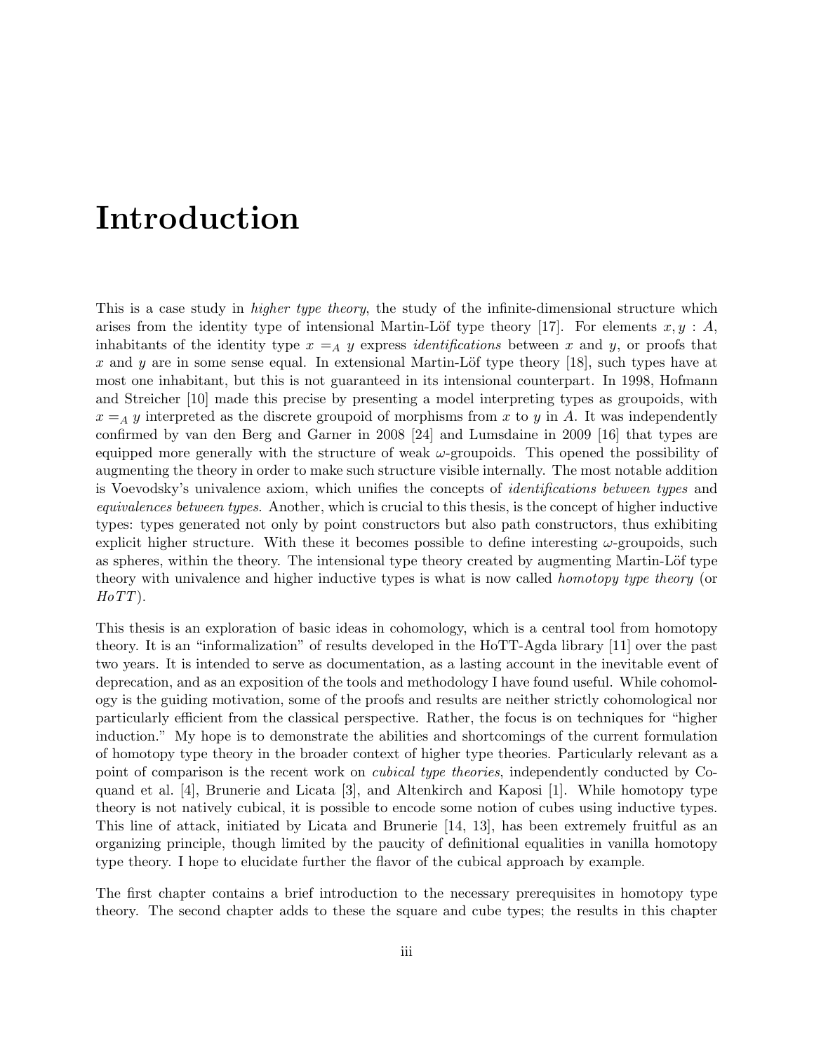# Introduction

This is a case study in *higher type theory*, the study of the infinite-dimensional structure which arises from the identity type of intensional Martin-Löf type theory [17]. For elements $x, y : A$, inhabitants of the identity type $x =_A y$ express *identifications* between $x$ and $y$, or proofs that $x$ and $y$ are in some sense equal. In extensional Martin-Löf type theory [18], such types have at most one inhabitant, but this is not guaranteed in its intensional counterpart. In 1998, Hofmann and Streicher [10] made this precise by presenting a model interpreting types as groupoids, with $x =_A y$ interpreted as the discrete groupoid of morphisms from $x$ to $y$ in $A$. It was independently confirmed by van den Berg and Garner in 2008 [24] and Lumsdaine in 2009 [16] that types are equipped more generally with the structure of weak $\omega$-groupoids. This opened the possibility of augmenting the theory in order to make such structure visible internally. The most notable addition is Voevodsky's univalence axiom, which unifies the concepts of *identifications between types* and *equivalences between types*. Another, which is crucial to this thesis, is the concept of higher inductive types: types generated not only by point constructors but also path constructors, thus exhibiting explicit higher structure. With these it becomes possible to define interesting $\omega$-groupoids, such as spheres, within the theory. The intensional type theory created by augmenting Martin-Löf type theory with univalence and higher inductive types is what is now called *homotopy type theory* (or *HoTT*).

This thesis is an exploration of basic ideas in cohomology, which is a central tool from homotopy theory. It is an "informalization" of results developed in the HoTT-Agda library [11] over the past two years. It is intended to serve as documentation, as a lasting account in the inevitable event of deprecation, and as an exposition of the tools and methodology I have found useful. While cohomology is the guiding motivation, some of the proofs and results are neither strictly cohomological nor particularly efficient from the classical perspective. Rather, the focus is on techniques for "higher induction." My hope is to demonstrate the abilities and shortcomings of the current formulation of homotopy type theory in the broader context of higher type theories. Particularly relevant as a point of comparison is the recent work on *cubical type theories*, independently conducted by Coquand et al. [4], Brunerie and Licata [3], and Altenkirch and Kaposi [1]. While homotopy type theory is not natively cubical, it is possible to encode some notion of cubes using inductive types. This line of attack, initiated by Licata and Brunerie [14, 13], has been extremely fruitful as an organizing principle, though limited by the paucity of definitional equalities in vanilla homotopy type theory. I hope to elucidate further the flavor of the cubical approach by example.

The first chapter contains a brief introduction to the necessary prerequisites in homotopy type theory. The second chapter adds to these the square and cube types; the results in this chapter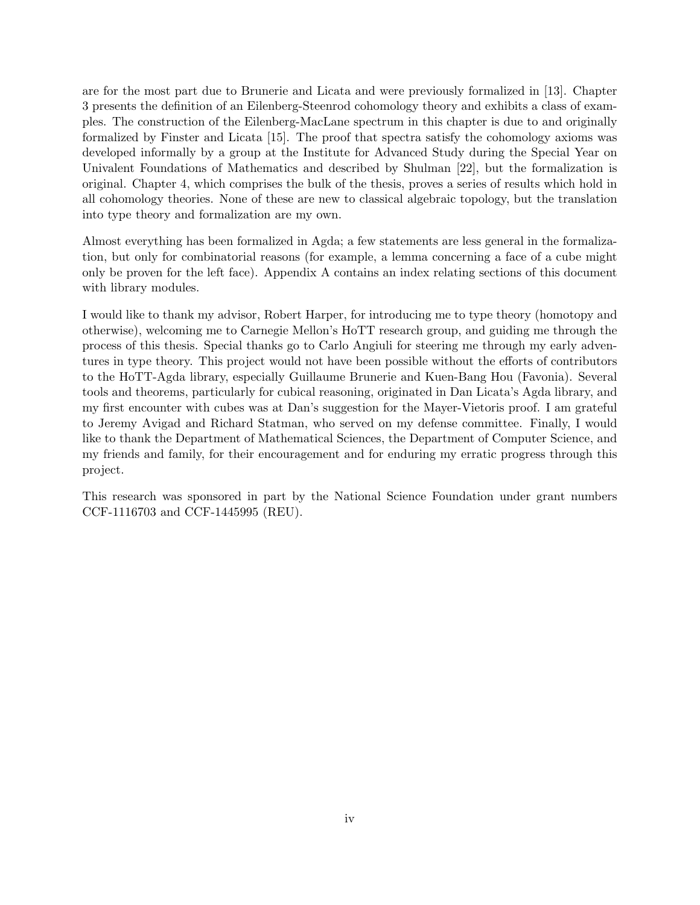are for the most part due to Brunerie and Licata and were previously formalized in [13]. Chapter 3 presents the definition of an Eilenberg-Steenrod cohomology theory and exhibits a class of examples. The construction of the Eilenberg-MacLane spectrum in this chapter is due to and originally formalized by Finster and Licata [15]. The proof that spectra satisfy the cohomology axioms was developed informally by a group at the Institute for Advanced Study during the Special Year on Univalent Foundations of Mathematics and described by Shulman [22], but the formalization is original. Chapter 4, which comprises the bulk of the thesis, proves a series of results which hold in all cohomology theories. None of these are new to classical algebraic topology, but the translation into type theory and formalization are my own.

Almost everything has been formalized in Agda; a few statements are less general in the formalization, but only for combinatorial reasons (for example, a lemma concerning a face of a cube might only be proven for the left face). Appendix A contains an index relating sections of this document with library modules.

I would like to thank my advisor, Robert Harper, for introducing me to type theory (homotopy and otherwise), welcoming me to Carnegie Mellon's HoTT research group, and guiding me through the process of this thesis. Special thanks go to Carlo Angiuli for steering me through my early adventures in type theory. This project would not have been possible without the efforts of contributors to the HoTT-Agda library, especially Guillaume Brunerie and Kuen-Bang Hou (Favonia). Several tools and theorems, particularly for cubical reasoning, originated in Dan Licata's Agda library, and my first encounter with cubes was at Dan's suggestion for the Mayer-Vietoris proof. I am grateful to Jeremy Avigad and Richard Statman, who served on my defense committee. Finally, I would like to thank the Department of Mathematical Sciences, the Department of Computer Science, and my friends and family, for their encouragement and for enduring my erratic progress through this project.

This research was sponsored in part by the National Science Foundation under grant numbers CCF-1116703 and CCF-1445995 (REU).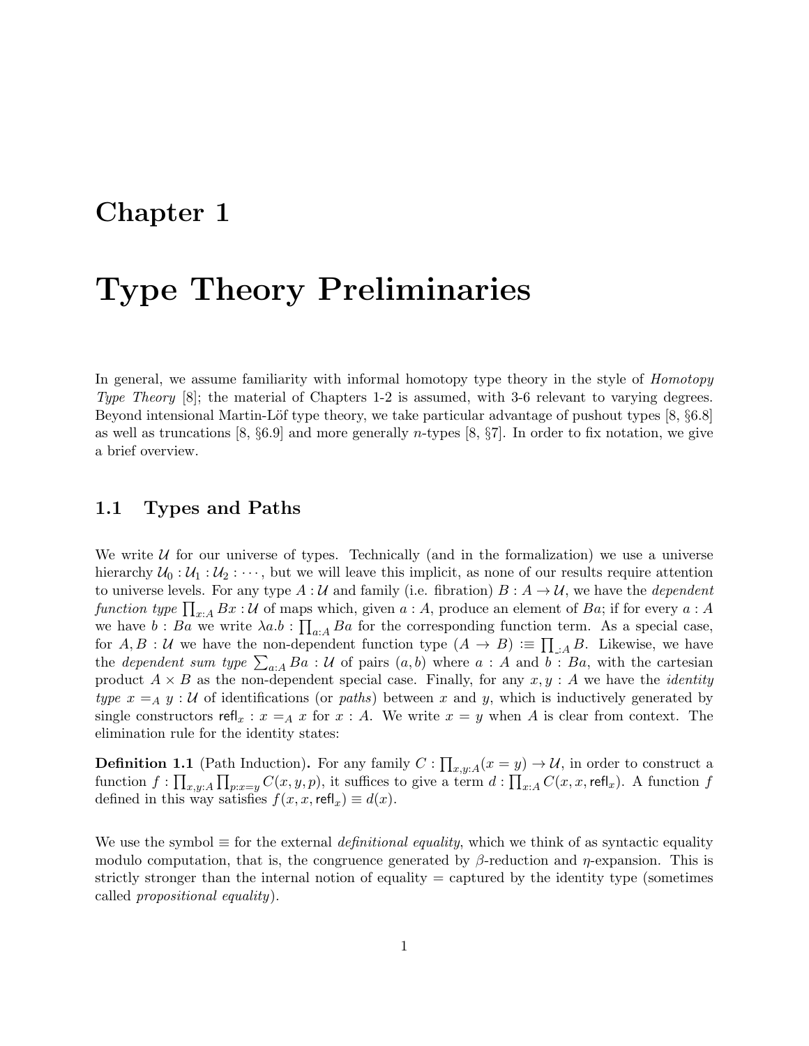# Chapter 1

# Type Theory Preliminaries

In general, we assume familiarity with informal homotopy type theory in the style of *Homotopy Type Theory* [8]; the material of Chapters 1-2 is assumed, with 3-6 relevant to varying degrees. Beyond intensional Martin-Löf type theory, we take particular advantage of pushout types [8, §6.8] as well as truncations [8, §6.9] and more generally $n$-types [8, §7]. In order to fix notation, we give a brief overview.

## 1.1 Types and Paths

We write $\mathcal{U}$ for our universe of types. Technically (and in the formalization) we use a universe hierarchy $\mathcal{U}_0 : \mathcal{U}_1 : \mathcal{U}_2 : \cdots$, but we will leave this implicit, as none of our results require attention to universe levels. For any type $A : \mathcal{U}$ and family (i.e. fibration) $B : A \to \mathcal{U}$, we have the *dependent function type* $\prod_{x:A} Bx : \mathcal{U}$ of maps which, given $a : A$, produce an element of $Ba$; if for every $a : A$ we have $b : Ba$ we write $\lambda a.b : \prod_{a:A} Ba$ for the corresponding function term. As a special case, for $A, B : \mathcal{U}$ we have the non-dependent function type $(A \to B) :\equiv \prod_{\_:A} B$. Likewise, we have the *dependent sum type* $\sum_{a:A} Ba : \mathcal{U}$ of pairs $(a, b)$ where $a : A$ and $b : Ba$, with the cartesian product $A \times B$ as the non-dependent special case. Finally, for any $x, y : A$ we have the *identity type* $x =_A y : \mathcal{U}$ of identifications (or *paths*) between $x$ and $y$, which is inductively generated by single constructors $\mathsf{refl}_x : x =_A x$ for $x : A$. We write $x = y$ when $A$ is clear from context. The elimination rule for the identity states:

**Definition 1.1** (Path Induction)**.** For any family $C : \prod_{x,y:A}(x = y) \to \mathcal{U}$, in order to construct a function $f : \prod_{x,y:A} \prod_{p:x=y} C(x, y, p)$, it suffices to give a term $d : \prod_{x:A} C(x, x, \mathsf{refl}_x)$. A function $f$ defined in this way satisfies $f(x, x, \mathsf{refl}_x) \equiv d(x)$.

We use the symbol $\equiv$ for the external *definitional equality*, which we think of as syntactic equality modulo computation, that is, the congruence generated by $\beta$-reduction and $\eta$-expansion. This is strictly stronger than the internal notion of equality $=$ captured by the identity type (sometimes called *propositional equality*).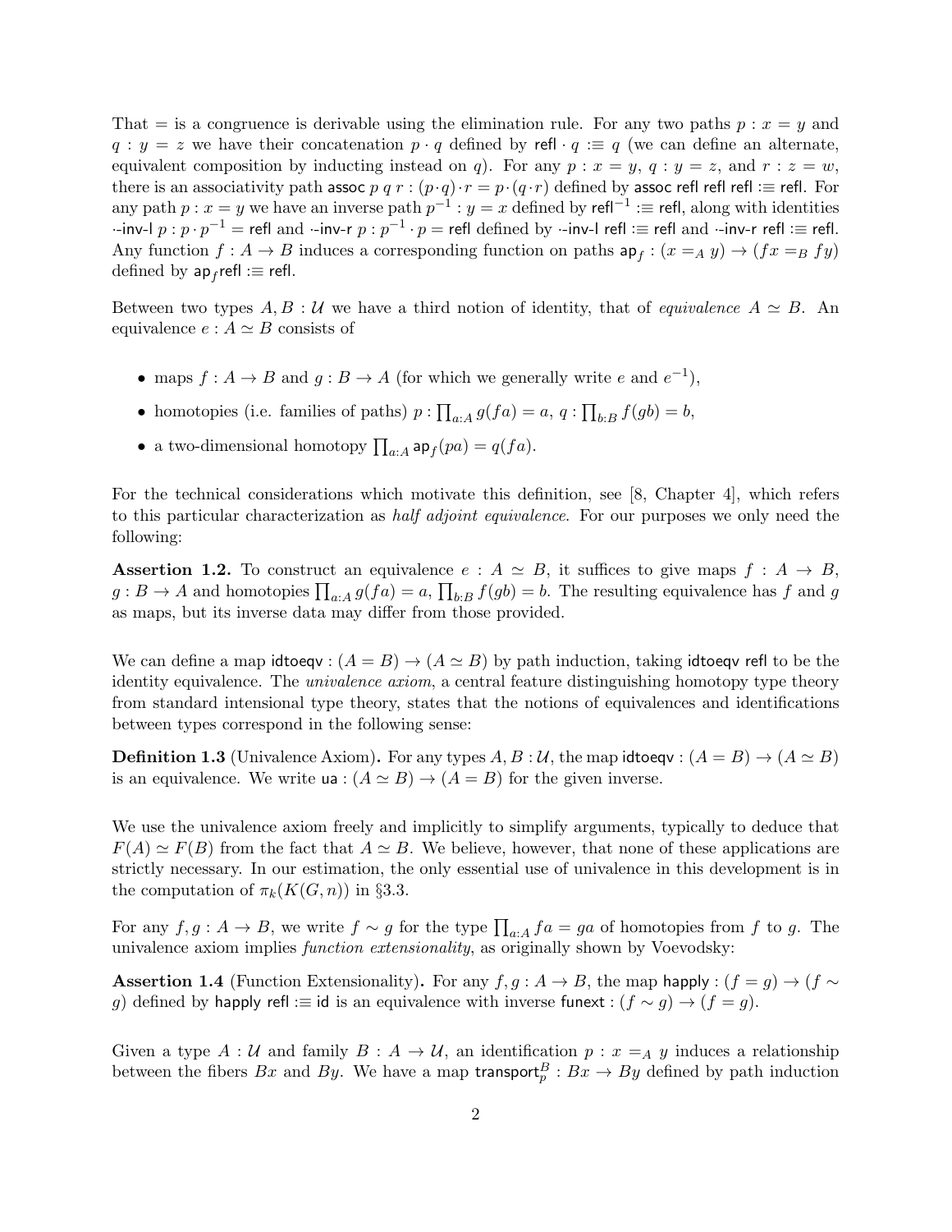That $=$ is a congruence is derivable using the elimination rule. For any two paths $p : x = y$ and $q : y = z$ we have their concatenation $p \cdot q$ defined by $\mathsf{refl} \cdot q :\equiv q$ (we can define an alternate, equivalent composition by inducting instead on $q$). For any $p : x = y$, $q : y = z$, and $r : z = w$, there is an associativity path $\mathsf{assoc}\ p\ q\ r : (p \cdot q) \cdot r = p \cdot (q \cdot r)$ defined by $\mathsf{assoc}\ \mathsf{refl}\ \mathsf{refl}\ \mathsf{refl} :\equiv \mathsf{refl}$. For any path $p : x = y$ we have an inverse path $p^{-1} : y = x$ defined by $\mathsf{refl}^{-1} :\equiv \mathsf{refl}$, along with identities $\cdot\text{-}\mathsf{inv}\text{-}\mathsf{l}\ p : p \cdot p^{-1} = \mathsf{refl}$ and $\cdot\text{-}\mathsf{inv}\text{-}\mathsf{r}\ p : p^{-1} \cdot p = \mathsf{refl}$ defined by $\cdot\text{-}\mathsf{inv}\text{-}\mathsf{l}\ \mathsf{refl} :\equiv \mathsf{refl}$ and $\cdot\text{-}\mathsf{inv}\text{-}\mathsf{r}\ \mathsf{refl} :\equiv \mathsf{refl}$. Any function $f : A \to B$ induces a corresponding function on paths $\mathsf{ap}_f : (x =_A y) \to (fx =_B fy)$ defined by $\mathsf{ap}_f \mathsf{refl} :\equiv \mathsf{refl}$.

Between two types $A, B : \mathcal{U}$ we have a third notion of identity, that of *equivalence* $A \simeq B$. An equivalence $e : A \simeq B$ consists of

- maps $f : A \to B$ and $g : B \to A$ (for which we generally write $e$ and $e^{-1}$),
- homotopies (i.e. families of paths) $p : \prod_{a:A} g(fa) = a$, $q : \prod_{b:B} f(gb) = b$,
- a two-dimensional homotopy $\prod_{a:A} \mathsf{ap}_f(pa) = q(fa)$.

For the technical considerations which motivate this definition, see [8, Chapter 4], which refers to this particular characterization as *half adjoint equivalence*. For our purposes we only need the following:

**Assertion 1.2.** To construct an equivalence $e : A \simeq B$, it suffices to give maps $f : A \to B$, $g : B \to A$ and homotopies $\prod_{a:A} g(fa) = a$, $\prod_{b:B} f(gb) = b$. The resulting equivalence has $f$ and $g$ as maps, but its inverse data may differ from those provided.

We can define a map $\mathsf{idtoeqv} : (A = B) \to (A \simeq B)$ by path induction, taking $\mathsf{idtoeqv}\ \mathsf{refl}$ to be the identity equivalence. The *univalence axiom*, a central feature distinguishing homotopy type theory from standard intensional type theory, states that the notions of equivalences and identifications between types correspond in the following sense:

**Definition 1.3** (Univalence Axiom)**.** For any types $A, B : \mathcal{U}$, the map $\mathsf{idtoeqv} : (A = B) \to (A \simeq B)$ is an equivalence. We write $\mathsf{ua} : (A \simeq B) \to (A = B)$ for the given inverse.

We use the univalence axiom freely and implicitly to simplify arguments, typically to deduce that $F(A) \simeq F(B)$ from the fact that $A \simeq B$. We believe, however, that none of these applications are strictly necessary. In our estimation, the only essential use of univalence in this development is in the computation of $\pi_k(K(G, n))$ in §3.3.

For any $f, g : A \to B$, we write $f \sim g$ for the type $\prod_{a:A} fa = ga$ of homotopies from $f$ to $g$. The univalence axiom implies *function extensionality*, as originally shown by Voevodsky:

**Assertion 1.4** (Function Extensionality)**.** For any $f, g : A \to B$, the map $\mathsf{happly} : (f = g) \to (f \sim g)$ defined by $\mathsf{happly}\ \mathsf{refl} :\equiv \mathsf{id}$ is an equivalence with inverse $\mathsf{funext} : (f \sim g) \to (f = g)$.

Given a type $A : \mathcal{U}$ and family $B : A \to \mathcal{U}$, an identification $p : x =_A y$ induces a relationship between the fibers $Bx$ and $By$. We have a map $\mathsf{transport}^B_p : Bx \to By$ defined by path induction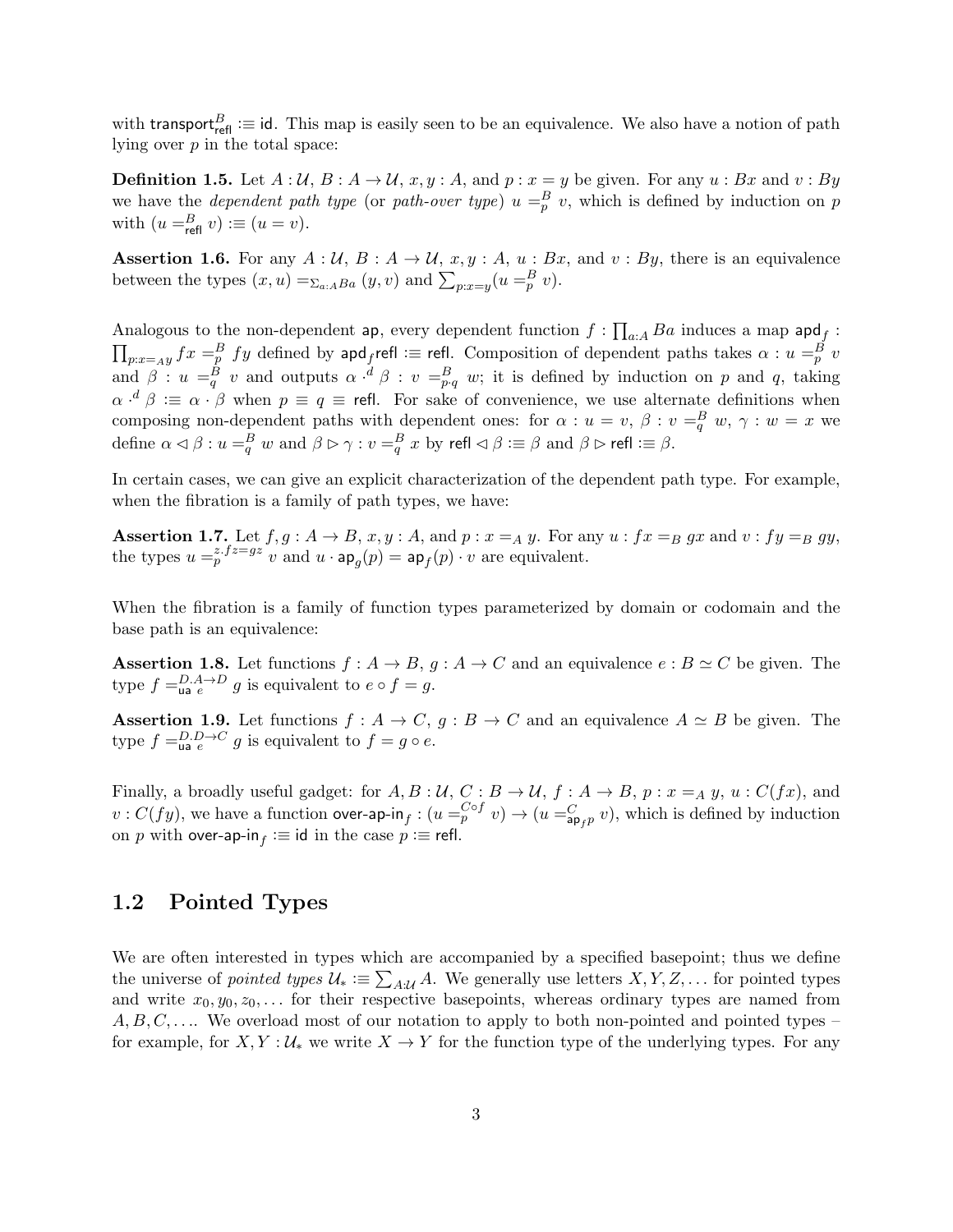with $\mathsf{transport}^B_{\mathsf{refl}} :\equiv \mathsf{id}$. This map is easily seen to be an equivalence. We also have a notion of path lying over $p$ in the total space:

**Definition 1.5.** Let $A : \mathcal{U}$, $B : A \to \mathcal{U}$, $x, y : A$, and $p : x = y$ be given. For any $u : Bx$ and $v : By$ we have the *dependent path type* (or *path-over type*) $u =^B_p v$, which is defined by induction on $p$ with $(u =^B_{\mathsf{refl}} v) :\equiv (u = v)$.

**Assertion 1.6.** For any $A : \mathcal{U}$, $B : A \to \mathcal{U}$, $x, y : A$, $u : Bx$, and $v : By$, there is an equivalence between the types $(x, u) =_{\sum_{a:A} Ba} (y, v)$ and $\sum_{p:x=y} (u =^B_p v)$.

Analogous to the non-dependent $\mathsf{ap}$, every dependent function $f : \prod_{a:A} Ba$ induces a map $\mathsf{apd}_f : \prod_{p:x=_A y} fx =^B_p fy$ defined by $\mathsf{apd}_f \mathsf{refl} :\equiv \mathsf{refl}$. Composition of dependent paths takes $\alpha : u =^B_p v$ and $\beta : u =^B_q v$ and outputs $\alpha \cdot^d \beta : v =^B_{p \cdot q} w$; it is defined by induction on $p$ and $q$, taking $\alpha \cdot^d \beta :\equiv \alpha \cdot \beta$ when $p \equiv q \equiv \mathsf{refl}$. For sake of convenience, we use alternate definitions when composing non-dependent paths with dependent ones: for $\alpha : u = v$, $\beta : v =^B_q w$, $\gamma : w = x$ we define $\alpha \lhd \beta : u =^B_q w$ and $\beta \rhd \gamma : v =^B_q x$ by $\mathsf{refl} \lhd \beta :\equiv \beta$ and $\beta \rhd \mathsf{refl} :\equiv \beta$.

In certain cases, we can give an explicit characterization of the dependent path type. For example, when the fibration is a family of path types, we have:

**Assertion 1.7.** Let $f, g : A \to B$, $x, y : A$, and $p : x =_A y$. For any $u : fx =_B gx$ and $v : fy =_B gy$, the types $u =^{z.fz=gz}_p v$ and $u \cdot \mathsf{ap}_g(p) = \mathsf{ap}_f(p) \cdot v$ are equivalent.

When the fibration is a family of function types parameterized by domain or codomain and the base path is an equivalence:

**Assertion 1.8.** Let functions $f : A \to B$, $g : A \to C$ and an equivalence $e : B \simeq C$ be given. The type $f =^{D.A \to D}_{\mathsf{ua}\ e} g$ is equivalent to $e \circ f = g$.

**Assertion 1.9.** Let functions $f : A \to C$, $g : B \to C$ and an equivalence $A \simeq B$ be given. The type $f =^{D.D \to C}_{\mathsf{ua}\ e} g$ is equivalent to $f = g \circ e$.

Finally, a broadly useful gadget: for $A, B : \mathcal{U}$, $C : B \to \mathcal{U}$, $f : A \to B$, $p : x =_A y$, $u : C(fx)$, and $v : C(fy)$, we have a function $\mathsf{over\text{-}ap\text{-}in}_f : (u =^{C \circ f}_p v) \to (u =^C_{\mathsf{ap}_f p} v)$, which is defined by induction on $p$ with $\mathsf{over\text{-}ap\text{-}in}_f :\equiv \mathsf{id}$ in the case $p :\equiv \mathsf{refl}$.

## 1.2 Pointed Types

We are often interested in types which are accompanied by a specified basepoint; thus we define the universe of *pointed types* $\mathcal{U}_* :\equiv \sum_{A:\mathcal{U}} A$. We generally use letters $X, Y, Z, \ldots$ for pointed types and write $x_0, y_0, z_0, \ldots$ for their respective basepoints, whereas ordinary types are named from $A, B, C, \ldots$. We overload most of our notation to apply to both non-pointed and pointed types – for example, for $X, Y : \mathcal{U}_*$ we write $X \to Y$ for the function type of the underlying types. For any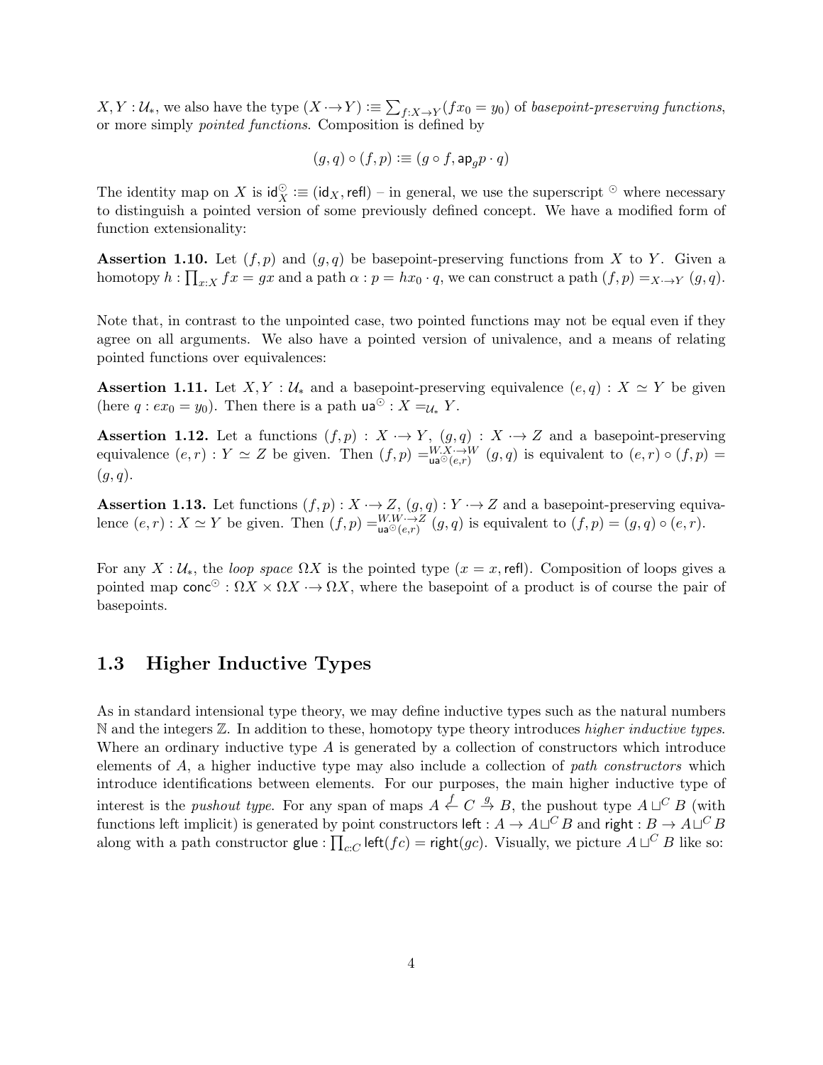$X, Y : \mathcal{U}_*$, we also have the type $(X \cdot\!\!\to Y) :\equiv \sum_{f:X\to Y}(fx_0 = y_0)$ of *basepoint-preserving functions*, or more simply *pointed functions*. Composition is defined by

$$(g, q) \circ (f, p) :\equiv (g \circ f, \mathsf{ap}_g p \cdot q)$$

The identity map on $X$ is $\mathsf{id}^{\odot}_X :\equiv (\mathsf{id}_X, \mathsf{refl})$ – in general, we use the superscript $^{\odot}$ where necessary to distinguish a pointed version of some previously defined concept. We have a modified form of function extensionality:

**Assertion 1.10.** Let $(f, p)$ and $(g, q)$ be basepoint-preserving functions from $X$ to $Y$. Given a homotopy $h : \prod_{x:X} fx = gx$ and a path $\alpha : p = hx_0 \cdot q$, we can construct a path $(f, p) =_{X \cdot\!\to Y} (g, q)$.

Note that, in contrast to the unpointed case, two pointed functions may not be equal even if they agree on all arguments. We also have a pointed version of univalence, and a means of relating pointed functions over equivalences:

**Assertion 1.11.** Let $X, Y : \mathcal{U}_*$ and a basepoint-preserving equivalence $(e, q) : X \simeq Y$ be given (here $q : ex_0 = y_0$). Then there is a path $\mathsf{ua}^{\odot} : X =_{\mathcal{U}_*} Y$.

**Assertion 1.12.** Let a functions $(f, p) : X \cdot\!\to Y$, $(g, q) : X \cdot\!\to Z$ and a basepoint-preserving equivalence $(e, r) : Y \simeq Z$ be given. Then $(f, p) =^{W.X \cdot\to W}_{\mathsf{ua}^{\odot}(e,r)} (g, q)$ is equivalent to $(e, r) \circ (f, p) = (g, q)$.

**Assertion 1.13.** Let functions $(f, p) : X \cdot\!\to Z$, $(g, q) : Y \cdot\!\to Z$ and a basepoint-preserving equivalence $(e, r) : X \simeq Y$ be given. Then $(f, p) =^{W.W \cdot\to Z}_{\mathsf{ua}^{\odot}(e,r)} (g, q)$ is equivalent to $(f, p) = (g, q) \circ (e, r)$.

For any $X : \mathcal{U}_*$, the *loop space* $\Omega X$ is the pointed type $(x = x, \mathsf{refl})$. Composition of loops gives a pointed map $\mathsf{conc}^{\odot} : \Omega X \times \Omega X \cdot\!\to \Omega X$, where the basepoint of a product is of course the pair of basepoints.

## 1.3 Higher Inductive Types

As in standard intensional type theory, we may define inductive types such as the natural numbers $\mathbb{N}$ and the integers $\mathbb{Z}$. In addition to these, homotopy type theory introduces *higher inductive types*. Where an ordinary inductive type $A$ is generated by a collection of constructors which introduce elements of $A$, a higher inductive type may also include a collection of *path constructors* which introduce identifications between elements. For our purposes, the main higher inductive type of interest is the *pushout type*. For any span of maps $A \overset{f}{\leftarrow} C \overset{g}{\rightarrow} B$, the pushout type $A \sqcup^C B$ (with functions left implicit) is generated by point constructors $\mathsf{left} : A \to A \sqcup^C B$ and $\mathsf{right} : B \to A \sqcup^C B$ along with a path constructor $\mathsf{glue} : \prod_{c:C} \mathsf{left}(fc) = \mathsf{right}(gc)$. Visually, we picture $A \sqcup^C B$ like so: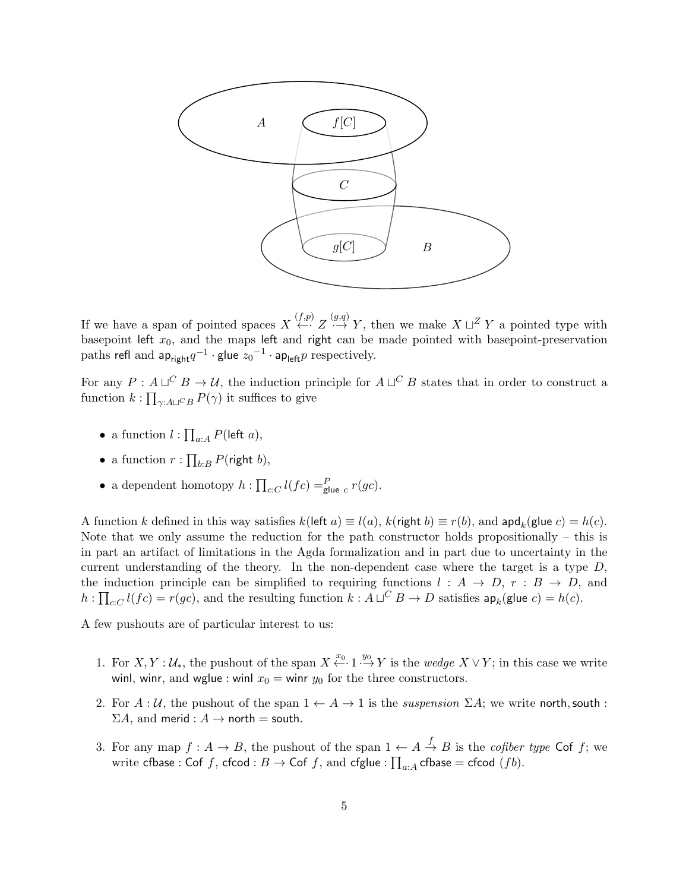If we have a span of pointed spaces $X \overset{(f,p)}{\leftarrow\!\cdot} Z \overset{(g,q)}{\cdot\!\rightarrow} Y$, then we make $X \sqcup^Z Y$ a pointed type with basepoint $\mathsf{left}\ x_0$, and the maps $\mathsf{left}$ and $\mathsf{right}$ can be made pointed with basepoint-preservation paths $\mathsf{refl}$ and $\mathsf{ap}_{\mathsf{right}} q^{-1} \cdot \mathsf{glue}\ z_0{}^{-1} \cdot \mathsf{ap}_{\mathsf{left}} p$ respectively.

For any $P : A \sqcup^C B \to \mathcal{U}$, the induction principle for $A \sqcup^C B$ states that in order to construct a function $k : \prod_{\gamma : A \sqcup^C B} P(\gamma)$ it suffices to give

- a function $l : \prod_{a:A} P(\mathsf{left}\ a)$,
- a function $r : \prod_{b:B} P(\mathsf{right}\ b)$,
- a dependent homotopy $h : \prod_{c:C} l(fc) =^P_{\mathsf{glue}\ c} r(gc)$.

A function $k$ defined in this way satisfies $k(\mathsf{left}\ a) \equiv l(a)$, $k(\mathsf{right}\ b) \equiv r(b)$, and $\mathsf{apd}_k(\mathsf{glue}\ c) = h(c)$. Note that we only assume the reduction for the path constructor holds propositionally – this is in part an artifact of limitations in the Agda formalization and in part due to uncertainty in the current understanding of the theory. In the non-dependent case where the target is a type $D$, the induction principle can be simplified to requiring functions $l : A \to D$, $r : B \to D$, and $h : \prod_{c:C} l(fc) = r(gc)$, and the resulting function $k : A \sqcup^C B \to D$ satisfies $\mathsf{ap}_k(\mathsf{glue}\ c) = h(c)$.

A few pushouts are of particular interest to us:

1. For $X, Y : \mathcal{U}_*$, the pushout of the span $X \overset{x_0}{\leftarrow\!\cdot} 1 \overset{y_0}{\cdot\!\rightarrow} Y$ is the *wedge* $X \vee Y$; in this case we write $\mathsf{winl}$, $\mathsf{winr}$, and $\mathsf{wglue} : \mathsf{winl}\ x_0 = \mathsf{winr}\ y_0$ for the three constructors.
2. For $A : \mathcal{U}$, the pushout of the span $1 \leftarrow A \rightarrow 1$ is the *suspension* $\Sigma A$; we write $\mathsf{north}, \mathsf{south} : \Sigma A$, and $\mathsf{merid} : A \to \mathsf{north} = \mathsf{south}$.
3. For any map $f : A \to B$, the pushout of the span $1 \leftarrow A \overset{f}{\rightarrow} B$ is the *cofiber type* $\mathsf{Cof}\ f$; we write $\mathsf{cfbase} : \mathsf{Cof}\ f$, $\mathsf{cfcod} : B \to \mathsf{Cof}\ f$, and $\mathsf{cfglue} : \prod_{a:A} \mathsf{cfbase} = \mathsf{cfcod}\ (fb)$.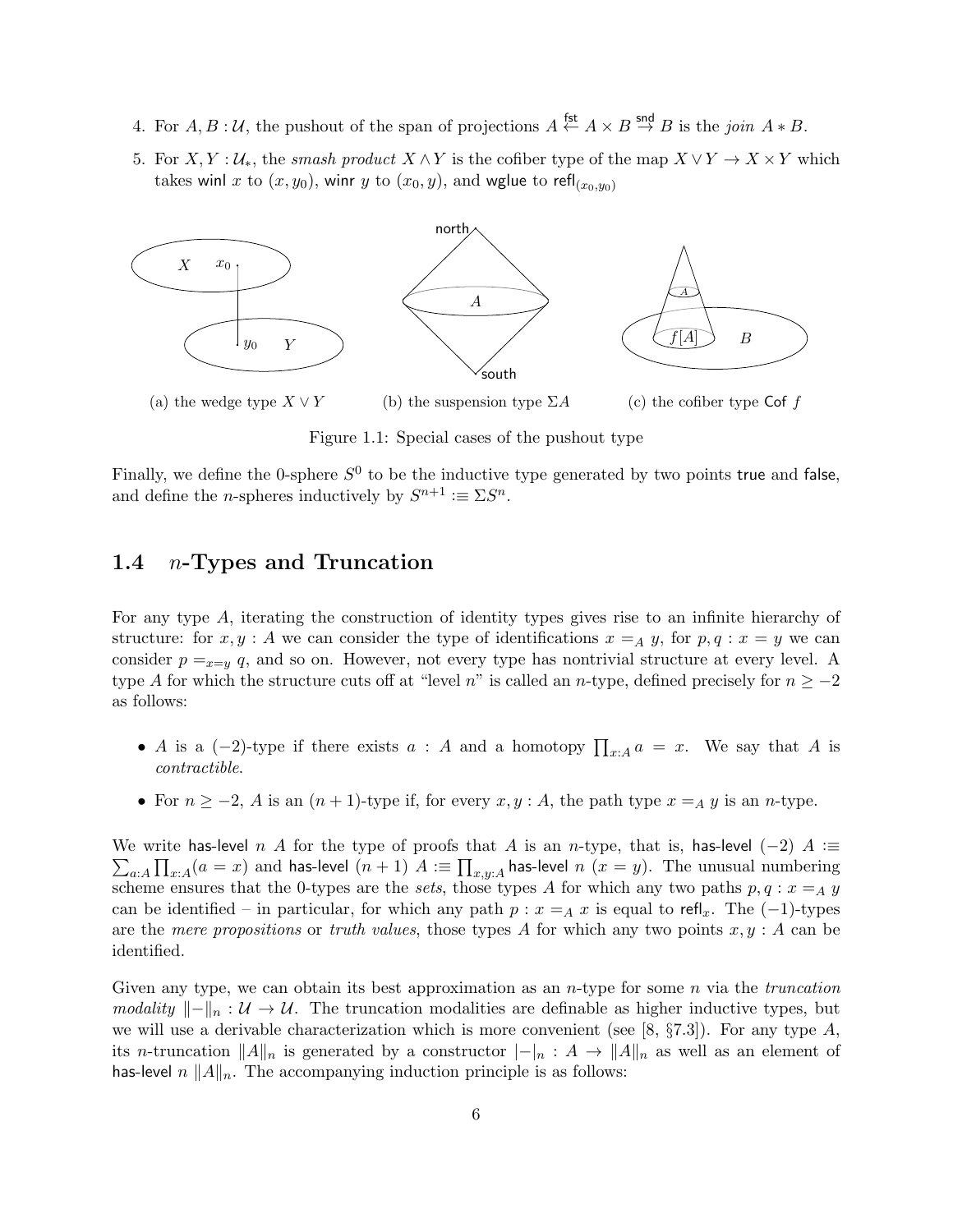4. For $A, B : \mathcal{U}$, the pushout of the span of projections $A \overset{\mathsf{fst}}{\leftarrow} A \times B \overset{\mathsf{snd}}{\rightarrow} B$ is the *join* $A * B$.
5. For $X, Y : \mathcal{U}_*$, the *smash product* $X \wedge Y$ is the cofiber type of the map $X \vee Y \to X \times Y$ which takes $\mathsf{winl}\ x$ to $(x, y_0)$, $\mathsf{winr}\ y$ to $(x_0, y)$, and $\mathsf{wglue}$ to $\mathsf{refl}_{(x_0,y_0)}$

(a) the wedge type $X \vee Y$ (b) the suspension type $\Sigma A$ (c) the cofiber type $\mathsf{Cof}\ f$

Figure 1.1: Special cases of the pushout type

Finally, we define the 0-sphere $S^0$ to be the inductive type generated by two points $\mathsf{true}$ and $\mathsf{false}$, and define the $n$-spheres inductively by $S^{n+1} :\equiv \Sigma S^n$.

## 1.4 $n$-Types and Truncation

For any type $A$, iterating the construction of identity types gives rise to an infinite hierarchy of structure: for $x, y : A$ we can consider the type of identifications $x =_A y$, for $p, q : x = y$ we can consider $p =_{x=y} q$, and so on. However, not every type has nontrivial structure at every level. A type $A$ for which the structure cuts off at "level $n$" is called an $n$-type, defined precisely for $n \geq -2$ as follows:

- $A$ is a $(-2)$-type if there exists $a : A$ and a homotopy $\prod_{x:A} a = x$. We say that $A$ is *contractible*.
- For $n \geq -2$, $A$ is an $(n+1)$-type if, for every $x, y : A$, the path type $x =_A y$ is an $n$-type.

We write $\mathsf{has\text{-}level}\ n\ A$ for the type of proofs that $A$ is an $n$-type, that is, $\mathsf{has\text{-}level}\ (-2)\ A :\equiv \sum_{a:A} \prod_{x:A}(a = x)$ and $\mathsf{has\text{-}level}\ (n+1)\ A :\equiv \prod_{x,y:A} \mathsf{has\text{-}level}\ n\ (x = y)$. The unusual numbering scheme ensures that the 0-types are the *sets*, those types $A$ for which any two paths $p, q : x =_A y$ can be identified – in particular, for which any path $p : x =_A x$ is equal to $\mathsf{refl}_x$. The $(-1)$-types are the *mere propositions* or *truth values*, those types $A$ for which any two points $x, y : A$ can be identified.

Given any type, we can obtain its best approximation as an $n$-type for some $n$ via the *truncation modality* $\|-\|_n : \mathcal{U} \to \mathcal{U}$. The truncation modalities are definable as higher inductive types, but we will use a derivable characterization which is more convenient (see [8, §7.3]). For any type $A$, its $n$-truncation $\|A\|_n$ is generated by a constructor $|-|_n : A \to \|A\|_n$ as well as an element of $\mathsf{has\text{-}level}\ n\ \|A\|_n$. The accompanying induction principle is as follows: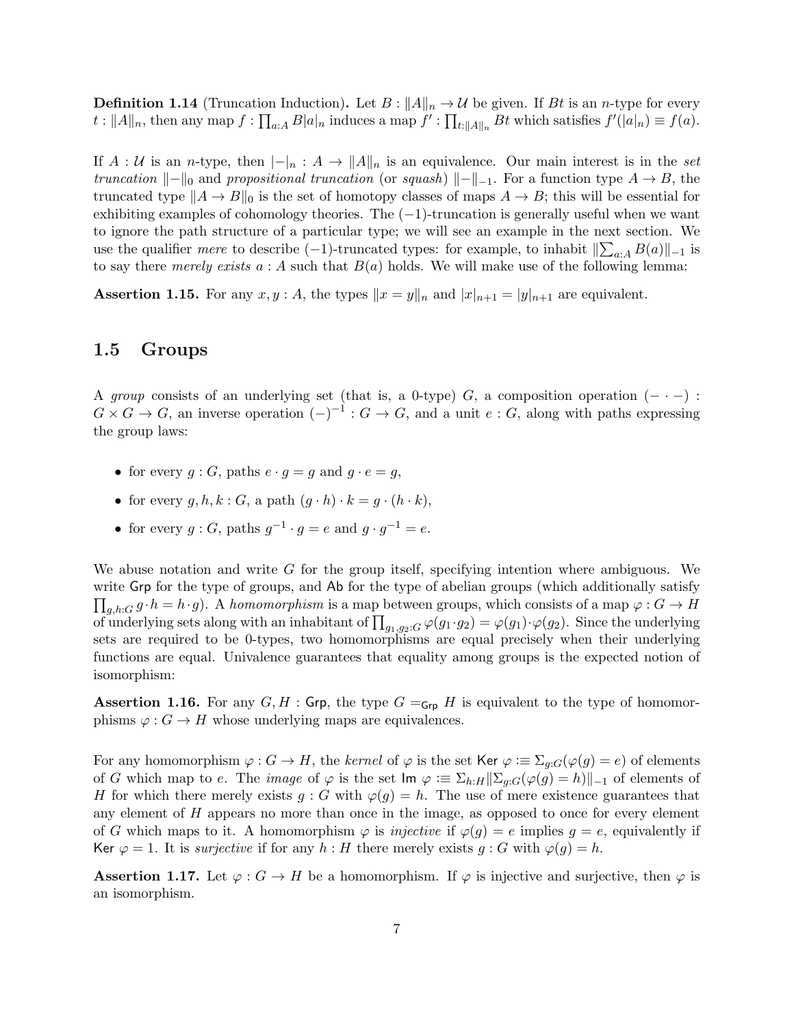**Definition 1.14** (Truncation Induction)**.** Let $B : \|A\|_n \to \mathcal{U}$ be given. If $Bt$ is an $n$-type for every $t : \|A\|_n$, then any map $f : \prod_{a:A} B|a|_n$ induces a map $f' : \prod_{t:\|A\|_n} Bt$ which satisfies $f'(|a|_n) \equiv f(a)$.

If $A : \mathcal{U}$ is an $n$-type, then $|-|_n : A \to \|A\|_n$ is an equivalence. Our main interest is in the *set truncation* $\|-\|_0$ and *propositional truncation* (or *squash*) $\|-\|_{-1}$. For a function type $A \to B$, the truncated type $\|A \to B\|_0$ is the set of homotopy classes of maps $A \to B$; this will be essential for exhibiting examples of cohomology theories. The $(-1)$-truncation is generally useful when we want to ignore the path structure of a particular type; we will see an example in the next section. We use the qualifier *mere* to describe $(-1)$-truncated types: for example, to inhabit $\|\sum_{a:A} B(a)\|_{-1}$ is to say there *merely exists* $a : A$ such that $B(a)$ holds. We will make use of the following lemma:

**Assertion 1.15.** For any $x, y : A$, the types $\|x = y\|_n$ and $|x|_{n+1} = |y|_{n+1}$ are equivalent.

## 1.5 Groups

A *group* consists of an underlying set (that is, a 0-type) $G$, a composition operation $(- \cdot -) : G \times G \to G$, an inverse operation $(-)^{-1} : G \to G$, and a unit $e : G$, along with paths expressing the group laws:

- for every $g : G$, paths $e \cdot g = g$ and $g \cdot e = g$,
- for every $g, h, k : G$, a path $(g \cdot h) \cdot k = g \cdot (h \cdot k)$,
- for every $g : G$, paths $g^{-1} \cdot g = e$ and $g \cdot g^{-1} = e$.

We abuse notation and write $G$ for the group itself, specifying intention where ambiguous. We write $\mathsf{Grp}$ for the type of groups, and $\mathsf{Ab}$ for the type of abelian groups (which additionally satisfy $\prod_{g,h:G} g \cdot h = h \cdot g$). A *homomorphism* is a map between groups, which consists of a map $\varphi : G \to H$ of underlying sets along with an inhabitant of $\prod_{g_1,g_2:G} \varphi(g_1 \cdot g_2) = \varphi(g_1) \cdot \varphi(g_2)$. Since the underlying sets are required to be 0-types, two homomorphisms are equal precisely when their underlying functions are equal. Univalence guarantees that equality among groups is the expected notion of isomorphism:

**Assertion 1.16.** For any $G, H : \mathsf{Grp}$, the type $G =_{\mathsf{Grp}} H$ is equivalent to the type of homomorphisms $\varphi : G \to H$ whose underlying maps are equivalences.

For any homomorphism $\varphi : G \to H$, the *kernel* of $\varphi$ is the set $\mathsf{Ker}\ \varphi :\equiv \Sigma_{g:G}(\varphi(g) = e)$ of elements of $G$ which map to $e$. The *image* of $\varphi$ is the set $\mathsf{Im}\ \varphi :\equiv \Sigma_{h:H}\|\Sigma_{g:G}(\varphi(g) = h)\|_{-1}$ of elements of $H$ for which there merely exists $g : G$ with $\varphi(g) = h$. The use of mere existence guarantees that any element of $H$ appears no more than once in the image, as opposed to once for every element of $G$ which maps to it. A homomorphism $\varphi$ is *injective* if $\varphi(g) = e$ implies $g = e$, equivalently if $\mathsf{Ker}\ \varphi = 1$. It is *surjective* if for any $h : H$ there merely exists $g : G$ with $\varphi(g) = h$.

**Assertion 1.17.** Let $\varphi : G \to H$ be a homomorphism. If $\varphi$ is injective and surjective, then $\varphi$ is an isomorphism.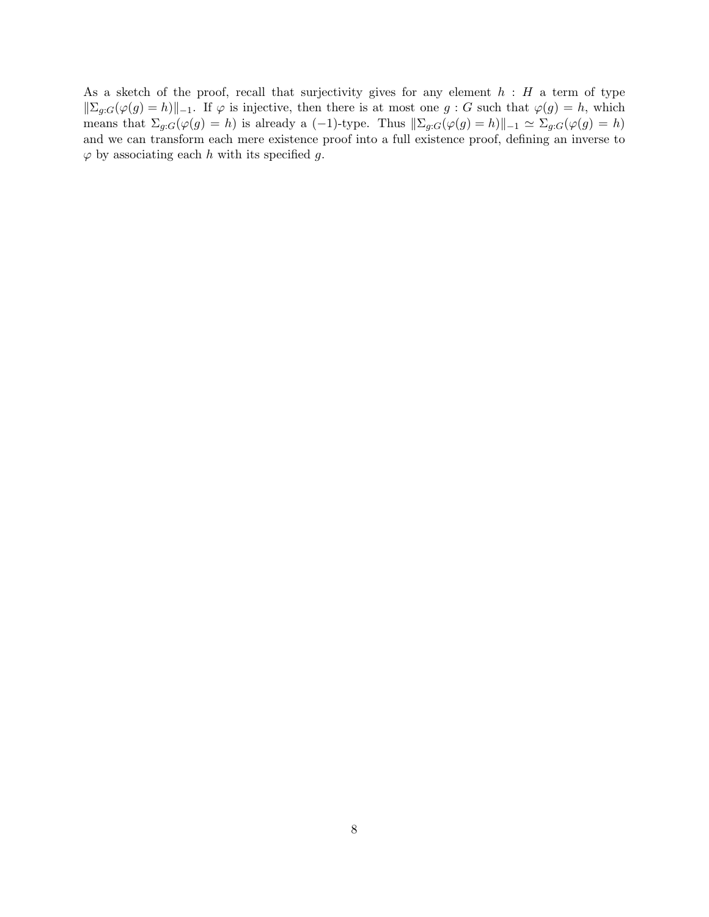As a sketch of the proof, recall that surjectivity gives for any element $h : H$ a term of type $\|\Sigma_{g:G}(\varphi(g) = h)\|_{-1}$. If $\varphi$ is injective, then there is at most one $g : G$ such that $\varphi(g) = h$, which means that $\Sigma_{g:G}(\varphi(g) = h)$ is already a $(-1)$-type. Thus $\|\Sigma_{g:G}(\varphi(g) = h)\|_{-1} \simeq \Sigma_{g:G}(\varphi(g) = h)$ and we can transform each mere existence proof into a full existence proof, defining an inverse to $\varphi$ by associating each $h$ with its specified $g$.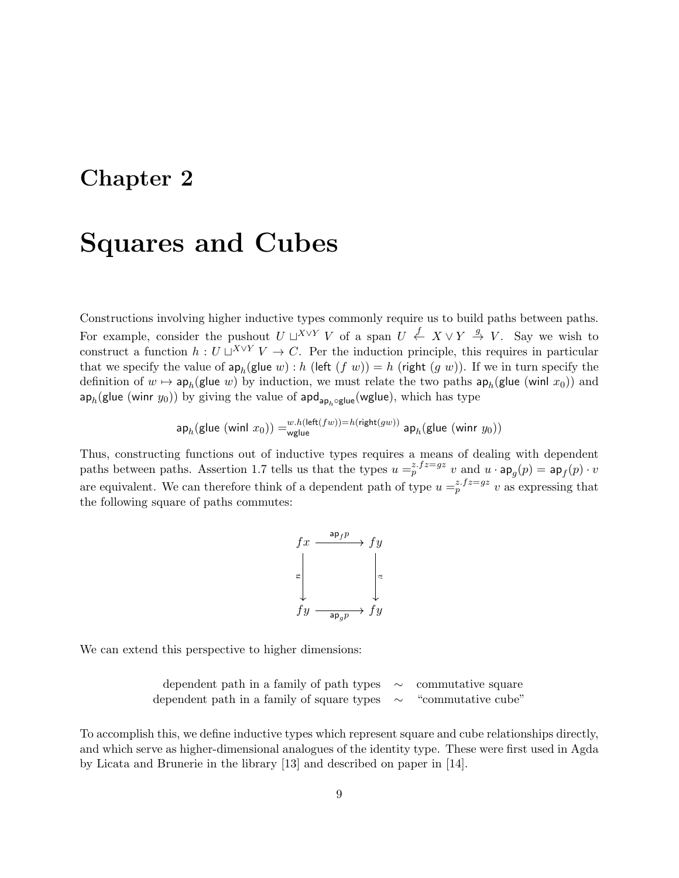# Chapter 2

# Squares and Cubes

Constructions involving higher inductive types commonly require us to build paths between paths. For example, consider the pushout $U \sqcup^{X \vee Y} V$ of a span $U \xleftarrow{f} X \vee Y \xrightarrow{g} V$. Say we wish to construct a function $h : U \sqcup^{X \vee Y} V \to C$. Per the induction principle, this requires in particular that we specify the value of $\mathsf{ap}_h(\mathsf{glue}\ w) : h\ (\mathsf{left}\ (f\ w)) = h\ (\mathsf{right}\ (g\ w))$. If we in turn specify the definition of $w \mapsto \mathsf{ap}_h(\mathsf{glue}\ w)$ by induction, we must relate the two paths $\mathsf{ap}_h(\mathsf{glue}\ (\mathsf{winl}\ x_0))$ and $\mathsf{ap}_h(\mathsf{glue}\ (\mathsf{winr}\ y_0))$ by giving the value of $\mathsf{apd}_{\mathsf{ap}_h \circ \mathsf{glue}}(\mathsf{wglue})$, which has type

$$\mathsf{ap}_h(\mathsf{glue}\ (\mathsf{winl}\ x_0)) =^{w.h(\mathsf{left}(fw)) = h(\mathsf{right}(gw))}_{\mathsf{wglue}} \mathsf{ap}_h(\mathsf{glue}\ (\mathsf{winr}\ y_0))$$

Thus, constructing functions out of inductive types requires a means of dealing with dependent paths between paths. Assertion 1.7 tells us that the types $u =^{z.fz=gz}_{p} v$ and $u \cdot \mathsf{ap}_g(p) = \mathsf{ap}_f(p) \cdot v$ are equivalent. We can therefore think of a dependent path of type $u =^{z.fz=gz}_{p} v$ as expressing that the following square of paths commutes:

$$\begin{array}{ccc} fx & \xrightarrow{\mathsf{ap}_f p} & fy \\ {\scriptstyle u}\downarrow & & \downarrow{\scriptstyle v} \\ fy & \xrightarrow[\mathsf{ap}_g p]{} & fy \end{array}$$

We can extend this perspective to higher dimensions:

| | | |
|---|---|---|
| dependent path in a family of path types | $\sim$ | commutative square |
| dependent path in a family of square types | $\sim$ | "commutative cube" |

To accomplish this, we define inductive types which represent square and cube relationships directly, and which serve as higher-dimensional analogues of the identity type. These were first used in Agda by Licata and Brunerie in the library [13] and described on paper in [14].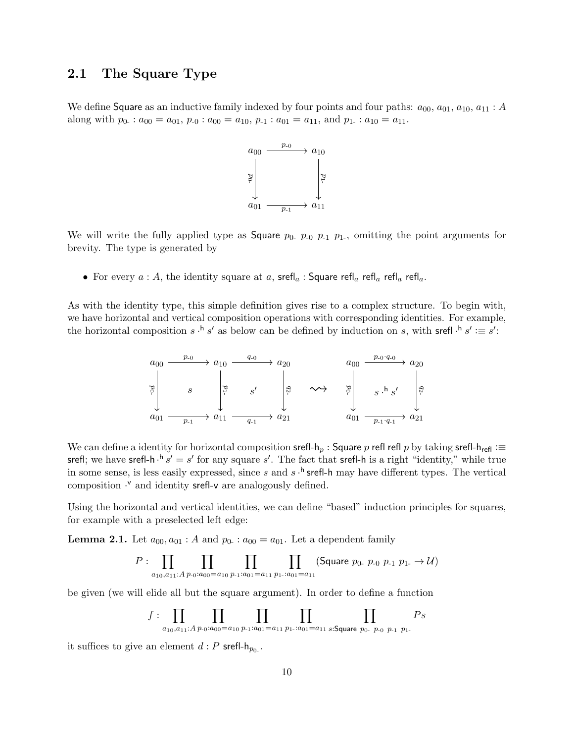### 2.1 The Square Type

We define $\mathsf{Square}$ as an inductive family indexed by four points and four paths: $a_{00}$, $a_{01}$, $a_{10}$, $a_{11} : A$ along with $p_{0\text{-}} : a_{00} = a_{01}$, $p_{\text{-}0} : a_{00} = a_{10}$, $p_{\text{-}1} : a_{01} = a_{11}$, and $p_{1\text{-}} : a_{10} = a_{11}$.

$$\begin{array}{ccc} a_{00} & \xrightarrow{p_{\text{-}0}} & a_{10} \\ {\scriptstyle p_{0\text{-}}}\downarrow & & \downarrow{\scriptstyle p_{1\text{-}}} \\ a_{01} & \xrightarrow[p_{\text{-}1}]{} & a_{11} \end{array}$$

We will write the fully applied type as $\mathsf{Square}\ p_{0\text{-}}\ p_{\text{-}0}\ p_{\text{-}1}\ p_{1\text{-}}$, omitting the point arguments for brevity. The type is generated by

- For every $a : A$, the identity square at $a$, $\mathsf{srefl}_a : \mathsf{Square}\ \mathsf{refl}_a\ \mathsf{refl}_a\ \mathsf{refl}_a\ \mathsf{refl}_a$.

As with the identity type, this simple definition gives rise to a complex structure. To begin with, we have horizontal and vertical composition operations with corresponding identities. For example, the horizontal composition $s \cdot^{\mathsf{h}} s'$ as below can be defined by induction on $s$, with $\mathsf{srefl} \cdot^{\mathsf{h}} s' :\equiv s'$:

$$\begin{array}{ccccc} a_{00} & \xrightarrow{p_{\text{-}0}} & a_{10} & \xrightarrow{q_{\text{-}0}} & a_{20} \\ {\scriptstyle p_{0\text{-}}}\downarrow & s & \downarrow{\scriptstyle p_{1\text{-}}} & s' & \downarrow{\scriptstyle q_{2\text{-}}} \\ a_{01} & \xrightarrow[p_{\text{-}1}]{} & a_{11} & \xrightarrow[q_{\text{-}1}]{} & a_{21} \end{array} \quad \rightsquigarrow \quad \begin{array}{ccc} a_{00} & \xrightarrow{p_{\text{-}0} \cdot q_{\text{-}0}} & a_{20} \\ {\scriptstyle p_{0\text{-}}}\downarrow & s \cdot^{\mathsf{h}} s' & \downarrow{\scriptstyle q_{2\text{-}}} \\ a_{01} & \xrightarrow[p_{\text{-}1} \cdot q_{\text{-}1}]{} & a_{21} \end{array}$$

We can define a identity for horizontal composition $\mathsf{srefl\text{-}h}_p : \mathsf{Square}\ p\ \mathsf{refl}\ \mathsf{refl}\ p$ by taking $\mathsf{srefl\text{-}h}_{\mathsf{refl}} :\equiv \mathsf{srefl}$; we have $\mathsf{srefl\text{-}h} \cdot^{\mathsf{h}} s' = s'$ for any square $s'$. The fact that $\mathsf{srefl\text{-}h}$ is a right "identity," while true in some sense, is less easily expressed, since $s$ and $s \cdot^{\mathsf{h}} \mathsf{srefl\text{-}h}$ may have different types. The vertical composition $\cdot^{\mathsf{v}}$ and identity $\mathsf{srefl\text{-}v}$ are analogously defined.

Using the horizontal and vertical identities, we can define "based" induction principles for squares, for example with a preselected left edge:

**Lemma 2.1.** Let $a_{00}, a_{01} : A$ and $p_{0\text{-}} : a_{00} = a_{01}$. Let a dependent family

$$P : \prod_{a_{10}, a_{11} : A}\ \prod_{p_{\text{-}0} : a_{00} = a_{10}}\ \prod_{p_{\text{-}1} : a_{01} = a_{11}}\ \prod_{p_{1\text{-}} : a_{01} = a_{11}} (\mathsf{Square}\ p_{0\text{-}}\ p_{\text{-}0}\ p_{\text{-}1}\ p_{1\text{-}} \to \mathcal{U})$$

be given (we will elide all but the square argument). In order to define a function

$$f : \prod_{a_{10}, a_{11} : A}\ \prod_{p_{\text{-}0} : a_{00} = a_{10}}\ \prod_{p_{\text{-}1} : a_{01} = a_{11}}\ \prod_{p_{1\text{-}} : a_{01} = a_{11}}\ \prod_{s : \mathsf{Square}\ p_{0\text{-}}\ p_{\text{-}0}\ p_{\text{-}1}\ p_{1\text{-}}} P s$$

it suffices to give an element $d : P\ \mathsf{srefl\text{-}h}_{p_{0\text{-}}}$.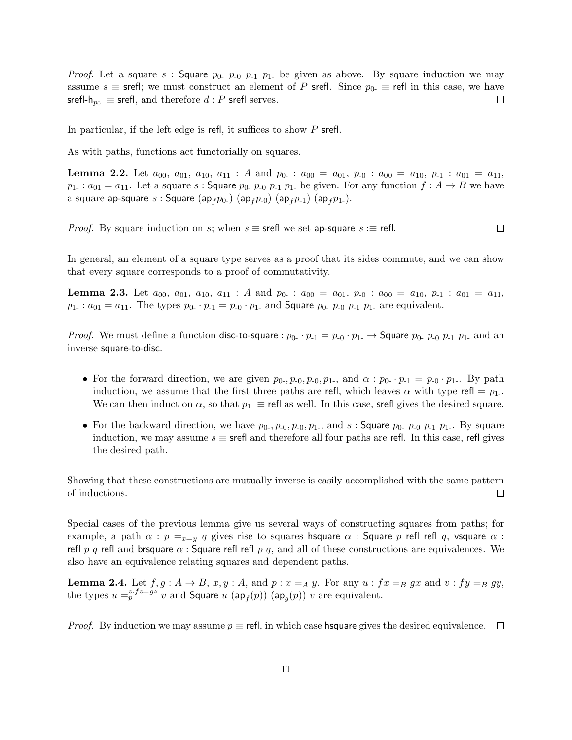*Proof.* Let a square $s$ : $\mathsf{Square}\ p_{0\text{-}}\ p_{\text{-}0}\ p_{\text{-}1}\ p_{1\text{-}}$ be given as above. By square induction we may assume $s \equiv \mathsf{srefl}$; we must construct an element of $P\ \mathsf{srefl}$. Since $p_{0\text{-}} \equiv \mathsf{refl}$ in this case, we have $\mathsf{srefl\text{-}h}_{p_{0\text{-}}} \equiv \mathsf{srefl}$, and therefore $d : P\ \mathsf{srefl}$ serves. □

In particular, if the left edge is refl, it suffices to show $P\ \mathsf{srefl}$.

As with paths, functions act functorially on squares.

**Lemma 2.2.** Let $a_{00}$, $a_{01}$, $a_{10}$, $a_{11}$ : $A$ and $p_{0\text{-}} : a_{00} = a_{01}$, $p_{\text{-}0} : a_{00} = a_{10}$, $p_{\text{-}1} : a_{01} = a_{11}$, $p_{1\text{-}} : a_{01} = a_{11}$. Let a square $s$ : $\mathsf{Square}\ p_{0\text{-}}\ p_{\text{-}0}\ p_{\text{-}1}\ p_{1\text{-}}$ be given. For any function $f : A \to B$ we have a square $\mathsf{ap\text{-}square}\ s : \mathsf{Square}\ (\mathsf{ap}_f p_{0\text{-}})\ (\mathsf{ap}_f p_{\text{-}0})\ (\mathsf{ap}_f p_{\text{-}1})\ (\mathsf{ap}_f p_{1\text{-}})$.

*Proof.* By square induction on $s$; when $s \equiv \mathsf{srefl}$ we set $\mathsf{ap\text{-}square}\ s :\equiv \mathsf{refl}$. □

In general, an element of a square type serves as a proof that its sides commute, and we can show that every square corresponds to a proof of commutativity.

**Lemma 2.3.** Let $a_{00}$, $a_{01}$, $a_{10}$, $a_{11}$ : $A$ and $p_{0\text{-}} : a_{00} = a_{01}$, $p_{\text{-}0} : a_{00} = a_{10}$, $p_{\text{-}1} : a_{01} = a_{11}$, $p_{1\text{-}} : a_{01} = a_{11}$. The types $p_{0\text{-}} \cdot p_{\text{-}1} = p_{\text{-}0} \cdot p_{1\text{-}}$ and $\mathsf{Square}\ p_{0\text{-}}\ p_{\text{-}0}\ p_{\text{-}1}\ p_{1\text{-}}$ are equivalent.

*Proof.* We must define a function $\mathsf{disc\text{-}to\text{-}square} : p_{0\text{-}} \cdot p_{\text{-}1} = p_{\text{-}0} \cdot p_{1\text{-}} \to \mathsf{Square}\ p_{0\text{-}}\ p_{\text{-}0}\ p_{\text{-}1}\ p_{1\text{-}}$ and an inverse $\mathsf{square\text{-}to\text{-}disc}$.

- For the forward direction, we are given $p_{0\text{-}}, p_{\text{-}0}, p_{\text{-}0}, p_{1\text{-}}$, and $\alpha : p_{0\text{-}} \cdot p_{\text{-}1} = p_{\text{-}0} \cdot p_{1\text{-}}$. By path induction, we assume that the first three paths are refl, which leaves $\alpha$ with type $\mathsf{refl} = p_{1\text{-}}$. We can then induct on $\alpha$, so that $p_{1\text{-}} \equiv \mathsf{refl}$ as well. In this case, srefl gives the desired square.
- For the backward direction, we have $p_{0\text{-}}, p_{\text{-}0}, p_{\text{-}0}, p_{1\text{-}}$, and $s$ : $\mathsf{Square}\ p_{0\text{-}}\ p_{\text{-}0}\ p_{\text{-}1}\ p_{1\text{-}}$. By square induction, we may assume $s \equiv \mathsf{srefl}$ and therefore all four paths are refl. In this case, refl gives the desired path.

Showing that these constructions are mutually inverse is easily accomplished with the same pattern of inductions. □

Special cases of the previous lemma give us several ways of constructing squares from paths; for example, a path $\alpha : p =_{x=y} q$ gives rise to squares $\mathsf{hsquare}\ \alpha : \mathsf{Square}\ p\ \mathsf{refl}\ \mathsf{refl}\ q$, $\mathsf{vsquare}\ \alpha : \mathsf{refl}\ p\ q\ \mathsf{refl}$ and $\mathsf{brsquare}\ \alpha : \mathsf{Square}\ \mathsf{refl}\ \mathsf{refl}\ p\ q$, and all of these constructions are equivalences. We also have an equivalence relating squares and dependent paths.

**Lemma 2.4.** Let $f, g : A \to B$, $x, y : A$, and $p : x =_A y$. For any $u : fx =_B gx$ and $v : fy =_B gy$, the types $u =_p^{z.fz=gz} v$ and $\mathsf{Square}\ u\ (\mathsf{ap}_f(p))\ (\mathsf{ap}_g(p))\ v$ are equivalent.

*Proof.* By induction we may assume $p \equiv \mathsf{refl}$, in which case hsquare gives the desired equivalence. □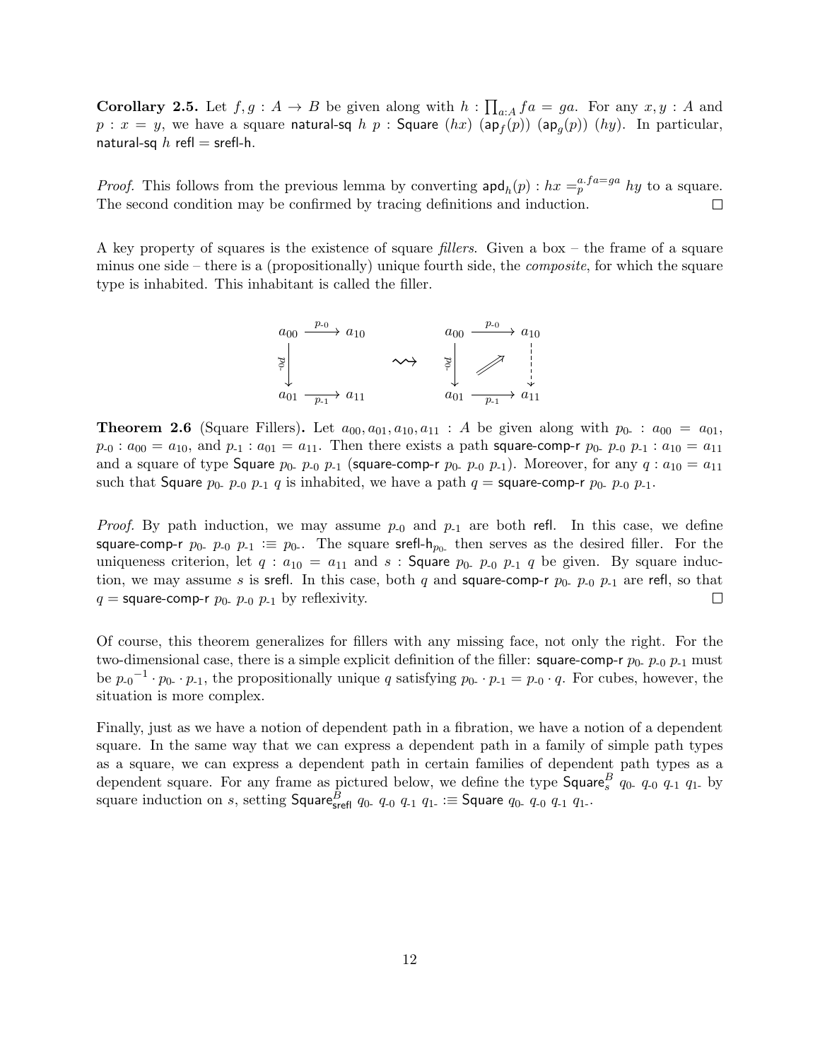**Corollary 2.5.** Let $f, g : A \to B$ be given along with $h : \prod_{a:A} fa = ga$. For any $x, y : A$ and $p : x = y$, we have a square $\mathsf{natural\text{-}sq}\ h\ p : \mathsf{Square}\ (hx)\ (\mathsf{ap}_f(p))\ (\mathsf{ap}_g(p))\ (hy)$. In particular, $\mathsf{natural\text{-}sq}\ h\ \mathsf{refl} = \mathsf{srefl\text{-}h}$.

*Proof.* This follows from the previous lemma by converting $\mathsf{apd}_h(p) : hx =_p^{a.fa=ga} hy$ to a square. The second condition may be confirmed by tracing definitions and induction. ∎

A key property of squares is the existence of square *fillers*. Given a box – the frame of a square minus one side – there is a (propositionally) unique fourth side, the *composite*, for which the square type is inhabited. This inhabitant is called the filler.

$$
\begin{array}{ccc}
a_{00} & \xrightarrow{p_{\text{-}0}} & a_{10} \\
{\scriptstyle p_{0\text{-}}}\big\downarrow & & \\
a_{01} & \xrightarrow[p_{\text{-}1}]{} & a_{11}
\end{array}
\quad \rightsquigarrow \quad
\begin{array}{ccc}
a_{00} & \xrightarrow{p_{\text{-}0}} & a_{10} \\
{\scriptstyle p_{0\text{-}}}\big\downarrow & \nearrow & \big\downarrow \\
a_{01} & \xrightarrow[p_{\text{-}1}]{} & a_{11}
\end{array}
$$

**Theorem 2.6** (Square Fillers)**.** Let $a_{00}, a_{01}, a_{10}, a_{11} : A$ be given along with $p_{0\text{-}} : a_{00} = a_{01}$, $p_{\text{-}0} : a_{00} = a_{10}$, and $p_{\text{-}1} : a_{01} = a_{11}$. Then there exists a path $\mathsf{square\text{-}comp\text{-}r}\ p_{0\text{-}}\ p_{\text{-}0}\ p_{\text{-}1} : a_{10} = a_{11}$ and a square of type $\mathsf{Square}\ p_{0\text{-}}\ p_{\text{-}0}\ p_{\text{-}1}\ (\mathsf{square\text{-}comp\text{-}r}\ p_{0\text{-}}\ p_{\text{-}0}\ p_{\text{-}1})$. Moreover, for any $q : a_{10} = a_{11}$ such that $\mathsf{Square}\ p_{0\text{-}}\ p_{\text{-}0}\ p_{\text{-}1}\ q$ is inhabited, we have a path $q = \mathsf{square\text{-}comp\text{-}r}\ p_{0\text{-}}\ p_{\text{-}0}\ p_{\text{-}1}$.

*Proof.* By path induction, we may assume $p_{\text{-}0}$ and $p_{\text{-}1}$ are both $\mathsf{refl}$. In this case, we define $\mathsf{square\text{-}comp\text{-}r}\ p_{0\text{-}}\ p_{\text{-}0}\ p_{\text{-}1} :\equiv p_{0\text{-}}$. The square $\mathsf{srefl\text{-}h}_{p_{0\text{-}}}$ then serves as the desired filler. For the uniqueness criterion, let $q : a_{10} = a_{11}$ and $s : \mathsf{Square}\ p_{0\text{-}}\ p_{\text{-}0}\ p_{\text{-}1}\ q$ be given. By square induction, we may assume $s$ is $\mathsf{srefl}$. In this case, both $q$ and $\mathsf{square\text{-}comp\text{-}r}\ p_{0\text{-}}\ p_{\text{-}0}\ p_{\text{-}1}$ are $\mathsf{refl}$, so that $q = \mathsf{square\text{-}comp\text{-}r}\ p_{0\text{-}}\ p_{\text{-}0}\ p_{\text{-}1}$ by reflexivity. ∎

Of course, this theorem generalizes for fillers with any missing face, not only the right. For the two-dimensional case, there is a simple explicit definition of the filler: $\mathsf{square\text{-}comp\text{-}r}\ p_{0\text{-}}\ p_{\text{-}0}\ p_{\text{-}1}$ must be ${p_{\text{-}0}}^{-1} \cdot p_{0\text{-}} \cdot p_{\text{-}1}$, the propositionally unique $q$ satisfying $p_{0\text{-}} \cdot p_{\text{-}1} = p_{\text{-}0} \cdot q$. For cubes, however, the situation is more complex.

Finally, just as we have a notion of dependent path in a fibration, we have a notion of a dependent square. In the same way that we can express a dependent path in a family of simple path types as a square, we can express a dependent path in certain families of dependent path types as a dependent square. For any frame as pictured below, we define the type $\mathsf{Square}_s^B\ q_{0\text{-}}\ q_{\text{-}0}\ q_{\text{-}1}\ q_{1\text{-}}$ by square induction on $s$, setting $\mathsf{Square}_{\mathsf{srefl}}^B\ q_{0\text{-}}\ q_{\text{-}0}\ q_{\text{-}1}\ q_{1\text{-}} :\equiv \mathsf{Square}\ q_{0\text{-}}\ q_{\text{-}0}\ q_{\text{-}1}\ q_{1\text{-}}$.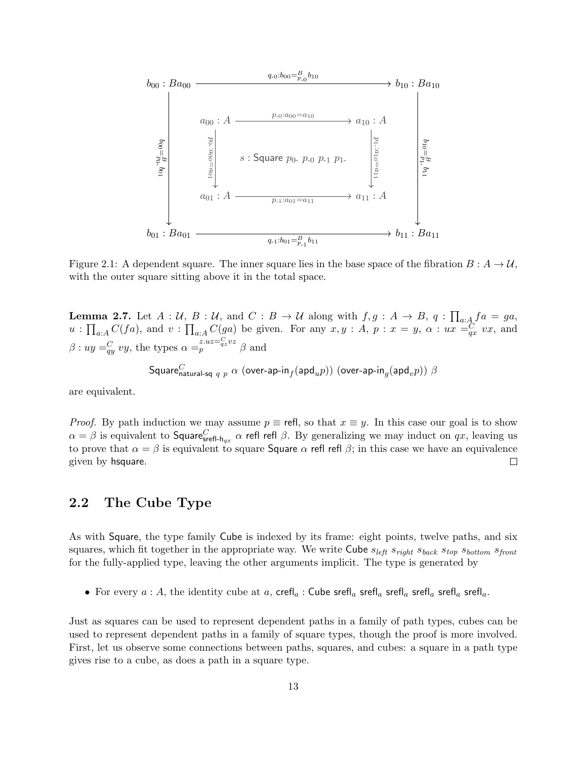$$
\begin{array}{ccccc}
b_{00} : Ba_{00} & & \xrightarrow{q_{\text{-}0} : b_{00} =^{B}_{p_{\text{-}0}} b_{10}} & & b_{10} : Ba_{10} \\
 & a_{00} : A & \xrightarrow{p_{\text{-}0} : a_{00} = a_{10}} & a_{10} : A & \\
{\scriptstyle q_{0\text{-}} : b_{00} =^{B}_{p_{0\text{-}}} b_{01}} \downarrow & {\scriptstyle p_{0\text{-}} : a_{00} = a_{01}} \downarrow & s : \mathsf{Square}\ p_{0\text{-}}\ p_{\text{-}0}\ p_{\text{-}1}\ p_{1\text{-}} & \downarrow {\scriptstyle p_{1\text{-}} : a_{10} = a_{11}} & \downarrow {\scriptstyle q_{1\text{-}} : b_{10} =^{B}_{p_{1\text{-}}} b_{11}} \\
 & a_{01} : A & \xrightarrow[p_{\text{-}1} : a_{01} = a_{11}]{} & a_{11} : A & \\
b_{01} : Ba_{01} & & \xrightarrow[q_{\text{-}1} : b_{01} =^{B}_{p_{\text{-}1}} b_{11}]{} & & b_{11} : Ba_{11}
\end{array}
$$

Figure 2.1: A dependent square. The inner square lies in the base space of the fibration $B : A \to \mathcal{U}$, with the outer square sitting above it in the total space.

**Lemma 2.7.** Let $A : \mathcal{U}$, $B : \mathcal{U}$, and $C : B \to \mathcal{U}$ along with $f, g : A \to B$, $q : \prod_{a:A} fa = ga$, $u : \prod_{a:A} C(fa)$, and $v : \prod_{a:A} C(ga)$ be given. For any $x, y : A$, $p : x = y$, $\alpha : ux =^{C}_{qx} vx$, and $\beta : uy =^{C}_{qy} vy$, the types $\alpha =^{z.uz =^{C}_{qz} vz}_{p} \beta$ and

$$
\mathsf{Square}^{C}_{\mathsf{natural\text{-}sq}\ q\ p}\ \alpha\ (\mathsf{over\text{-}ap\text{-}in}_f(\mathsf{apd}_u p))\ (\mathsf{over\text{-}ap\text{-}in}_g(\mathsf{apd}_v p))\ \beta
$$

are equivalent.

*Proof.* By path induction we may assume $p \equiv \mathsf{refl}$, so that $x \equiv y$. In this case our goal is to show $\alpha = \beta$ is equivalent to $\mathsf{Square}^{C}_{\mathsf{srefl\text{-}h}_{qx}}\ \alpha\ \mathsf{refl}\ \mathsf{refl}\ \beta$. By generalizing we may induct on $qx$, leaving us to prove that $\alpha = \beta$ is equivalent to square $\mathsf{Square}\ \alpha\ \mathsf{refl}\ \mathsf{refl}\ \beta$; in this case we have an equivalence given by $\mathsf{hsquare}$. ☐

## 2.2 The Cube Type

As with $\mathsf{Square}$, the type family $\mathsf{Cube}$ is indexed by its frame: eight points, twelve paths, and six squares, which fit together in the appropriate way. We write $\mathsf{Cube}\ s_{left}\ s_{right}\ s_{back}\ s_{top}\ s_{bottom}\ s_{front}$ for the fully-applied type, leaving the other arguments implicit. The type is generated by

- For every $a : A$, the identity cube at $a$, $\mathsf{crefl}_a : \mathsf{Cube}\ \mathsf{srefl}_a\ \mathsf{srefl}_a\ \mathsf{srefl}_a\ \mathsf{srefl}_a\ \mathsf{srefl}_a\ \mathsf{srefl}_a$.

Just as squares can be used to represent dependent paths in a family of path types, cubes can be used to represent dependent paths in a family of square types, though the proof is more involved. First, let us observe some connections between paths, squares, and cubes: a square in a path type gives rise to a cube, as does a path in a square type.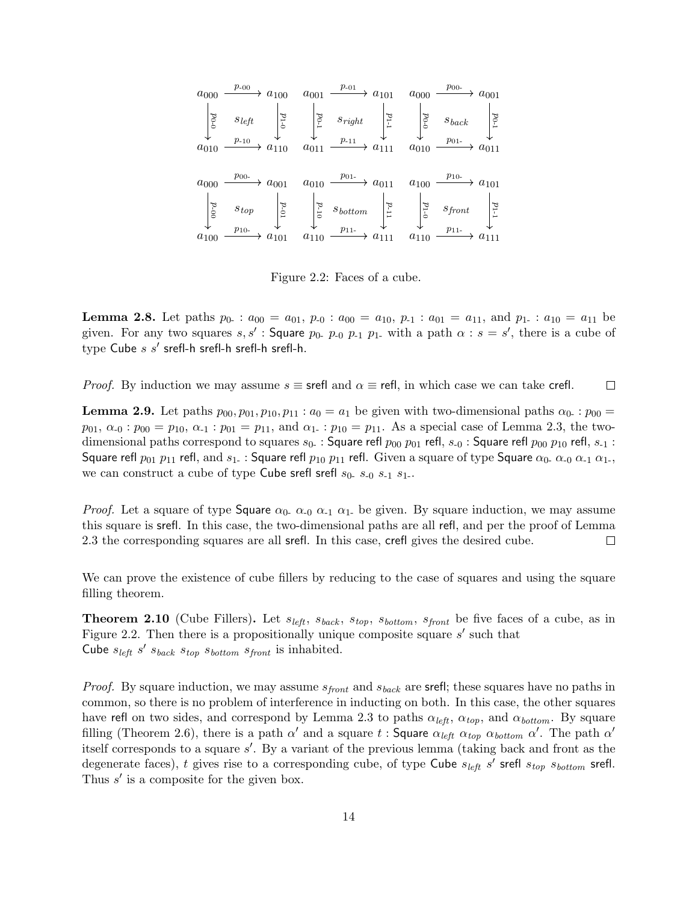$$
\begin{array}{ccc}
\begin{array}{ccc} a_{000} & \xrightarrow{p_{\text{-}00}} & a_{100} \\ {\scriptstyle p_{0\text{-}0}}\downarrow & s_{left} & \downarrow{\scriptstyle p_{1\text{-}0}} \\ a_{010} & \xrightarrow{p_{\text{-}10}} & a_{110} \end{array}
&
\begin{array}{ccc} a_{001} & \xrightarrow{p_{\text{-}01}} & a_{101} \\ {\scriptstyle p_{0\text{-}1}}\downarrow & s_{right} & \downarrow{\scriptstyle p_{1\text{-}1}} \\ a_{011} & \xrightarrow{p_{\text{-}11}} & a_{111} \end{array}
&
\begin{array}{ccc} a_{000} & \xrightarrow{p_{00\text{-}}} & a_{001} \\ {\scriptstyle p_{0\text{-}0}}\downarrow & s_{back} & \downarrow{\scriptstyle p_{0\text{-}1}} \\ a_{010} & \xrightarrow{p_{01\text{-}}} & a_{011} \end{array}
\\[2em]
\begin{array}{ccc} a_{000} & \xrightarrow{p_{00\text{-}}} & a_{001} \\ {\scriptstyle p_{\text{-}00}}\downarrow & s_{top} & \downarrow{\scriptstyle p_{\text{-}01}} \\ a_{100} & \xrightarrow{p_{10\text{-}}} & a_{101} \end{array}
&
\begin{array}{ccc} a_{010} & \xrightarrow{p_{01\text{-}}} & a_{011} \\ {\scriptstyle p_{\text{-}10}}\downarrow & s_{bottom} & \downarrow{\scriptstyle p_{\text{-}11}} \\ a_{110} & \xrightarrow{p_{11\text{-}}} & a_{111} \end{array}
&
\begin{array}{ccc} a_{100} & \xrightarrow{p_{10\text{-}}} & a_{101} \\ {\scriptstyle p_{1\text{-}0}}\downarrow & s_{front} & \downarrow{\scriptstyle p_{1\text{-}1}} \\ a_{110} & \xrightarrow{p_{11\text{-}}} & a_{111} \end{array}
\end{array}
$$

Figure 2.2: Faces of a cube.

**Lemma 2.8.** Let paths $p_{0\text{-}} : a_{00} = a_{01}$, $p_{\text{-}0} : a_{00} = a_{10}$, $p_{\text{-}1} : a_{01} = a_{11}$, and $p_{1\text{-}} : a_{10} = a_{11}$ be given. For any two squares $s, s'$ : Square $p_{0\text{-}}$ $p_{\text{-}0}$ $p_{\text{-}1}$ $p_{1\text{-}}$ with a path $\alpha : s = s'$, there is a cube of type Cube $s$ $s'$ srefl-h srefl-h srefl-h srefl-h.

*Proof.* By induction we may assume $s \equiv$ srefl and $\alpha \equiv$ refl, in which case we can take crefl. □

**Lemma 2.9.** Let paths $p_{00}, p_{01}, p_{10}, p_{11} : a_0 = a_1$ be given with two-dimensional paths $\alpha_{0\text{-}} : p_{00} = p_{01}$, $\alpha_{\text{-}0} : p_{00} = p_{10}$, $\alpha_{\text{-}1} : p_{01} = p_{11}$, and $\alpha_{1\text{-}} : p_{10} = p_{11}$. As a special case of Lemma 2.3, the two-dimensional paths correspond to squares $s_{0\text{-}}$ : Square refl $p_{00}$ $p_{01}$ refl, $s_{\text{-}0}$ : Square refl $p_{00}$ $p_{10}$ refl, $s_{\text{-}1}$ : Square refl $p_{01}$ $p_{11}$ refl, and $s_{1\text{-}}$ : Square refl $p_{10}$ $p_{11}$ refl. Given a square of type Square $\alpha_{0\text{-}}$ $\alpha_{\text{-}0}$ $\alpha_{\text{-}1}$ $\alpha_{1\text{-}}$, we can construct a cube of type Cube srefl srefl $s_{0\text{-}}$ $s_{\text{-}0}$ $s_{\text{-}1}$ $s_{1\text{-}}$.

*Proof.* Let a square of type Square $\alpha_{0\text{-}}$ $\alpha_{\text{-}0}$ $\alpha_{\text{-}1}$ $\alpha_{1\text{-}}$ be given. By square induction, we may assume this square is srefl. In this case, the two-dimensional paths are all refl, and per the proof of Lemma 2.3 the corresponding squares are all srefl. In this case, crefl gives the desired cube. □

We can prove the existence of cube fillers by reducing to the case of squares and using the square filling theorem.

**Theorem 2.10** (Cube Fillers)**.** Let $s_{left}$, $s_{back}$, $s_{top}$, $s_{bottom}$, $s_{front}$ be five faces of a cube, as in Figure 2.2. Then there is a propositionally unique composite square $s'$ such that Cube $s_{left}$ $s'$ $s_{back}$ $s_{top}$ $s_{bottom}$ $s_{front}$ is inhabited.

*Proof.* By square induction, we may assume $s_{front}$ and $s_{back}$ are srefl; these squares have no paths in common, so there is no problem of interference in inducting on both. In this case, the other squares have refl on two sides, and correspond by Lemma 2.3 to paths $\alpha_{left}$, $\alpha_{top}$, and $\alpha_{bottom}$. By square filling (Theorem 2.6), there is a path $\alpha'$ and a square $t$ : Square $\alpha_{left}$ $\alpha_{top}$ $\alpha_{bottom}$ $\alpha'$. The path $\alpha'$ itself corresponds to a square $s'$. By a variant of the previous lemma (taking back and front as the degenerate faces), $t$ gives rise to a corresponding cube, of type Cube $s_{left}$ $s'$ srefl $s_{top}$ $s_{bottom}$ srefl. Thus $s'$ is a composite for the given box.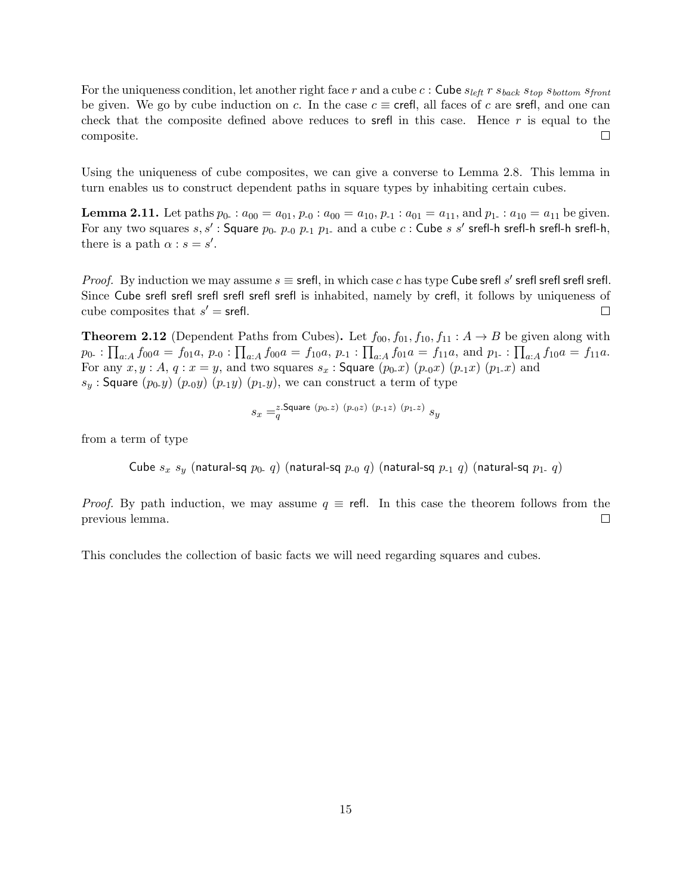For the uniqueness condition, let another right face $r$ and a cube $c : \mathsf{Cube}\ s_{left}\ r\ s_{back}\ s_{top}\ s_{bottom}\ s_{front}$ be given. We go by cube induction on $c$. In the case $c \equiv \mathsf{crefl}$, all faces of $c$ are $\mathsf{srefl}$, and one can check that the composite defined above reduces to $\mathsf{srefl}$ in this case. Hence $r$ is equal to the composite. □

Using the uniqueness of cube composites, we can give a converse to Lemma 2.8. This lemma in turn enables us to construct dependent paths in square types by inhabiting certain cubes.

**Lemma 2.11.** Let paths $p_{0\text{-}} : a_{00} = a_{01}$, $p_{\text{-}0} : a_{00} = a_{10}$, $p_{\text{-}1} : a_{01} = a_{11}$, and $p_{1\text{-}} : a_{10} = a_{11}$ be given. For any two squares $s, s' : \mathsf{Square}\ p_{0\text{-}}\ p_{\text{-}0}\ p_{\text{-}1}\ p_{1\text{-}}$ and a cube $c : \mathsf{Cube}\ s\ s'\ \mathsf{srefl\text{-}h}\ \mathsf{srefl\text{-}h}\ \mathsf{srefl\text{-}h}\ \mathsf{srefl\text{-}h}$, there is a path $\alpha : s = s'$.

*Proof.* By induction we may assume $s \equiv \mathsf{srefl}$, in which case $c$ has type $\mathsf{Cube}\ \mathsf{srefl}\ s'\ \mathsf{srefl}\ \mathsf{srefl}\ \mathsf{srefl}\ \mathsf{srefl}$. Since $\mathsf{Cube}\ \mathsf{srefl}\ \mathsf{srefl}\ \mathsf{srefl}\ \mathsf{srefl}\ \mathsf{srefl}\ \mathsf{srefl}$ is inhabited, namely by $\mathsf{crefl}$, it follows by uniqueness of cube composites that $s' = \mathsf{srefl}$. □

**Theorem 2.12** (Dependent Paths from Cubes)**.** Let $f_{00}, f_{01}, f_{10}, f_{11} : A \to B$ be given along with $p_{0\text{-}} : \prod_{a:A} f_{00}a = f_{01}a$, $p_{\text{-}0} : \prod_{a:A} f_{00}a = f_{10}a$, $p_{\text{-}1} : \prod_{a:A} f_{01}a = f_{11}a$, and $p_{1\text{-}} : \prod_{a:A} f_{10}a = f_{11}a$. For any $x, y : A$, $q : x = y$, and two squares $s_x : \mathsf{Square}\ (p_{0\text{-}}x)\ (p_{\text{-}0}x)\ (p_{\text{-}1}x)\ (p_{1\text{-}}x)$ and $s_y : \mathsf{Square}\ (p_{0\text{-}}y)\ (p_{\text{-}0}y)\ (p_{\text{-}1}y)\ (p_{1\text{-}}y)$, we can construct a term of type

$$s_x =_q^{z.\mathsf{Square}\ (p_{0\text{-}}z)\ (p_{\text{-}0}z)\ (p_{\text{-}1}z)\ (p_{1\text{-}}z)} s_y$$

from a term of type

$$\mathsf{Cube}\ s_x\ s_y\ (\mathsf{natural\text{-}sq}\ p_{0\text{-}}\ q)\ (\mathsf{natural\text{-}sq}\ p_{\text{-}0}\ q)\ (\mathsf{natural\text{-}sq}\ p_{\text{-}1}\ q)\ (\mathsf{natural\text{-}sq}\ p_{1\text{-}}\ q)$$

*Proof.* By path induction, we may assume $q \equiv \mathsf{refl}$. In this case the theorem follows from the previous lemma. □

This concludes the collection of basic facts we will need regarding squares and cubes.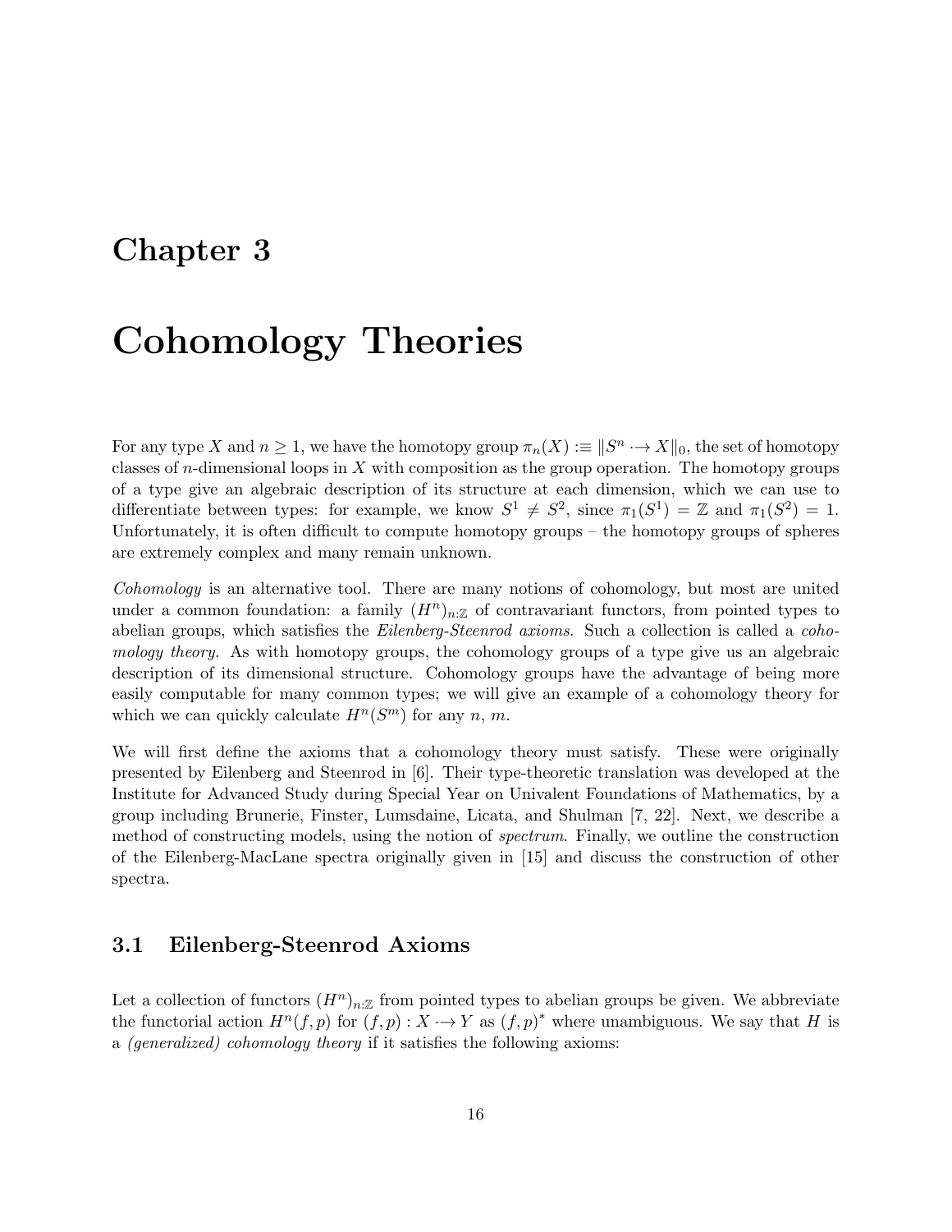# Chapter 3

# Cohomology Theories

For any type $X$ and $n \geq 1$, we have the homotopy group $\pi_n(X) :\equiv \|S^n \cdot\!\!\to X\|_0$, the set of homotopy classes of $n$-dimensional loops in $X$ with composition as the group operation. The homotopy groups of a type give an algebraic description of its structure at each dimension, which we can use to differentiate between types: for example, we know $S^1 \neq S^2$, since $\pi_1(S^1) = \mathbb{Z}$ and $\pi_1(S^2) = 1$. Unfortunately, it is often difficult to compute homotopy groups – the homotopy groups of spheres are extremely complex and many remain unknown.

*Cohomology* is an alternative tool. There are many notions of cohomology, but most are united under a common foundation: a family $(H^n)_{n:\mathbb{Z}}$ of contravariant functors, from pointed types to abelian groups, which satisfies the *Eilenberg-Steenrod axioms*. Such a collection is called a *cohomology theory*. As with homotopy groups, the cohomology groups of a type give us an algebraic description of its dimensional structure. Cohomology groups have the advantage of being more easily computable for many common types; we will give an example of a cohomology theory for which we can quickly calculate $H^n(S^m)$ for any $n$, $m$.

We will first define the axioms that a cohomology theory must satisfy. These were originally presented by Eilenberg and Steenrod in [6]. Their type-theoretic translation was developed at the Institute for Advanced Study during Special Year on Univalent Foundations of Mathematics, by a group including Brunerie, Finster, Lumsdaine, Licata, and Shulman [7, 22]. Next, we describe a method of constructing models, using the notion of *spectrum*. Finally, we outline the construction of the Eilenberg-MacLane spectra originally given in [15] and discuss the construction of other spectra.

## 3.1 Eilenberg-Steenrod Axioms

Let a collection of functors $(H^n)_{n:\mathbb{Z}}$ from pointed types to abelian groups be given. We abbreviate the functorial action $H^n(f,p)$ for $(f,p) : X \cdot\!\!\to Y$ as $(f,p)^*$ where unambiguous. We say that $H$ is a *(generalized) cohomology theory* if it satisfies the following axioms: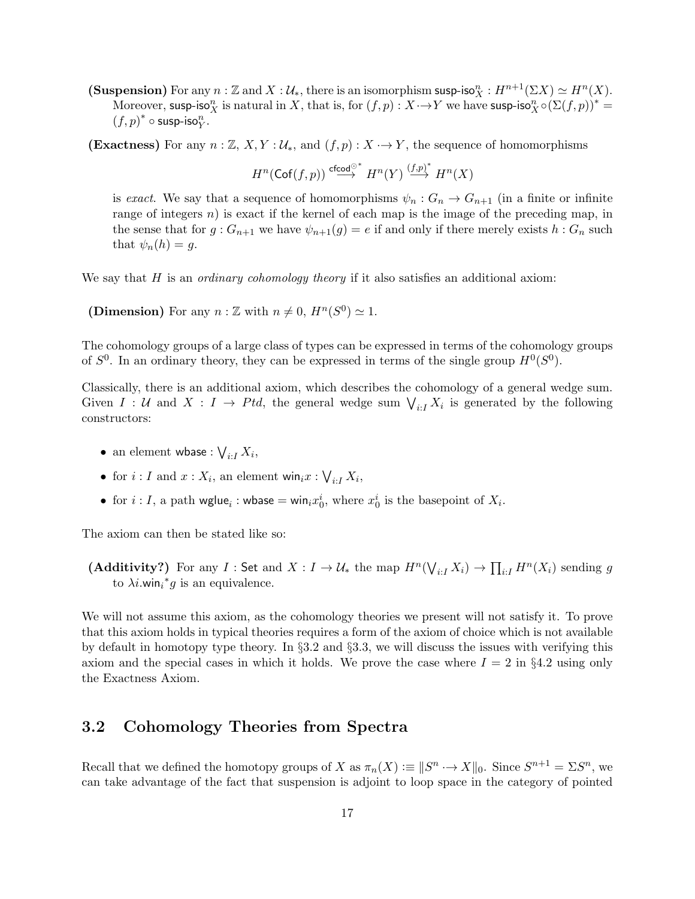- **(Suspension)** For any $n : \mathbb{Z}$ and $X : \mathcal{U}_*$, there is an isomorphism $\mathsf{susp\text{-}iso}^n_X : H^{n+1}(\Sigma X) \simeq H^n(X)$. Moreover, $\mathsf{susp\text{-}iso}^n_X$ is natural in $X$, that is, for $(f,p) : X \cdot\!\!\to Y$ we have $\mathsf{susp\text{-}iso}^n_X \circ (\Sigma(f,p))^* = (f,p)^* \circ \mathsf{susp\text{-}iso}^n_Y$.

- **(Exactness)** For any $n : \mathbb{Z}$, $X, Y : \mathcal{U}_*$, and $(f,p) : X \cdot\!\!\to Y$, the sequence of homomorphisms

$$H^n(\mathsf{Cof}(f,p)) \xrightarrow{\mathsf{cfcod}^{\odot *}} H^n(Y) \xrightarrow{(f,p)^*} H^n(X)$$

  is *exact*. We say that a sequence of homomorphisms $\psi_n : G_n \to G_{n+1}$ (in a finite or infinite range of integers $n$) is exact if the kernel of each map is the image of the preceding map, in the sense that for $g : G_{n+1}$ we have $\psi_{n+1}(g) = e$ if and only if there merely exists $h : G_n$ such that $\psi_n(h) = g$.

We say that $H$ is an *ordinary cohomology theory* if it also satisfies an additional axiom:

- **(Dimension)** For any $n : \mathbb{Z}$ with $n \neq 0$, $H^n(S^0) \simeq 1$.

The cohomology groups of a large class of types can be expressed in terms of the cohomology groups of $S^0$. In an ordinary theory, they can be expressed in terms of the single group $H^0(S^0)$.

Classically, there is an additional axiom, which describes the cohomology of a general wedge sum. Given $I : \mathcal{U}$ and $X : I \to Ptd$, the general wedge sum $\bigvee_{i:I} X_i$ is generated by the following constructors:

- an element $\mathsf{wbase} : \bigvee_{i:I} X_i$,
- for $i : I$ and $x : X_i$, an element $\mathsf{win}_i x : \bigvee_{i:I} X_i$,
- for $i : I$, a path $\mathsf{wglue}_i : \mathsf{wbase} = \mathsf{win}_i x_0^i$, where $x_0^i$ is the basepoint of $X_i$.

The axiom can then be stated like so:

- **(Additivity?)** For any $I : \mathsf{Set}$ and $X : I \to \mathcal{U}_*$ the map $H^n(\bigvee_{i:I} X_i) \to \prod_{i:I} H^n(X_i)$ sending $g$ to $\lambda i.{\mathsf{win}_i}^* g$ is an equivalence.

We will not assume this axiom, as the cohomology theories we present will not satisfy it. To prove that this axiom holds in typical theories requires a form of the axiom of choice which is not available by default in homotopy type theory. In §3.2 and §3.3, we will discuss the issues with verifying this axiom and the special cases in which it holds. We prove the case where $I = 2$ in §4.2 using only the Exactness Axiom.

## 3.2 Cohomology Theories from Spectra

Recall that we defined the homotopy groups of $X$ as $\pi_n(X) :\equiv \|S^n \cdot\!\!\to X\|_0$. Since $S^{n+1} = \Sigma S^n$, we can take advantage of the fact that suspension is adjoint to loop space in the category of pointed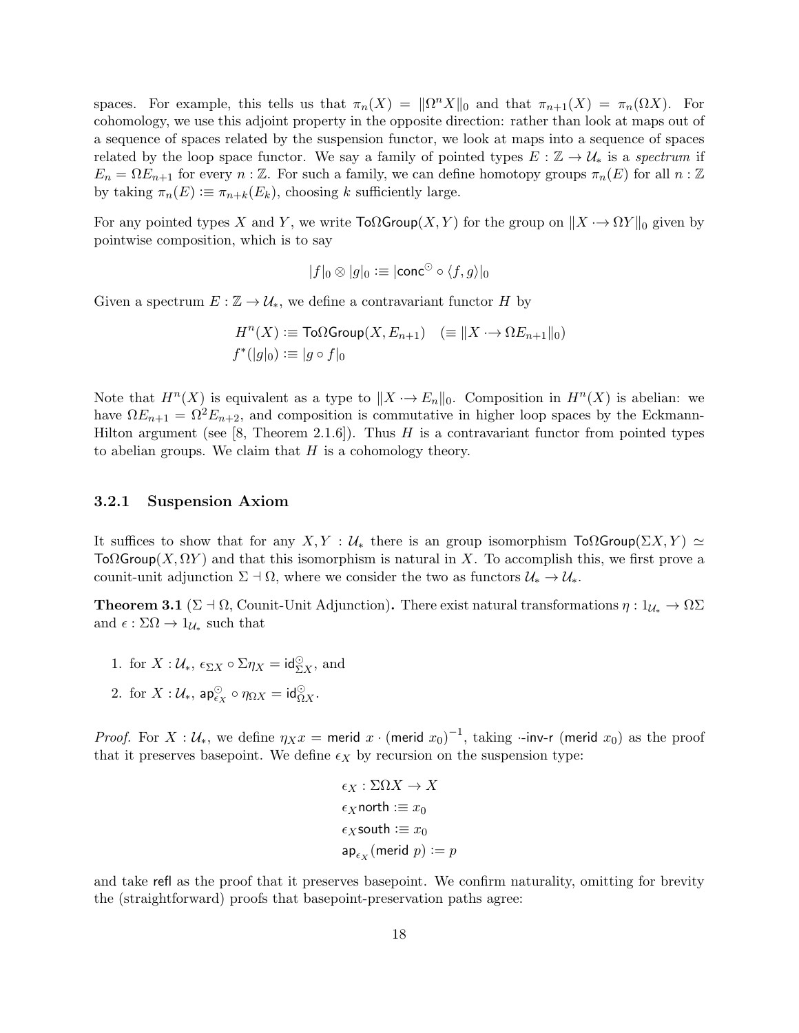spaces. For example, this tells us that $\pi_n(X) = \|\Omega^n X\|_0$ and that $\pi_{n+1}(X) = \pi_n(\Omega X)$. For cohomology, we use this adjoint property in the opposite direction: rather than look at maps out of a sequence of spaces related by the suspension functor, we look at maps into a sequence of spaces related by the loop space functor. We say a family of pointed types $E : \mathbb{Z} \to \mathcal{U}_*$ is a *spectrum* if $E_n = \Omega E_{n+1}$ for every $n : \mathbb{Z}$. For such a family, we can define homotopy groups $\pi_n(E)$ for all $n : \mathbb{Z}$ by taking $\pi_n(E) :\equiv \pi_{n+k}(E_k)$, choosing $k$ sufficiently large.

For any pointed types $X$ and $Y$, we write $\mathsf{To\Omega Group}(X, Y)$ for the group on $\|X \cdot\!\!\to \Omega Y\|_0$ given by pointwise composition, which is to say

$$|f|_0 \otimes |g|_0 :\equiv |\mathsf{conc}^\odot \circ \langle f, g\rangle|_0$$

Given a spectrum $E : \mathbb{Z} \to \mathcal{U}_*$, we define a contravariant functor $H$ by

$$\begin{aligned} H^n(X) &:\equiv \mathsf{To\Omega Group}(X, E_{n+1}) \quad (\equiv \|X \cdot\!\!\to \Omega E_{n+1}\|_0) \\ f^*(|g|_0) &:\equiv |g \circ f|_0 \end{aligned}$$

Note that $H^n(X)$ is equivalent as a type to $\|X \cdot\!\!\to E_n\|_0$. Composition in $H^n(X)$ is abelian: we have $\Omega E_{n+1} = \Omega^2 E_{n+2}$, and composition is commutative in higher loop spaces by the Eckmann-Hilton argument (see [8, Theorem 2.1.6]). Thus $H$ is a contravariant functor from pointed types to abelian groups. We claim that $H$ is a cohomology theory.

### 3.2.1 Suspension Axiom

It suffices to show that for any $X, Y : \mathcal{U}_*$ there is an group isomorphism $\mathsf{To\Omega Group}(\Sigma X, Y) \simeq \mathsf{To\Omega Group}(X, \Omega Y)$ and that this isomorphism is natural in $X$. To accomplish this, we first prove a counit-unit adjunction $\Sigma \dashv \Omega$, where we consider the two as functors $\mathcal{U}_* \to \mathcal{U}_*$.

**Theorem 3.1** ($\Sigma \dashv \Omega$, Counit-Unit Adjunction)**.** There exist natural transformations $\eta : 1_{\mathcal{U}_*} \to \Omega\Sigma$ and $\epsilon : \Sigma\Omega \to 1_{\mathcal{U}_*}$ such that

1. for $X : \mathcal{U}_*$, $\epsilon_{\Sigma X} \circ \Sigma\eta_X = \mathsf{id}^\odot_{\Sigma X}$, and
2. for $X : \mathcal{U}_*$, $\mathsf{ap}^\odot_{\epsilon_X} \circ \eta_{\Omega X} = \mathsf{id}^\odot_{\Omega X}$.

*Proof.* For $X : \mathcal{U}_*$, we define $\eta_X x = \mathsf{merid}\ x \cdot (\mathsf{merid}\ x_0)^{-1}$, taking $\cdot\text{-}\mathsf{inv\text{-}r}\ (\mathsf{merid}\ x_0)$ as the proof that it preserves basepoint. We define $\epsilon_X$ by recursion on the suspension type:

$$\begin{aligned} &\epsilon_X : \Sigma\Omega X \to X \\ &\epsilon_X \mathsf{north} :\equiv x_0 \\ &\epsilon_X \mathsf{south} :\equiv x_0 \\ &\mathsf{ap}_{\epsilon_X}(\mathsf{merid}\ p) := p \end{aligned}$$

and take $\mathsf{refl}$ as the proof that it preserves basepoint. We confirm naturality, omitting for brevity the (straightforward) proofs that basepoint-preservation paths agree: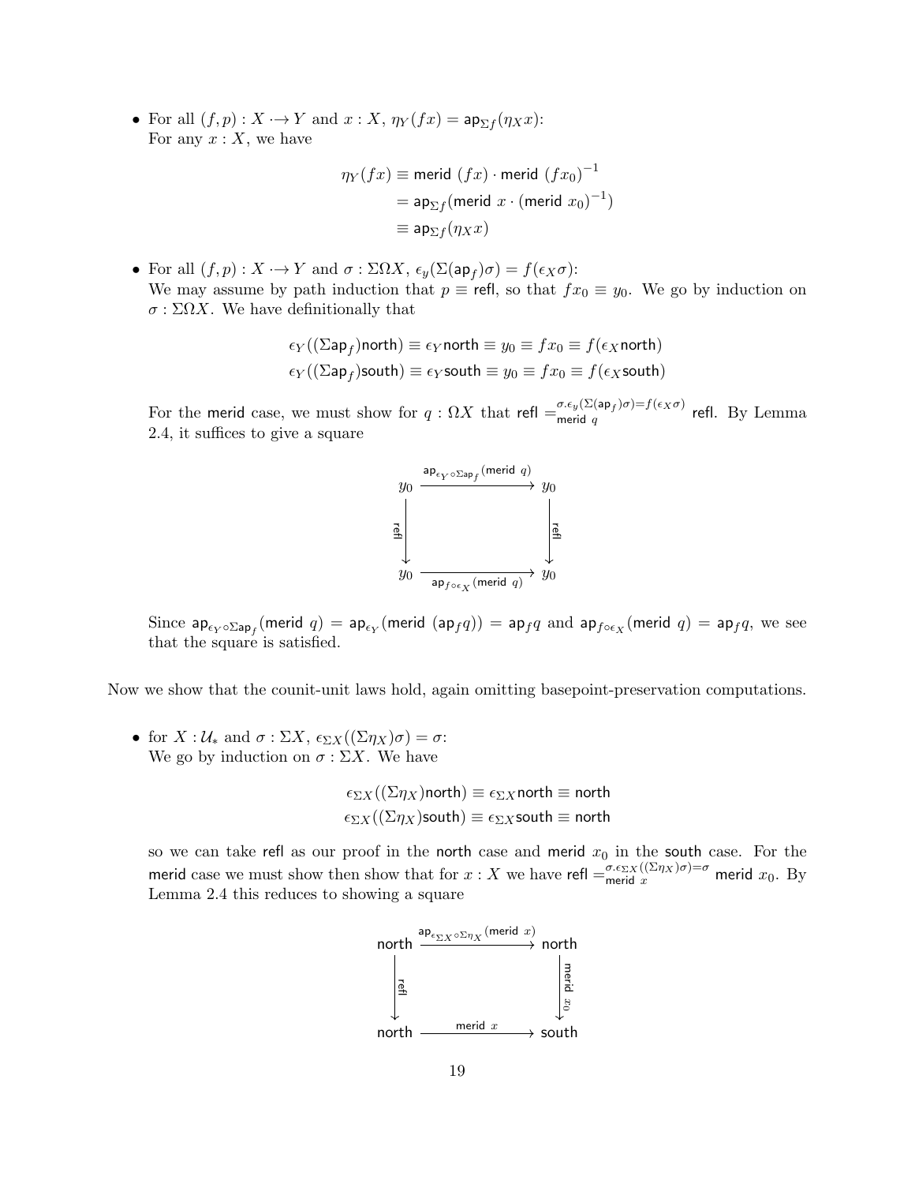- For all $(f,p) : X \to_* Y$ and $x : X$, $\eta_Y(fx) = \mathsf{ap}_{\Sigma f}(\eta_X x)$:
  For any $x : X$, we have

$$\begin{aligned}\eta_Y(fx) &\equiv \mathsf{merid}\ (fx) \cdot \mathsf{merid}\ (fx_0)^{-1} \\ &= \mathsf{ap}_{\Sigma f}(\mathsf{merid}\ x \cdot (\mathsf{merid}\ x_0)^{-1}) \\ &\equiv \mathsf{ap}_{\Sigma f}(\eta_X x)\end{aligned}$$

- For all $(f,p) : X \to_* Y$ and $\sigma : \Sigma\Omega X$, $\epsilon_y(\Sigma(\mathsf{ap}_f)\sigma) = f(\epsilon_X \sigma)$:
  We may assume by path induction that $p \equiv \mathsf{refl}$, so that $fx_0 \equiv y_0$. We go by induction on $\sigma : \Sigma\Omega X$. We have definitionally that

$$\begin{aligned}\epsilon_Y((\Sigma\mathsf{ap}_f)\mathsf{north}) \equiv \epsilon_Y \mathsf{north} \equiv y_0 \equiv fx_0 \equiv f(\epsilon_X \mathsf{north}) \\ \epsilon_Y((\Sigma\mathsf{ap}_f)\mathsf{south}) \equiv \epsilon_Y \mathsf{south} \equiv y_0 \equiv fx_0 \equiv f(\epsilon_X \mathsf{south})\end{aligned}$$

  For the $\mathsf{merid}$ case, we must show for $q : \Omega X$ that $\mathsf{refl} =^{\sigma.\epsilon_y(\Sigma(\mathsf{ap}_f)\sigma)=f(\epsilon_X\sigma)}_{\mathsf{merid}\ q} \mathsf{refl}$. By Lemma 2.4, it suffices to give a square

$$\begin{array}{ccc} y_0 & \xrightarrow{\mathsf{ap}_{\epsilon_Y \circ \Sigma\mathsf{ap}_f}(\mathsf{merid}\ q)} & y_0 \\ {\scriptstyle \mathsf{refl}}\downarrow & & \downarrow{\scriptstyle \mathsf{refl}} \\ y_0 & \xrightarrow[\mathsf{ap}_{f\circ\epsilon_X}(\mathsf{merid}\ q)]{} & y_0 \end{array}$$

  Since $\mathsf{ap}_{\epsilon_Y \circ \Sigma\mathsf{ap}_f}(\mathsf{merid}\ q) = \mathsf{ap}_{\epsilon_Y}(\mathsf{merid}\ (\mathsf{ap}_f q)) = \mathsf{ap}_f q$ and $\mathsf{ap}_{f\circ\epsilon_X}(\mathsf{merid}\ q) = \mathsf{ap}_f q$, we see that the square is satisfied.

Now we show that the counit-unit laws hold, again omitting basepoint-preservation computations.

- for $X : \mathcal{U}_*$ and $\sigma : \Sigma X$, $\epsilon_{\Sigma X}((\Sigma\eta_X)\sigma) = \sigma$:
  We go by induction on $\sigma : \Sigma X$. We have

$$\begin{aligned}\epsilon_{\Sigma X}((\Sigma\eta_X)\mathsf{north}) \equiv \epsilon_{\Sigma X}\mathsf{north} \equiv \mathsf{north} \\ \epsilon_{\Sigma X}((\Sigma\eta_X)\mathsf{south}) \equiv \epsilon_{\Sigma X}\mathsf{south} \equiv \mathsf{north}\end{aligned}$$

  so we can take $\mathsf{refl}$ as our proof in the $\mathsf{north}$ case and $\mathsf{merid}\ x_0$ in the $\mathsf{south}$ case. For the $\mathsf{merid}$ case we must show then show that for $x : X$ we have $\mathsf{refl} =^{\sigma.\epsilon_{\Sigma X}((\Sigma\eta_X)\sigma)=\sigma}_{\mathsf{merid}\ x} \mathsf{merid}\ x_0$. By Lemma 2.4 this reduces to showing a square

$$\begin{array}{ccc} \mathsf{north} & \xrightarrow{\mathsf{ap}_{\epsilon_{\Sigma X}\circ\Sigma\eta_X}(\mathsf{merid}\ x)} & \mathsf{north} \\ {\scriptstyle \mathsf{refl}}\downarrow & & \downarrow{\scriptstyle \mathsf{merid}\ x_0} \\ \mathsf{north} & \xrightarrow[\mathsf{merid}\ x]{} & \mathsf{south} \end{array}$$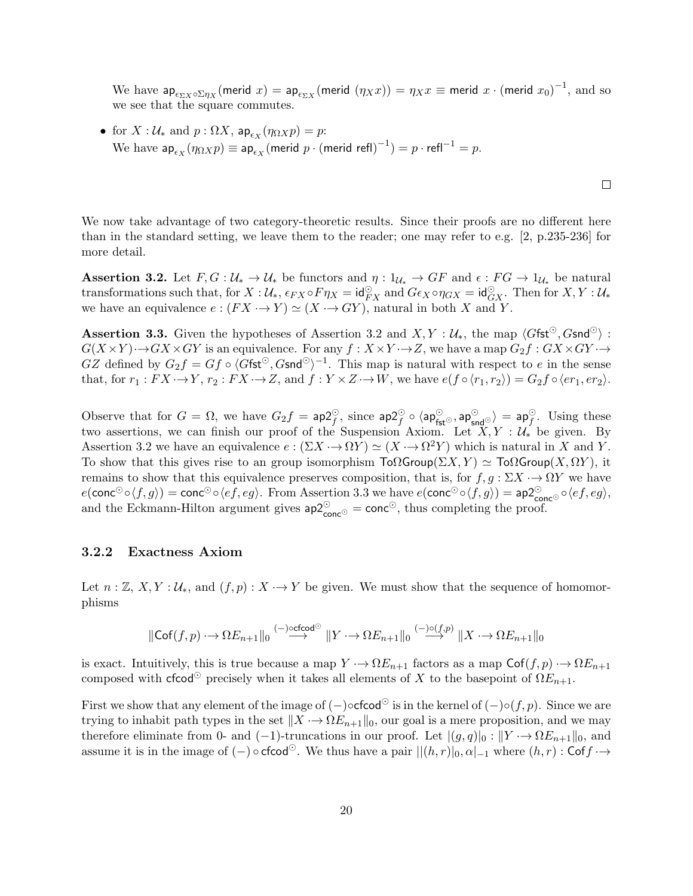We have $\mathsf{ap}_{\epsilon_{\Sigma X} \circ \Sigma \eta_X}(\mathsf{merid}\ x) = \mathsf{ap}_{\epsilon_{\Sigma X}}(\mathsf{merid}\ (\eta_X x)) = \eta_X x \equiv \mathsf{merid}\ x \cdot (\mathsf{merid}\ x_0)^{-1}$, and so we see that the square commutes.

- for $X : \mathcal{U}_*$ and $p : \Omega X$, $\mathsf{ap}_{\epsilon_X}(\eta_{\Omega X} p) = p$:
  We have $\mathsf{ap}_{\epsilon_X}(\eta_{\Omega X} p) \equiv \mathsf{ap}_{\epsilon_X}(\mathsf{merid}\ p \cdot (\mathsf{merid}\ \mathsf{refl})^{-1}) = p \cdot \mathsf{refl}^{-1} = p$.

□

We now take advantage of two category-theoretic results. Since their proofs are no different here than in the standard setting, we leave them to the reader; one may refer to e.g. [2, p.235-236] for more detail.

**Assertion 3.2.** Let $F, G : \mathcal{U}_* \to \mathcal{U}_*$ be functors and $\eta : 1_{\mathcal{U}_*} \to GF$ and $\epsilon : FG \to 1_{\mathcal{U}_*}$ be natural transformations such that, for $X : \mathcal{U}_*$, $\epsilon_{FX} \circ F\eta_X = \mathsf{id}^{\odot}_{FX}$ and $G\epsilon_X \circ \eta_{GX} = \mathsf{id}^{\odot}_{GX}$. Then for $X, Y : \mathcal{U}_*$ we have an equivalence $e : (FX \cdot\!\!\to Y) \simeq (X \cdot\!\!\to GY)$, natural in both $X$ and $Y$.

**Assertion 3.3.** Given the hypotheses of Assertion 3.2 and $X, Y : \mathcal{U}_*$, the map $\langle G\mathsf{fst}^{\odot}, G\mathsf{snd}^{\odot} \rangle : G(X \times Y) \cdot\!\!\to GX \times GY$ is an equivalence. For any $f : X \times Y \cdot\!\!\to Z$, we have a map $G_2 f : GX \times GY \cdot\!\!\to GZ$ defined by $G_2 f = Gf \circ \langle G\mathsf{fst}^{\odot}, G\mathsf{snd}^{\odot} \rangle^{-1}$. This map is natural with respect to $e$ in the sense that, for $r_1 : FX \cdot\!\!\to Y$, $r_2 : FX \cdot\!\!\to Z$, and $f : Y \times Z \cdot\!\!\to W$, we have $e(f \circ \langle r_1, r_2 \rangle) = G_2 f \circ \langle e r_1, e r_2 \rangle$.

Observe that for $G = \Omega$, we have $G_2 f = \mathsf{ap2}^{\odot}_f$, since $\mathsf{ap2}^{\odot}_f \circ \langle \mathsf{ap}^{\odot}_{\mathsf{fst}^{\odot}}, \mathsf{ap}^{\odot}_{\mathsf{snd}^{\odot}} \rangle = \mathsf{ap}^{\odot}_f$. Using these two assertions, we can finish our proof of the Suspension Axiom. Let $X, Y : \mathcal{U}_*$ be given. By Assertion 3.2 we have an equivalence $e : (\Sigma X \cdot\!\!\to \Omega Y) \simeq (X \cdot\!\!\to \Omega^2 Y)$ which is natural in $X$ and $Y$. To show that this gives rise to an group isomorphism $\mathsf{To\Omega Group}(\Sigma X, Y) \simeq \mathsf{To\Omega Group}(X, \Omega Y)$, it remains to show that this equivalence preserves composition, that is, for $f, g : \Sigma X \cdot\!\!\to \Omega Y$ we have $e(\mathsf{conc}^{\odot} \circ \langle f, g \rangle) = \mathsf{conc}^{\odot} \circ \langle ef, eg \rangle$. From Assertion 3.3 we have $e(\mathsf{conc}^{\odot} \circ \langle f, g \rangle) = \mathsf{ap2}^{\odot}_{\mathsf{conc}^{\odot}} \circ \langle ef, eg \rangle$, and the Eckmann-Hilton argument gives $\mathsf{ap2}^{\odot}_{\mathsf{conc}^{\odot}} = \mathsf{conc}^{\odot}$, thus completing the proof.

### 3.2.2 Exactness Axiom

Let $n : \mathbb{Z}$, $X, Y : \mathcal{U}_*$, and $(f, p) : X \cdot\!\!\to Y$ be given. We must show that the sequence of homomorphisms

$$\|\mathsf{Cof}(f,p) \cdot\!\!\to \Omega E_{n+1}\|_0 \xrightarrow{(-)\circ\mathsf{cfcod}^{\odot}} \|Y \cdot\!\!\to \Omega E_{n+1}\|_0 \xrightarrow{(-)\circ(f,p)} \|X \cdot\!\!\to \Omega E_{n+1}\|_0$$

is exact. Intuitively, this is true because a map $Y \cdot\!\!\to \Omega E_{n+1}$ factors as a map $\mathsf{Cof}(f,p) \cdot\!\!\to \Omega E_{n+1}$ composed with $\mathsf{cfcod}^{\odot}$ precisely when it takes all elements of $X$ to the basepoint of $\Omega E_{n+1}$.

First we show that any element of the image of $(-)\circ\mathsf{cfcod}^{\odot}$ is in the kernel of $(-)\circ(f,p)$. Since we are trying to inhabit path types in the set $\|X \cdot\!\!\to \Omega E_{n+1}\|_0$, our goal is a mere proposition, and we may therefore eliminate from 0- and $(-1)$-truncations in our proof. Let $|(g,q)|_0 : \|Y \cdot\!\!\to \Omega E_{n+1}\|_0$, and assume it is in the image of $(-) \circ \mathsf{cfcod}^{\odot}$. We thus have a pair $||(h,r)|_0, \alpha|_{-1}$ where $(h,r) : \mathsf{Cof} f \cdot\!\!\to$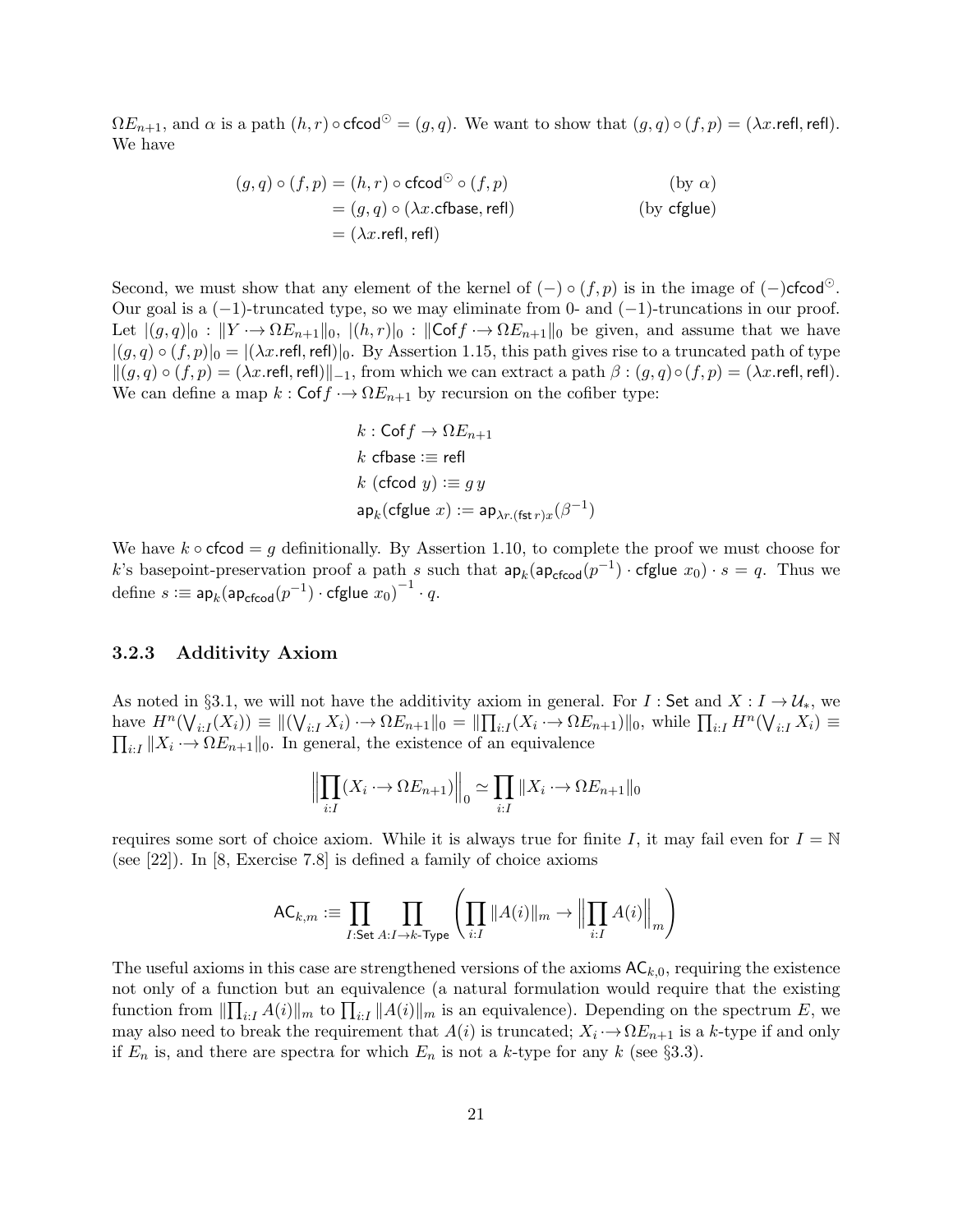$\Omega E_{n+1}$, and $\alpha$ is a path $(h, r) \circ \mathsf{cfcod}^{\odot} = (g, q)$. We want to show that $(g, q) \circ (f, p) = (\lambda x.\mathsf{refl}, \mathsf{refl})$. We have

$$
\begin{aligned}
(g, q) \circ (f, p) &= (h, r) \circ \mathsf{cfcod}^{\odot} \circ (f, p) && \text{(by } \alpha\text{)} \\
&= (g, q) \circ (\lambda x.\mathsf{cfbase}, \mathsf{refl}) && \text{(by } \mathsf{cfglue}\text{)} \\
&= (\lambda x.\mathsf{refl}, \mathsf{refl})
\end{aligned}
$$

Second, we must show that any element of the kernel of $(-) \circ (f, p)$ is in the image of $(-)\mathsf{cfcod}^{\odot}$. Our goal is a $(-1)$-truncated type, so we may eliminate from 0- and $(-1)$-truncations in our proof. Let $|(g, q)|_0 : \|Y \cdot\!\!\to \Omega E_{n+1}\|_0$, $|(h, r)|_0 : \|\mathsf{Cof}\, f \cdot\!\!\to \Omega E_{n+1}\|_0$ be given, and assume that we have $|(g, q) \circ (f, p)|_0 = |(\lambda x.\mathsf{refl}, \mathsf{refl})|_0$. By Assertion 1.15, this path gives rise to a truncated path of type $\|(g, q) \circ (f, p) = (\lambda x.\mathsf{refl}, \mathsf{refl})\|_{-1}$, from which we can extract a path $\beta : (g, q) \circ (f, p) = (\lambda x.\mathsf{refl}, \mathsf{refl})$. We can define a map $k : \mathsf{Cof}\, f \cdot\!\!\to \Omega E_{n+1}$ by recursion on the cofiber type:

$$
\begin{aligned}
&k : \mathsf{Cof}\, f \to \Omega E_{n+1} \\
&k\ \mathsf{cfbase} :\equiv \mathsf{refl} \\
&k\ (\mathsf{cfcod}\ y) :\equiv g\, y \\
&\mathsf{ap}_k(\mathsf{cfglue}\ x) := \mathsf{ap}_{\lambda r.(\mathsf{fst}\, r) x}(\beta^{-1})
\end{aligned}
$$

We have $k \circ \mathsf{cfcod} = g$ definitionally. By Assertion 1.10, to complete the proof we must choose for $k$'s basepoint-preservation proof a path $s$ such that $\mathsf{ap}_k(\mathsf{ap}_{\mathsf{cfcod}}(p^{-1}) \cdot \mathsf{cfglue}\ x_0) \cdot s = q$. Thus we define $s :\equiv \mathsf{ap}_k(\mathsf{ap}_{\mathsf{cfcod}}(p^{-1}) \cdot \mathsf{cfglue}\ x_0)^{-1} \cdot q$.

### 3.2.3 Additivity Axiom

As noted in §3.1, we will not have the additivity axiom in general. For $I : \mathsf{Set}$ and $X : I \to \mathcal{U}_*$, we have $H^n(\bigvee_{i:I}(X_i)) \equiv \|(\bigvee_{i:I} X_i) \cdot\!\!\to \Omega E_{n+1}\|_0 = \|\prod_{i:I}(X_i \cdot\!\!\to \Omega E_{n+1})\|_0$, while $\prod_{i:I} H^n(\bigvee_{i:I} X_i) \equiv \prod_{i:I} \|X_i \cdot\!\!\to \Omega E_{n+1}\|_0$. In general, the existence of an equivalence

$$
\Big\| \prod_{i:I} (X_i \cdot\!\!\to \Omega E_{n+1}) \Big\|_0 \simeq \prod_{i:I} \|X_i \cdot\!\!\to \Omega E_{n+1}\|_0
$$

requires some sort of choice axiom. While it is always true for finite $I$, it may fail even for $I = \mathbb{N}$ (see [22]). In [8, Exercise 7.8] is defined a family of choice axioms

$$
\mathsf{AC}_{k,m} :\equiv \prod_{I:\mathsf{Set}} \prod_{A:I \to k\text{-}\mathsf{Type}} \left( \prod_{i:I} \|A(i)\|_m \to \Big\| \prod_{i:I} A(i) \Big\|_m \right)
$$

The useful axioms in this case are strengthened versions of the axioms $\mathsf{AC}_{k,0}$, requiring the existence not only of a function but an equivalence (a natural formulation would require that the existing function from $\|\prod_{i:I} A(i)\|_m$ to $\prod_{i:I} \|A(i)\|_m$ is an equivalence). Depending on the spectrum $E$, we may also need to break the requirement that $A(i)$ is truncated; $X_i \cdot\!\!\to \Omega E_{n+1}$ is a $k$-type if and only if $E_n$ is, and there are spectra for which $E_n$ is not a $k$-type for any $k$ (see §3.3).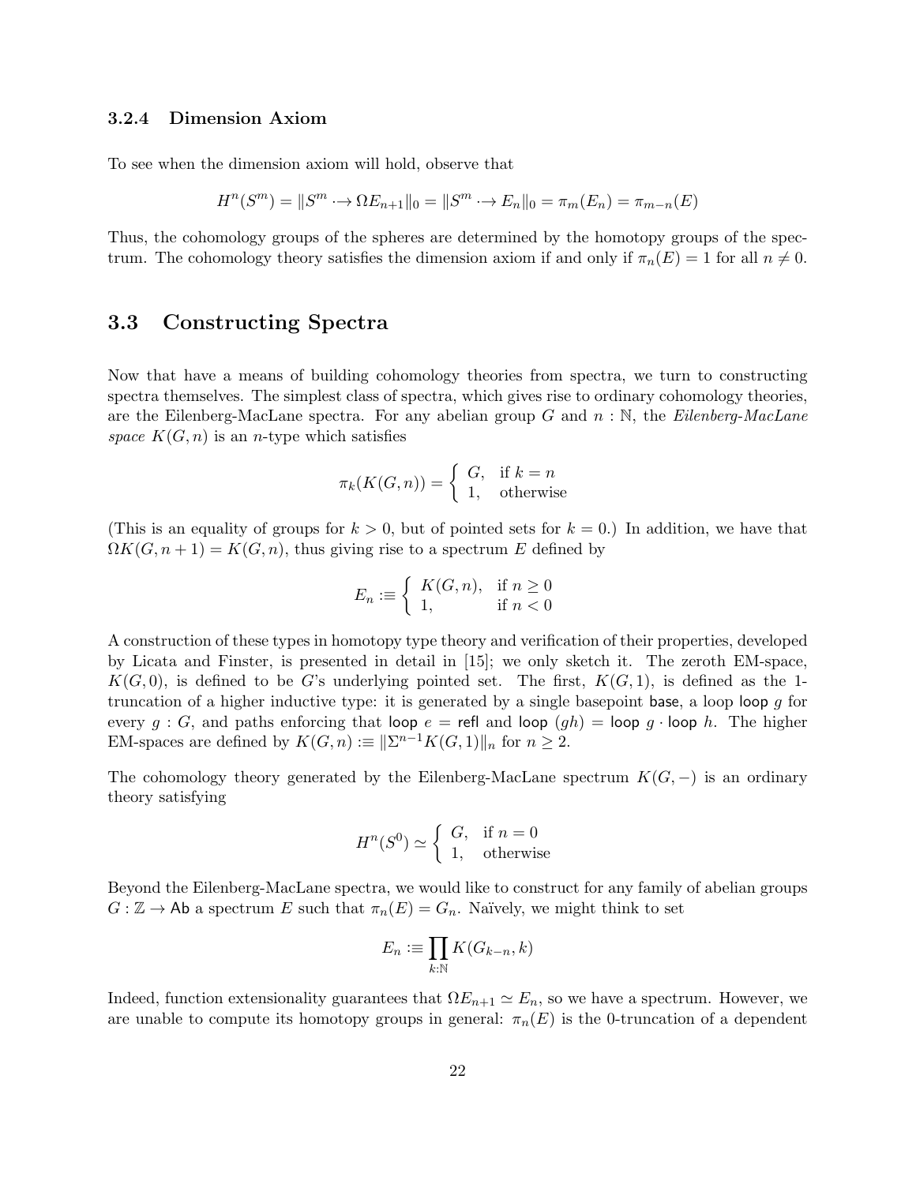#### 3.2.4 Dimension Axiom

To see when the dimension axiom will hold, observe that

$$H^n(S^m) = \|S^m \cdot\!\!\to \Omega E_{n+1}\|_0 = \|S^m \cdot\!\!\to E_n\|_0 = \pi_m(E_n) = \pi_{m-n}(E)$$

Thus, the cohomology groups of the spheres are determined by the homotopy groups of the spectrum. The cohomology theory satisfies the dimension axiom if and only if $\pi_n(E) = 1$ for all $n \neq 0$.

## 3.3 Constructing Spectra

Now that have a means of building cohomology theories from spectra, we turn to constructing spectra themselves. The simplest class of spectra, which gives rise to ordinary cohomology theories, are the Eilenberg-MacLane spectra. For any abelian group $G$ and $n : \mathbb{N}$, the *Eilenberg-MacLane space* $K(G, n)$ is an $n$-type which satisfies

$$\pi_k(K(G,n)) = \begin{cases} G, & \text{if } k = n \\ 1, & \text{otherwise} \end{cases}$$

(This is an equality of groups for $k > 0$, but of pointed sets for $k = 0$.) In addition, we have that $\Omega K(G, n + 1) = K(G, n)$, thus giving rise to a spectrum $E$ defined by

$$E_n :\equiv \begin{cases} K(G,n), & \text{if } n \geq 0 \\ 1, & \text{if } n < 0 \end{cases}$$

A construction of these types in homotopy type theory and verification of their properties, developed by Licata and Finster, is presented in detail in [15]; we only sketch it. The zeroth EM-space, $K(G, 0)$, is defined to be $G$'s underlying pointed set. The first, $K(G, 1)$, is defined as the 1-truncation of a higher inductive type: it is generated by a single basepoint $\mathsf{base}$, a loop $\mathsf{loop}\ g$ for every $g : G$, and paths enforcing that $\mathsf{loop}\ e = \mathsf{refl}$ and $\mathsf{loop}\ (gh) = \mathsf{loop}\ g \cdot \mathsf{loop}\ h$. The higher EM-spaces are defined by $K(G, n) :\equiv \|\Sigma^{n-1} K(G, 1)\|_n$ for $n \geq 2$.

The cohomology theory generated by the Eilenberg-MacLane spectrum $K(G, -)$ is an ordinary theory satisfying

$$H^n(S^0) \simeq \begin{cases} G, & \text{if } n = 0 \\ 1, & \text{otherwise} \end{cases}$$

Beyond the Eilenberg-MacLane spectra, we would like to construct for any family of abelian groups $G : \mathbb{Z} \to \mathsf{Ab}$ a spectrum $E$ such that $\pi_n(E) = G_n$. Naïvely, we might think to set

$$E_n :\equiv \prod_{k:\mathbb{N}} K(G_{k-n}, k)$$

Indeed, function extensionality guarantees that $\Omega E_{n+1} \simeq E_n$, so we have a spectrum. However, we are unable to compute its homotopy groups in general: $\pi_n(E)$ is the 0-truncation of a dependent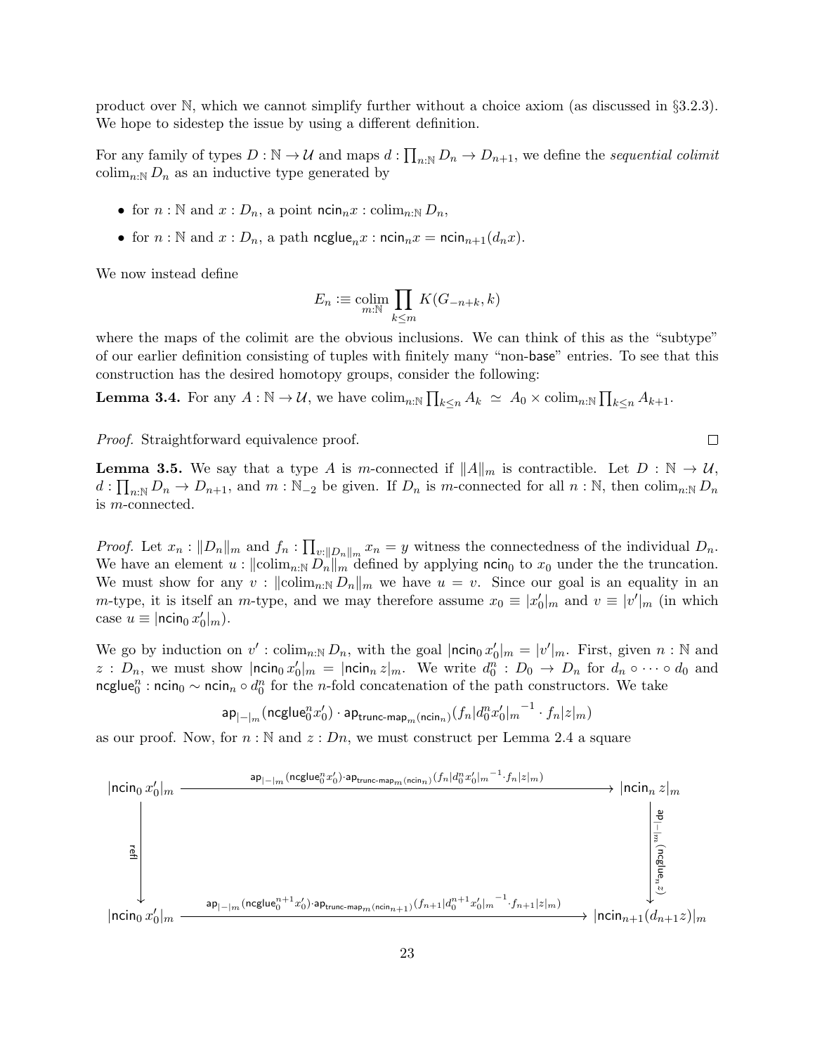product over $\mathbb{N}$, which we cannot simplify further without a choice axiom (as discussed in §3.2.3). We hope to sidestep the issue by using a different definition.

For any family of types $D : \mathbb{N} \to \mathcal{U}$ and maps $d : \prod_{n:\mathbb{N}} D_n \to D_{n+1}$, we define the *sequential colimit* $\mathrm{colim}_{n:\mathbb{N}} D_n$ as an inductive type generated by

- for $n : \mathbb{N}$ and $x : D_n$, a point $\mathsf{ncin}_n x : \mathrm{colim}_{n:\mathbb{N}} D_n$,
- for $n : \mathbb{N}$ and $x : D_n$, a path $\mathsf{ncglue}_n x : \mathsf{ncin}_n x = \mathsf{ncin}_{n+1}(d_n x)$.

We now instead define

$$E_n :\equiv \operatorname*{colim}_{m:\mathbb{N}} \prod_{k \le m} K(G_{-n+k}, k)$$

where the maps of the colimit are the obvious inclusions. We can think of this as the "subtype" of our earlier definition consisting of tuples with finitely many "non-$\mathsf{base}$" entries. To see that this construction has the desired homotopy groups, consider the following:

**Lemma 3.4.** For any $A : \mathbb{N} \to \mathcal{U}$, we have $\mathrm{colim}_{n:\mathbb{N}} \prod_{k \le n} A_k \;\simeq\; A_0 \times \mathrm{colim}_{n:\mathbb{N}} \prod_{k \le n} A_{k+1}$.

*Proof.* Straightforward equivalence proof. □

**Lemma 3.5.** We say that a type $A$ is $m$-connected if $\|A\|_m$ is contractible. Let $D : \mathbb{N} \to \mathcal{U}$, $d : \prod_{n:\mathbb{N}} D_n \to D_{n+1}$, and $m : \mathbb{N}_{-2}$ be given. If $D_n$ is $m$-connected for all $n : \mathbb{N}$, then $\mathrm{colim}_{n:\mathbb{N}} D_n$ is $m$-connected.

*Proof.* Let $x_n : \|D_n\|_m$ and $f_n : \prod_{v:\|D_n\|_m} x_n = y$ witness the connectedness of the individual $D_n$. We have an element $u : \|\mathrm{colim}_{n:\mathbb{N}} D_n\|_m$ defined by applying $\mathsf{ncin}_0$ to $x_0$ under the the truncation. We must show for any $v : \|\mathrm{colim}_{n:\mathbb{N}} D_n\|_m$ we have $u = v$. Since our goal is an equality in an $m$-type, it is itself an $m$-type, and we may therefore assume $x_0 \equiv |x_0'|_m$ and $v \equiv |v'|_m$ (in which case $u \equiv |\mathsf{ncin}_0\, x_0'|_m$).

We go by induction on $v' : \mathrm{colim}_{n:\mathbb{N}} D_n$, with the goal $|\mathsf{ncin}_0\, x_0'|_m = |v'|_m$. First, given $n : \mathbb{N}$ and $z : D_n$, we must show $|\mathsf{ncin}_0\, x_0'|_m = |\mathsf{ncin}_n\, z|_m$. We write $d_0^n : D_0 \to D_n$ for $d_n \circ \cdots \circ d_0$ and $\mathsf{ncglue}_0^n : \mathsf{ncin}_0 \sim \mathsf{ncin}_n \circ d_0^n$ for the $n$-fold concatenation of the path constructors. We take

$$\mathsf{ap}_{|-|_m}(\mathsf{ncglue}_0^n x_0') \cdot \mathsf{ap}_{\mathsf{trunc\text{-}map}_m(\mathsf{ncin}_n)}(f_n |d_0^n x_0'|_m{}^{-1} \cdot f_n |z|_m)$$

as our proof. Now, for $n : \mathbb{N}$ and $z : Dn$, we must construct per Lemma 2.4 a square

$$\begin{array}{ccc}
|\mathsf{ncin}_0\, x_0'|_m & \xrightarrow{\mathsf{ap}_{|-|_m}(\mathsf{ncglue}_0^n x_0') \cdot \mathsf{ap}_{\mathsf{trunc\text{-}map}_m(\mathsf{ncin}_n)}(f_n |d_0^n x_0'|_m{}^{-1} \cdot f_n |z|_m)} & |\mathsf{ncin}_n\, z|_m \\
\Big\downarrow{\scriptstyle \mathsf{refl}} & & \Big\downarrow{\scriptstyle \mathsf{ap}_{|-|_m}(\mathsf{ncglue}_n\, z)} \\
|\mathsf{ncin}_0\, x_0'|_m & \xrightarrow[\mathsf{ap}_{|-|_m}(\mathsf{ncglue}_0^{n+1} x_0') \cdot \mathsf{ap}_{\mathsf{trunc\text{-}map}_m(\mathsf{ncin}_{n+1})}(f_{n+1} |d_0^{n+1} x_0'|_m{}^{-1} \cdot f_{n+1} |z|_m)]{} & |\mathsf{ncin}_{n+1}(d_{n+1} z)|_m
\end{array}$$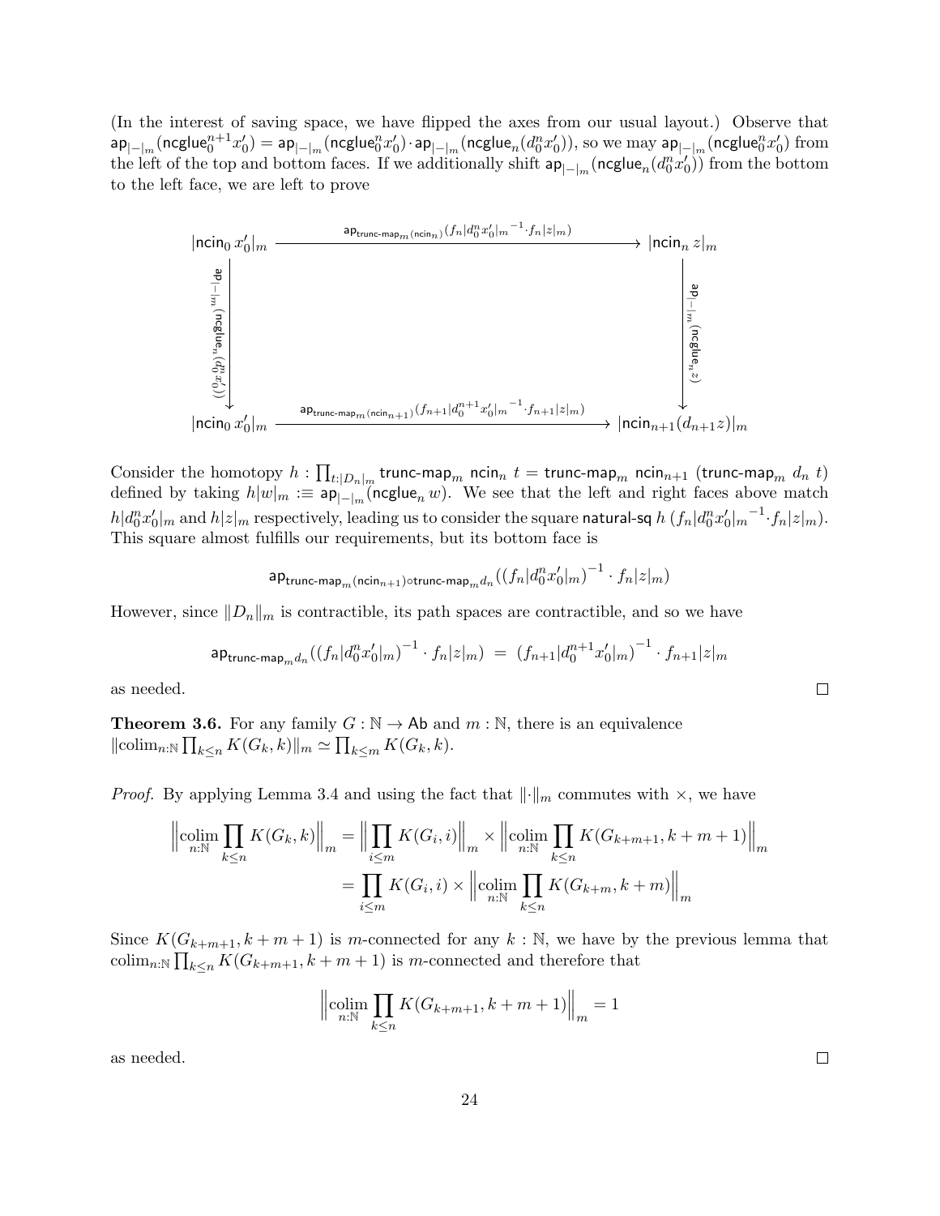(In the interest of saving space, we have flipped the axes from our usual layout.) Observe that $\mathsf{ap}_{|-|_m}(\mathsf{ncglue}_0^{n+1} x_0') = \mathsf{ap}_{|-|_m}(\mathsf{ncglue}_0^n x_0') \cdot \mathsf{ap}_{|-|_m}(\mathsf{ncglue}_n(d_0^n x_0'))$, so we may $\mathsf{ap}_{|-|_m}(\mathsf{ncglue}_0^n x_0')$ from the left of the top and bottom faces. If we additionally shift $\mathsf{ap}_{|-|_m}(\mathsf{ncglue}_n(d_0^n x_0'))$ from the bottom to the left face, we are left to prove

$$\begin{array}{ccc}
|\mathsf{ncin}_0\, x_0'|_m & \xrightarrow{\mathsf{ap}_{\mathsf{trunc\text{-}map}_m(\mathsf{ncin}_n)}(f_n|d_0^n x_0'|_m{}^{-1} \cdot f_n|z|_m)} & |\mathsf{ncin}_n\, z|_m \\
\Big\downarrow{\scriptstyle \mathsf{ap}_{|-|_m}(\mathsf{ncglue}_n(d_0^n x_0'))} & & \Big\downarrow{\scriptstyle \mathsf{ap}_{|-|_m}(\mathsf{ncglue}_n\, z)} \\
|\mathsf{ncin}_0\, x_0'|_m & \xrightarrow{\mathsf{ap}_{\mathsf{trunc\text{-}map}_m(\mathsf{ncin}_{n+1})}(f_{n+1}|d_0^{n+1} x_0'|_m{}^{-1} \cdot f_{n+1}|z|_m)} & |\mathsf{ncin}_{n+1}(d_{n+1} z)|_m
\end{array}$$

Consider the homotopy $h : \prod_{t:|D_n|_m} \mathsf{trunc\text{-}map}_m\ \mathsf{ncin}_n\ t = \mathsf{trunc\text{-}map}_m\ \mathsf{ncin}_{n+1}\ (\mathsf{trunc\text{-}map}_m\ d_n\ t)$ defined by taking $h|w|_m :\equiv \mathsf{ap}_{|-|_m}(\mathsf{ncglue}_n\, w)$. We see that the left and right faces above match $h|d_0^n x_0'|_m$ and $h|z|_m$ respectively, leading us to consider the square $\mathsf{natural\text{-}sq}\ h\ (f_n|d_0^n x_0'|_m{}^{-1} \cdot f_n|z|_m)$. This square almost fulfills our requirements, but its bottom face is

$$\mathsf{ap}_{\mathsf{trunc\text{-}map}_m(\mathsf{ncin}_{n+1}) \circ \mathsf{trunc\text{-}map}_m d_n}((f_n|d_0^n x_0'|_m)^{-1} \cdot f_n|z|_m)$$

However, since $\|D_n\|_m$ is contractible, its path spaces are contractible, and so we have

$$\mathsf{ap}_{\mathsf{trunc\text{-}map}_m d_n}((f_n|d_0^n x_0'|_m)^{-1} \cdot f_n|z|_m) \;=\; (f_{n+1}|d_0^{n+1} x_0'|_m)^{-1} \cdot f_{n+1}|z|_m$$

as needed. $\square$

**Theorem 3.6.** For any family $G : \mathbb{N} \to \mathsf{Ab}$ and $m : \mathbb{N}$, there is an equivalence $\|\mathrm{colim}_{n:\mathbb{N}} \prod_{k \le n} K(G_k, k)\|_m \simeq \prod_{k \le m} K(G_k, k)$.

*Proof.* By applying Lemma 3.4 and using the fact that $\|\cdot\|_m$ commutes with $\times$, we have

$$\begin{aligned}
\Big\| \operatorname*{colim}_{n:\mathbb{N}} \prod_{k \le n} K(G_k, k) \Big\|_m &= \Big\| \prod_{i \le m} K(G_i, i) \Big\|_m \times \Big\| \operatorname*{colim}_{n:\mathbb{N}} \prod_{k \le n} K(G_{k+m+1}, k+m+1) \Big\|_m \\
&= \prod_{i \le m} K(G_i, i) \times \Big\| \operatorname*{colim}_{n:\mathbb{N}} \prod_{k \le n} K(G_{k+m}, k+m) \Big\|_m
\end{aligned}$$

Since $K(G_{k+m+1}, k+m+1)$ is $m$-connected for any $k : \mathbb{N}$, we have by the previous lemma that $\mathrm{colim}_{n:\mathbb{N}} \prod_{k \le n} K(G_{k+m+1}, k+m+1)$ is $m$-connected and therefore that

$$\Big\| \operatorname*{colim}_{n:\mathbb{N}} \prod_{k \le n} K(G_{k+m+1}, k+m+1) \Big\|_m = 1$$

as needed. $\square$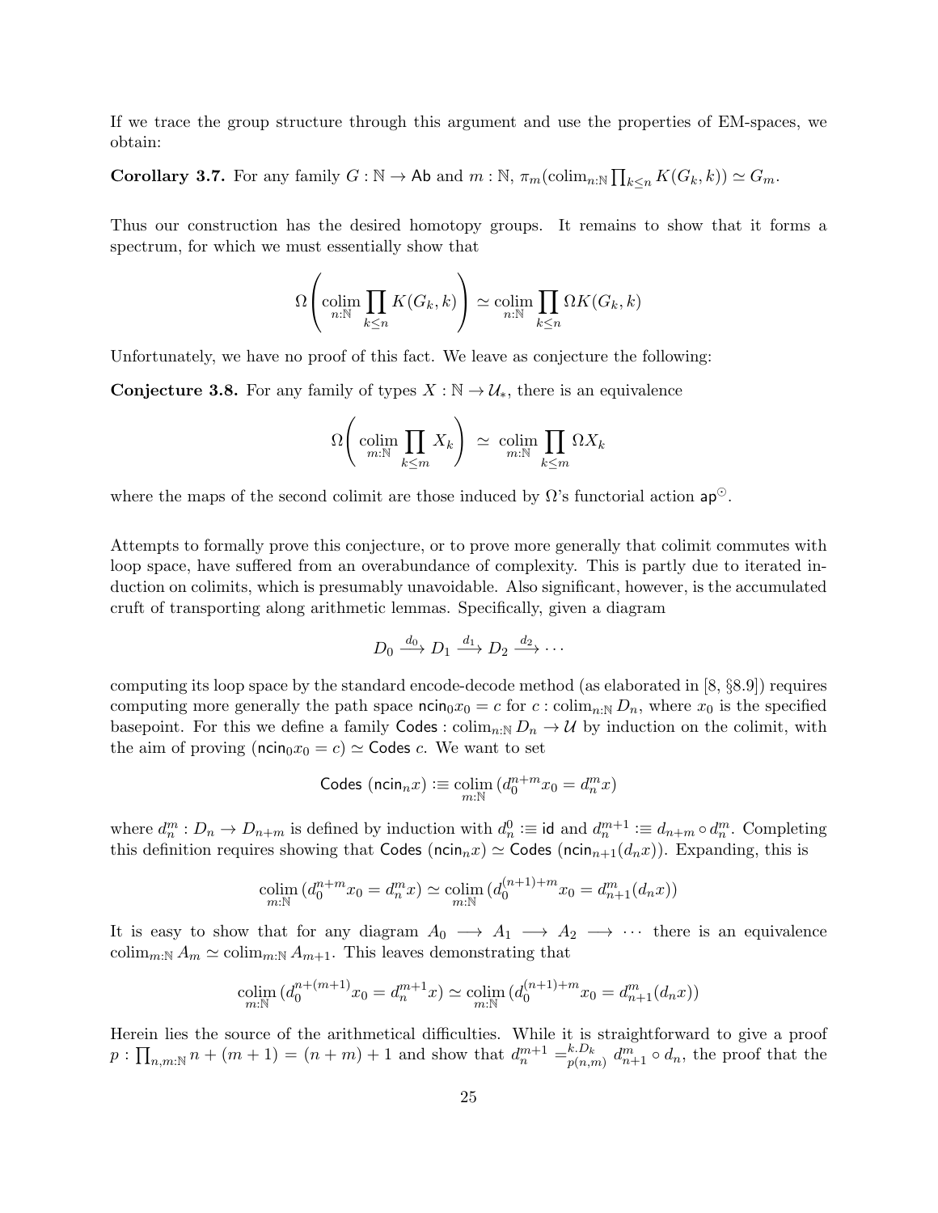If we trace the group structure through this argument and use the properties of EM-spaces, we obtain:

**Corollary 3.7.** For any family $G : \mathbb{N} \to \mathsf{Ab}$ and $m : \mathbb{N}$, $\pi_m(\mathrm{colim}_{n:\mathbb{N}} \prod_{k \leq n} K(G_k, k)) \simeq G_m$.

Thus our construction has the desired homotopy groups. It remains to show that it forms a spectrum, for which we must essentially show that

$$\Omega\left(\operatorname*{colim}_{n:\mathbb{N}} \prod_{k \leq n} K(G_k, k)\right) \simeq \operatorname*{colim}_{n:\mathbb{N}} \prod_{k \leq n} \Omega K(G_k, k)$$

Unfortunately, we have no proof of this fact. We leave as conjecture the following:

**Conjecture 3.8.** For any family of types $X : \mathbb{N} \to \mathcal{U}_*$, there is an equivalence

$$\Omega\left(\operatorname*{colim}_{m:\mathbb{N}} \prod_{k \leq m} X_k\right) \;\simeq\; \operatorname*{colim}_{m:\mathbb{N}} \prod_{k \leq m} \Omega X_k$$

where the maps of the second colimit are those induced by $\Omega$'s functorial action $\mathsf{ap}^{\odot}$.

Attempts to formally prove this conjecture, or to prove more generally that colimit commutes with loop space, have suffered from an overabundance of complexity. This is partly due to iterated induction on colimits, which is presumably unavoidable. Also significant, however, is the accumulated cruft of transporting along arithmetic lemmas. Specifically, given a diagram

$$D_0 \xrightarrow{d_0} D_1 \xrightarrow{d_1} D_2 \xrightarrow{d_2} \cdots$$

computing its loop space by the standard encode-decode method (as elaborated in [8, §8.9]) requires computing more generally the path space $\mathsf{ncin}_0 x_0 = c$ for $c : \mathrm{colim}_{n:\mathbb{N}} D_n$, where $x_0$ is the specified basepoint. For this we define a family $\mathsf{Codes} : \mathrm{colim}_{n:\mathbb{N}} D_n \to \mathcal{U}$ by induction on the colimit, with the aim of proving $(\mathsf{ncin}_0 x_0 = c) \simeq \mathsf{Codes}\ c$. We want to set

$$\mathsf{Codes}\ (\mathsf{ncin}_n x) :\equiv \operatorname*{colim}_{m:\mathbb{N}} (d_0^{n+m} x_0 = d_n^m x)$$

where $d_n^m : D_n \to D_{n+m}$ is defined by induction with $d_n^0 :\equiv \mathsf{id}$ and $d_n^{m+1} :\equiv d_{n+m} \circ d_n^m$. Completing this definition requires showing that $\mathsf{Codes}\ (\mathsf{ncin}_n x) \simeq \mathsf{Codes}\ (\mathsf{ncin}_{n+1}(d_n x))$. Expanding, this is

$$\operatorname*{colim}_{m:\mathbb{N}} (d_0^{n+m} x_0 = d_n^m x) \simeq \operatorname*{colim}_{m:\mathbb{N}} (d_0^{(n+1)+m} x_0 = d_{n+1}^m (d_n x))$$

It is easy to show that for any diagram $A_0 \longrightarrow A_1 \longrightarrow A_2 \longrightarrow \cdots$ there is an equivalence $\mathrm{colim}_{m:\mathbb{N}} A_m \simeq \mathrm{colim}_{m:\mathbb{N}} A_{m+1}$. This leaves demonstrating that

$$\operatorname*{colim}_{m:\mathbb{N}} (d_0^{n+(m+1)} x_0 = d_n^{m+1} x) \simeq \operatorname*{colim}_{m:\mathbb{N}} (d_0^{(n+1)+m} x_0 = d_{n+1}^m (d_n x))$$

Herein lies the source of the arithmetical difficulties. While it is straightforward to give a proof $p : \prod_{n,m:\mathbb{N}} n + (m+1) = (n+m)+1$ and show that $d_n^{m+1} =^{k.D_k}_{p(n,m)} d_{n+1}^m \circ d_n$, the proof that the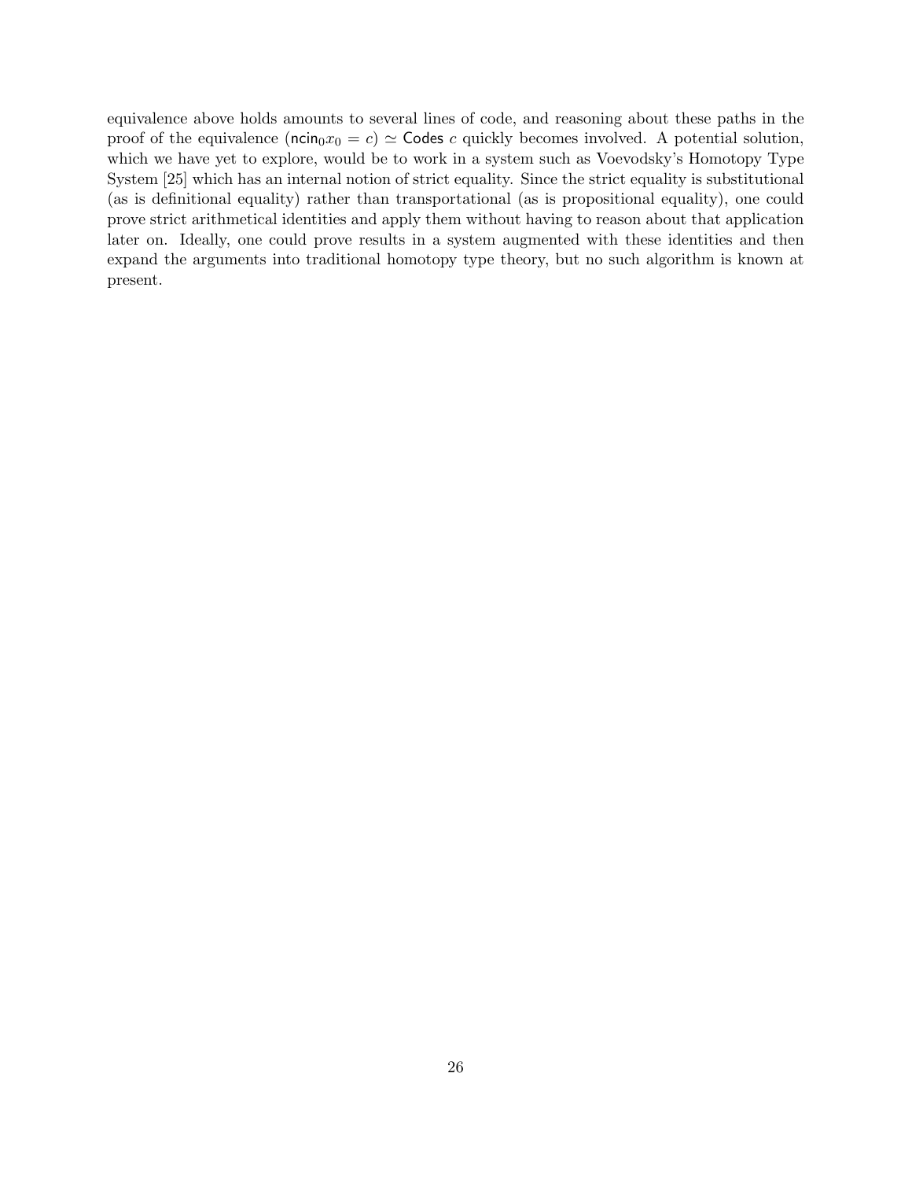equivalence above holds amounts to several lines of code, and reasoning about these paths in the proof of the equivalence $(\mathsf{ncin}_0 x_0 = c) \simeq \mathsf{Codes}\ c$ quickly becomes involved. A potential solution, which we have yet to explore, would be to work in a system such as Voevodsky's Homotopy Type System [25] which has an internal notion of strict equality. Since the strict equality is substitutional (as is definitional equality) rather than transportational (as is propositional equality), one could prove strict arithmetical identities and apply them without having to reason about that application later on. Ideally, one could prove results in a system augmented with these identities and then expand the arguments into traditional homotopy type theory, but no such algorithm is known at present.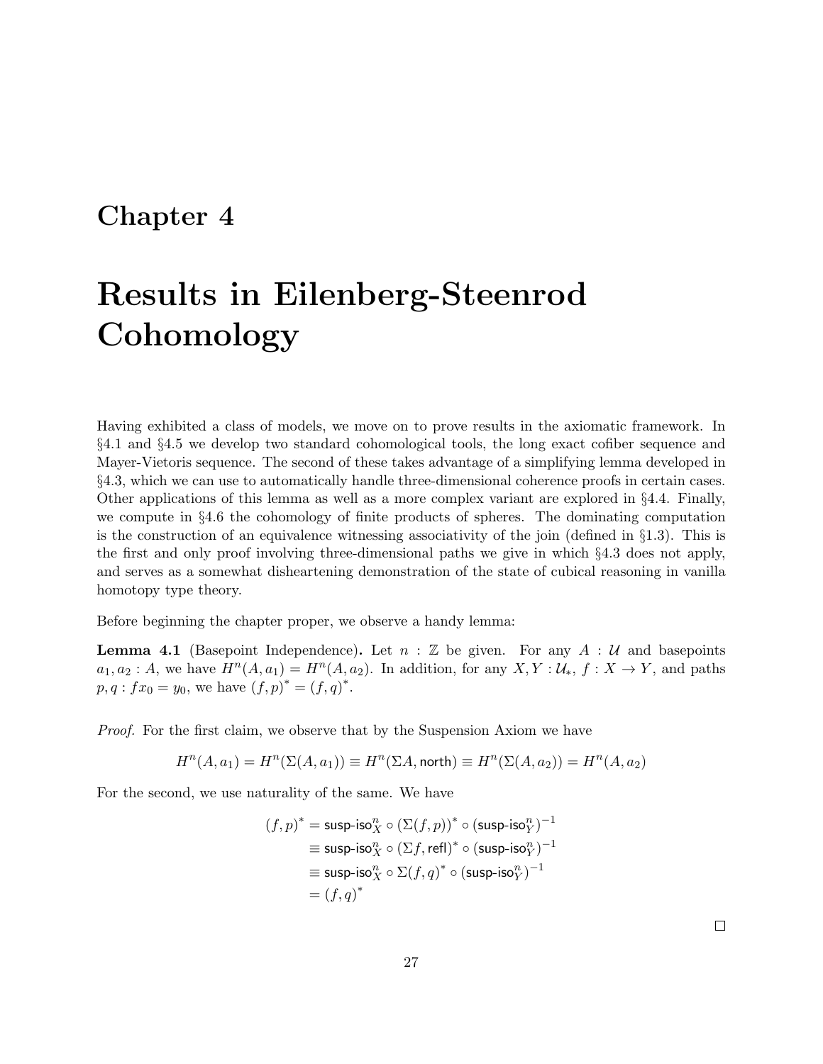# Chapter 4

# Results in Eilenberg-Steenrod Cohomology

Having exhibited a class of models, we move on to prove results in the axiomatic framework. In §4.1 and §4.5 we develop two standard cohomological tools, the long exact cofiber sequence and Mayer-Vietoris sequence. The second of these takes advantage of a simplifying lemma developed in §4.3, which we can use to automatically handle three-dimensional coherence proofs in certain cases. Other applications of this lemma as well as a more complex variant are explored in §4.4. Finally, we compute in §4.6 the cohomology of finite products of spheres. The dominating computation is the construction of an equivalence witnessing associativity of the join (defined in §1.3). This is the first and only proof involving three-dimensional paths we give in which §4.3 does not apply, and serves as a somewhat disheartening demonstration of the state of cubical reasoning in vanilla homotopy type theory.

Before beginning the chapter proper, we observe a handy lemma:

**Lemma 4.1** (Basepoint Independence)**.** Let $n : \mathbb{Z}$ be given. For any $A : \mathcal{U}$ and basepoints $a_1, a_2 : A$, we have $H^n(A, a_1) = H^n(A, a_2)$. In addition, for any $X, Y : \mathcal{U}_*$, $f : X \to Y$, and paths $p, q : fx_0 = y_0$, we have $(f, p)^* = (f, q)^*$.

*Proof.* For the first claim, we observe that by the Suspension Axiom we have

$$H^n(A, a_1) = H^n(\Sigma(A, a_1)) \equiv H^n(\Sigma A, \mathsf{north}) \equiv H^n(\Sigma(A, a_2)) = H^n(A, a_2)$$

For the second, we use naturality of the same. We have

$$\begin{aligned}
(f, p)^* &= \mathsf{susp\text{-}iso}^n_X \circ (\Sigma(f, p))^* \circ (\mathsf{susp\text{-}iso}^n_Y)^{-1} \\
&\equiv \mathsf{susp\text{-}iso}^n_X \circ (\Sigma f, \mathsf{refl})^* \circ (\mathsf{susp\text{-}iso}^n_Y)^{-1} \\
&\equiv \mathsf{susp\text{-}iso}^n_X \circ \Sigma(f, q)^* \circ (\mathsf{susp\text{-}iso}^n_Y)^{-1} \\
&= (f, q)^*
\end{aligned}$$

□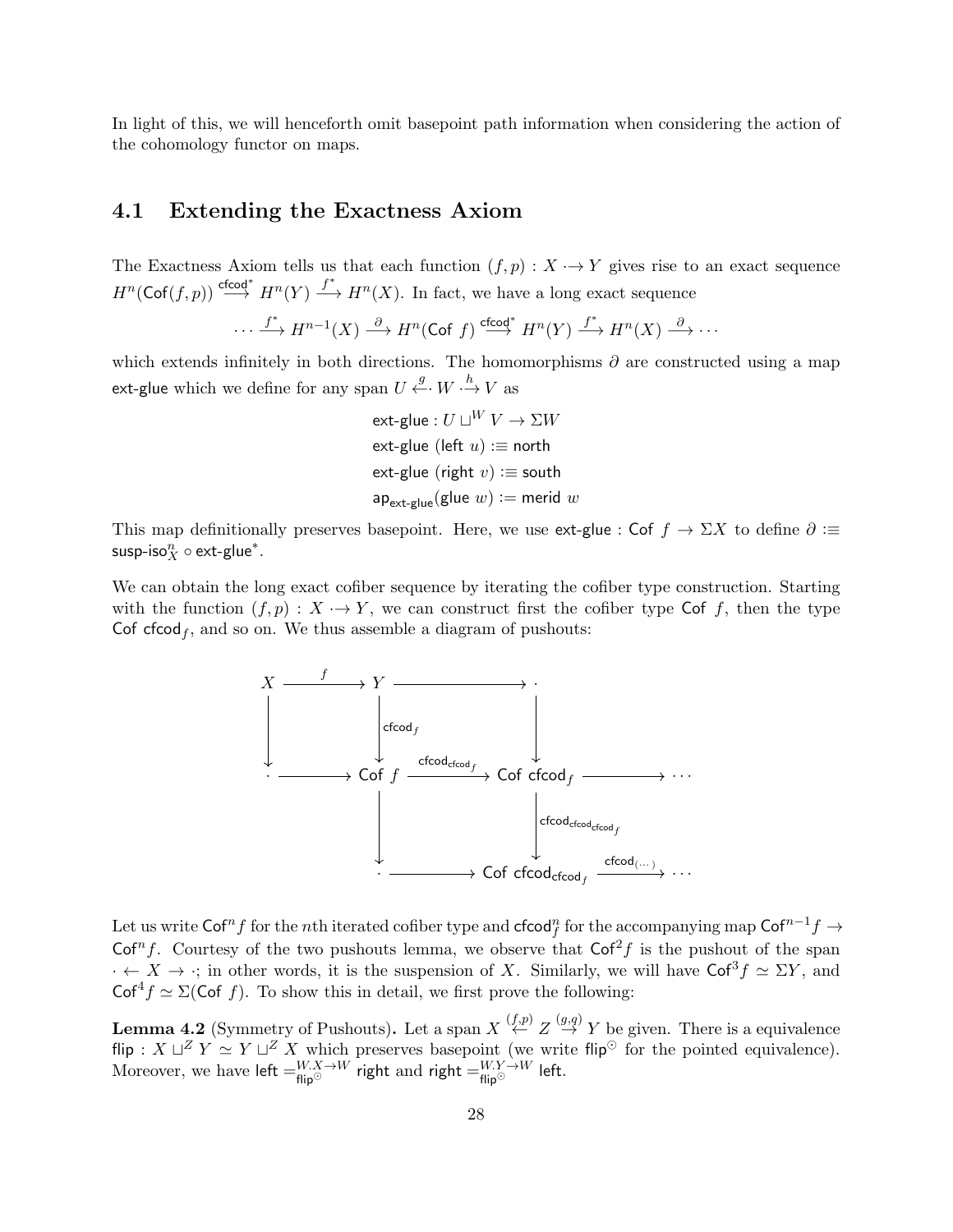In light of this, we will henceforth omit basepoint path information when considering the action of the cohomology functor on maps.

## 4.1 Extending the Exactness Axiom

The Exactness Axiom tells us that each function $(f, p) : X \cdot\!\!\rightarrow Y$ gives rise to an exact sequence $H^n(\mathsf{Cof}(f,p)) \xrightarrow{\mathsf{cfcod}^*} H^n(Y) \xrightarrow{f^*} H^n(X)$. In fact, we have a long exact sequence

$$\cdots \xrightarrow{f^*} H^{n-1}(X) \xrightarrow{\partial} H^n(\mathsf{Cof}\ f) \xrightarrow{\mathsf{cfcod}^*} H^n(Y) \xrightarrow{f^*} H^n(X) \xrightarrow{\partial} \cdots$$

which extends infinitely in both directions. The homomorphisms $\partial$ are constructed using a map $\mathsf{ext\text{-}glue}$ which we define for any span $U \xleftarrow{g} W \xrightarrow{h} V$ as

$$\begin{aligned}
&\mathsf{ext\text{-}glue} : U \sqcup^W V \to \Sigma W \\
&\mathsf{ext\text{-}glue}\ (\mathsf{left}\ u) :\equiv \mathsf{north} \\
&\mathsf{ext\text{-}glue}\ (\mathsf{right}\ v) :\equiv \mathsf{south} \\
&\mathsf{ap}_{\mathsf{ext\text{-}glue}}(\mathsf{glue}\ w) := \mathsf{merid}\ w
\end{aligned}$$

This map definitionally preserves basepoint. Here, we use $\mathsf{ext\text{-}glue} : \mathsf{Cof}\ f \to \Sigma X$ to define $\partial :\equiv \mathsf{susp\text{-}iso}_X^n \circ \mathsf{ext\text{-}glue}^*$.

We can obtain the long exact cofiber sequence by iterating the cofiber type construction. Starting with the function $(f, p) : X \cdot\!\!\rightarrow Y$, we can construct first the cofiber type $\mathsf{Cof}\ f$, then the type $\mathsf{Cof}\ \mathsf{cfcod}_f$, and so on. We thus assemble a diagram of pushouts:

$$\begin{array}{ccccccc}
X & \xrightarrow{f} & Y & \longrightarrow & \cdot & & \\
\downarrow & & \downarrow{\scriptstyle \mathsf{cfcod}_f} & & \downarrow & & \\
\cdot & \longrightarrow & \mathsf{Cof}\ f & \xrightarrow{\mathsf{cfcod}_{\mathsf{cfcod}_f}} & \mathsf{Cof}\ \mathsf{cfcod}_f & \longrightarrow & \cdots \\
 & & \downarrow & & \downarrow{\scriptstyle \mathsf{cfcod}_{\mathsf{cfcod}_{\mathsf{cfcod}_f}}} & & \\
 & & \cdot & \longrightarrow & \mathsf{Cof}\ \mathsf{cfcod}_{\mathsf{cfcod}_f} & \xrightarrow{\mathsf{cfcod}_{(\cdots)}} & \cdots
\end{array}$$

Let us write $\mathsf{Cof}^n f$ for the $n$th iterated cofiber type and $\mathsf{cfcod}_f^n$ for the accompanying map $\mathsf{Cof}^{n-1} f \to \mathsf{Cof}^n f$. Courtesy of the two pushouts lemma, we observe that $\mathsf{Cof}^2 f$ is the pushout of the span $\cdot \leftarrow X \to \cdot$; in other words, it is the suspension of $X$. Similarly, we will have $\mathsf{Cof}^3 f \simeq \Sigma Y$, and $\mathsf{Cof}^4 f \simeq \Sigma(\mathsf{Cof}\ f)$. To show this in detail, we first prove the following:

**Lemma 4.2** (Symmetry of Pushouts)**.** Let a span $X \overset{(f,p)}{\leftarrow} Z \overset{(g,q)}{\rightarrow} Y$ be given. There is a equivalence $\mathsf{flip} : X \sqcup^Z Y \simeq Y \sqcup^Z X$ which preserves basepoint (we write $\mathsf{flip}^{\odot}$ for the pointed equivalence). Moreover, we have $\mathsf{left} =^{W.X \to W}_{\mathsf{flip}^{\odot}} \mathsf{right}$ and $\mathsf{right} =^{W.Y \to W}_{\mathsf{flip}^{\odot}} \mathsf{left}$.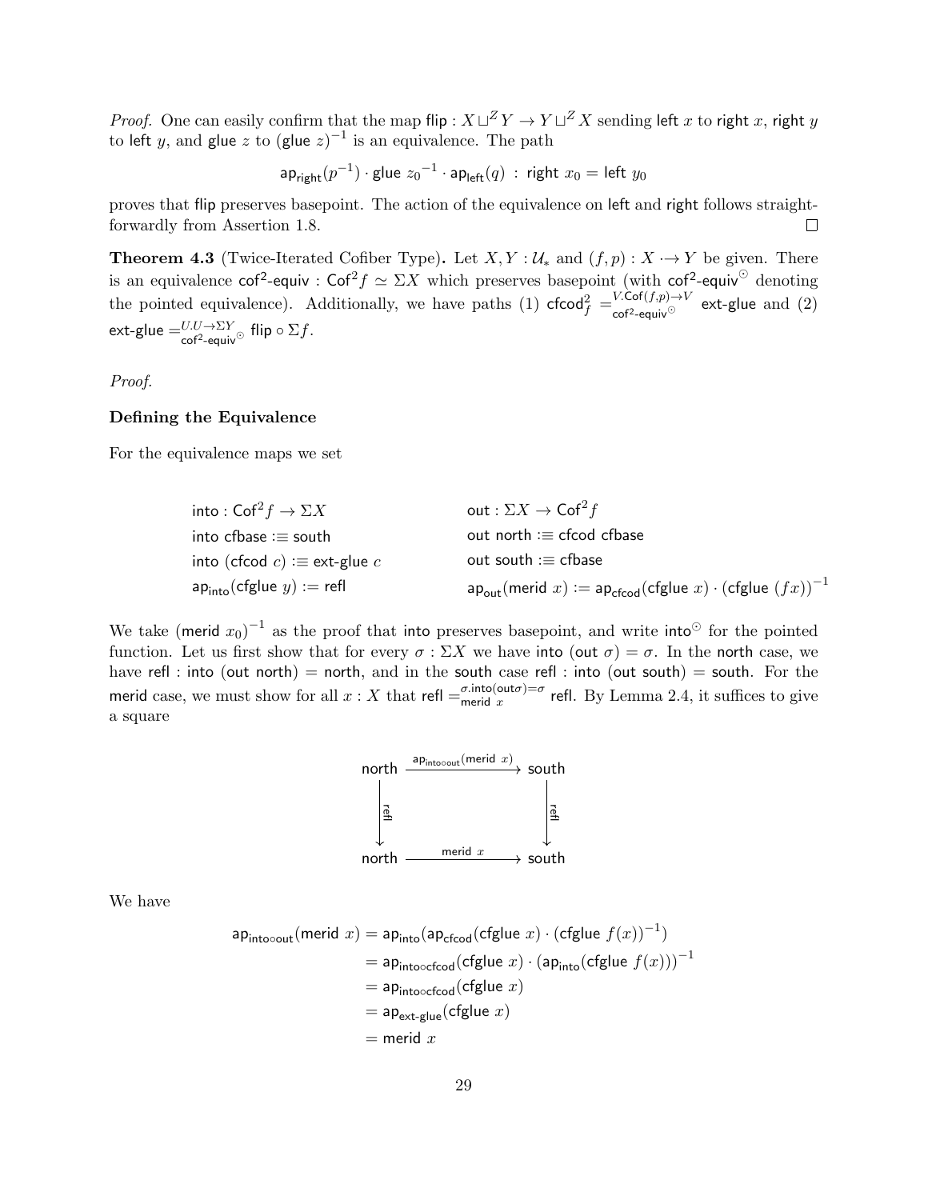*Proof.* One can easily confirm that the map $\mathsf{flip} : X \sqcup^Z Y \to Y \sqcup^Z X$ sending $\mathsf{left}\ x$ to $\mathsf{right}\ x$, $\mathsf{right}\ y$ to $\mathsf{left}\ y$, and $\mathsf{glue}\ z$ to $(\mathsf{glue}\ z)^{-1}$ is an equivalence. The path

$$\mathsf{ap}_{\mathsf{right}}(p^{-1}) \cdot \mathsf{glue}\ {z_0}^{-1} \cdot \mathsf{ap}_{\mathsf{left}}(q)\ :\ \mathsf{right}\ x_0 = \mathsf{left}\ y_0$$

proves that $\mathsf{flip}$ preserves basepoint. The action of the equivalence on $\mathsf{left}$ and $\mathsf{right}$ follows straightforwardly from Assertion 1.8. □

**Theorem 4.3** (Twice-Iterated Cofiber Type)**.** Let $X, Y : \mathcal{U}_*$ and $(f, p) : X \cdot\!\!\to Y$ be given. There is an equivalence $\mathsf{cof^2\text{-}equiv} : \mathsf{Cof}^2 f \simeq \Sigma X$ which preserves basepoint (with $\mathsf{cof^2\text{-}equiv}^{\odot}$ denoting the pointed equivalence). Additionally, we have paths (1) $\mathsf{cfcod}^2_f =^{V.\mathsf{Cof}(f,p)\to V}_{\mathsf{cof^2\text{-}equiv}^{\odot}} \mathsf{ext\text{-}glue}$ and (2) $\mathsf{ext\text{-}glue} =^{U.U\to\Sigma Y}_{\mathsf{cof^2\text{-}equiv}^{\odot}} \mathsf{flip} \circ \Sigma f$.

*Proof.*

**Defining the Equivalence**

For the equivalence maps we set

$$\begin{aligned}
&\mathsf{into} : \mathsf{Cof}^2 f \to \Sigma X && \mathsf{out} : \Sigma X \to \mathsf{Cof}^2 f \\
&\mathsf{into}\ \mathsf{cfbase} :\equiv \mathsf{south} && \mathsf{out}\ \mathsf{north} :\equiv \mathsf{cfcod}\ \mathsf{cfbase} \\
&\mathsf{into}\ (\mathsf{cfcod}\ c) :\equiv \mathsf{ext\text{-}glue}\ c && \mathsf{out}\ \mathsf{south} :\equiv \mathsf{cfbase} \\
&\mathsf{ap}_{\mathsf{into}}(\mathsf{cfglue}\ y) := \mathsf{refl} && \mathsf{ap}_{\mathsf{out}}(\mathsf{merid}\ x) := \mathsf{ap}_{\mathsf{cfcod}}(\mathsf{cfglue}\ x) \cdot (\mathsf{cfglue}\ (fx))^{-1}
\end{aligned}$$

We take $(\mathsf{merid}\ x_0)^{-1}$ as the proof that $\mathsf{into}$ preserves basepoint, and write $\mathsf{into}^{\odot}$ for the pointed function. Let us first show that for every $\sigma : \Sigma X$ we have $\mathsf{into}\ (\mathsf{out}\ \sigma) = \sigma$. In the $\mathsf{north}$ case, we have $\mathsf{refl} : \mathsf{into}\ (\mathsf{out}\ \mathsf{north}) = \mathsf{north}$, and in the $\mathsf{south}$ case $\mathsf{refl} : \mathsf{into}\ (\mathsf{out}\ \mathsf{south}) = \mathsf{south}$. For the $\mathsf{merid}$ case, we must show for all $x : X$ that $\mathsf{refl} =^{\sigma.\mathsf{into}(\mathsf{out}\sigma)=\sigma}_{\mathsf{merid}\ x} \mathsf{refl}$. By Lemma 2.4, it suffices to give a square

$$\begin{array}{ccc}
\mathsf{north} & \xrightarrow{\mathsf{ap}_{\mathsf{into}\circ\mathsf{out}}(\mathsf{merid}\ x)} & \mathsf{south} \\
\Big\downarrow{\scriptstyle \mathsf{refl}} & & \Big\downarrow{\scriptstyle \mathsf{refl}} \\
\mathsf{north} & \xrightarrow[\mathsf{merid}\ x]{} & \mathsf{south}
\end{array}$$

We have

$$\begin{aligned}
\mathsf{ap}_{\mathsf{into}\circ\mathsf{out}}(\mathsf{merid}\ x) &= \mathsf{ap}_{\mathsf{into}}(\mathsf{ap}_{\mathsf{cfcod}}(\mathsf{cfglue}\ x) \cdot (\mathsf{cfglue}\ f(x))^{-1}) \\
&= \mathsf{ap}_{\mathsf{into}\circ\mathsf{cfcod}}(\mathsf{cfglue}\ x) \cdot (\mathsf{ap}_{\mathsf{into}}(\mathsf{cfglue}\ f(x)))^{-1} \\
&= \mathsf{ap}_{\mathsf{into}\circ\mathsf{cfcod}}(\mathsf{cfglue}\ x) \\
&= \mathsf{ap}_{\mathsf{ext\text{-}glue}}(\mathsf{cfglue}\ x) \\
&= \mathsf{merid}\ x
\end{aligned}$$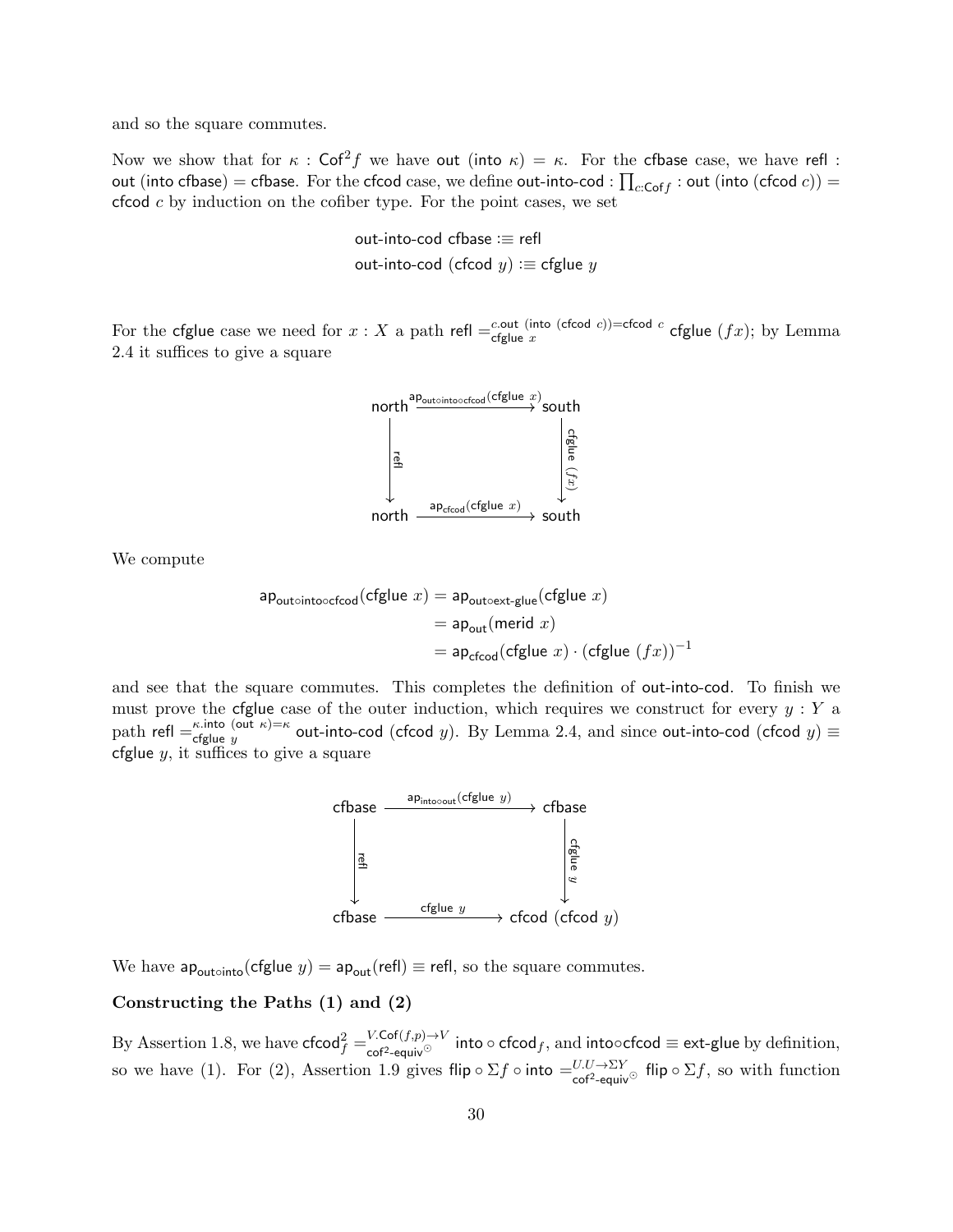and so the square commutes.

Now we show that for $\kappa : \mathsf{Cof}^2 f$ we have $\mathsf{out}\ (\mathsf{into}\ \kappa) = \kappa$. For the $\mathsf{cfbase}$ case, we have $\mathsf{refl} : \mathsf{out}\ (\mathsf{into}\ \mathsf{cfbase}) = \mathsf{cfbase}$. For the $\mathsf{cfcod}$ case, we define $\mathsf{out\text{-}into\text{-}cod} : \prod_{c:\mathsf{Cof} f} : \mathsf{out}\ (\mathsf{into}\ (\mathsf{cfcod}\ c)) = \mathsf{cfcod}\ c$ by induction on the cofiber type. For the point cases, we set

$$\begin{aligned}
\mathsf{out\text{-}into\text{-}cod}\ \mathsf{cfbase} &:\equiv \mathsf{refl}\\
\mathsf{out\text{-}into\text{-}cod}\ (\mathsf{cfcod}\ y) &:\equiv \mathsf{cfglue}\ y
\end{aligned}$$

For the $\mathsf{cfglue}$ case we need for $x : X$ a path $\mathsf{refl} =^{c.\mathsf{out}\ (\mathsf{into}\ (\mathsf{cfcod}\ c))=\mathsf{cfcod}\ c}_{\mathsf{cfglue}\ x} \mathsf{cfglue}\ (fx)$; by Lemma 2.4 it suffices to give a square

$$\begin{array}{ccc}
\mathsf{north} & \xrightarrow{\mathsf{ap}_{\mathsf{out}\circ\mathsf{into}\circ\mathsf{cfcod}}(\mathsf{cfglue}\ x)} & \mathsf{south}\\
\Big\downarrow \mathsf{refl} & & \Big\downarrow \mathsf{cfglue}\ (fx)\\
\mathsf{north} & \xrightarrow{\mathsf{ap}_{\mathsf{cfcod}}(\mathsf{cfglue}\ x)} & \mathsf{south}
\end{array}$$

We compute

$$\begin{aligned}
\mathsf{ap}_{\mathsf{out}\circ\mathsf{into}\circ\mathsf{cfcod}}(\mathsf{cfglue}\ x) &= \mathsf{ap}_{\mathsf{out}\circ\mathsf{ext\text{-}glue}}(\mathsf{cfglue}\ x)\\
&= \mathsf{ap}_{\mathsf{out}}(\mathsf{merid}\ x)\\
&= \mathsf{ap}_{\mathsf{cfcod}}(\mathsf{cfglue}\ x)\cdot(\mathsf{cfglue}\ (fx))^{-1}
\end{aligned}$$

and see that the square commutes. This completes the definition of $\mathsf{out\text{-}into\text{-}cod}$. To finish we must prove the $\mathsf{cfglue}$ case of the outer induction, which requires we construct for every $y : Y$ a path $\mathsf{refl} =^{\kappa.\mathsf{into}\ (\mathsf{out}\ \kappa)=\kappa}_{\mathsf{cfglue}\ y} \mathsf{out\text{-}into\text{-}cod}\ (\mathsf{cfcod}\ y)$. By Lemma 2.4, and since $\mathsf{out\text{-}into\text{-}cod}\ (\mathsf{cfcod}\ y) \equiv \mathsf{cfglue}\ y$, it suffices to give a square

$$\begin{array}{ccc}
\mathsf{cfbase} & \xrightarrow{\mathsf{ap}_{\mathsf{into}\circ\mathsf{out}}(\mathsf{cfglue}\ y)} & \mathsf{cfbase}\\
\Big\downarrow \mathsf{refl} & & \Big\downarrow \mathsf{cfglue}\ y\\
\mathsf{cfbase} & \xrightarrow{\mathsf{cfglue}\ y} & \mathsf{cfcod}\ (\mathsf{cfcod}\ y)
\end{array}$$

We have $\mathsf{ap}_{\mathsf{out}\circ\mathsf{into}}(\mathsf{cfglue}\ y) = \mathsf{ap}_{\mathsf{out}}(\mathsf{refl}) \equiv \mathsf{refl}$, so the square commutes.

**Constructing the Paths (1) and (2)**

By Assertion 1.8, we have $\mathsf{cfcod}^2_f =^{V.\mathsf{Cof}(f,p)\to V}_{\mathsf{cof}^2\text{-}\mathsf{equiv}^{\odot}} \mathsf{into}\circ\mathsf{cfcod}_f$, and $\mathsf{into}\circ\mathsf{cfcod} \equiv \mathsf{ext\text{-}glue}$ by definition, so we have (1). For (2), Assertion 1.9 gives $\mathsf{flip}\circ\Sigma f\circ\mathsf{into} =^{U.U\to\Sigma Y}_{\mathsf{cof}^2\text{-}\mathsf{equiv}^{\odot}} \mathsf{flip}\circ\Sigma f$, so with function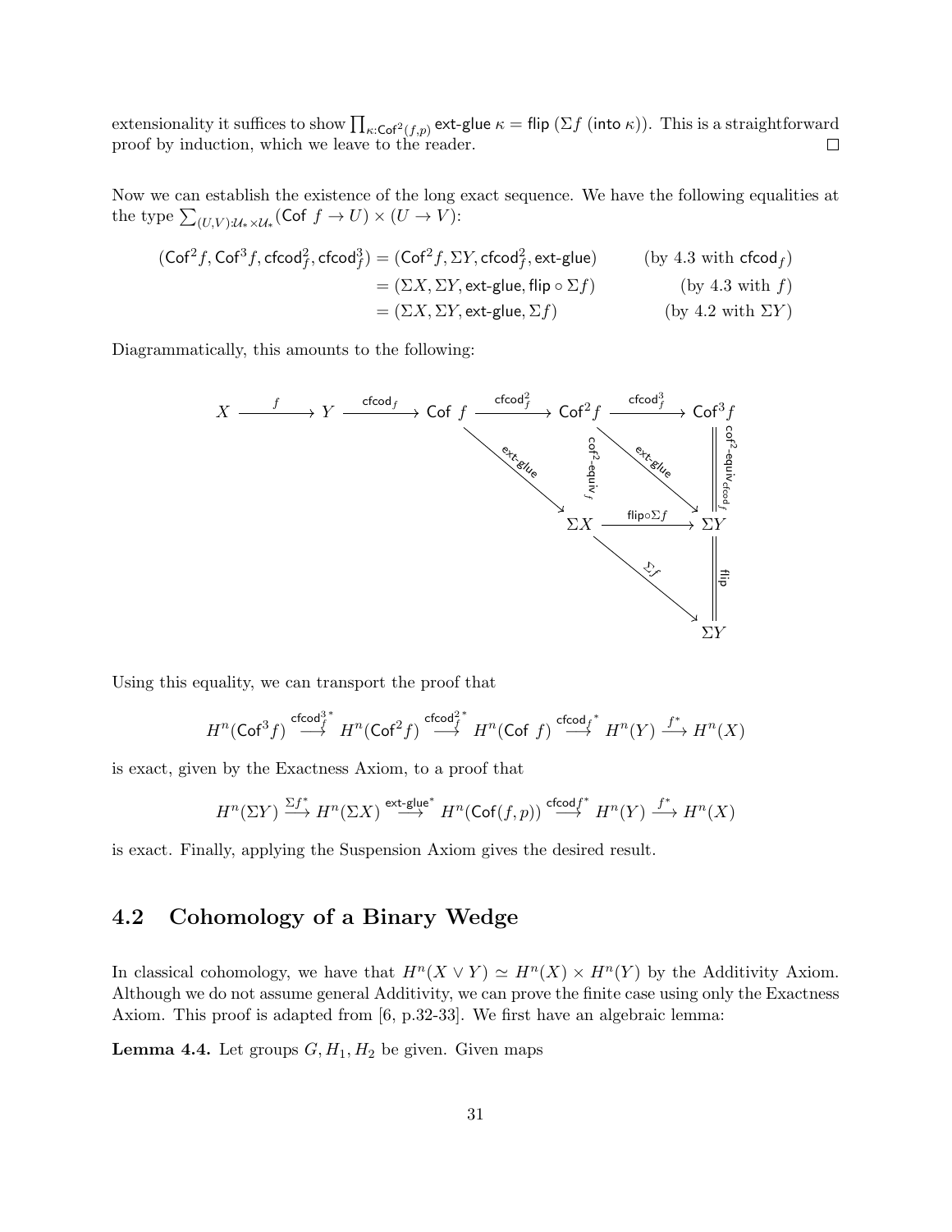extensionality it suffices to show $\prod_{\kappa:\mathsf{Cof}^2(f,p)} \mathsf{ext\text{-}glue}\ \kappa = \mathsf{flip}\ (\Sigma f\ (\mathsf{into}\ \kappa))$. This is a straightforward proof by induction, which we leave to the reader. □

Now we can establish the existence of the long exact sequence. We have the following equalities at the type $\sum_{(U,V):\mathcal{U}_* \times \mathcal{U}_*} (\mathsf{Cof}\ f \to U) \times (U \to V)$:

$$
\begin{aligned}
(\mathsf{Cof}^2 f, \mathsf{Cof}^3 f, \mathsf{cfcod}^2_f, \mathsf{cfcod}^3_f) &= (\mathsf{Cof}^2 f, \Sigma Y, \mathsf{cfcod}^2_f, \mathsf{ext\text{-}glue}) && \text{(by 4.3 with } \mathsf{cfcod}_f\text{)} \\
&= (\Sigma X, \Sigma Y, \mathsf{ext\text{-}glue}, \mathsf{flip} \circ \Sigma f) && \text{(by 4.3 with } f\text{)} \\
&= (\Sigma X, \Sigma Y, \mathsf{ext\text{-}glue}, \Sigma f) && \text{(by 4.2 with } \Sigma Y\text{)}
\end{aligned}
$$

Diagrammatically, this amounts to the following:

$$
\begin{array}{ccccccccc}
X & \xrightarrow{f} & Y & \xrightarrow{\mathsf{cfcod}_f} & \mathsf{Cof}\ f & \xrightarrow{\mathsf{cfcod}^2_f} & \mathsf{Cof}^2 f & \xrightarrow{\mathsf{cfcod}^3_f} & \mathsf{Cof}^3 f \\
& & & & & \searrow^{\mathsf{ext\text{-}glue}} & \| {\scriptstyle \mathsf{cof}^2\text{-}\mathsf{equiv}_f} & \searrow^{\mathsf{ext\text{-}glue}} & \| {\scriptstyle \mathsf{cof}^2\text{-}\mathsf{equiv}_{\mathsf{cfcod}_f}} \\
& & & & & & \Sigma X & \xrightarrow{\mathsf{flip} \circ \Sigma f} & \Sigma Y \\
& & & & & & & \searrow^{\Sigma f} & \| {\scriptstyle \mathsf{flip}} \\
& & & & & & & & \Sigma Y
\end{array}
$$

Using this equality, we can transport the proof that

$$
H^n(\mathsf{Cof}^3 f) \xrightarrow{\mathsf{cfcod}^{3\,*}_f} H^n(\mathsf{Cof}^2 f) \xrightarrow{\mathsf{cfcod}^{2\,*}_f} H^n(\mathsf{Cof}\ f) \xrightarrow{\mathsf{cfcod}_f^{\,*}} H^n(Y) \xrightarrow{f^*} H^n(X)
$$

is exact, given by the Exactness Axiom, to a proof that

$$
H^n(\Sigma Y) \xrightarrow{\Sigma f^*} H^n(\Sigma X) \xrightarrow{\mathsf{ext\text{-}glue}^*} H^n(\mathsf{Cof}(f,p)) \xrightarrow{\mathsf{cfcod} f^*} H^n(Y) \xrightarrow{f^*} H^n(X)
$$

is exact. Finally, applying the Suspension Axiom gives the desired result.

## 4.2 Cohomology of a Binary Wedge

In classical cohomology, we have that $H^n(X \vee Y) \simeq H^n(X) \times H^n(Y)$ by the Additivity Axiom. Although we do not assume general Additivity, we can prove the finite case using only the Exactness Axiom. This proof is adapted from [6, p.32-33]. We first have an algebraic lemma:

**Lemma 4.4.** Let groups $G, H_1, H_2$ be given. Given maps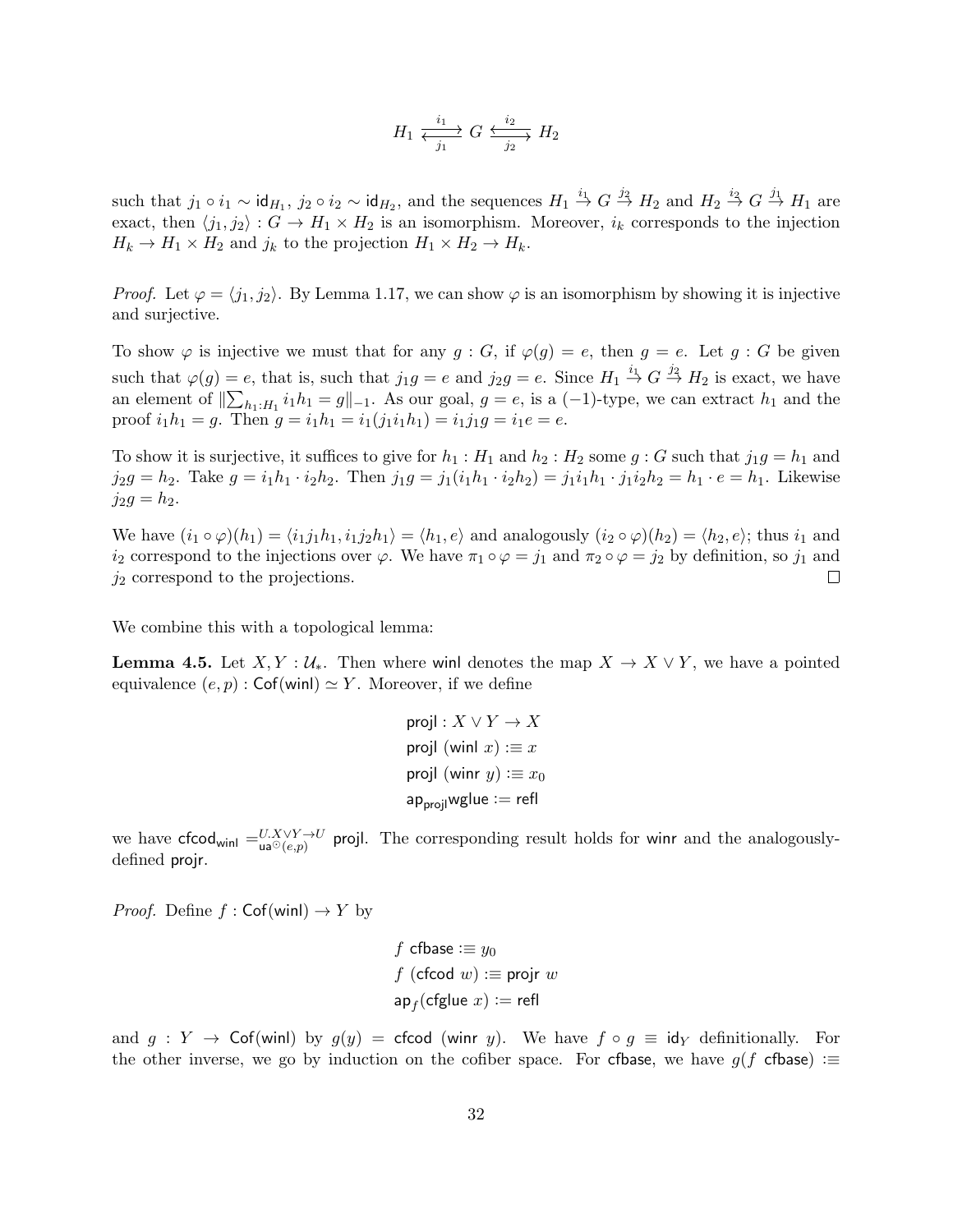$$H_1 \underset{j_1}{\overset{i_1}{\rightleftarrows}} G \underset{j_2}{\overset{i_2}{\leftrightarrows}} H_2$$

such that $j_1 \circ i_1 \sim \mathsf{id}_{H_1}$, $j_2 \circ i_2 \sim \mathsf{id}_{H_2}$, and the sequences $H_1 \stackrel{i_1}{\to} G \stackrel{j_2}{\to} H_2$ and $H_2 \stackrel{i_2}{\to} G \stackrel{j_1}{\to} H_1$ are exact, then $\langle j_1, j_2 \rangle : G \to H_1 \times H_2$ is an isomorphism. Moreover, $i_k$ corresponds to the injection $H_k \to H_1 \times H_2$ and $j_k$ to the projection $H_1 \times H_2 \to H_k$.

*Proof.* Let $\varphi = \langle j_1, j_2 \rangle$. By Lemma 1.17, we can show $\varphi$ is an isomorphism by showing it is injective and surjective.

To show $\varphi$ is injective we must that for any $g : G$, if $\varphi(g) = e$, then $g = e$. Let $g : G$ be given such that $\varphi(g) = e$, that is, such that $j_1 g = e$ and $j_2 g = e$. Since $H_1 \stackrel{i_1}{\to} G \stackrel{j_2}{\to} H_2$ is exact, we have an element of $\|\sum_{h_1 : H_1} i_1 h_1 = g\|_{-1}$. As our goal, $g = e$, is a $(-1)$-type, we can extract $h_1$ and the proof $i_1 h_1 = g$. Then $g = i_1 h_1 = i_1(j_1 i_1 h_1) = i_1 j_1 g = i_1 e = e$.

To show it is surjective, it suffices to give for $h_1 : H_1$ and $h_2 : H_2$ some $g : G$ such that $j_1 g = h_1$ and $j_2 g = h_2$. Take $g = i_1 h_1 \cdot i_2 h_2$. Then $j_1 g = j_1(i_1 h_1 \cdot i_2 h_2) = j_1 i_1 h_1 \cdot j_1 i_2 h_2 = h_1 \cdot e = h_1$. Likewise $j_2 g = h_2$.

We have $(i_1 \circ \varphi)(h_1) = \langle i_1 j_1 h_1, i_1 j_2 h_1 \rangle = \langle h_1, e \rangle$ and analogously $(i_2 \circ \varphi)(h_2) = \langle h_2, e \rangle$; thus $i_1$ and $i_2$ correspond to the injections over $\varphi$. We have $\pi_1 \circ \varphi = j_1$ and $\pi_2 \circ \varphi = j_2$ by definition, so $j_1$ and $j_2$ correspond to the projections. ◻

We combine this with a topological lemma:

**Lemma 4.5.** Let $X, Y : \mathcal{U}_*$. Then where $\mathsf{winl}$ denotes the map $X \to X \vee Y$, we have a pointed equivalence $(e, p) : \mathsf{Cof}(\mathsf{winl}) \simeq Y$. Moreover, if we define

$$\begin{aligned}
&\mathsf{projl} : X \vee Y \to X \\
&\mathsf{projl}\ (\mathsf{winl}\ x) :\equiv x \\
&\mathsf{projl}\ (\mathsf{winr}\ y) :\equiv x_0 \\
&\mathsf{ap}_{\mathsf{projl}} \mathsf{wglue} := \mathsf{refl}
\end{aligned}$$

we have $\mathsf{cfcod}_{\mathsf{winl}} =^{U.X \vee Y \to U}_{\mathsf{ua}^{\odot}(e,p)} \mathsf{projl}$. The corresponding result holds for $\mathsf{winr}$ and the analogously-defined $\mathsf{projr}$.

*Proof.* Define $f : \mathsf{Cof}(\mathsf{winl}) \to Y$ by

$$\begin{aligned}
&f\ \mathsf{cfbase} :\equiv y_0 \\
&f\ (\mathsf{cfcod}\ w) :\equiv \mathsf{projr}\ w \\
&\mathsf{ap}_f(\mathsf{cfglue}\ x) := \mathsf{refl}
\end{aligned}$$

and $g : Y \to \mathsf{Cof}(\mathsf{winl})$ by $g(y) = \mathsf{cfcod}\ (\mathsf{winr}\ y)$. We have $f \circ g \equiv \mathsf{id}_Y$ definitionally. For the other inverse, we go by induction on the cofiber space. For $\mathsf{cfbase}$, we have $g(f\ \mathsf{cfbase}) :\equiv$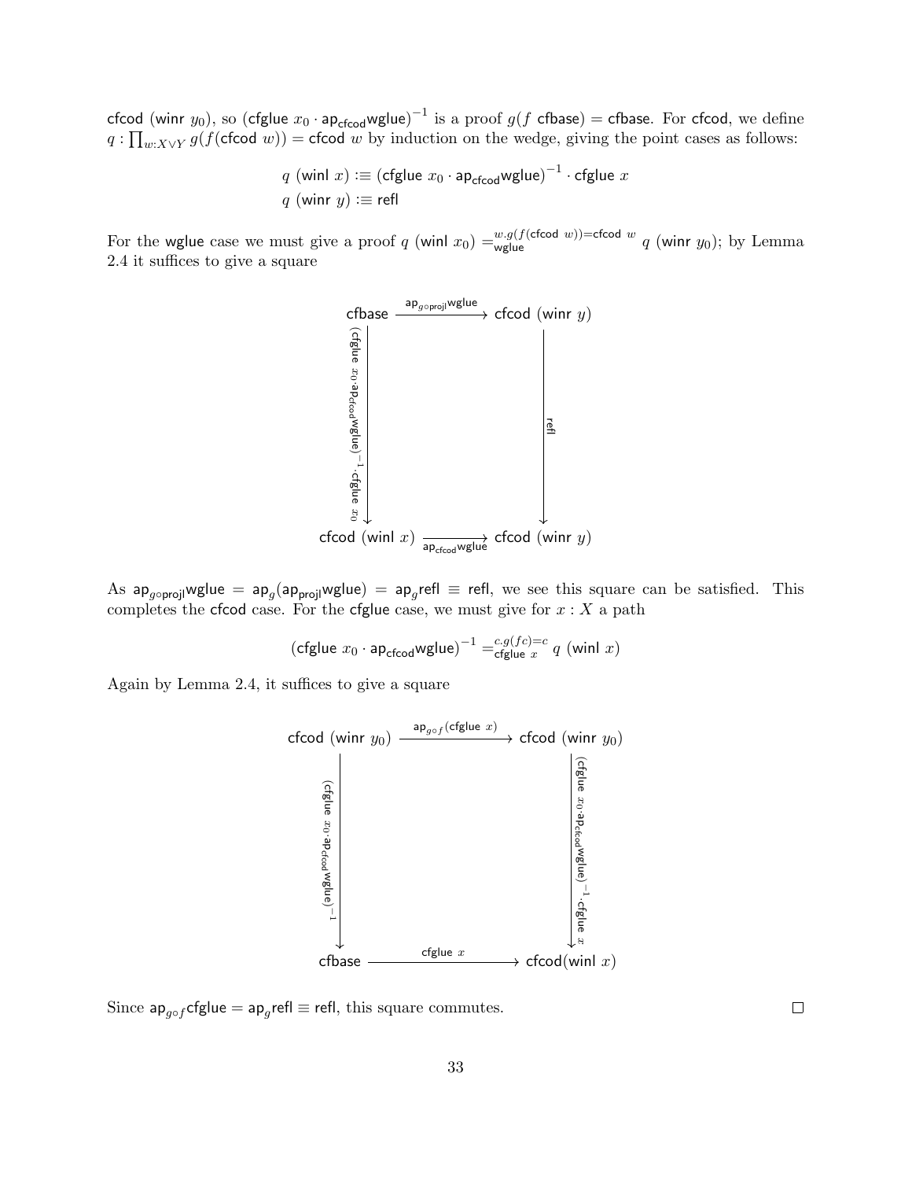$\mathsf{cfcod}\ (\mathsf{winr}\ y_0)$, so $(\mathsf{cfglue}\ x_0 \cdot \mathsf{ap}_{\mathsf{cfcod}}\mathsf{wglue})^{-1}$ is a proof $g(f\ \mathsf{cfbase}) = \mathsf{cfbase}$. For $\mathsf{cfcod}$, we define $q : \prod_{w:X\vee Y} g(f(\mathsf{cfcod}\ w)) = \mathsf{cfcod}\ w$ by induction on the wedge, giving the point cases as follows:

$$q\ (\mathsf{winl}\ x) :\equiv (\mathsf{cfglue}\ x_0 \cdot \mathsf{ap}_{\mathsf{cfcod}}\mathsf{wglue})^{-1} \cdot \mathsf{cfglue}\ x$$
$$q\ (\mathsf{winr}\ y) :\equiv \mathsf{refl}$$

For the $\mathsf{wglue}$ case we must give a proof $q\ (\mathsf{winl}\ x_0) =^{w.g(f(\mathsf{cfcod}\ w))=\mathsf{cfcod}\ w}_{\mathsf{wglue}} q\ (\mathsf{winr}\ y_0)$; by Lemma 2.4 it suffices to give a square

$$\begin{array}{ccc}
\mathsf{cfbase} & \xrightarrow{\mathsf{ap}_{g\circ\mathsf{projl}}\mathsf{wglue}} & \mathsf{cfcod}\ (\mathsf{winr}\ y) \\
\Big\downarrow{\scriptstyle (\mathsf{cfglue}\ x_0 \cdot \mathsf{ap}_{\mathsf{cfcod}}\mathsf{wglue})^{-1} \cdot \mathsf{cfglue}\ x} & & \Big\downarrow{\scriptstyle \mathsf{refl}} \\
\mathsf{cfcod}\ (\mathsf{winl}\ x) & \xrightarrow[\mathsf{ap}_{\mathsf{cfcod}}\mathsf{wglue}]{} & \mathsf{cfcod}\ (\mathsf{winr}\ y)
\end{array}$$

As $\mathsf{ap}_{g\circ\mathsf{projl}}\mathsf{wglue} = \mathsf{ap}_g(\mathsf{ap}_{\mathsf{projl}}\mathsf{wglue}) = \mathsf{ap}_g\mathsf{refl} \equiv \mathsf{refl}$, we see this square can be satisfied. This completes the $\mathsf{cfcod}$ case. For the $\mathsf{cfglue}$ case, we must give for $x : X$ a path

$$(\mathsf{cfglue}\ x_0 \cdot \mathsf{ap}_{\mathsf{cfcod}}\mathsf{wglue})^{-1} =^{c.g(fc)=c}_{\mathsf{cfglue}\ x} q\ (\mathsf{winl}\ x)$$

Again by Lemma 2.4, it suffices to give a square

$$\begin{array}{ccc}
\mathsf{cfcod}\ (\mathsf{winr}\ y_0) & \xrightarrow{\mathsf{ap}_{g\circ f}(\mathsf{cfglue}\ x)} & \mathsf{cfcod}\ (\mathsf{winr}\ y_0) \\
\Big\downarrow{\scriptstyle (\mathsf{cfglue}\ x_0 \cdot \mathsf{ap}_{\mathsf{cfcod}}\mathsf{wglue})^{-1}} & & \Big\downarrow{\scriptstyle (\mathsf{cfglue}\ x_0 \cdot \mathsf{ap}_{\mathsf{cfcod}}\mathsf{wglue})^{-1} \cdot \mathsf{cfglue}\ x} \\
\mathsf{cfbase} & \xrightarrow{\mathsf{cfglue}\ x} & \mathsf{cfcod}(\mathsf{winl}\ x)
\end{array}$$

Since $\mathsf{ap}_{g\circ f}\mathsf{cfglue} = \mathsf{ap}_g\mathsf{refl} \equiv \mathsf{refl}$, this square commutes. □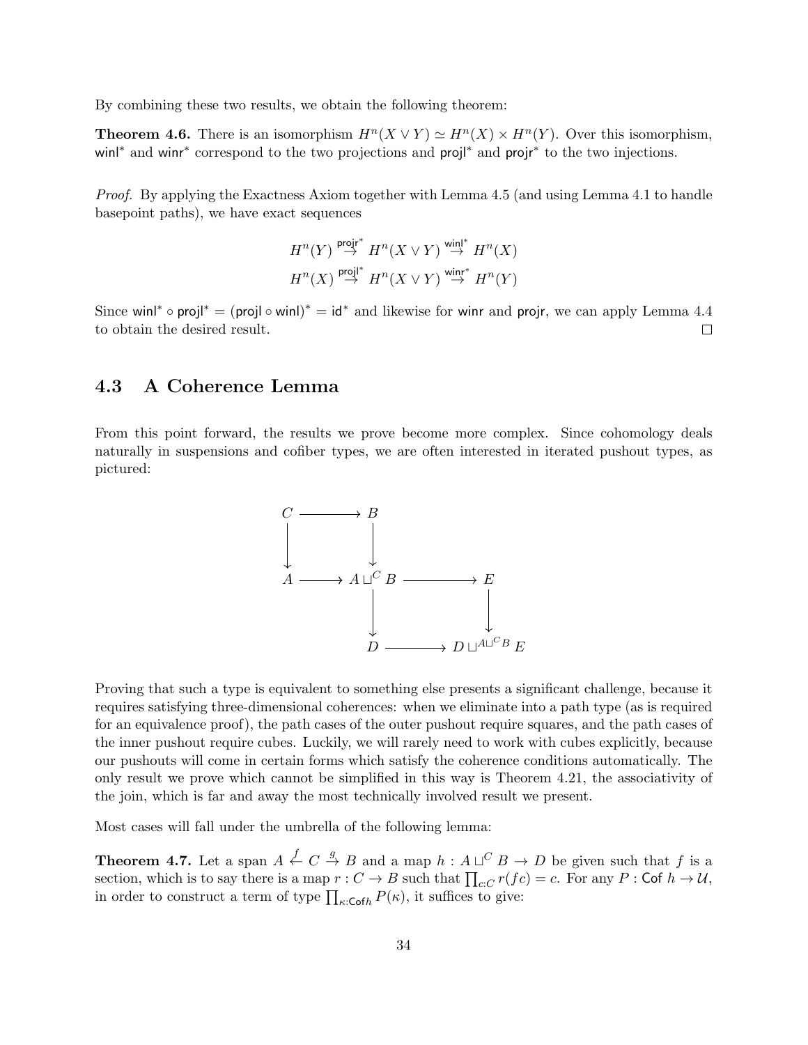By combining these two results, we obtain the following theorem:

**Theorem 4.6.** There is an isomorphism $H^n(X \vee Y) \simeq H^n(X) \times H^n(Y)$. Over this isomorphism, $\mathsf{winl}^*$ and $\mathsf{winr}^*$ correspond to the two projections and $\mathsf{projl}^*$ and $\mathsf{projr}^*$ to the two injections.

*Proof.* By applying the Exactness Axiom together with Lemma 4.5 (and using Lemma 4.1 to handle basepoint paths), we have exact sequences

$$H^n(Y) \overset{\mathsf{projr}^*}{\to} H^n(X \vee Y) \overset{\mathsf{winl}^*}{\to} H^n(X)$$
$$H^n(X) \overset{\mathsf{projl}^*}{\to} H^n(X \vee Y) \overset{\mathsf{winr}^*}{\to} H^n(Y)$$

Since $\mathsf{winl}^* \circ \mathsf{projl}^* = (\mathsf{projl} \circ \mathsf{winl})^* = \mathsf{id}^*$ and likewise for $\mathsf{winr}$ and $\mathsf{projr}$, we can apply Lemma 4.4 to obtain the desired result. □

## 4.3 A Coherence Lemma

From this point forward, the results we prove become more complex. Since cohomology deals naturally in suspensions and cofiber types, we are often interested in iterated pushout types, as pictured:

$$\begin{array}{ccccc}
C & \longrightarrow & B & & \\
\downarrow & & \downarrow & & \\
A & \longrightarrow & A \sqcup^C B & \longrightarrow & E \\
 & & \downarrow & & \downarrow \\
 & & D & \longrightarrow & D \sqcup^{A \sqcup^C B} E
\end{array}$$

Proving that such a type is equivalent to something else presents a significant challenge, because it requires satisfying three-dimensional coherences: when we eliminate into a path type (as is required for an equivalence proof), the path cases of the outer pushout require squares, and the path cases of the inner pushout require cubes. Luckily, we will rarely need to work with cubes explicitly, because our pushouts will come in certain forms which satisfy the coherence conditions automatically. The only result we prove which cannot be simplified in this way is Theorem 4.21, the associativity of the join, which is far and away the most technically involved result we present.

Most cases will fall under the umbrella of the following lemma:

**Theorem 4.7.** Let a span $A \overset{f}{\leftarrow} C \overset{g}{\to} B$ and a map $h : A \sqcup^C B \to D$ be given such that $f$ is a section, which is to say there is a map $r : C \to B$ such that $\prod_{c:C} r(fc) = c$. For any $P : \mathsf{Cof}\ h \to \mathcal{U}$, in order to construct a term of type $\prod_{\kappa:\mathsf{Cof} h} P(\kappa)$, it suffices to give: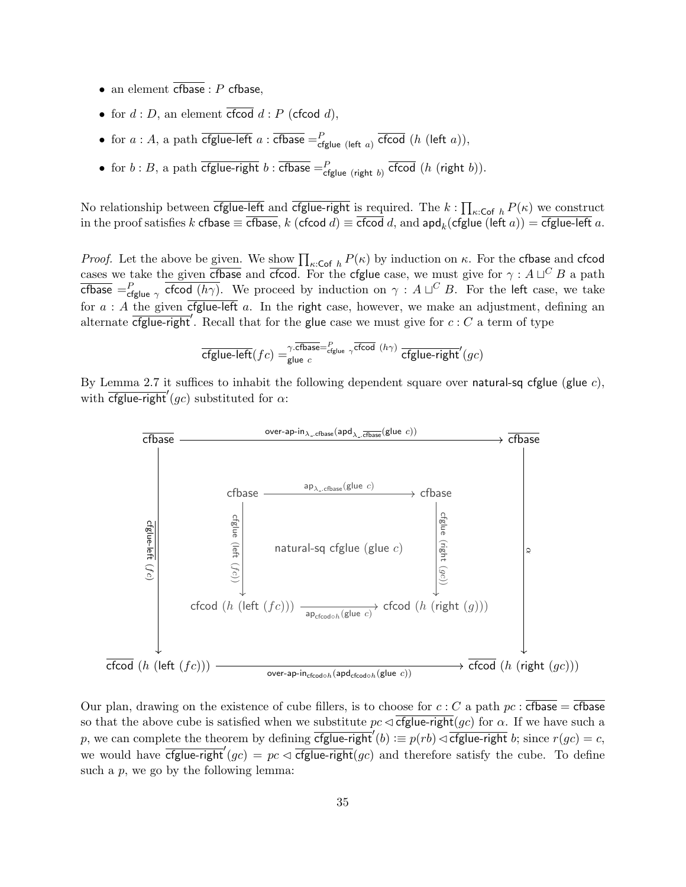- an element $\overline{\mathsf{cfbase}} : P\ \mathsf{cfbase}$,
- for $d : D$, an element $\overline{\mathsf{cfcod}}\ d : P\ (\mathsf{cfcod}\ d)$,
- for $a : A$, a path $\overline{\mathsf{cfglue\text{-}left}}\ a : \overline{\mathsf{cfbase}} =^P_{\mathsf{cfglue}\ (\mathsf{left}\ a)} \overline{\mathsf{cfcod}}\ (h\ (\mathsf{left}\ a))$,
- for $b : B$, a path $\overline{\mathsf{cfglue\text{-}right}}\ b : \overline{\mathsf{cfbase}} =^P_{\mathsf{cfglue}\ (\mathsf{right}\ b)} \overline{\mathsf{cfcod}}\ (h\ (\mathsf{right}\ b))$.

No relationship between $\overline{\mathsf{cfglue\text{-}left}}$ and $\overline{\mathsf{cfglue\text{-}right}}$ is required. The $k : \prod_{\kappa:\mathsf{Cof}\ h} P(\kappa)$ we construct in the proof satisfies $k\ \mathsf{cfbase} \equiv \overline{\mathsf{cfbase}}$, $k\ (\mathsf{cfcod}\ d) \equiv \overline{\mathsf{cfcod}}\ d$, and $\mathsf{apd}_k(\mathsf{cfglue}\ (\mathsf{left}\ a)) = \overline{\mathsf{cfglue\text{-}left}}\ a$.

*Proof.* Let the above be given. We show $\prod_{\kappa:\mathsf{Cof}\ h} P(\kappa)$ by induction on $\kappa$. For the $\mathsf{cfbase}$ and $\mathsf{cfcod}$ cases we take the given $\overline{\mathsf{cfbase}}$ and $\overline{\mathsf{cfcod}}$. For the $\mathsf{cfglue}$ case, we must give for $\gamma : A \sqcup^C B$ a path $\overline{\mathsf{cfbase}} =^P_{\mathsf{cfglue}\ \gamma} \overline{\mathsf{cfcod}}\ (h\gamma)$. We proceed by induction on $\gamma : A \sqcup^C B$. For the $\mathsf{left}$ case, we take for $a : A$ the given $\overline{\mathsf{cfglue\text{-}left}}\ a$. In the $\mathsf{right}$ case, however, we make an adjustment, defining an alternate $\overline{\mathsf{cfglue\text{-}right}}'$. Recall that for the $\mathsf{glue}$ case we must give for $c : C$ a term of type

$$\overline{\mathsf{cfglue\text{-}left}}(fc) =^{\gamma.\overline{\mathsf{cfbase}} =^P_{\mathsf{cfglue}\ \gamma} \overline{\mathsf{cfcod}}\ (h\gamma)}_{\mathsf{glue}\ c} \overline{\mathsf{cfglue\text{-}right}}'(gc)$$

By Lemma 2.7 it suffices to inhabit the following dependent square over $\mathsf{natural\text{-}sq}\ \mathsf{cfglue}\ (\mathsf{glue}\ c)$, with $\overline{\mathsf{cfglue\text{-}right}}'(gc)$ substituted for $\alpha$:

$$\begin{array}{ccc}
\overline{\mathsf{cfbase}} & \xrightarrow{\mathsf{over\text{-}ap\text{-}in}_{\lambda\_.\mathsf{cfbase}}(\mathsf{apd}_{\lambda\_.\overline{\mathsf{cfbase}}}(\mathsf{glue}\ c))} & \overline{\mathsf{cfbase}} \\
\Big\downarrow {\scriptstyle \overline{\mathsf{cfglue\text{-}left}}\ (fc)} & \begin{array}{ccc}
\mathsf{cfbase} & \xrightarrow{\mathsf{ap}_{\lambda\_.\mathsf{cfbase}}(\mathsf{glue}\ c)} & \mathsf{cfbase} \\
\Big\downarrow {\scriptstyle \mathsf{cfglue}\ (\mathsf{left}\ (fc))} & \mathsf{natural\text{-}sq}\ \mathsf{cfglue}\ (\mathsf{glue}\ c) & \Big\downarrow {\scriptstyle \mathsf{cfglue}\ (\mathsf{right}\ (gc))} \\
\mathsf{cfcod}\ (h\ (\mathsf{left}\ (fc))) & \xrightarrow[\mathsf{ap}_{\mathsf{cfcod}\circ h}(\mathsf{glue}\ c)]{} & \mathsf{cfcod}\ (h\ (\mathsf{right}\ (g)))
\end{array} & \Big\downarrow {\scriptstyle \alpha} \\
\overline{\mathsf{cfcod}}\ (h\ (\mathsf{left}\ (fc))) & \xrightarrow[\mathsf{over\text{-}ap\text{-}in}_{\mathsf{cfcod}\circ h}(\mathsf{apd}_{\mathsf{cfcod}\circ h}(\mathsf{glue}\ c))]{} & \overline{\mathsf{cfcod}}\ (h\ (\mathsf{right}\ (gc)))
\end{array}$$

Our plan, drawing on the existence of cube fillers, is to choose for $c : C$ a path $pc : \overline{\mathsf{cfbase}} = \overline{\mathsf{cfbase}}$ so that the above cube is satisfied when we substitute $pc \lhd \overline{\mathsf{cfglue\text{-}right}}(gc)$ for $\alpha$. If we have such a $p$, we can complete the theorem by defining $\overline{\mathsf{cfglue\text{-}right}}'(b) :\equiv p(rb) \lhd \overline{\mathsf{cfglue\text{-}right}}\ b$; since $r(gc) = c$, we would have $\overline{\mathsf{cfglue\text{-}right}}'(gc) = pc \lhd \overline{\mathsf{cfglue\text{-}right}}(gc)$ and therefore satisfy the cube. To define such a $p$, we go by the following lemma: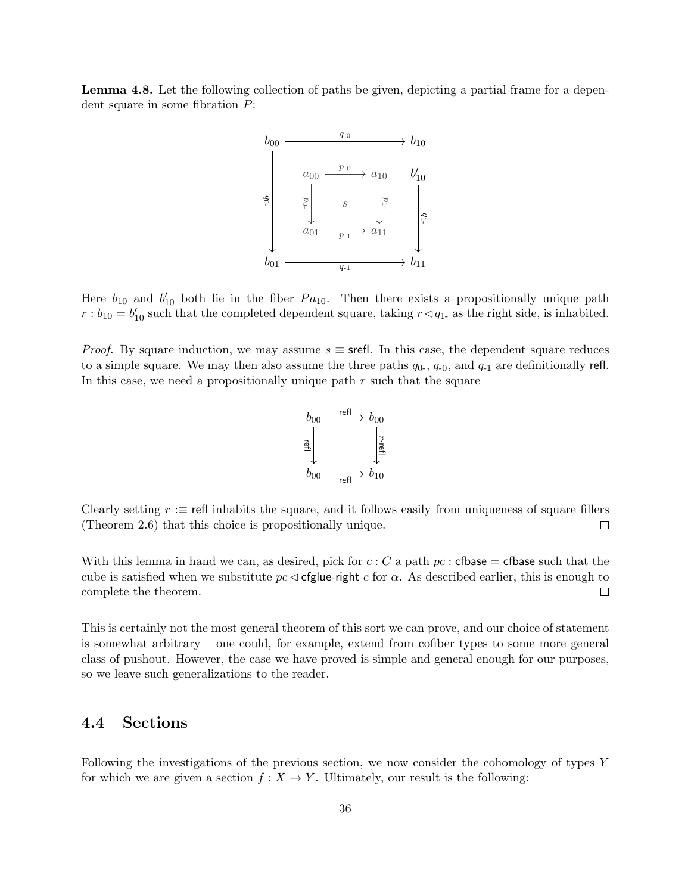**Lemma 4.8.** Let the following collection of paths be given, depicting a partial frame for a dependent square in some fibration $P$:

$$
\begin{array}{ccccc}
b_{00} & \xrightarrow{\quad q_{\text{-}0} \quad} & & & b_{10} \\
 & a_{00} & \xrightarrow{p_{\text{-}0}} & a_{10} & b'_{10} \\
{\scriptstyle q_{0\text{-}}}\downarrow & {\scriptstyle p_{0\text{-}}}\downarrow & s & \downarrow{\scriptstyle p_{1\text{-}}} & \downarrow{\scriptstyle q_{1\text{-}}} \\
 & a_{01} & \xrightarrow[p_{\text{-}1}]{} & a_{11} & \\
b_{01} & \xrightarrow[\quad q_{\text{-}1} \quad]{} & & & b_{11}
\end{array}
$$

Here $b_{10}$ and $b'_{10}$ both lie in the fiber $Pa_{10}$. Then there exists a propositionally unique path $r : b_{10} = b'_{10}$ such that the completed dependent square, taking $r \triangleleft q_{1\text{-}}$ as the right side, is inhabited.

*Proof.* By square induction, we may assume $s \equiv \mathsf{srefl}$. In this case, the dependent square reduces to a simple square. We may then also assume the three paths $q_{0\text{-}}$, $q_{\text{-}0}$, and $q_{\text{-}1}$ are definitionally $\mathsf{refl}$. In this case, we need a propositionally unique path $r$ such that the square

$$
\begin{array}{ccc}
b_{00} & \xrightarrow{\mathsf{refl}} & b_{00} \\
{\scriptstyle \mathsf{refl}}\downarrow & & \downarrow{\scriptstyle r \cdot \mathsf{refl}} \\
b_{00} & \xrightarrow[\mathsf{refl}]{} & b_{10}
\end{array}
$$

Clearly setting $r :\equiv \mathsf{refl}$ inhabits the square, and it follows easily from uniqueness of square fillers (Theorem 2.6) that this choice is propositionally unique. $\square$

With this lemma in hand we can, as desired, pick for $c : C$ a path $pc : \overline{\mathsf{cfbase}} = \overline{\mathsf{cfbase}}$ such that the cube is satisfied when we substitute $pc \triangleleft \overline{\mathsf{cfglue\text{-}right}}\ c$ for $\alpha$. As described earlier, this is enough to complete the theorem. $\square$

This is certainly not the most general theorem of this sort we can prove, and our choice of statement is somewhat arbitrary – one could, for example, extend from cofiber types to some more general class of pushout. However, the case we have proved is simple and general enough for our purposes, so we leave such generalizations to the reader.

## 4.4 Sections

Following the investigations of the previous section, we now consider the cohomology of types $Y$ for which we are given a section $f : X \to Y$. Ultimately, our result is the following: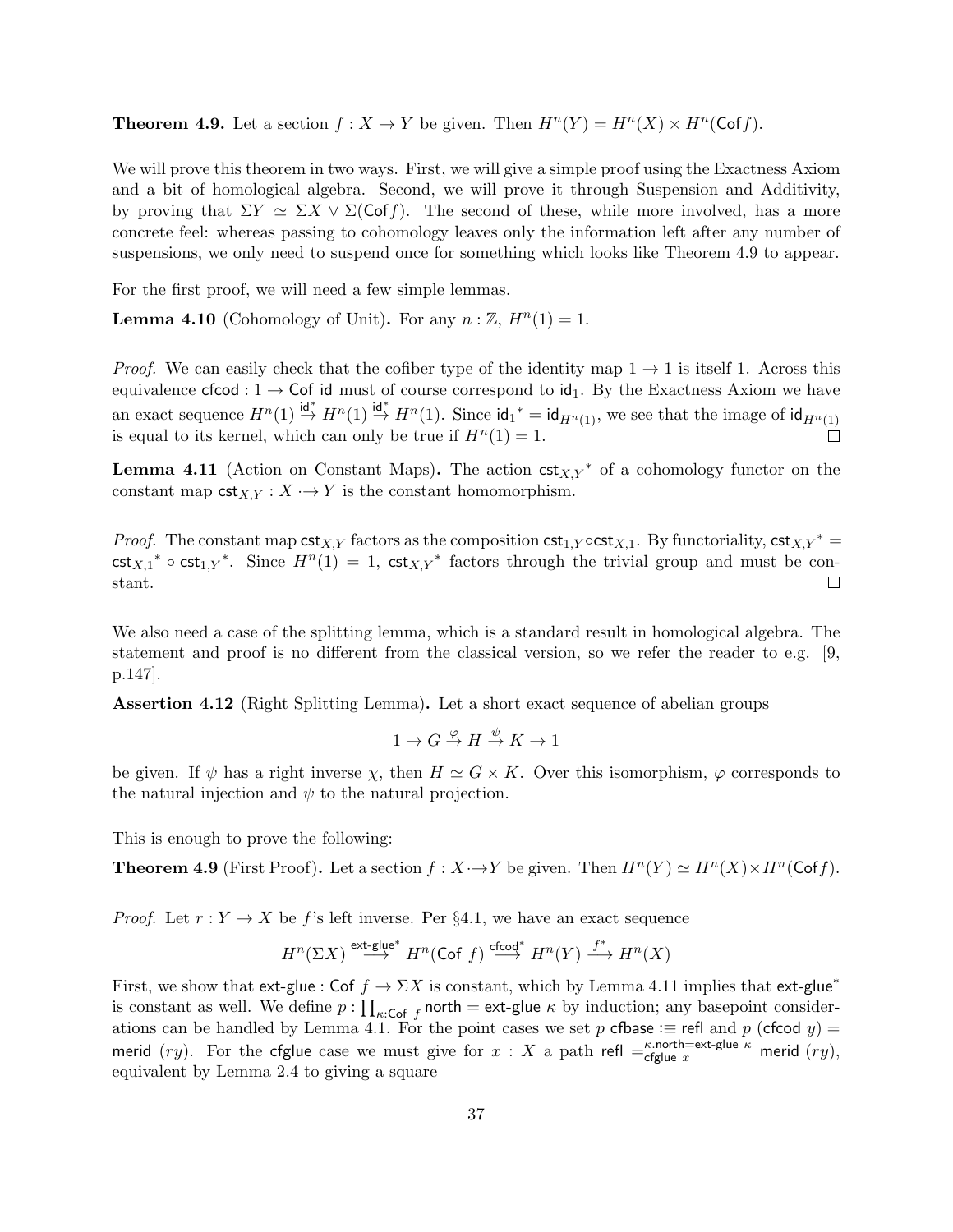**Theorem 4.9.** Let a section $f : X \to Y$ be given. Then $H^n(Y) = H^n(X) \times H^n(\mathsf{Cof}\, f)$.

We will prove this theorem in two ways. First, we will give a simple proof using the Exactness Axiom and a bit of homological algebra. Second, we will prove it through Suspension and Additivity, by proving that $\Sigma Y \simeq \Sigma X \vee \Sigma(\mathsf{Cof} f)$. The second of these, while more involved, has a more concrete feel: whereas passing to cohomology leaves only the information left after any number of suspensions, we only need to suspend once for something which looks like Theorem 4.9 to appear.

For the first proof, we will need a few simple lemmas.

**Lemma 4.10** (Cohomology of Unit)**.** For any $n : \mathbb{Z}$, $H^n(1) = 1$.

*Proof.* We can easily check that the cofiber type of the identity map $1 \to 1$ is itself 1. Across this equivalence $\mathsf{cfcod} : 1 \to \mathsf{Cof}\ \mathsf{id}$ must of course correspond to $\mathsf{id}_1$. By the Exactness Axiom we have an exact sequence $H^n(1) \stackrel{\mathsf{id}_1^*}{\to} H^n(1) \stackrel{\mathsf{id}_1^*}{\to} H^n(1)$. Since $\mathsf{id}_1{}^* = \mathsf{id}_{H^n(1)}$, we see that the image of $\mathsf{id}_{H^n(1)}$ is equal to its kernel, which can only be true if $H^n(1) = 1$. □

**Lemma 4.11** (Action on Constant Maps)**.** The action $\mathsf{cst}_{X,Y}{}^*$ of a cohomology functor on the constant map $\mathsf{cst}_{X,Y} : X \cdot\!\!\to Y$ is the constant homomorphism.

*Proof.* The constant map $\mathsf{cst}_{X,Y}$ factors as the composition $\mathsf{cst}_{1,Y} \circ \mathsf{cst}_{X,1}$. By functoriality, $\mathsf{cst}_{X,Y}{}^* = \mathsf{cst}_{X,1}{}^* \circ \mathsf{cst}_{1,Y}{}^*$. Since $H^n(1) = 1$, $\mathsf{cst}_{X,Y}{}^*$ factors through the trivial group and must be constant. □

We also need a case of the splitting lemma, which is a standard result in homological algebra. The statement and proof is no different from the classical version, so we refer the reader to e.g. [9, p.147].

**Assertion 4.12** (Right Splitting Lemma)**.** Let a short exact sequence of abelian groups

$$1 \to G \stackrel{\varphi}{\to} H \stackrel{\psi}{\to} K \to 1$$

be given. If $\psi$ has a right inverse $\chi$, then $H \simeq G \times K$. Over this isomorphism, $\varphi$ corresponds to the natural injection and $\psi$ to the natural projection.

This is enough to prove the following:

**Theorem 4.9** (First Proof)**.** Let a section $f : X \cdot\!\!\to Y$ be given. Then $H^n(Y) \simeq H^n(X) \times H^n(\mathsf{Cof} f)$.

*Proof.* Let $r : Y \to X$ be $f$'s left inverse. Per §4.1, we have an exact sequence

$$H^n(\Sigma X) \stackrel{\mathsf{ext\text{-}glue}^*}{\longrightarrow} H^n(\mathsf{Cof}\ f) \stackrel{\mathsf{cfcod}^*}{\longrightarrow} H^n(Y) \stackrel{f^*}{\longrightarrow} H^n(X)$$

First, we show that $\mathsf{ext\text{-}glue} : \mathsf{Cof}\ f \to \Sigma X$ is constant, which by Lemma 4.11 implies that $\mathsf{ext\text{-}glue}^*$ is constant as well. We define $p : \prod_{\kappa:\mathsf{Cof}\ f} \mathsf{north} = \mathsf{ext\text{-}glue}\ \kappa$ by induction; any basepoint considerations can be handled by Lemma 4.1. For the point cases we set $p\ \mathsf{cfbase} :\equiv \mathsf{refl}$ and $p\ (\mathsf{cfcod}\ y) = \mathsf{merid}\ (ry)$. For the $\mathsf{cfglue}$ case we must give for $x : X$ a path $\mathsf{refl} =^{\kappa.\mathsf{north}=\mathsf{ext\text{-}glue}\ \kappa}_{\mathsf{cfglue}\ x} \mathsf{merid}\ (ry)$, equivalent by Lemma 2.4 to giving a square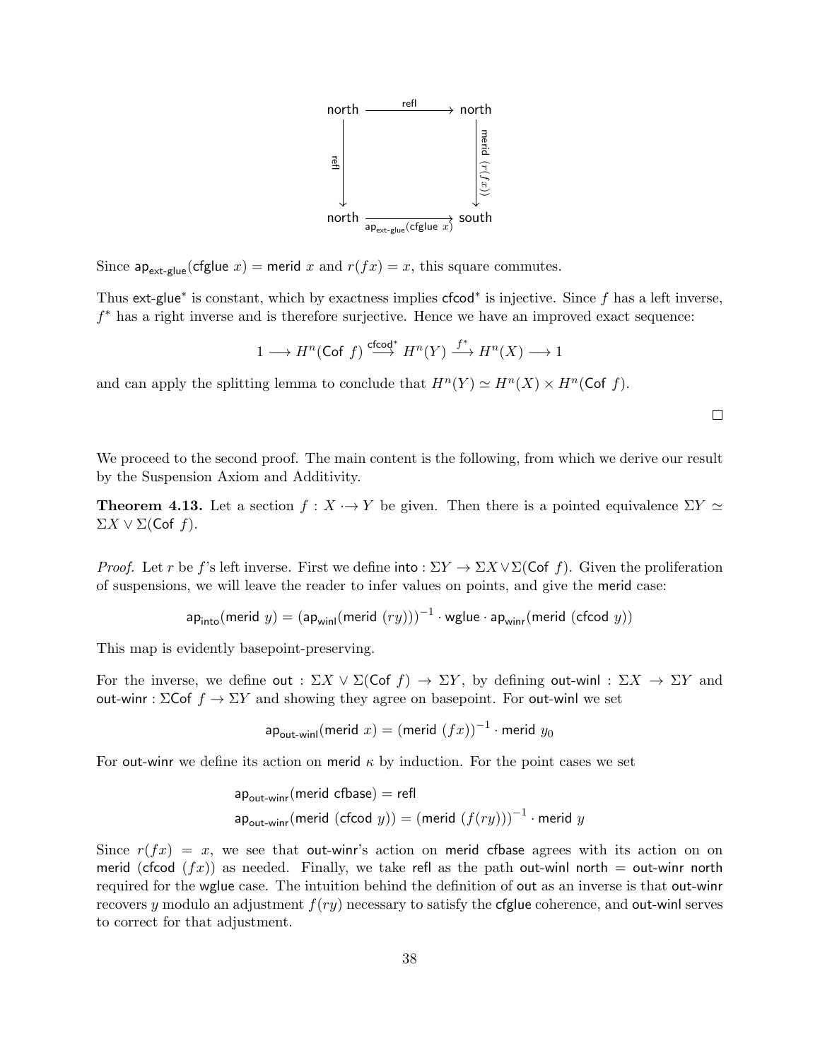$$\begin{array}{ccc}
\mathsf{north} & \xrightarrow{\mathsf{refl}} & \mathsf{north} \\
{\scriptstyle \mathsf{refl}} \big\downarrow & & \big\downarrow {\scriptstyle \mathsf{merid}\ (r(fx))} \\
\mathsf{north} & \xrightarrow[\mathsf{ap}_{\mathsf{ext\text{-}glue}}(\mathsf{cfglue}\ x)]{} & \mathsf{south}
\end{array}$$

Since $\mathsf{ap}_{\mathsf{ext\text{-}glue}}(\mathsf{cfglue}\ x) = \mathsf{merid}\ x$ and $r(fx) = x$, this square commutes.

Thus $\mathsf{ext\text{-}glue}^*$ is constant, which by exactness implies $\mathsf{cfcod}^*$ is injective. Since $f$ has a left inverse, $f^*$ has a right inverse and is therefore surjective. Hence we have an improved exact sequence:

$$1 \longrightarrow H^n(\mathsf{Cof}\ f) \overset{\mathsf{cfcod}^*}{\longrightarrow} H^n(Y) \overset{f^*}{\longrightarrow} H^n(X) \longrightarrow 1$$

and can apply the splitting lemma to conclude that $H^n(Y) \simeq H^n(X) \times H^n(\mathsf{Cof}\ f)$.

□

We proceed to the second proof. The main content is the following, from which we derive our result by the Suspension Axiom and Additivity.

**Theorem 4.13.** Let a section $f : X \cdot\!\!\to Y$ be given. Then there is a pointed equivalence $\Sigma Y \simeq \Sigma X \vee \Sigma(\mathsf{Cof}\ f)$.

*Proof.* Let $r$ be $f$'s left inverse. First we define $\mathsf{into} : \Sigma Y \to \Sigma X \vee \Sigma(\mathsf{Cof}\ f)$. Given the proliferation of suspensions, we will leave the reader to infer values on points, and give the $\mathsf{merid}$ case:

$$\mathsf{ap}_{\mathsf{into}}(\mathsf{merid}\ y) = (\mathsf{ap}_{\mathsf{winl}}(\mathsf{merid}\ (ry)))^{-1} \cdot \mathsf{wglue} \cdot \mathsf{ap}_{\mathsf{winr}}(\mathsf{merid}\ (\mathsf{cfcod}\ y))$$

This map is evidently basepoint-preserving.

For the inverse, we define $\mathsf{out} : \Sigma X \vee \Sigma(\mathsf{Cof}\ f) \to \Sigma Y$, by defining $\mathsf{out\text{-}winl} : \Sigma X \to \Sigma Y$ and $\mathsf{out\text{-}winr} : \Sigma\mathsf{Cof}\ f \to \Sigma Y$ and showing they agree on basepoint. For $\mathsf{out\text{-}winl}$ we set

$$\mathsf{ap}_{\mathsf{out\text{-}winl}}(\mathsf{merid}\ x) = (\mathsf{merid}\ (fx))^{-1} \cdot \mathsf{merid}\ y_0$$

For $\mathsf{out\text{-}winr}$ we define its action on $\mathsf{merid}\ \kappa$ by induction. For the point cases we set

$$\begin{aligned}
&\mathsf{ap}_{\mathsf{out\text{-}winr}}(\mathsf{merid}\ \mathsf{cfbase}) = \mathsf{refl} \\
&\mathsf{ap}_{\mathsf{out\text{-}winr}}(\mathsf{merid}\ (\mathsf{cfcod}\ y)) = (\mathsf{merid}\ (f(ry)))^{-1} \cdot \mathsf{merid}\ y
\end{aligned}$$

Since $r(fx) = x$, we see that $\mathsf{out\text{-}winr}$'s action on $\mathsf{merid}\ \mathsf{cfbase}$ agrees with its action on on $\mathsf{merid}\ (\mathsf{cfcod}\ (fx))$ as needed. Finally, we take $\mathsf{refl}$ as the path $\mathsf{out\text{-}winl}\ \mathsf{north} = \mathsf{out\text{-}winr}\ \mathsf{north}$ required for the $\mathsf{wglue}$ case. The intuition behind the definition of $\mathsf{out}$ as an inverse is that $\mathsf{out\text{-}winr}$ recovers $y$ modulo an adjustment $f(ry)$ necessary to satisfy the $\mathsf{cfglue}$ coherence, and $\mathsf{out\text{-}winl}$ serves to correct for that adjustment.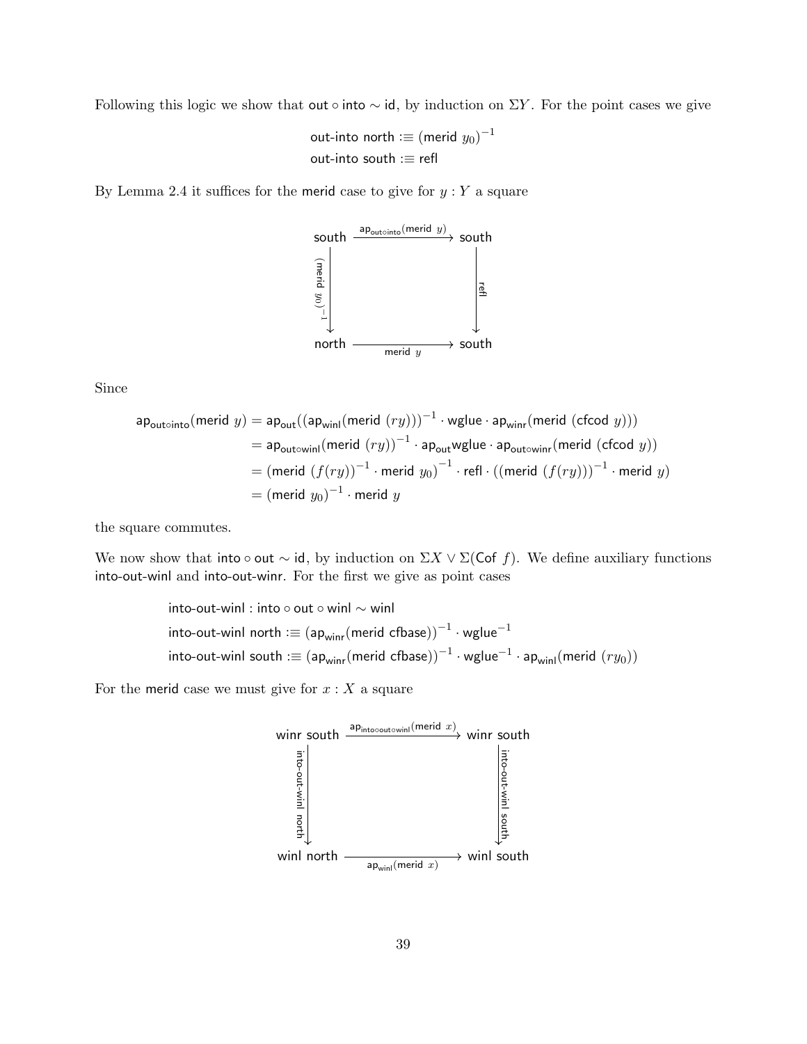Following this logic we show that $\mathsf{out} \circ \mathsf{into} \sim \mathsf{id}$, by induction on $\Sigma Y$. For the point cases we give

$$\begin{aligned}
&\mathsf{out\text{-}into}\ \mathsf{north} :\equiv (\mathsf{merid}\ y_0)^{-1} \\
&\mathsf{out\text{-}into}\ \mathsf{south} :\equiv \mathsf{refl}
\end{aligned}$$

By Lemma 2.4 it suffices for the merid case to give for $y : Y$ a square

$$\begin{array}{ccc}
\mathsf{south} & \xrightarrow{\mathsf{ap}_{\mathsf{out}\circ\mathsf{into}}(\mathsf{merid}\ y)} & \mathsf{south} \\
{\scriptstyle (\mathsf{merid}\ y_0)^{-1}}\downarrow & & \downarrow{\scriptstyle \mathsf{refl}} \\
\mathsf{north} & \xrightarrow[\mathsf{merid}\ y]{} & \mathsf{south}
\end{array}$$

Since

$$\begin{aligned}
\mathsf{ap}_{\mathsf{out}\circ\mathsf{into}}(\mathsf{merid}\ y) &= \mathsf{ap}_{\mathsf{out}}((\mathsf{ap}_{\mathsf{winl}}(\mathsf{merid}\ (ry)))^{-1} \cdot \mathsf{wglue} \cdot \mathsf{ap}_{\mathsf{winr}}(\mathsf{merid}\ (\mathsf{cfcod}\ y))) \\
&= \mathsf{ap}_{\mathsf{out}\circ\mathsf{winl}}(\mathsf{merid}\ (ry))^{-1} \cdot \mathsf{ap}_{\mathsf{out}}\mathsf{wglue} \cdot \mathsf{ap}_{\mathsf{out}\circ\mathsf{winr}}(\mathsf{merid}\ (\mathsf{cfcod}\ y)) \\
&= (\mathsf{merid}\ (f(ry))^{-1} \cdot \mathsf{merid}\ y_0)^{-1} \cdot \mathsf{refl} \cdot ((\mathsf{merid}\ (f(ry)))^{-1} \cdot \mathsf{merid}\ y) \\
&= (\mathsf{merid}\ y_0)^{-1} \cdot \mathsf{merid}\ y
\end{aligned}$$

the square commutes.

We now show that $\mathsf{into} \circ \mathsf{out} \sim \mathsf{id}$, by induction on $\Sigma X \vee \Sigma(\mathsf{Cof}\ f)$. We define auxiliary functions into-out-winl and into-out-winr. For the first we give as point cases

$$\begin{aligned}
&\mathsf{into\text{-}out\text{-}winl} : \mathsf{into} \circ \mathsf{out} \circ \mathsf{winl} \sim \mathsf{winl} \\
&\mathsf{into\text{-}out\text{-}winl}\ \mathsf{north} :\equiv (\mathsf{ap}_{\mathsf{winr}}(\mathsf{merid}\ \mathsf{cfbase}))^{-1} \cdot \mathsf{wglue}^{-1} \\
&\mathsf{into\text{-}out\text{-}winl}\ \mathsf{south} :\equiv (\mathsf{ap}_{\mathsf{winr}}(\mathsf{merid}\ \mathsf{cfbase}))^{-1} \cdot \mathsf{wglue}^{-1} \cdot \mathsf{ap}_{\mathsf{winl}}(\mathsf{merid}\ (ry_0))
\end{aligned}$$

For the merid case we must give for $x : X$ a square

$$\begin{array}{ccc}
\mathsf{winr}\ \mathsf{south} & \xrightarrow{\mathsf{ap}_{\mathsf{into}\circ\mathsf{out}\circ\mathsf{winl}}(\mathsf{merid}\ x)} & \mathsf{winr}\ \mathsf{south} \\
{\scriptstyle \mathsf{into\text{-}out\text{-}winl}\ \mathsf{north}}\downarrow & & \downarrow{\scriptstyle \mathsf{into\text{-}out\text{-}winl}\ \mathsf{south}} \\
\mathsf{winl}\ \mathsf{north} & \xrightarrow[\mathsf{ap}_{\mathsf{winl}}(\mathsf{merid}\ x)]{} & \mathsf{winl}\ \mathsf{south}
\end{array}$$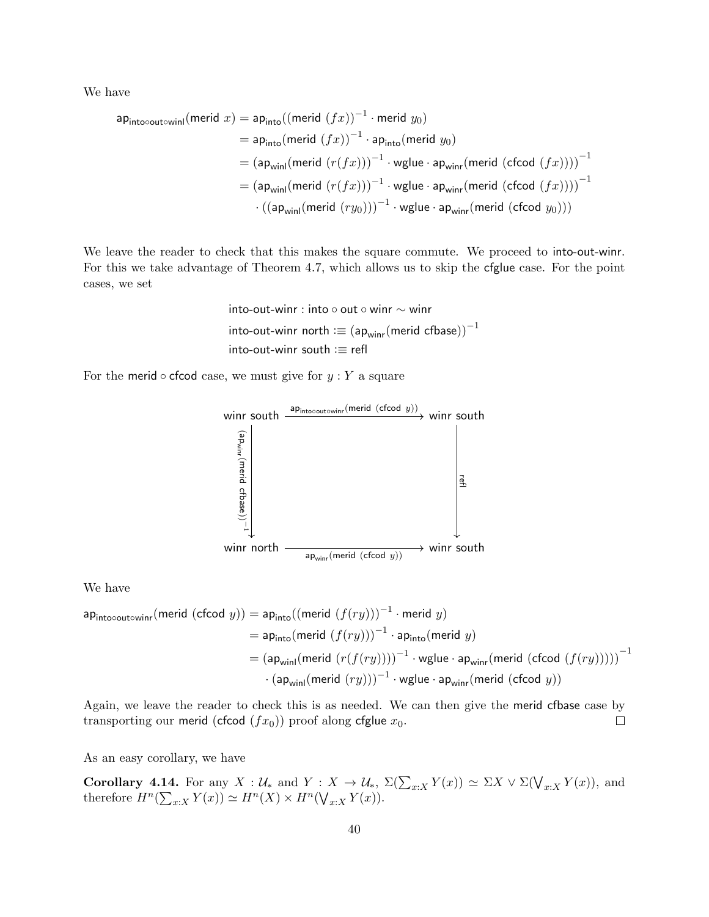We have

$$
\begin{aligned}
\mathsf{ap}_{\mathsf{into}\circ\mathsf{out}\circ\mathsf{winl}}(\mathsf{merid}\ x) &= \mathsf{ap}_{\mathsf{into}}((\mathsf{merid}\ (fx))^{-1} \cdot \mathsf{merid}\ y_0) \\
&= \mathsf{ap}_{\mathsf{into}}(\mathsf{merid}\ (fx))^{-1} \cdot \mathsf{ap}_{\mathsf{into}}(\mathsf{merid}\ y_0) \\
&= (\mathsf{ap}_{\mathsf{winl}}(\mathsf{merid}\ (r(fx)))^{-1} \cdot \mathsf{wglue} \cdot \mathsf{ap}_{\mathsf{winr}}(\mathsf{merid}\ (\mathsf{cfcod}\ (fx))))^{-1} \\
&= (\mathsf{ap}_{\mathsf{winl}}(\mathsf{merid}\ (r(fx)))^{-1} \cdot \mathsf{wglue} \cdot \mathsf{ap}_{\mathsf{winr}}(\mathsf{merid}\ (\mathsf{cfcod}\ (fx))))^{-1} \\
&\quad \cdot ((\mathsf{ap}_{\mathsf{winl}}(\mathsf{merid}\ (ry_0)))^{-1} \cdot \mathsf{wglue} \cdot \mathsf{ap}_{\mathsf{winr}}(\mathsf{merid}\ (\mathsf{cfcod}\ y_0)))
\end{aligned}
$$

We leave the reader to check that this makes the square commute. We proceed to into-out-winr. For this we take advantage of Theorem 4.7, which allows us to skip the cfglue case. For the point cases, we set

$$
\begin{aligned}
&\text{into-out-winr} : \mathsf{into} \circ \mathsf{out} \circ \mathsf{winr} \sim \mathsf{winr} \\
&\text{into-out-winr north} :\equiv (\mathsf{ap}_{\mathsf{winr}}(\mathsf{merid}\ \mathsf{cfbase}))^{-1} \\
&\text{into-out-winr south} :\equiv \mathsf{refl}
\end{aligned}
$$

For the $\mathsf{merid} \circ \mathsf{cfcod}$ case, we must give for $y : Y$ a square

$$
\begin{array}{ccc}
\mathsf{winr}\ \mathsf{south} & \xrightarrow{\mathsf{ap}_{\mathsf{into}\circ\mathsf{out}\circ\mathsf{winr}}(\mathsf{merid}\ (\mathsf{cfcod}\ y))} & \mathsf{winr}\ \mathsf{south} \\
\big\downarrow {\scriptstyle (\mathsf{ap}_{\mathsf{winr}}(\mathsf{merid}\ \mathsf{cfbase}))^{-1}} & & \big\downarrow {\scriptstyle \mathsf{refl}} \\
\mathsf{winr}\ \mathsf{north} & \xrightarrow[\mathsf{ap}_{\mathsf{winr}}(\mathsf{merid}\ (\mathsf{cfcod}\ y))]{} & \mathsf{winr}\ \mathsf{south}
\end{array}
$$

We have

$$
\begin{aligned}
\mathsf{ap}_{\mathsf{into}\circ\mathsf{out}\circ\mathsf{winr}}(\mathsf{merid}\ (\mathsf{cfcod}\ y)) &= \mathsf{ap}_{\mathsf{into}}((\mathsf{merid}\ (f(ry)))^{-1} \cdot \mathsf{merid}\ y) \\
&= \mathsf{ap}_{\mathsf{into}}(\mathsf{merid}\ (f(ry)))^{-1} \cdot \mathsf{ap}_{\mathsf{into}}(\mathsf{merid}\ y) \\
&= (\mathsf{ap}_{\mathsf{winl}}(\mathsf{merid}\ (r(f(ry))))^{-1} \cdot \mathsf{wglue} \cdot \mathsf{ap}_{\mathsf{winr}}(\mathsf{merid}\ (\mathsf{cfcod}\ (f(ry)))))^{-1} \\
&\quad \cdot (\mathsf{ap}_{\mathsf{winl}}(\mathsf{merid}\ (ry)))^{-1} \cdot \mathsf{wglue} \cdot \mathsf{ap}_{\mathsf{winr}}(\mathsf{merid}\ (\mathsf{cfcod}\ y))
\end{aligned}
$$

Again, we leave the reader to check this is as needed. We can then give the merid cfbase case by transporting our merid (cfcod $(fx_0)$) proof along cfglue $x_0$. $\square$

As an easy corollary, we have

**Corollary 4.14.** For any $X : \mathcal{U}_*$ and $Y : X \to \mathcal{U}_*$, $\Sigma(\sum_{x:X} Y(x)) \simeq \Sigma X \vee \Sigma(\bigvee_{x:X} Y(x))$, and therefore $H^n(\sum_{x:X} Y(x)) \simeq H^n(X) \times H^n(\bigvee_{x:X} Y(x))$.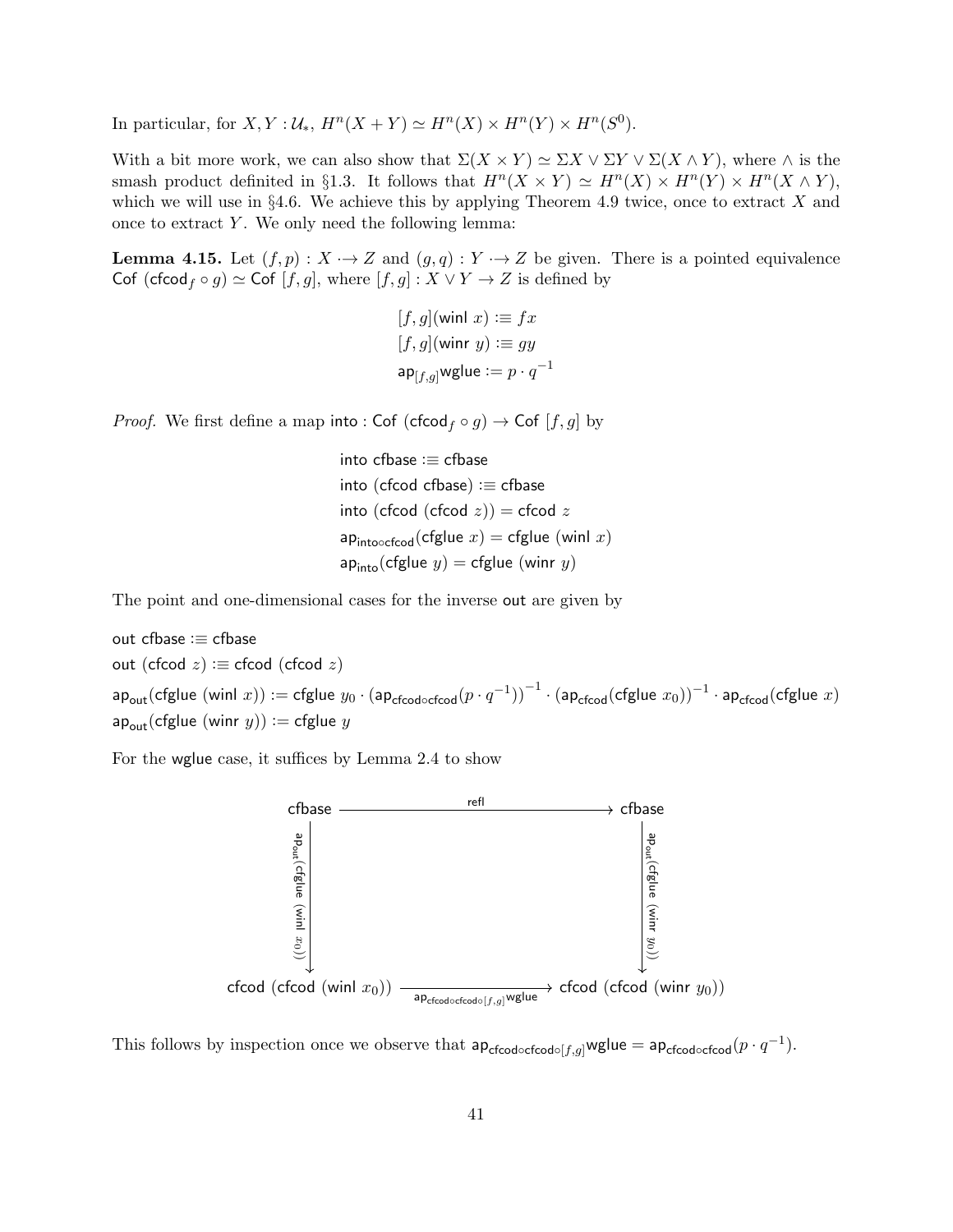In particular, for $X, Y : \mathcal{U}_*$, $H^n(X + Y) \simeq H^n(X) \times H^n(Y) \times H^n(S^0)$.

With a bit more work, we can also show that $\Sigma(X \times Y) \simeq \Sigma X \vee \Sigma Y \vee \Sigma(X \wedge Y)$, where $\wedge$ is the smash product definited in §1.3. It follows that $H^n(X \times Y) \simeq H^n(X) \times H^n(Y) \times H^n(X \wedge Y)$, which we will use in §4.6. We achieve this by applying Theorem 4.9 twice, once to extract $X$ and once to extract $Y$. We only need the following lemma:

**Lemma 4.15.** Let $(f, p) : X \cdot\!\!\rightarrow Z$ and $(g, q) : Y \cdot\!\!\rightarrow Z$ be given. There is a pointed equivalence $\mathsf{Cof}\ (\mathsf{cfcod}_f \circ g) \simeq \mathsf{Cof}\ [f, g]$, where $[f, g] : X \vee Y \to Z$ is defined by

$$
\begin{aligned}
[f,g](\mathsf{winl}\ x) &:\equiv fx \\
[f,g](\mathsf{winr}\ y) &:\equiv gy \\
\mathsf{ap}_{[f,g]}\mathsf{wglue} &:= p \cdot q^{-1}
\end{aligned}
$$

*Proof.* We first define a map $\mathsf{into} : \mathsf{Cof}\ (\mathsf{cfcod}_f \circ g) \to \mathsf{Cof}\ [f, g]$ by

$$
\begin{aligned}
&\mathsf{into}\ \mathsf{cfbase} :\equiv \mathsf{cfbase} \\
&\mathsf{into}\ (\mathsf{cfcod}\ \mathsf{cfbase}) :\equiv \mathsf{cfbase} \\
&\mathsf{into}\ (\mathsf{cfcod}\ (\mathsf{cfcod}\ z)) = \mathsf{cfcod}\ z \\
&\mathsf{ap}_{\mathsf{into}\circ\mathsf{cfcod}}(\mathsf{cfglue}\ x) = \mathsf{cfglue}\ (\mathsf{winl}\ x) \\
&\mathsf{ap}_{\mathsf{into}}(\mathsf{cfglue}\ y) = \mathsf{cfglue}\ (\mathsf{winr}\ y)
\end{aligned}
$$

The point and one-dimensional cases for the inverse $\mathsf{out}$ are given by

$$
\begin{aligned}
&\mathsf{out}\ \mathsf{cfbase} :\equiv \mathsf{cfbase} \\
&\mathsf{out}\ (\mathsf{cfcod}\ z) :\equiv \mathsf{cfcod}\ (\mathsf{cfcod}\ z) \\
&\mathsf{ap}_{\mathsf{out}}(\mathsf{cfglue}\ (\mathsf{winl}\ x)) := \mathsf{cfglue}\ y_0 \cdot (\mathsf{ap}_{\mathsf{cfcod}\circ\mathsf{cfcod}}(p \cdot q^{-1}))^{-1} \cdot (\mathsf{ap}_{\mathsf{cfcod}}(\mathsf{cfglue}\ x_0))^{-1} \cdot \mathsf{ap}_{\mathsf{cfcod}}(\mathsf{cfglue}\ x) \\
&\mathsf{ap}_{\mathsf{out}}(\mathsf{cfglue}\ (\mathsf{winr}\ y)) := \mathsf{cfglue}\ y
\end{aligned}
$$

For the $\mathsf{wglue}$ case, it suffices by Lemma 2.4 to show

$$
\begin{array}{ccc}
\mathsf{cfbase} & \xrightarrow{\quad \mathsf{refl} \quad} & \mathsf{cfbase} \\
\Big\downarrow{\scriptstyle \mathsf{ap}_{\mathsf{out}}(\mathsf{cfglue}\ (\mathsf{winl}\ x_0))} & & \Big\downarrow{\scriptstyle \mathsf{ap}_{\mathsf{out}}(\mathsf{cfglue}\ (\mathsf{winr}\ y_0))} \\
\mathsf{cfcod}\ (\mathsf{cfcod}\ (\mathsf{winl}\ x_0)) & \xrightarrow[\mathsf{ap}_{\mathsf{cfcod}\circ\mathsf{cfcod}\circ[f,g]}\mathsf{wglue}]{} & \mathsf{cfcod}\ (\mathsf{cfcod}\ (\mathsf{winr}\ y_0))
\end{array}
$$

This follows by inspection once we observe that $\mathsf{ap}_{\mathsf{cfcod}\circ\mathsf{cfcod}\circ[f,g]}\mathsf{wglue} = \mathsf{ap}_{\mathsf{cfcod}\circ\mathsf{cfcod}}(p \cdot q^{-1})$.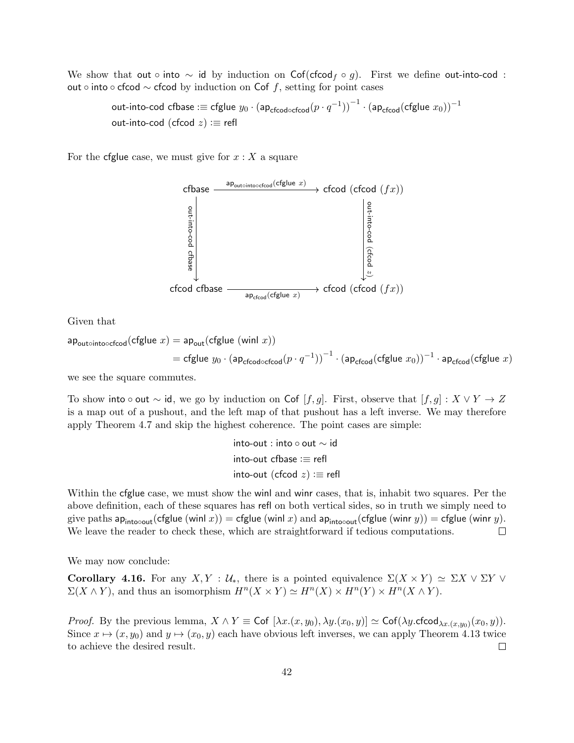We show that $\mathsf{out} \circ \mathsf{into} \sim \mathsf{id}$ by induction on $\mathsf{Cof}(\mathsf{cfcod}_f \circ g)$. First we define $\mathsf{out\text{-}into\text{-}cod} : \mathsf{out} \circ \mathsf{into} \circ \mathsf{cfcod} \sim \mathsf{cfcod}$ by induction on $\mathsf{Cof}\ f$, setting for point cases

$$\begin{aligned}
&\mathsf{out\text{-}into\text{-}cod}\ \mathsf{cfbase} :\equiv \mathsf{cfglue}\ y_0 \cdot \left(\mathsf{ap}_{\mathsf{cfcod}\circ\mathsf{cfcod}}(p \cdot q^{-1})\right)^{-1} \cdot \left(\mathsf{ap}_{\mathsf{cfcod}}(\mathsf{cfglue}\ x_0)\right)^{-1} \\
&\mathsf{out\text{-}into\text{-}cod}\ (\mathsf{cfcod}\ z) :\equiv \mathsf{refl}
\end{aligned}$$

For the $\mathsf{cfglue}$ case, we must give for $x : X$ a square

$$\begin{array}{ccc}
\mathsf{cfbase} & \xrightarrow{\mathsf{ap}_{\mathsf{out}\circ\mathsf{into}\circ\mathsf{cfcod}}(\mathsf{cfglue}\ x)} & \mathsf{cfcod}\ (\mathsf{cfcod}\ (f x)) \\
\Big\downarrow {\scriptstyle \mathsf{out\text{-}into\text{-}cod}\ \mathsf{cfbase}} & & \Big\downarrow {\scriptstyle \mathsf{out\text{-}into\text{-}cod}\ (\mathsf{cfcod}\ z)} \\
\mathsf{cfcod}\ \mathsf{cfbase} & \xrightarrow[\mathsf{ap}_{\mathsf{cfcod}}(\mathsf{cfglue}\ x)]{} & \mathsf{cfcod}\ (\mathsf{cfcod}\ (f x))
\end{array}$$

Given that

$$\begin{aligned}
\mathsf{ap}_{\mathsf{out}\circ\mathsf{into}\circ\mathsf{cfcod}}(\mathsf{cfglue}\ x) &= \mathsf{ap}_{\mathsf{out}}(\mathsf{cfglue}\ (\mathsf{winl}\ x)) \\
&= \mathsf{cfglue}\ y_0 \cdot \left(\mathsf{ap}_{\mathsf{cfcod}\circ\mathsf{cfcod}}(p \cdot q^{-1})\right)^{-1} \cdot \left(\mathsf{ap}_{\mathsf{cfcod}}(\mathsf{cfglue}\ x_0)\right)^{-1} \cdot \mathsf{ap}_{\mathsf{cfcod}}(\mathsf{cfglue}\ x)
\end{aligned}$$

we see the square commutes.

To show $\mathsf{into} \circ \mathsf{out} \sim \mathsf{id}$, we go by induction on $\mathsf{Cof}\ [f, g]$. First, observe that $[f, g] : X \vee Y \to Z$ is a map out of a pushout, and the left map of that pushout has a left inverse. We may therefore apply Theorem 4.7 and skip the highest coherence. The point cases are simple:

$$\begin{aligned}
&\mathsf{into\text{-}out} : \mathsf{into} \circ \mathsf{out} \sim \mathsf{id} \\
&\mathsf{into\text{-}out}\ \mathsf{cfbase} :\equiv \mathsf{refl} \\
&\mathsf{into\text{-}out}\ (\mathsf{cfcod}\ z) :\equiv \mathsf{refl}
\end{aligned}$$

Within the $\mathsf{cfglue}$ case, we must show the $\mathsf{winl}$ and $\mathsf{winr}$ cases, that is, inhabit two squares. Per the above definition, each of these squares has $\mathsf{refl}$ on both vertical sides, so in truth we simply need to give paths $\mathsf{ap}_{\mathsf{into}\circ\mathsf{out}}(\mathsf{cfglue}\ (\mathsf{winl}\ x)) = \mathsf{cfglue}\ (\mathsf{winl}\ x)$ and $\mathsf{ap}_{\mathsf{into}\circ\mathsf{out}}(\mathsf{cfglue}\ (\mathsf{winr}\ y)) = \mathsf{cfglue}\ (\mathsf{winr}\ y)$. We leave the reader to check these, which are straightforward if tedious computations. □

We may now conclude:

**Corollary 4.16.** For any $X, Y : \mathcal{U}_*$, there is a pointed equivalence $\Sigma(X \times Y) \simeq \Sigma X \vee \Sigma Y \vee \Sigma(X \wedge Y)$, and thus an isomorphism $H^n(X \times Y) \simeq H^n(X) \times H^n(Y) \times H^n(X \wedge Y)$.

*Proof.* By the previous lemma, $X \wedge Y \equiv \mathsf{Cof}\ [\lambda x.(x, y_0), \lambda y.(x_0, y)] \simeq \mathsf{Cof}(\lambda y.\mathsf{cfcod}_{\lambda x.(x,y_0)}(x_0, y))$. Since $x \mapsto (x, y_0)$ and $y \mapsto (x_0, y)$ each have obvious left inverses, we can apply Theorem 4.13 twice to achieve the desired result. □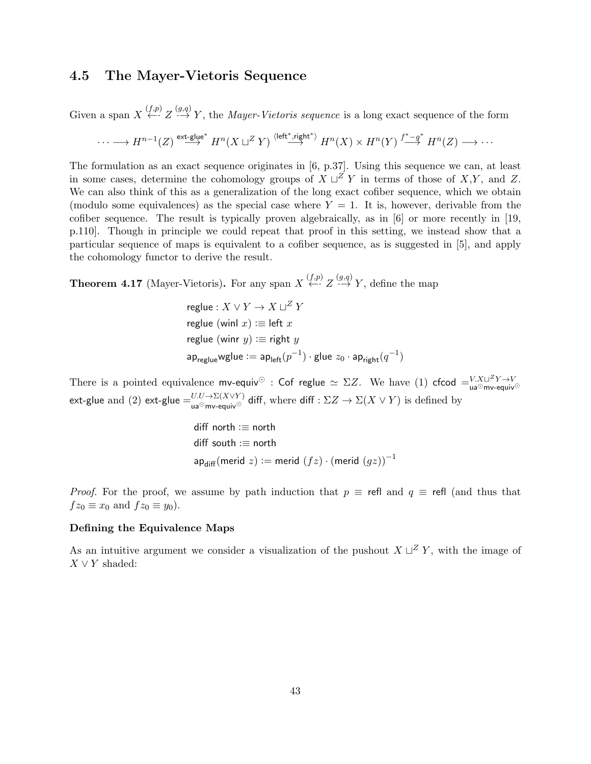## 4.5 The Mayer-Vietoris Sequence

Given a span $X \overset{(f,p)}{\leftarrow\!\cdot} Z \overset{(g,q)}{\cdot\!\rightarrow} Y$, the *Mayer-Vietoris sequence* is a long exact sequence of the form

$$\cdots \longrightarrow H^{n-1}(Z) \overset{\mathsf{ext\text{-}glue}^*}{\longrightarrow} H^n(X \sqcup^Z Y) \overset{\langle \mathsf{left}^*, \mathsf{right}^* \rangle}{\longrightarrow} H^n(X) \times H^n(Y) \overset{f^* - g^*}{\longrightarrow} H^n(Z) \longrightarrow \cdots$$

The formulation as an exact sequence originates in [6, p.37]. Using this sequence we can, at least in some cases, determine the cohomology groups of $X \sqcup^Z Y$ in terms of those of $X$,$Y$, and $Z$. We can also think of this as a generalization of the long exact cofiber sequence, which we obtain (modulo some equivalences) as the special case where $Y = 1$. It is, however, derivable from the cofiber sequence. The result is typically proven algebraically, as in [6] or more recently in [19, p.110]. Though in principle we could repeat that proof in this setting, we instead show that a particular sequence of maps is equivalent to a cofiber sequence, as is suggested in [5], and apply the cohomology functor to derive the result.

**Theorem 4.17** (Mayer-Vietoris)**.** For any span $X \overset{(f,p)}{\leftarrow\!\cdot} Z \overset{(g,q)}{\cdot\!\rightarrow} Y$, define the map

$$\begin{aligned}
&\mathsf{reglue} : X \vee Y \to X \sqcup^Z Y \\
&\mathsf{reglue}\ (\mathsf{winl}\ x) :\equiv \mathsf{left}\ x \\
&\mathsf{reglue}\ (\mathsf{winr}\ y) :\equiv \mathsf{right}\ y \\
&\mathsf{ap}_{\mathsf{reglue}} \mathsf{wglue} := \mathsf{ap}_{\mathsf{left}}(p^{-1}) \cdot \mathsf{glue}\ z_0 \cdot \mathsf{ap}_{\mathsf{right}}(q^{-1})
\end{aligned}$$

There is a pointed equivalence $\mathsf{mv\text{-}equiv}^{\odot} : \mathsf{Cof\ reglue} \simeq \Sigma Z$. We have (1) $\mathsf{cfcod} =^{V.X \sqcup^Z Y \to V}_{\mathsf{ua}^{\odot}\mathsf{mv\text{-}equiv}^{\odot}} \mathsf{ext\text{-}glue}$ and (2) $\mathsf{ext\text{-}glue} =^{U.U \to \Sigma(X \vee Y)}_{\mathsf{ua}^{\odot}\mathsf{mv\text{-}equiv}^{\odot}} \mathsf{diff}$, where $\mathsf{diff} : \Sigma Z \to \Sigma(X \vee Y)$ is defined by

$$\begin{aligned}
&\mathsf{diff\ north} :\equiv \mathsf{north} \\
&\mathsf{diff\ south} :\equiv \mathsf{north} \\
&\mathsf{ap}_{\mathsf{diff}}(\mathsf{merid}\ z) := \mathsf{merid}\ (fz) \cdot (\mathsf{merid}\ (gz))^{-1}
\end{aligned}$$

*Proof.* For the proof, we assume by path induction that $p \equiv \mathsf{refl}$ and $q \equiv \mathsf{refl}$ (and thus that $fz_0 \equiv x_0$ and $fz_0 \equiv y_0$).

**Defining the Equivalence Maps**

As an intuitive argument we consider a visualization of the pushout $X \sqcup^Z Y$, with the image of $X \vee Y$ shaded: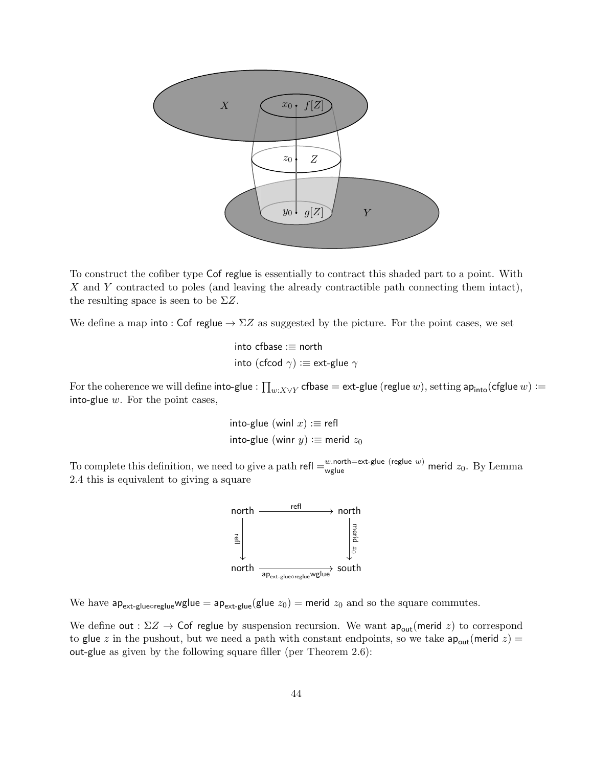To construct the cofiber type $\mathsf{Cof\ reglue}$ is essentially to contract this shaded part to a point. With $X$ and $Y$ contracted to poles (and leaving the already contractible path connecting them intact), the resulting space is seen to be $\Sigma Z$.

We define a map $\mathsf{into} : \mathsf{Cof\ reglue} \to \Sigma Z$ as suggested by the picture. For the point cases, we set

$$\begin{aligned}
&\mathsf{into}\ \mathsf{cfbase} :\equiv \mathsf{north} \\
&\mathsf{into}\ (\mathsf{cfcod}\ \gamma) :\equiv \mathsf{ext\text{-}glue}\ \gamma
\end{aligned}$$

For the coherence we will define $\mathsf{into\text{-}glue} : \prod_{w:X \vee Y} \mathsf{cfbase} = \mathsf{ext\text{-}glue}\ (\mathsf{reglue}\ w)$, setting $\mathsf{ap}_{\mathsf{into}}(\mathsf{cfglue}\ w) := \mathsf{into\text{-}glue}\ w$. For the point cases,

$$\begin{aligned}
&\mathsf{into\text{-}glue}\ (\mathsf{winl}\ x) :\equiv \mathsf{refl} \\
&\mathsf{into\text{-}glue}\ (\mathsf{winr}\ y) :\equiv \mathsf{merid}\ z_0
\end{aligned}$$

To complete this definition, we need to give a path $\mathsf{refl} =^{w.\mathsf{north}=\mathsf{ext\text{-}glue}\ (\mathsf{reglue}\ w)}_{\mathsf{wglue}} \mathsf{merid}\ z_0$. By Lemma 2.4 this is equivalent to giving a square

$$\begin{array}{ccc}
\mathsf{north} & \xrightarrow{\quad \mathsf{refl} \quad} & \mathsf{north} \\
{\scriptstyle \mathsf{refl}}\downarrow & & \downarrow{\scriptstyle \mathsf{merid}\ z_0} \\
\mathsf{north} & \xrightarrow[\mathsf{ap}_{\mathsf{ext\text{-}glue} \circ \mathsf{reglue}} \mathsf{wglue}]{} & \mathsf{south}
\end{array}$$

We have $\mathsf{ap}_{\mathsf{ext\text{-}glue} \circ \mathsf{reglue}} \mathsf{wglue} = \mathsf{ap}_{\mathsf{ext\text{-}glue}}(\mathsf{glue}\ z_0) = \mathsf{merid}\ z_0$ and so the square commutes.

We define $\mathsf{out} : \Sigma Z \to \mathsf{Cof\ reglue}$ by suspension recursion. We want $\mathsf{ap}_{\mathsf{out}}(\mathsf{merid}\ z)$ to correspond to $\mathsf{glue}\ z$ in the pushout, but we need a path with constant endpoints, so we take $\mathsf{ap}_{\mathsf{out}}(\mathsf{merid}\ z) = \mathsf{out\text{-}glue}$ as given by the following square filler (per Theorem 2.6):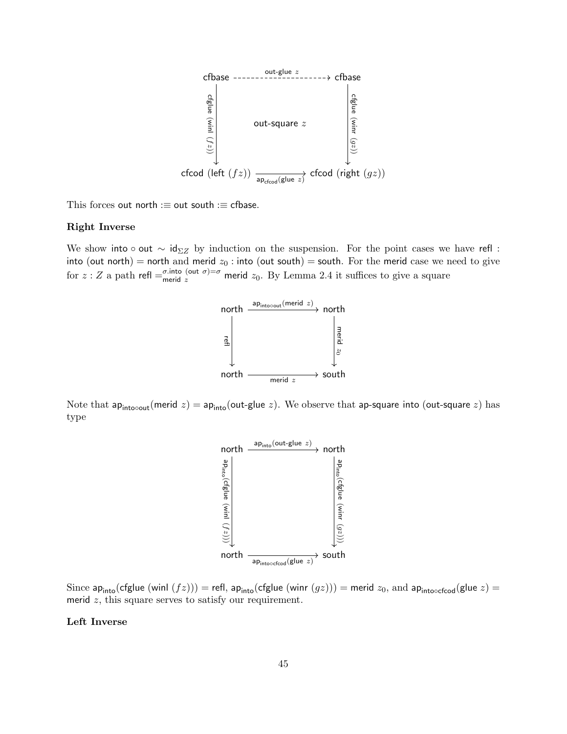$$
\begin{array}{ccc}
\mathsf{cfbase} & \xrightarrow{\ \mathsf{out\text{-}glue}\ z\ } & \mathsf{cfbase} \\
{\scriptstyle \mathsf{cfglue}\ (\mathsf{winl}\ (f\,z))}\downarrow & \mathsf{out\text{-}square}\ z & \downarrow{\scriptstyle \mathsf{cfglue}\ (\mathsf{winr}\ (g\,z))} \\
\mathsf{cfcod}\ (\mathsf{left}\ (f\,z)) & \xrightarrow[\mathsf{ap}_{\mathsf{cfcod}}(\mathsf{glue}\ z)]{} & \mathsf{cfcod}\ (\mathsf{right}\ (g\,z))
\end{array}
$$

This forces $\mathsf{out\ north} :\equiv \mathsf{out\ south} :\equiv \mathsf{cfbase}$.

**Right Inverse**

We show $\mathsf{into} \circ \mathsf{out} \sim \mathsf{id}_{\Sigma Z}$ by induction on the suspension. For the point cases we have $\mathsf{refl} : \mathsf{into}\ (\mathsf{out\ north}) = \mathsf{north}$ and $\mathsf{merid}\ z_0 : \mathsf{into}\ (\mathsf{out\ south}) = \mathsf{south}$. For the $\mathsf{merid}$ case we need to give for $z : Z$ a path $\mathsf{refl} =^{\sigma.\mathsf{into}\ (\mathsf{out}\ \sigma) = \sigma}_{\mathsf{merid}\ z} \mathsf{merid}\ z_0$. By Lemma 2.4 it suffices to give a square

$$
\begin{array}{ccc}
\mathsf{north} & \xrightarrow{\ \mathsf{ap}_{\mathsf{into}\circ\mathsf{out}}(\mathsf{merid}\ z)\ } & \mathsf{north} \\
{\scriptstyle \mathsf{refl}}\downarrow & & \downarrow{\scriptstyle \mathsf{merid}\ z_0} \\
\mathsf{north} & \xrightarrow[\mathsf{merid}\ z]{} & \mathsf{south}
\end{array}
$$

Note that $\mathsf{ap}_{\mathsf{into}\circ\mathsf{out}}(\mathsf{merid}\ z) = \mathsf{ap}_{\mathsf{into}}(\mathsf{out\text{-}glue}\ z)$. We observe that $\mathsf{ap\text{-}square\ into}\ (\mathsf{out\text{-}square}\ z)$ has type

$$
\begin{array}{ccc}
\mathsf{north} & \xrightarrow{\ \mathsf{ap}_{\mathsf{into}}(\mathsf{out\text{-}glue}\ z)\ } & \mathsf{north} \\
{\scriptstyle \mathsf{ap}_{\mathsf{into}}(\mathsf{cfglue}\ (\mathsf{winl}\ (f\,z)))}\downarrow & & \downarrow{\scriptstyle \mathsf{ap}_{\mathsf{into}}(\mathsf{cfglue}\ (\mathsf{winr}\ (g\,z)))} \\
\mathsf{north} & \xrightarrow[\mathsf{ap}_{\mathsf{into}\circ\mathsf{cfcod}}(\mathsf{glue}\ z)]{} & \mathsf{south}
\end{array}
$$

Since $\mathsf{ap}_{\mathsf{into}}(\mathsf{cfglue}\ (\mathsf{winl}\ (f\,z))) = \mathsf{refl}$, $\mathsf{ap}_{\mathsf{into}}(\mathsf{cfglue}\ (\mathsf{winr}\ (g\,z))) = \mathsf{merid}\ z_0$, and $\mathsf{ap}_{\mathsf{into}\circ\mathsf{cfcod}}(\mathsf{glue}\ z) = \mathsf{merid}\ z$, this square serves to satisfy our requirement.

**Left Inverse**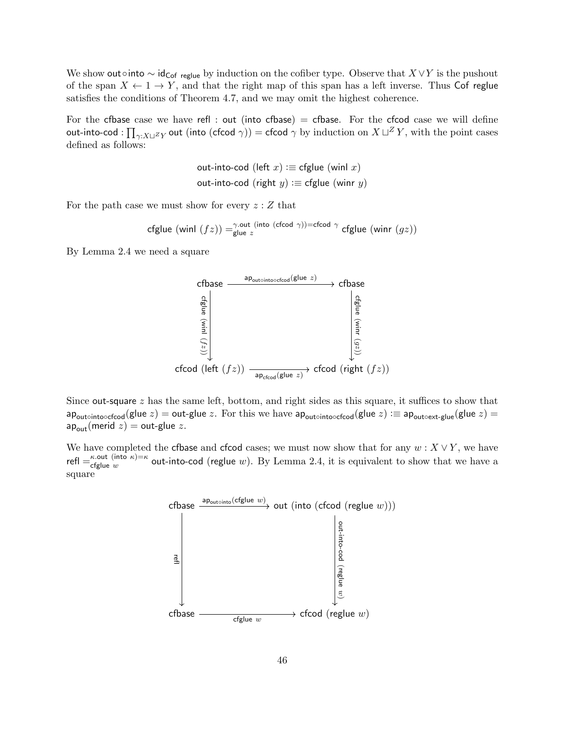We show $\mathsf{out} \circ \mathsf{into} \sim \mathsf{id}_{\mathsf{Cof\ reglue}}$ by induction on the cofiber type. Observe that $X \vee Y$ is the pushout of the span $X \leftarrow 1 \rightarrow Y$, and that the right map of this span has a left inverse. Thus $\mathsf{Cof\ reglue}$ satisfies the conditions of Theorem 4.7, and we may omit the highest coherence.

For the $\mathsf{cfbase}$ case we have $\mathsf{refl} : \mathsf{out}\ (\mathsf{into}\ \mathsf{cfbase}) = \mathsf{cfbase}$. For the $\mathsf{cfcod}$ case we will define $\mathsf{out\text{-}into\text{-}cod} : \prod_{\gamma : X \sqcup^Z Y} \mathsf{out}\ (\mathsf{into}\ (\mathsf{cfcod}\ \gamma)) = \mathsf{cfcod}\ \gamma$ by induction on $X \sqcup^Z Y$, with the point cases defined as follows:

$$\mathsf{out\text{-}into\text{-}cod}\ (\mathsf{left}\ x) :\equiv \mathsf{cfglue}\ (\mathsf{winl}\ x)$$
$$\mathsf{out\text{-}into\text{-}cod}\ (\mathsf{right}\ y) :\equiv \mathsf{cfglue}\ (\mathsf{winr}\ y)$$

For the path case we must show for every $z : Z$ that

$$\mathsf{cfglue}\ (\mathsf{winl}\ (fz)) =^{\gamma.\mathsf{out}\ (\mathsf{into}\ (\mathsf{cfcod}\ \gamma)) = \mathsf{cfcod}\ \gamma}_{\mathsf{glue}\ z} \mathsf{cfglue}\ (\mathsf{winr}\ (gz))$$

By Lemma 2.4 we need a square

$$\begin{array}{ccc}
\mathsf{cfbase} & \xrightarrow{\mathsf{ap}_{\mathsf{out} \circ \mathsf{into} \circ \mathsf{cfcod}}(\mathsf{glue}\ z)} & \mathsf{cfbase} \\
\Big\downarrow {\scriptstyle \mathsf{cfglue}\ (\mathsf{winl}\ (fz))} & & \Big\downarrow {\scriptstyle \mathsf{cfglue}\ (\mathsf{winr}\ (gz))} \\
\mathsf{cfcod}\ (\mathsf{left}\ (fz)) & \xrightarrow[\mathsf{ap}_{\mathsf{cfcod}}(\mathsf{glue}\ z)]{} & \mathsf{cfcod}\ (\mathsf{right}\ (fz))
\end{array}$$

Since $\mathsf{out\text{-}square}\ z$ has the same left, bottom, and right sides as this square, it suffices to show that $\mathsf{ap}_{\mathsf{out} \circ \mathsf{into} \circ \mathsf{cfcod}}(\mathsf{glue}\ z) = \mathsf{out\text{-}glue}\ z$. For this we have $\mathsf{ap}_{\mathsf{out} \circ \mathsf{into} \circ \mathsf{cfcod}}(\mathsf{glue}\ z) :\equiv \mathsf{ap}_{\mathsf{out} \circ \mathsf{ext\text{-}glue}}(\mathsf{glue}\ z) = \mathsf{ap}_{\mathsf{out}}(\mathsf{merid}\ z) = \mathsf{out\text{-}glue}\ z$.

We have completed the $\mathsf{cfbase}$ and $\mathsf{cfcod}$ cases; we must now show that for any $w : X \vee Y$, we have $\mathsf{refl} =^{\kappa.\mathsf{out}\ (\mathsf{into}\ \kappa) = \kappa}_{\mathsf{cfglue}\ w} \mathsf{out\text{-}into\text{-}cod}\ (\mathsf{reglue}\ w)$. By Lemma 2.4, it is equivalent to show that we have a square

$$\begin{array}{ccc}
\mathsf{cfbase} & \xrightarrow{\mathsf{ap}_{\mathsf{out} \circ \mathsf{into}}(\mathsf{cfglue}\ w)} & \mathsf{out}\ (\mathsf{into}\ (\mathsf{cfcod}\ (\mathsf{reglue}\ w))) \\
\Big\downarrow {\scriptstyle \mathsf{refl}} & & \Big\downarrow {\scriptstyle \mathsf{out\text{-}into\text{-}cod}\ (\mathsf{reglue}\ w)} \\
\mathsf{cfbase} & \xrightarrow[\mathsf{cfglue}\ w]{} & \mathsf{cfcod}\ (\mathsf{reglue}\ w)
\end{array}$$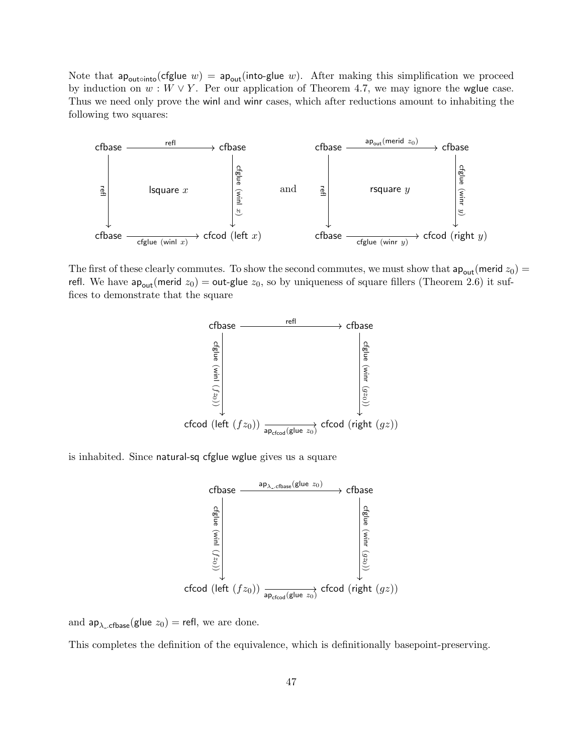Note that $\mathsf{ap}_{\mathsf{out}\circ\mathsf{into}}(\mathsf{cfglue}\ w) = \mathsf{ap}_{\mathsf{out}}(\mathsf{into\text{-}glue}\ w)$. After making this simplification we proceed by induction on $w : W \vee Y$. Per our application of Theorem 4.7, we may ignore the wglue case. Thus we need only prove the winl and winr cases, which after reductions amount to inhabiting the following two squares:

$$
\begin{array}{ccc}
\mathsf{cfbase} & \xrightarrow{\mathsf{refl}} & \mathsf{cfbase} \\
{\scriptstyle \mathsf{refl}}\downarrow & \mathsf{lsquare}\ x & \downarrow{\scriptstyle \mathsf{cfglue}\ (\mathsf{winl}\ x)} \\
\mathsf{cfbase} & \xrightarrow[\mathsf{cfglue}\ (\mathsf{winl}\ x)]{} & \mathsf{cfcod}\ (\mathsf{left}\ x)
\end{array}
\quad \text{and} \quad
\begin{array}{ccc}
\mathsf{cfbase} & \xrightarrow{\mathsf{ap}_{\mathsf{out}}(\mathsf{merid}\ z_0)} & \mathsf{cfbase} \\
{\scriptstyle \mathsf{refl}}\downarrow & \mathsf{rsquare}\ y & \downarrow{\scriptstyle \mathsf{cfglue}\ (\mathsf{winr}\ y)} \\
\mathsf{cfbase} & \xrightarrow[\mathsf{cfglue}\ (\mathsf{winr}\ y)]{} & \mathsf{cfcod}\ (\mathsf{right}\ y)
\end{array}
$$

The first of these clearly commutes. To show the second commutes, we must show that $\mathsf{ap}_{\mathsf{out}}(\mathsf{merid}\ z_0) = \mathsf{refl}$. We have $\mathsf{ap}_{\mathsf{out}}(\mathsf{merid}\ z_0) = \mathsf{out\text{-}glue}\ z_0$, so by uniqueness of square fillers (Theorem 2.6) it suffices to demonstrate that the square

$$
\begin{array}{ccc}
\mathsf{cfbase} & \xrightarrow{\mathsf{refl}} & \mathsf{cfbase} \\
{\scriptstyle \mathsf{cfglue}\ (\mathsf{winl}\ (f z_0))}\downarrow & & \downarrow{\scriptstyle \mathsf{cfglue}\ (\mathsf{winr}\ (g z_0))} \\
\mathsf{cfcod}\ (\mathsf{left}\ (f z_0)) & \xrightarrow[\mathsf{ap}_{\mathsf{cfcod}}(\mathsf{glue}\ z_0)]{} & \mathsf{cfcod}\ (\mathsf{right}\ (g z))
\end{array}
$$

is inhabited. Since natural-sq cfglue wglue gives us a square

$$
\begin{array}{ccc}
\mathsf{cfbase} & \xrightarrow{\mathsf{ap}_{\lambda\_.\mathsf{cfbase}}(\mathsf{glue}\ z_0)} & \mathsf{cfbase} \\
{\scriptstyle \mathsf{cfglue}\ (\mathsf{winl}\ (f z_0))}\downarrow & & \downarrow{\scriptstyle \mathsf{cfglue}\ (\mathsf{winr}\ (g z_0))} \\
\mathsf{cfcod}\ (\mathsf{left}\ (f z_0)) & \xrightarrow[\mathsf{ap}_{\mathsf{cfcod}}(\mathsf{glue}\ z_0)]{} & \mathsf{cfcod}\ (\mathsf{right}\ (g z))
\end{array}
$$

and $\mathsf{ap}_{\lambda\_.\mathsf{cfbase}}(\mathsf{glue}\ z_0) = \mathsf{refl}$, we are done.

This completes the definition of the equivalence, which is definitionally basepoint-preserving.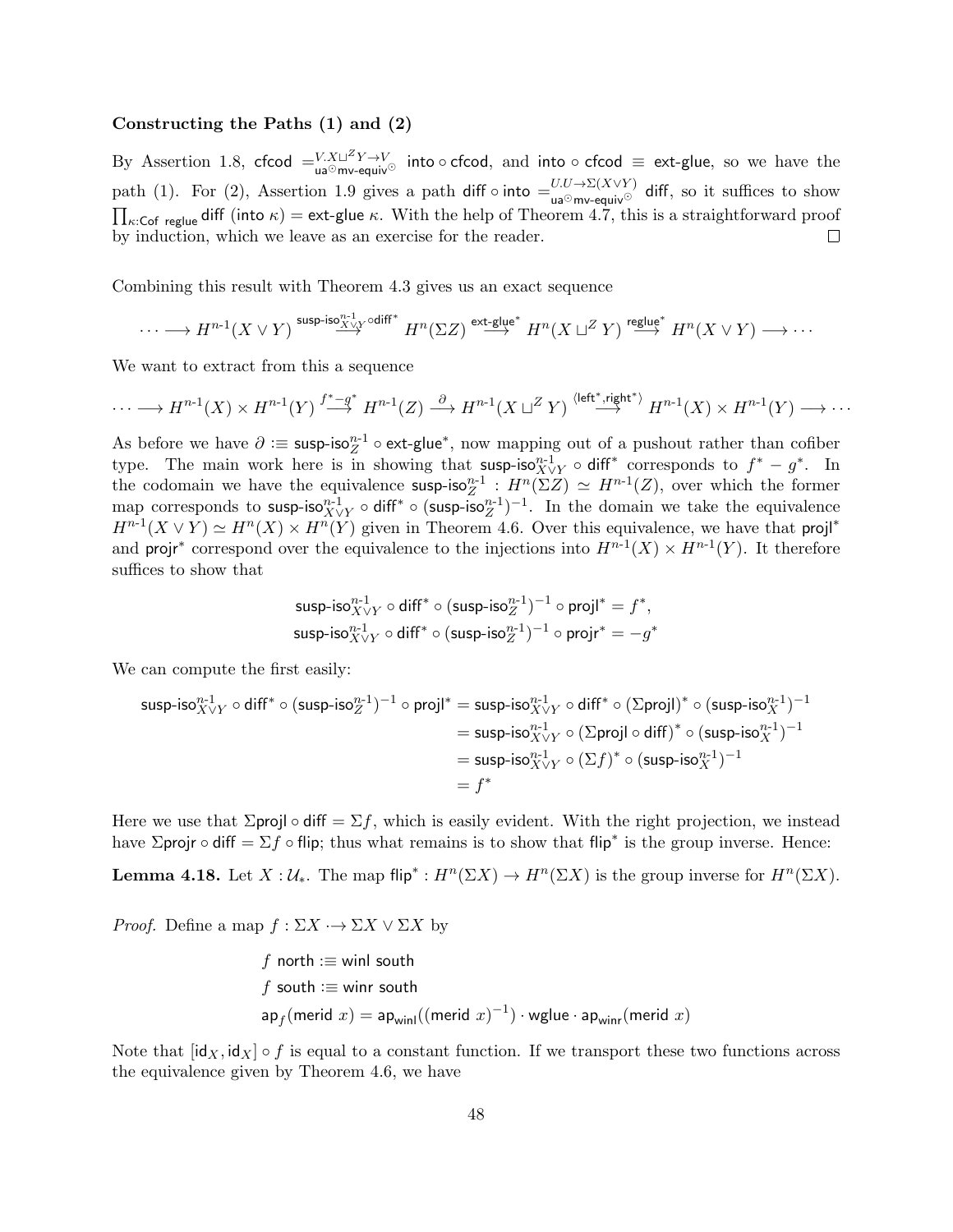**Constructing the Paths (1) and (2)**

By Assertion 1.8, $\mathsf{cfcod} =^{V.X\sqcup^Z Y \to V}_{\mathsf{ua}^{\odot}\mathsf{mv\text{-}equiv}^{\odot}} \mathsf{into} \circ \mathsf{cfcod}$, and $\mathsf{into} \circ \mathsf{cfcod} \equiv \mathsf{ext\text{-}glue}$, so we have the path (1). For (2), Assertion 1.9 gives a path $\mathsf{diff} \circ \mathsf{into} =^{U.U \to \Sigma(X \vee Y)}_{\mathsf{ua}^{\odot}\mathsf{mv\text{-}equiv}^{\odot}} \mathsf{diff}$, so it suffices to show $\prod_{\kappa:\mathsf{Cof}\ \mathsf{reglue}} \mathsf{diff}\ (\mathsf{into}\ \kappa) = \mathsf{ext\text{-}glue}\ \kappa$. With the help of Theorem 4.7, this is a straightforward proof by induction, which we leave as an exercise for the reader. □

Combining this result with Theorem 4.3 gives us an exact sequence

$$\cdots \longrightarrow H^{n\text{-}1}(X \vee Y) \overset{\mathsf{susp\text{-}iso}^{n\text{-}1}_{X\vee Y} \circ \mathsf{diff}^*}{\longrightarrow} H^n(\Sigma Z) \overset{\mathsf{ext\text{-}glue}^*}{\longrightarrow} H^n(X \sqcup^Z Y) \overset{\mathsf{reglue}^*}{\longrightarrow} H^n(X \vee Y) \longrightarrow \cdots$$

We want to extract from this a sequence

$$\cdots \longrightarrow H^{n\text{-}1}(X) \times H^{n\text{-}1}(Y) \overset{f^* - g^*}{\longrightarrow} H^{n\text{-}1}(Z) \overset{\partial}{\longrightarrow} H^{n\text{-}1}(X \sqcup^Z Y) \overset{\langle \mathsf{left}^*, \mathsf{right}^* \rangle}{\longrightarrow} H^{n\text{-}1}(X) \times H^{n\text{-}1}(Y) \longrightarrow \cdots$$

As before we have $\partial :\equiv \mathsf{susp\text{-}iso}^{n\text{-}1}_Z \circ \mathsf{ext\text{-}glue}^*$, now mapping out of a pushout rather than cofiber type. The main work here is in showing that $\mathsf{susp\text{-}iso}^{n\text{-}1}_{X\vee Y} \circ \mathsf{diff}^*$ corresponds to $f^* - g^*$. In the codomain we have the equivalence $\mathsf{susp\text{-}iso}^{n\text{-}1}_Z : H^n(\Sigma Z) \simeq H^{n\text{-}1}(Z)$, over which the former map corresponds to $\mathsf{susp\text{-}iso}^{n\text{-}1}_{X\vee Y} \circ \mathsf{diff}^* \circ (\mathsf{susp\text{-}iso}^{n\text{-}1}_Z)^{-1}$. In the domain we take the equivalence $H^{n\text{-}1}(X \vee Y) \simeq H^n(X) \times H^n(Y)$ given in Theorem 4.6. Over this equivalence, we have that $\mathsf{projl}^*$ and $\mathsf{projr}^*$ correspond over the equivalence to the injections into $H^{n\text{-}1}(X) \times H^{n\text{-}1}(Y)$. It therefore suffices to show that

$$\mathsf{susp\text{-}iso}^{n\text{-}1}_{X\vee Y} \circ \mathsf{diff}^* \circ (\mathsf{susp\text{-}iso}^{n\text{-}1}_Z)^{-1} \circ \mathsf{projl}^* = f^*,$$
$$\mathsf{susp\text{-}iso}^{n\text{-}1}_{X\vee Y} \circ \mathsf{diff}^* \circ (\mathsf{susp\text{-}iso}^{n\text{-}1}_Z)^{-1} \circ \mathsf{projr}^* = -g^*$$

We can compute the first easily:

$$\begin{aligned}
\mathsf{susp\text{-}iso}^{n\text{-}1}_{X\vee Y} \circ \mathsf{diff}^* \circ (\mathsf{susp\text{-}iso}^{n\text{-}1}_Z)^{-1} \circ \mathsf{projl}^* &= \mathsf{susp\text{-}iso}^{n\text{-}1}_{X\vee Y} \circ \mathsf{diff}^* \circ (\Sigma \mathsf{projl})^* \circ (\mathsf{susp\text{-}iso}^{n\text{-}1}_X)^{-1} \\
&= \mathsf{susp\text{-}iso}^{n\text{-}1}_{X\vee Y} \circ (\Sigma \mathsf{projl} \circ \mathsf{diff})^* \circ (\mathsf{susp\text{-}iso}^{n\text{-}1}_X)^{-1} \\
&= \mathsf{susp\text{-}iso}^{n\text{-}1}_{X\vee Y} \circ (\Sigma f)^* \circ (\mathsf{susp\text{-}iso}^{n\text{-}1}_X)^{-1} \\
&= f^*
\end{aligned}$$

Here we use that $\Sigma \mathsf{projl} \circ \mathsf{diff} = \Sigma f$, which is easily evident. With the right projection, we instead have $\Sigma \mathsf{projr} \circ \mathsf{diff} = \Sigma f \circ \mathsf{flip}$; thus what remains is to show that $\mathsf{flip}^*$ is the group inverse. Hence:

**Lemma 4.18.** Let $X : \mathcal{U}_*$. The map $\mathsf{flip}^* : H^n(\Sigma X) \to H^n(\Sigma X)$ is the group inverse for $H^n(\Sigma X)$.

*Proof.* Define a map $f : \Sigma X \cdot\!\!\to \Sigma X \vee \Sigma X$ by

$$\begin{aligned}
&f\ \mathsf{north} :\equiv \mathsf{winl}\ \mathsf{south} \\
&f\ \mathsf{south} :\equiv \mathsf{winr}\ \mathsf{south} \\
&\mathsf{ap}_f(\mathsf{merid}\ x) = \mathsf{ap}_{\mathsf{winl}}((\mathsf{merid}\ x)^{-1}) \cdot \mathsf{wglue} \cdot \mathsf{ap}_{\mathsf{winr}}(\mathsf{merid}\ x)
\end{aligned}$$

Note that $[\mathsf{id}_X, \mathsf{id}_X] \circ f$ is equal to a constant function. If we transport these two functions across the equivalence given by Theorem 4.6, we have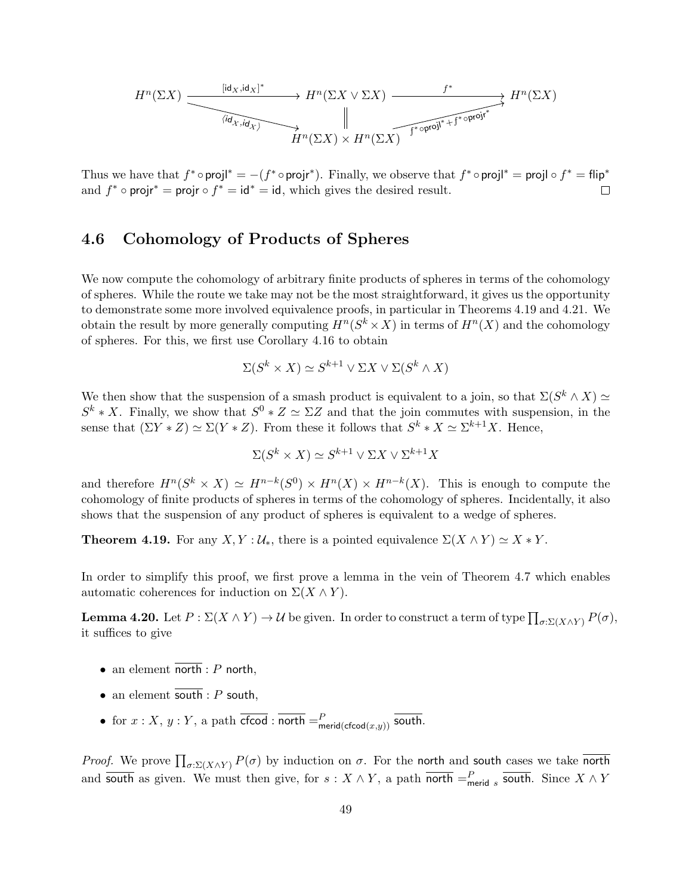$$
\begin{array}{ccccc}
H^n(\Sigma X) & \xrightarrow{[\mathsf{id}_X,\mathsf{id}_X]^*} & H^n(\Sigma X \vee \Sigma X) & \xrightarrow{f^*} & H^n(\Sigma X) \\
& \searrow^{\langle \mathsf{id}_X,\mathsf{id}_X \rangle} & \| & \nearrow_{f^*\circ\mathsf{projl}^* + f^*\circ\mathsf{projr}^*} & \\
& & H^n(\Sigma X) \times H^n(\Sigma X) & &
\end{array}
$$

Thus we have that $f^* \circ \mathsf{projl}^* = -(f^* \circ \mathsf{projr}^*)$. Finally, we observe that $f^* \circ \mathsf{projl}^* = \mathsf{projl} \circ f^* = \mathsf{flip}^*$ and $f^* \circ \mathsf{projr}^* = \mathsf{projr} \circ f^* = \mathsf{id}^* = \mathsf{id}$, which gives the desired result. □

## 4.6 Cohomology of Products of Spheres

We now compute the cohomology of arbitrary finite products of spheres in terms of the cohomology of spheres. While the route we take may not be the most straightforward, it gives us the opportunity to demonstrate some more involved equivalence proofs, in particular in Theorems 4.19 and 4.21. We obtain the result by more generally computing $H^n(S^k \times X)$ in terms of $H^n(X)$ and the cohomology of spheres. For this, we first use Corollary 4.16 to obtain

$$\Sigma(S^k \times X) \simeq S^{k+1} \vee \Sigma X \vee \Sigma(S^k \wedge X)$$

We then show that the suspension of a smash product is equivalent to a join, so that $\Sigma(S^k \wedge X) \simeq S^k * X$. Finally, we show that $S^0 * Z \simeq \Sigma Z$ and that the join commutes with suspension, in the sense that $(\Sigma Y * Z) \simeq \Sigma(Y * Z)$. From these it follows that $S^k * X \simeq \Sigma^{k+1} X$. Hence,

$$\Sigma(S^k \times X) \simeq S^{k+1} \vee \Sigma X \vee \Sigma^{k+1} X$$

and therefore $H^n(S^k \times X) \simeq H^{n-k}(S^0) \times H^n(X) \times H^{n-k}(X)$. This is enough to compute the cohomology of finite products of spheres in terms of the cohomology of spheres. Incidentally, it also shows that the suspension of any product of spheres is equivalent to a wedge of spheres.

**Theorem 4.19.** For any $X, Y : \mathcal{U}_*$, there is a pointed equivalence $\Sigma(X \wedge Y) \simeq X * Y$.

In order to simplify this proof, we first prove a lemma in the vein of Theorem 4.7 which enables automatic coherences for induction on $\Sigma(X \wedge Y)$.

**Lemma 4.20.** Let $P : \Sigma(X \wedge Y) \to \mathcal{U}$ be given. In order to construct a term of type $\prod_{\sigma:\Sigma(X\wedge Y)} P(\sigma)$, it suffices to give

- an element $\overline{\mathsf{north}} : P\ \mathsf{north}$,
- an element $\overline{\mathsf{south}} : P\ \mathsf{south}$,
- for $x : X$, $y : Y$, a path $\overline{\mathsf{cfcod}} : \overline{\mathsf{north}} =^P_{\mathsf{merid}(\mathsf{cfcod}(x,y))} \overline{\mathsf{south}}$.

*Proof.* We prove $\prod_{\sigma:\Sigma(X\wedge Y)} P(\sigma)$ by induction on $\sigma$. For the $\mathsf{north}$ and $\mathsf{south}$ cases we take $\overline{\mathsf{north}}$ and $\overline{\mathsf{south}}$ as given. We must then give, for $s : X \wedge Y$, a path $\overline{\mathsf{north}} =^P_{\mathsf{merid}\ s} \overline{\mathsf{south}}$. Since $X \wedge Y$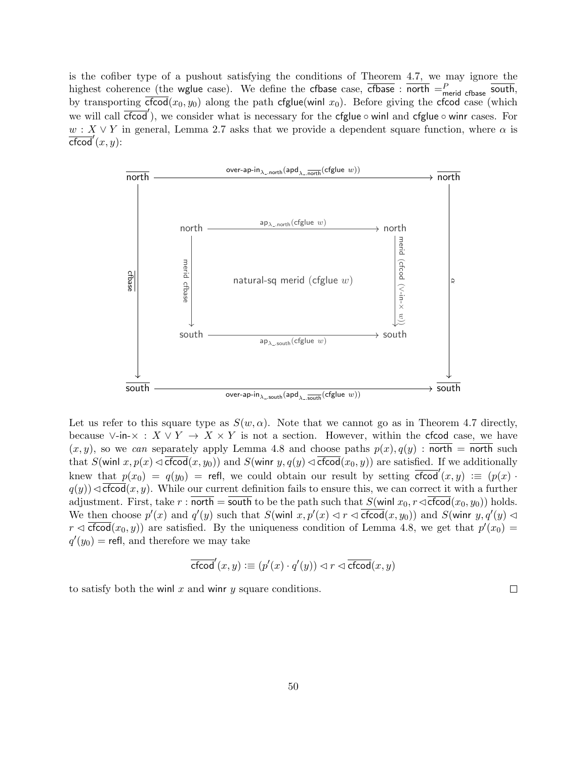is the cofiber type of a pushout satisfying the conditions of Theorem 4.7, we may ignore the highest coherence (the $\mathsf{wglue}$ case). We define the $\mathsf{cfbase}$ case, $\overline{\mathsf{cfbase}} : \overline{\mathsf{north}} =^{P}_{\mathsf{merid\ cfbase}} \overline{\mathsf{south}}$, by transporting $\overline{\mathsf{cfcod}}(x_0, y_0)$ along the path $\mathsf{cfglue}(\mathsf{winl}\ x_0)$. Before giving the $\mathsf{cfcod}$ case (which we will call $\overline{\mathsf{cfcod}}'$), we consider what is necessary for the $\mathsf{cfglue} \circ \mathsf{winl}$ and $\mathsf{cfglue} \circ \mathsf{winr}$ cases. For $w : X \vee Y$ in general, Lemma 2.7 asks that we provide a dependent square function, where $\alpha$ is $\overline{\mathsf{cfcod}}'(x, y)$:

$$
\begin{array}{ccc}
\overline{\mathsf{north}} & \xrightarrow{\mathsf{over\text{-}ap\text{-}in}_{\lambda\_.\mathsf{north}}(\mathsf{apd}_{\lambda\_.\overline{\mathsf{north}}}(\mathsf{cfglue}\ w))} & \overline{\mathsf{north}} \\
& \begin{array}{ccc}
\mathsf{north} & \xrightarrow{\mathsf{ap}_{\lambda\_.\mathsf{north}}(\mathsf{cfglue}\ w)} & \mathsf{north} \\
{\scriptstyle \mathsf{merid\ cfbase}} \downarrow & \mathsf{natural\text{-}sq\ merid}\ (\mathsf{cfglue}\ w) & \downarrow {\scriptstyle \mathsf{merid}\ (\mathsf{cfcod}\ (\vee\text{-}\mathsf{in}\text{-}\times\ w))} \\
\mathsf{south} & \xrightarrow[\mathsf{ap}_{\lambda\_.\mathsf{south}}(\mathsf{cfglue}\ w)]{} & \mathsf{south}
\end{array} & \\
{\scriptstyle \overline{\mathsf{cfbase}}} \downarrow & & \downarrow {\scriptstyle \alpha} \\
\overline{\mathsf{south}} & \xrightarrow[\mathsf{over\text{-}ap\text{-}in}_{\lambda\_.\mathsf{south}}(\mathsf{apd}_{\lambda\_.\overline{\mathsf{south}}}(\mathsf{cfglue}\ w))]{} & \overline{\mathsf{south}}
\end{array}
$$

Let us refer to this square type as $S(w, \alpha)$. Note that we cannot go as in Theorem 4.7 directly, because $\vee\text{-}\mathsf{in}\text{-}\times : X \vee Y \to X \times Y$ is not a section. However, within the $\mathsf{cfcod}$ case, we have $(x, y)$, so we *can* separately apply Lemma 4.8 and choose paths $p(x), q(y) : \overline{\mathsf{north}} = \overline{\mathsf{north}}$ such that $S(\mathsf{winl}\ x, p(x) \lhd \overline{\mathsf{cfcod}}(x, y_0))$ and $S(\mathsf{winr}\ y, q(y) \lhd \overline{\mathsf{cfcod}}(x_0, y))$ are satisfied. If we additionally knew that $p(x_0) = q(y_0) = \mathsf{refl}$, we could obtain our result by setting $\overline{\mathsf{cfcod}}'(x, y) :\equiv (p(x) \cdot q(y)) \lhd \overline{\mathsf{cfcod}}(x, y)$. While our current definition fails to ensure this, we can correct it with a further adjustment. First, take $r : \overline{\mathsf{north}} = \overline{\mathsf{south}}$ to be the path such that $S(\mathsf{winl}\ x_0, r \lhd \overline{\mathsf{cfcod}}(x_0, y_0))$ holds. We then choose $p'(x)$ and $q'(y)$ such that $S(\mathsf{winl}\ x, p'(x) \lhd r \lhd \overline{\mathsf{cfcod}}(x, y_0))$ and $S(\mathsf{winr}\ y, q'(y) \lhd r \lhd \overline{\mathsf{cfcod}}(x_0, y))$ are satisfied. By the uniqueness condition of Lemma 4.8, we get that $p'(x_0) = q'(y_0) = \mathsf{refl}$, and therefore we may take

$$\overline{\mathsf{cfcod}}'(x, y) :\equiv (p'(x) \cdot q'(y)) \lhd r \lhd \overline{\mathsf{cfcod}}(x, y)$$

to satisfy both the $\mathsf{winl}\ x$ and $\mathsf{winr}\ y$ square conditions. □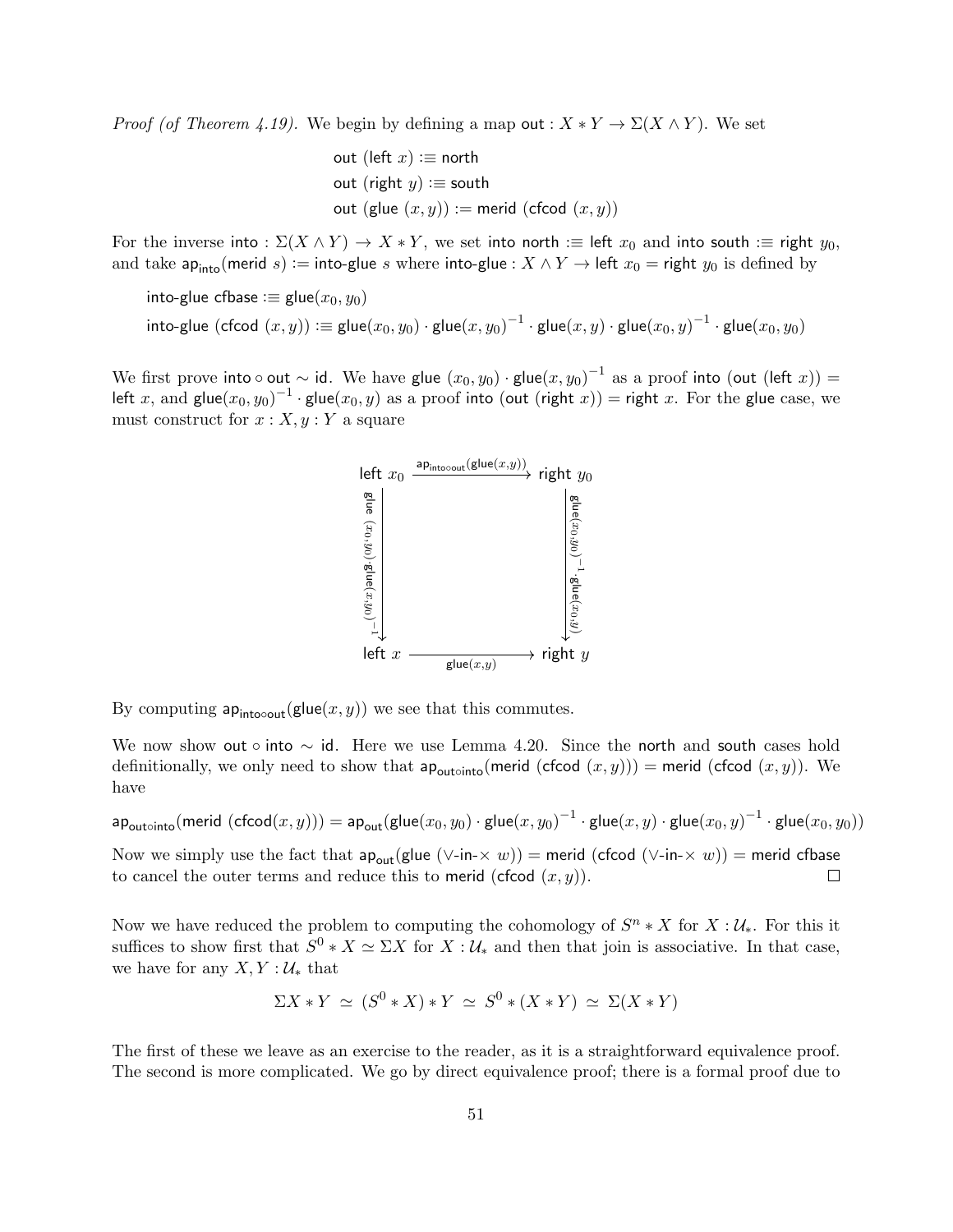*Proof (of Theorem 4.19).* We begin by defining a map $\mathsf{out} : X * Y \to \Sigma(X \wedge Y)$. We set

$$\begin{aligned}
&\mathsf{out}\ (\mathsf{left}\ x) :\equiv \mathsf{north} \\
&\mathsf{out}\ (\mathsf{right}\ y) :\equiv \mathsf{south} \\
&\mathsf{out}\ (\mathsf{glue}\ (x, y)) := \mathsf{merid}\ (\mathsf{cfcod}\ (x, y))
\end{aligned}$$

For the inverse $\mathsf{into} : \Sigma(X \wedge Y) \to X * Y$, we set $\mathsf{into}\ \mathsf{north} :\equiv \mathsf{left}\ x_0$ and $\mathsf{into}\ \mathsf{south} :\equiv \mathsf{right}\ y_0$, and take $\mathsf{ap}_{\mathsf{into}}(\mathsf{merid}\ s) := \mathsf{into\text{-}glue}\ s$ where $\mathsf{into\text{-}glue} : X \wedge Y \to \mathsf{left}\ x_0 = \mathsf{right}\ y_0$ is defined by

$$\begin{aligned}
&\mathsf{into\text{-}glue}\ \mathsf{cfbase} :\equiv \mathsf{glue}(x_0, y_0) \\
&\mathsf{into\text{-}glue}\ (\mathsf{cfcod}\ (x, y)) :\equiv \mathsf{glue}(x_0, y_0) \cdot \mathsf{glue}(x, y_0)^{-1} \cdot \mathsf{glue}(x, y) \cdot \mathsf{glue}(x_0, y)^{-1} \cdot \mathsf{glue}(x_0, y_0)
\end{aligned}$$

We first prove $\mathsf{into} \circ \mathsf{out} \sim \mathsf{id}$. We have $\mathsf{glue}\ (x_0, y_0) \cdot \mathsf{glue}(x, y_0)^{-1}$ as a proof $\mathsf{into}\ (\mathsf{out}\ (\mathsf{left}\ x)) = \mathsf{left}\ x$, and $\mathsf{glue}(x_0, y_0)^{-1} \cdot \mathsf{glue}(x_0, y)$ as a proof $\mathsf{into}\ (\mathsf{out}\ (\mathsf{right}\ x)) = \mathsf{right}\ x$. For the $\mathsf{glue}$ case, we must construct for $x : X, y : Y$ a square

$$\begin{array}{ccc}
\mathsf{left}\ x_0 & \xrightarrow{\mathsf{ap}_{\mathsf{into}\circ\mathsf{out}}(\mathsf{glue}(x,y))} & \mathsf{right}\ y_0 \\
\Big\downarrow {\scriptstyle \mathsf{glue}\ (x_0,y_0)\cdot \mathsf{glue}(x,y_0)^{-1}} & & \Big\downarrow {\scriptstyle \mathsf{glue}(x_0,y_0)^{-1}\cdot \mathsf{glue}(x_0,y)} \\
\mathsf{left}\ x & \xrightarrow[\mathsf{glue}(x,y)]{} & \mathsf{right}\ y
\end{array}$$

By computing $\mathsf{ap}_{\mathsf{into}\circ\mathsf{out}}(\mathsf{glue}(x, y))$ we see that this commutes.

We now show $\mathsf{out} \circ \mathsf{into} \sim \mathsf{id}$. Here we use Lemma 4.20. Since the $\mathsf{north}$ and $\mathsf{south}$ cases hold definitionally, we only need to show that $\mathsf{ap}_{\mathsf{out}\circ\mathsf{into}}(\mathsf{merid}\ (\mathsf{cfcod}\ (x, y))) = \mathsf{merid}\ (\mathsf{cfcod}\ (x, y))$. We have

$$\mathsf{ap}_{\mathsf{out}\circ\mathsf{into}}(\mathsf{merid}\ (\mathsf{cfcod}(x, y))) = \mathsf{ap}_{\mathsf{out}}(\mathsf{glue}(x_0, y_0) \cdot \mathsf{glue}(x, y_0)^{-1} \cdot \mathsf{glue}(x, y) \cdot \mathsf{glue}(x_0, y)^{-1} \cdot \mathsf{glue}(x_0, y_0))$$

Now we simply use the fact that $\mathsf{ap}_{\mathsf{out}}(\mathsf{glue}\ (\vee\text{-}\mathsf{in}\text{-}\times\ w)) = \mathsf{merid}\ (\mathsf{cfcod}\ (\vee\text{-}\mathsf{in}\text{-}\times\ w)) = \mathsf{merid}\ \mathsf{cfbase}$ to cancel the outer terms and reduce this to $\mathsf{merid}\ (\mathsf{cfcod}\ (x, y))$. □

Now we have reduced the problem to computing the cohomology of $S^n * X$ for $X : \mathcal{U}_*$. For this it suffices to show first that $S^0 * X \simeq \Sigma X$ for $X : \mathcal{U}_*$ and then that join is associative. In that case, we have for any $X, Y : \mathcal{U}_*$ that

$$\Sigma X * Y \ \simeq\ (S^0 * X) * Y \ \simeq\ S^0 * (X * Y) \ \simeq\ \Sigma(X * Y)$$

The first of these we leave as an exercise to the reader, as it is a straightforward equivalence proof. The second is more complicated. We go by direct equivalence proof; there is a formal proof due to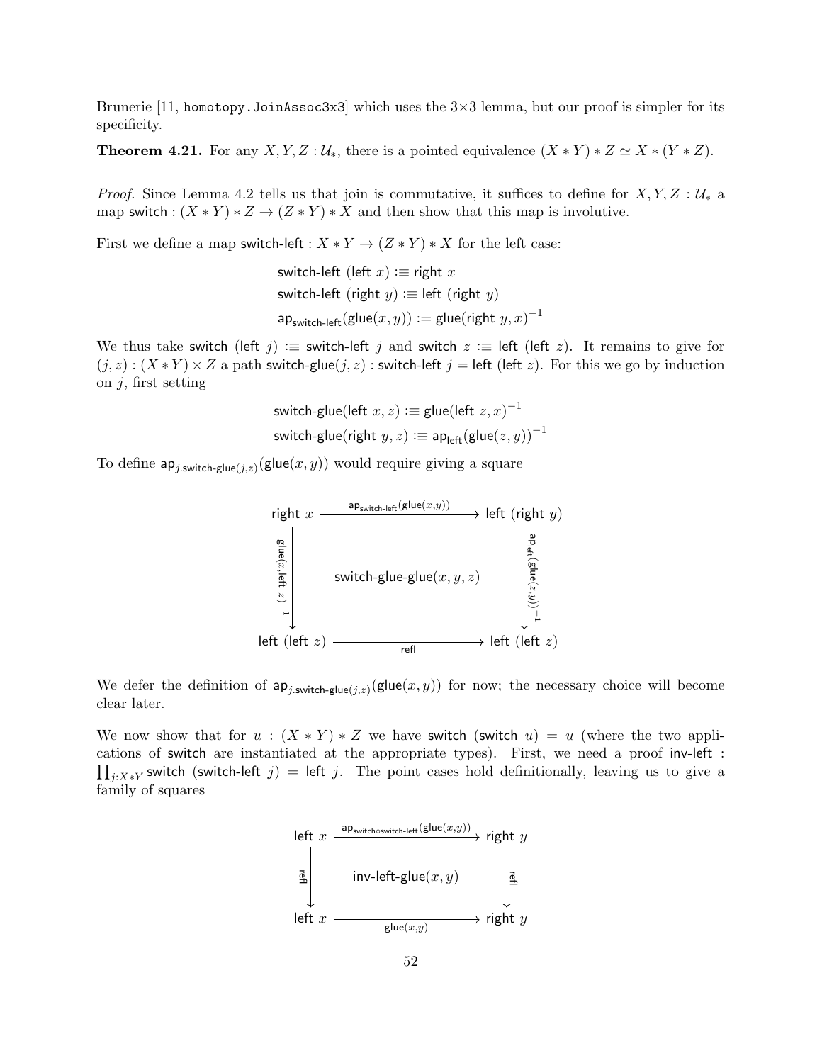Brunerie [11, `homotopy.JoinAssoc3x3`] which uses the 3×3 lemma, but our proof is simpler for its specificity.

**Theorem 4.21.** For any $X, Y, Z : \mathcal{U}_*$, there is a pointed equivalence $(X * Y) * Z \simeq X * (Y * Z)$.

*Proof.* Since Lemma 4.2 tells us that join is commutative, it suffices to define for $X, Y, Z : \mathcal{U}_*$ a map $\mathsf{switch} : (X * Y) * Z \to (Z * Y) * X$ and then show that this map is involutive.

First we define a map $\mathsf{switch\text{-}left} : X * Y \to (Z * Y) * X$ for the left case:

$$
\begin{aligned}
\mathsf{switch\text{-}left}\ (\mathsf{left}\ x) &:\equiv \mathsf{right}\ x \\
\mathsf{switch\text{-}left}\ (\mathsf{right}\ y) &:\equiv \mathsf{left}\ (\mathsf{right}\ y) \\
\mathsf{ap}_{\mathsf{switch\text{-}left}}(\mathsf{glue}(x, y)) &:= \mathsf{glue}(\mathsf{right}\ y, x)^{-1}
\end{aligned}
$$

We thus take $\mathsf{switch}\ (\mathsf{left}\ j) :\equiv \mathsf{switch\text{-}left}\ j$ and $\mathsf{switch}\ z :\equiv \mathsf{left}\ (\mathsf{left}\ z)$. It remains to give for $(j, z) : (X * Y) \times Z$ a path $\mathsf{switch\text{-}glue}(j, z) : \mathsf{switch\text{-}left}\ j = \mathsf{left}\ (\mathsf{left}\ z)$. For this we go by induction on $j$, first setting

$$
\begin{aligned}
\mathsf{switch\text{-}glue}(\mathsf{left}\ x, z) &:\equiv \mathsf{glue}(\mathsf{left}\ z, x)^{-1} \\
\mathsf{switch\text{-}glue}(\mathsf{right}\ y, z) &:\equiv \mathsf{ap}_{\mathsf{left}}(\mathsf{glue}(z, y))^{-1}
\end{aligned}
$$

To define $\mathsf{ap}_{j.\mathsf{switch\text{-}glue}(j,z)}(\mathsf{glue}(x, y))$ would require giving a square

$$
\begin{array}{ccc}
\mathsf{right}\ x & \xrightarrow{\mathsf{ap}_{\mathsf{switch\text{-}left}}(\mathsf{glue}(x,y))} & \mathsf{left}\ (\mathsf{right}\ y) \\
{\scriptstyle \mathsf{glue}(x,\mathsf{left}\ z)^{-1}} \big\downarrow & \mathsf{switch\text{-}glue\text{-}glue}(x, y, z) & \big\downarrow {\scriptstyle \mathsf{ap}_{\mathsf{left}}(\mathsf{glue}(z,y))^{-1}} \\
\mathsf{left}\ (\mathsf{left}\ z) & \xrightarrow[\mathsf{refl}]{} & \mathsf{left}\ (\mathsf{left}\ z)
\end{array}
$$

We defer the definition of $\mathsf{ap}_{j.\mathsf{switch\text{-}glue}(j,z)}(\mathsf{glue}(x, y))$ for now; the necessary choice will become clear later.

We now show that for $u : (X * Y) * Z$ we have $\mathsf{switch}\ (\mathsf{switch}\ u) = u$ (where the two applications of $\mathsf{switch}$ are instantiated at the appropriate types). First, we need a proof $\mathsf{inv\text{-}left} : \prod_{j:X*Y} \mathsf{switch}\ (\mathsf{switch\text{-}left}\ j) = \mathsf{left}\ j$. The point cases hold definitionally, leaving us to give a family of squares

$$
\begin{array}{ccc}
\mathsf{left}\ x & \xrightarrow{\mathsf{ap}_{\mathsf{switch} \circ \mathsf{switch\text{-}left}}(\mathsf{glue}(x,y))} & \mathsf{right}\ y \\
{\scriptstyle \mathsf{refl}} \big\downarrow & \mathsf{inv\text{-}left\text{-}glue}(x, y) & \big\downarrow {\scriptstyle \mathsf{refl}} \\
\mathsf{left}\ x & \xrightarrow[\mathsf{glue}(x,y)]{} & \mathsf{right}\ y
\end{array}
$$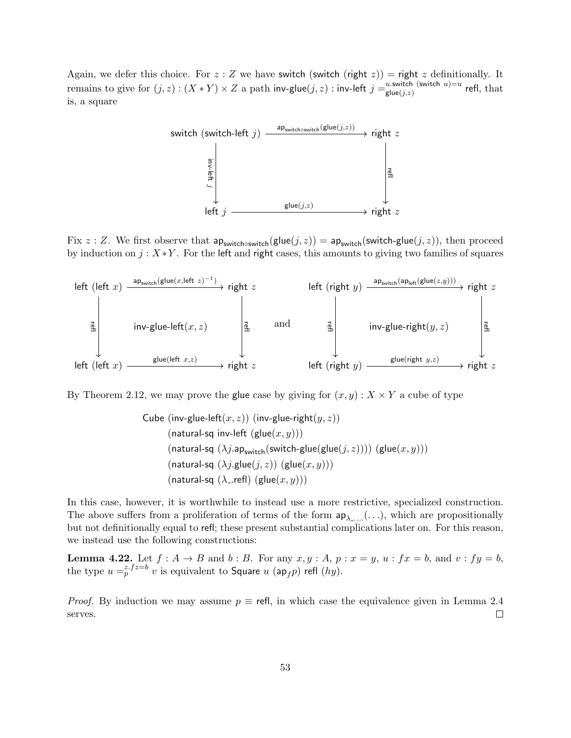Again, we defer this choice. For $z : Z$ we have $\mathsf{switch}\ (\mathsf{switch}\ (\mathsf{right}\ z)) = \mathsf{right}\ z$ definitionally. It remains to give for $(j, z) : (X * Y) \times Z$ a path $\mathsf{inv\text{-}glue}(j, z) : \mathsf{inv\text{-}left}\ j =^{u.\mathsf{switch}\ (\mathsf{switch}\ u)=u}_{\mathsf{glue}(j,z)} \mathsf{refl}$, that is, a square

$$\begin{array}{ccc}
\mathsf{switch}\ (\mathsf{switch\text{-}left}\ j) & \xrightarrow{\mathsf{ap}_{\mathsf{switch}\circ\mathsf{switch}}(\mathsf{glue}(j,z))} & \mathsf{right}\ z \\
{\scriptstyle \mathsf{inv\text{-}left}\ j}\downarrow & & \downarrow{\scriptstyle \mathsf{refl}} \\
\mathsf{left}\ j & \xrightarrow{\mathsf{glue}(j,z)} & \mathsf{right}\ z
\end{array}$$

Fix $z : Z$. We first observe that $\mathsf{ap}_{\mathsf{switch}\circ\mathsf{switch}}(\mathsf{glue}(j, z)) = \mathsf{ap}_{\mathsf{switch}}(\mathsf{switch\text{-}glue}(j, z))$, then proceed by induction on $j : X * Y$. For the $\mathsf{left}$ and $\mathsf{right}$ cases, this amounts to giving two families of squares

$$\begin{array}{ccc}
\mathsf{left}\ (\mathsf{left}\ x) & \xrightarrow{\mathsf{ap}_{\mathsf{switch}}(\mathsf{glue}(x,\mathsf{left}\ z)^{-1})} & \mathsf{right}\ z \\
{\scriptstyle \mathsf{refl}}\downarrow & \mathsf{inv\text{-}glue\text{-}left}(x, z) & \downarrow{\scriptstyle \mathsf{refl}} \\
\mathsf{left}\ (\mathsf{left}\ x) & \xrightarrow{\mathsf{glue}(\mathsf{left}\ x,z)} & \mathsf{right}\ z
\end{array}
\quad \text{and} \quad
\begin{array}{ccc}
\mathsf{left}\ (\mathsf{right}\ y) & \xrightarrow{\mathsf{ap}_{\mathsf{switch}}(\mathsf{ap}_{\mathsf{left}}(\mathsf{glue}(z,y)))} & \mathsf{right}\ z \\
{\scriptstyle \mathsf{refl}}\downarrow & \mathsf{inv\text{-}glue\text{-}right}(y, z) & \downarrow{\scriptstyle \mathsf{refl}} \\
\mathsf{left}\ (\mathsf{right}\ y) & \xrightarrow{\mathsf{glue}(\mathsf{right}\ y,z)} & \mathsf{right}\ z
\end{array}$$

By Theorem 2.12, we may prove the $\mathsf{glue}$ case by giving for $(x, y) : X \times Y$ a cube of type

$$\begin{aligned}
&\mathsf{Cube}\ (\mathsf{inv\text{-}glue\text{-}left}(x, z))\ (\mathsf{inv\text{-}glue\text{-}right}(y, z)) \\
&\quad (\mathsf{natural\text{-}sq}\ \mathsf{inv\text{-}left}\ (\mathsf{glue}(x, y))) \\
&\quad (\mathsf{natural\text{-}sq}\ (\lambda j.\mathsf{ap}_{\mathsf{switch}}(\mathsf{switch\text{-}glue}(\mathsf{glue}(j, z))))\ (\mathsf{glue}(x, y))) \\
&\quad (\mathsf{natural\text{-}sq}\ (\lambda j.\mathsf{glue}(j, z))\ (\mathsf{glue}(x, y))) \\
&\quad (\mathsf{natural\text{-}sq}\ (\lambda \_.\mathsf{refl})\ (\mathsf{glue}(x, y)))
\end{aligned}$$

In this case, however, it is worthwhile to instead use a more restrictive, specialized construction. The above suffers from a proliferation of terms of the form $\mathsf{ap}_{\lambda\_.\ldots}(\ldots)$, which are propositionally but not definitionally equal to $\mathsf{refl}$; these present substantial complications later on. For this reason, we instead use the following constructions:

**Lemma 4.22.** Let $f : A \to B$ and $b : B$. For any $x, y : A$, $p : x = y$, $u : fx = b$, and $v : fy = b$, the type $u =^{z.fz=b}_{p} v$ is equivalent to $\mathsf{Square}\ u\ (\mathsf{ap}_f p)\ \mathsf{refl}\ (hy)$.

*Proof.* By induction we may assume $p \equiv \mathsf{refl}$, in which case the equivalence given in Lemma 2.4 serves. □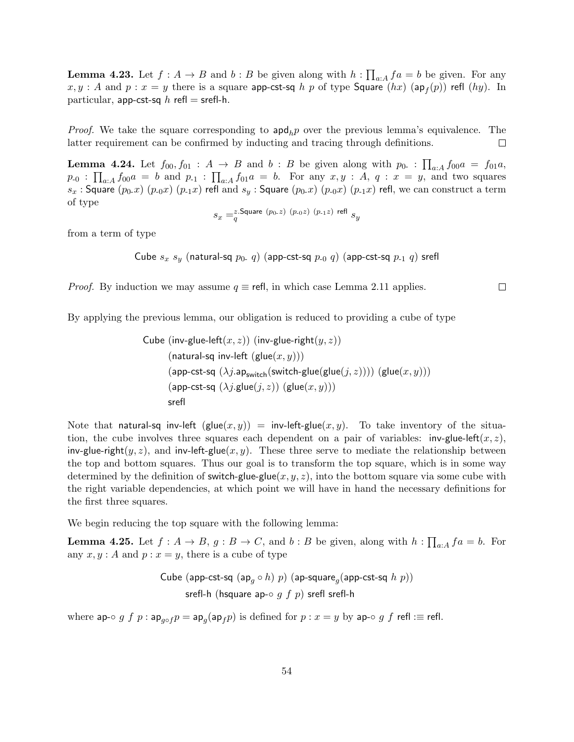**Lemma 4.23.** Let $f : A \to B$ and $b : B$ be given along with $h : \prod_{a:A} fa = b$ be given. For any $x, y : A$ and $p : x = y$ there is a square $\mathsf{app\text{-}cst\text{-}sq}\ h\ p$ of type $\mathsf{Square}\ (hx)\ (\mathsf{ap}_f(p))\ \mathsf{refl}\ (hy)$. In particular, $\mathsf{app\text{-}cst\text{-}sq}\ h\ \mathsf{refl} = \mathsf{srefl\text{-}h}$.

*Proof.* We take the square corresponding to $\mathsf{apd}_h p$ over the previous lemma's equivalence. The latter requirement can be confirmed by inducting and tracing through definitions. □

**Lemma 4.24.** Let $f_{00}, f_{01} : A \to B$ and $b : B$ be given along with $p_{0\text{-}} : \prod_{a:A} f_{00}a = f_{01}a$, $p_{\text{-}0} : \prod_{a:A} f_{00}a = b$ and $p_{\text{-}1} : \prod_{a:A} f_{01}a = b$. For any $x, y : A$, $q : x = y$, and two squares $s_x : \mathsf{Square}\ (p_{0\text{-}}x)\ (p_{\text{-}0}x)\ (p_{\text{-}1}x)\ \mathsf{refl}$ and $s_y : \mathsf{Square}\ (p_{0\text{-}}x)\ (p_{\text{-}0}x)\ (p_{\text{-}1}x)\ \mathsf{refl}$, we can construct a term of type

$$s_x =_q^{z.\mathsf{Square}\ (p_{0\text{-}}z)\ (p_{\text{-}0}z)\ (p_{\text{-}1}z)\ \mathsf{refl}} s_y$$

from a term of type

$$\mathsf{Cube}\ s_x\ s_y\ (\mathsf{natural\text{-}sq}\ p_{0\text{-}}\ q)\ (\mathsf{app\text{-}cst\text{-}sq}\ p_{\text{-}0}\ q)\ (\mathsf{app\text{-}cst\text{-}sq}\ p_{\text{-}1}\ q)\ \mathsf{srefl}$$

*Proof.* By induction we may assume $q \equiv \mathsf{refl}$, in which case Lemma 2.11 applies. □

By applying the previous lemma, our obligation is reduced to providing a cube of type

$$\begin{aligned}
&\mathsf{Cube}\ (\mathsf{inv\text{-}glue\text{-}left}(x, z))\ (\mathsf{inv\text{-}glue\text{-}right}(y, z)) \\
&\qquad (\mathsf{natural\text{-}sq}\ \mathsf{inv\text{-}left}\ (\mathsf{glue}(x, y))) \\
&\qquad (\mathsf{app\text{-}cst\text{-}sq}\ (\lambda j.\mathsf{ap}_{\mathsf{switch}}(\mathsf{switch\text{-}glue}(\mathsf{glue}(j, z))))\ (\mathsf{glue}(x, y))) \\
&\qquad (\mathsf{app\text{-}cst\text{-}sq}\ (\lambda j.\mathsf{glue}(j, z))\ (\mathsf{glue}(x, y))) \\
&\qquad \mathsf{srefl}
\end{aligned}$$

Note that $\mathsf{natural\text{-}sq}\ \mathsf{inv\text{-}left}\ (\mathsf{glue}(x, y)) = \mathsf{inv\text{-}left\text{-}glue}(x, y)$. To take inventory of the situation, the cube involves three squares each dependent on a pair of variables: $\mathsf{inv\text{-}glue\text{-}left}(x, z)$, $\mathsf{inv\text{-}glue\text{-}right}(y, z)$, and $\mathsf{inv\text{-}left\text{-}glue}(x, y)$. These three serve to mediate the relationship between the top and bottom squares. Thus our goal is to transform the top square, which is in some way determined by the definition of $\mathsf{switch\text{-}glue\text{-}glue}(x, y, z)$, into the bottom square via some cube with the right variable dependencies, at which point we will have in hand the necessary definitions for the first three squares.

We begin reducing the top square with the following lemma:

**Lemma 4.25.** Let $f : A \to B$, $g : B \to C$, and $b : B$ be given, along with $h : \prod_{a:A} fa = b$. For any $x, y : A$ and $p : x = y$, there is a cube of type

$$\begin{aligned}
&\mathsf{Cube}\ (\mathsf{app\text{-}cst\text{-}sq}\ (\mathsf{ap}_g \circ h)\ p)\ (\mathsf{ap\text{-}square}_g(\mathsf{app\text{-}cst\text{-}sq}\ h\ p)) \\
&\qquad \mathsf{srefl\text{-}h}\ (\mathsf{hsquare}\ \mathsf{ap\text{-}}{\circ}\ g\ f\ p)\ \mathsf{srefl}\ \mathsf{srefl\text{-}h}
\end{aligned}$$

where $\mathsf{ap\text{-}}{\circ}\ g\ f\ p : \mathsf{ap}_{g \circ f} p = \mathsf{ap}_g(\mathsf{ap}_f p)$ is defined for $p : x = y$ by $\mathsf{ap\text{-}}{\circ}\ g\ f\ \mathsf{refl} :\equiv \mathsf{refl}$.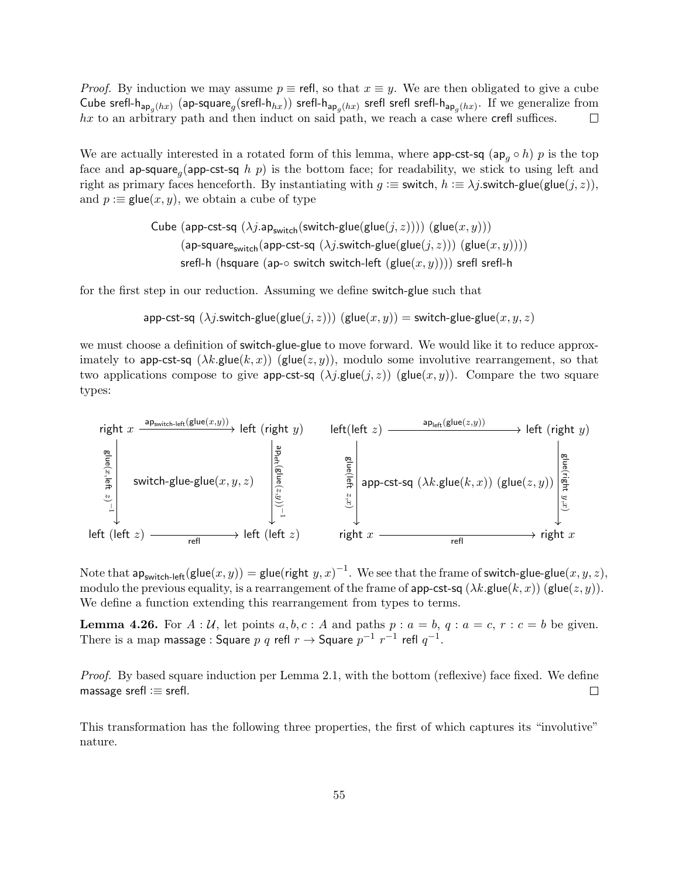*Proof.* By induction we may assume $p \equiv \mathsf{refl}$, so that $x \equiv y$. We are then obligated to give a cube $\mathsf{Cube}\ \mathsf{srefl\text{-}h}_{\mathsf{ap}_g(hx)}\ (\mathsf{ap\text{-}square}_g(\mathsf{srefl\text{-}h}_{hx}))\ \mathsf{srefl\text{-}h}_{\mathsf{ap}_g(hx)}\ \mathsf{srefl}\ \mathsf{srefl}\ \mathsf{srefl\text{-}h}_{\mathsf{ap}_g(hx)}$. If we generalize from $hx$ to an arbitrary path and then induct on said path, we reach a case where $\mathsf{crefl}$ suffices. ∎

We are actually interested in a rotated form of this lemma, where $\mathsf{app\text{-}cst\text{-}sq}\ (\mathsf{ap}_g \circ h)\ p$ is the top face and $\mathsf{ap\text{-}square}_g(\mathsf{app\text{-}cst\text{-}sq}\ h\ p)$ is the bottom face; for readability, we stick to using left and right as primary faces henceforth. By instantiating with $g :\equiv \mathsf{switch}$, $h :\equiv \lambda j.\mathsf{switch\text{-}glue}(\mathsf{glue}(j, z))$, and $p :\equiv \mathsf{glue}(x, y)$, we obtain a cube of type

$$\begin{aligned}&\mathsf{Cube}\ (\mathsf{app\text{-}cst\text{-}sq}\ (\lambda j.\mathsf{ap}_{\mathsf{switch}}(\mathsf{switch\text{-}glue}(\mathsf{glue}(j, z))))\ (\mathsf{glue}(x, y)))\\ &\quad (\mathsf{ap\text{-}square}_{\mathsf{switch}}(\mathsf{app\text{-}cst\text{-}sq}\ (\lambda j.\mathsf{switch\text{-}glue}(\mathsf{glue}(j, z)))\ (\mathsf{glue}(x, y))))\\ &\quad \mathsf{srefl\text{-}h}\ (\mathsf{hsquare}\ (\mathsf{ap\text{-}\circ}\ \mathsf{switch}\ \mathsf{switch\text{-}left}\ (\mathsf{glue}(x, y))))\ \mathsf{srefl}\ \mathsf{srefl\text{-}h}\end{aligned}$$

for the first step in our reduction. Assuming we define $\mathsf{switch\text{-}glue}$ such that

$$\mathsf{app\text{-}cst\text{-}sq}\ (\lambda j.\mathsf{switch\text{-}glue}(\mathsf{glue}(j, z)))\ (\mathsf{glue}(x, y)) = \mathsf{switch\text{-}glue\text{-}glue}(x, y, z)$$

we must choose a definition of $\mathsf{switch\text{-}glue\text{-}glue}$ to move forward. We would like it to reduce approximately to $\mathsf{app\text{-}cst\text{-}sq}\ (\lambda k.\mathsf{glue}(k, x))\ (\mathsf{glue}(z, y))$, modulo some involutive rearrangement, so that two applications compose to give $\mathsf{app\text{-}cst\text{-}sq}\ (\lambda j.\mathsf{glue}(j, z))\ (\mathsf{glue}(x, y))$. Compare the two square types:

$$\begin{array}{ccc} \mathsf{right}\ x & \xrightarrow{\mathsf{ap}_{\mathsf{switch\text{-}left}}(\mathsf{glue}(x,y))} & \mathsf{left}\ (\mathsf{right}\ y)\\ {\scriptstyle \mathsf{glue}(x,\mathsf{left}\ z)^{-1}}\big\downarrow & \mathsf{switch\text{-}glue\text{-}glue}(x,y,z) & \big\downarrow{\scriptstyle \mathsf{ap}_{\mathsf{left}}(\mathsf{glue}(z,y))^{-1}}\\ \mathsf{left}\ (\mathsf{left}\ z) & \xrightarrow[\mathsf{refl}]{} & \mathsf{left}\ (\mathsf{left}\ z)\end{array} \qquad \begin{array}{ccc} \mathsf{left}(\mathsf{left}\ z) & \xrightarrow{\mathsf{ap}_{\mathsf{left}}(\mathsf{glue}(z,y))} & \mathsf{left}\ (\mathsf{right}\ y)\\ {\scriptstyle \mathsf{glue}(\mathsf{left}\ z,x)}\big\downarrow & \mathsf{app\text{-}cst\text{-}sq}\ (\lambda k.\mathsf{glue}(k,x))\ (\mathsf{glue}(z,y)) & \big\downarrow{\scriptstyle \mathsf{glue}(\mathsf{right}\ y,x)}\\ \mathsf{right}\ x & \xrightarrow[\mathsf{refl}]{} & \mathsf{right}\ x\end{array}$$

Note that $\mathsf{ap}_{\mathsf{switch\text{-}left}}(\mathsf{glue}(x, y)) = \mathsf{glue}(\mathsf{right}\ y, x)^{-1}$. We see that the frame of $\mathsf{switch\text{-}glue\text{-}glue}(x, y, z)$, modulo the previous equality, is a rearrangement of the frame of $\mathsf{app\text{-}cst\text{-}sq}\ (\lambda k.\mathsf{glue}(k, x))\ (\mathsf{glue}(z, y))$. We define a function extending this rearrangement from types to terms.

**Lemma 4.26.** For $A : \mathcal{U}$, let points $a, b, c : A$ and paths $p : a = b$, $q : a = c$, $r : c = b$ be given. There is a map $\mathsf{massage} : \mathsf{Square}\ p\ q\ \mathsf{refl}\ r \to \mathsf{Square}\ p^{-1}\ r^{-1}\ \mathsf{refl}\ q^{-1}$.

*Proof.* By based square induction per Lemma 2.1, with the bottom (reflexive) face fixed. We define $\mathsf{massage}\ \mathsf{srefl} :\equiv \mathsf{srefl}$. ∎

This transformation has the following three properties, the first of which captures its "involutive" nature.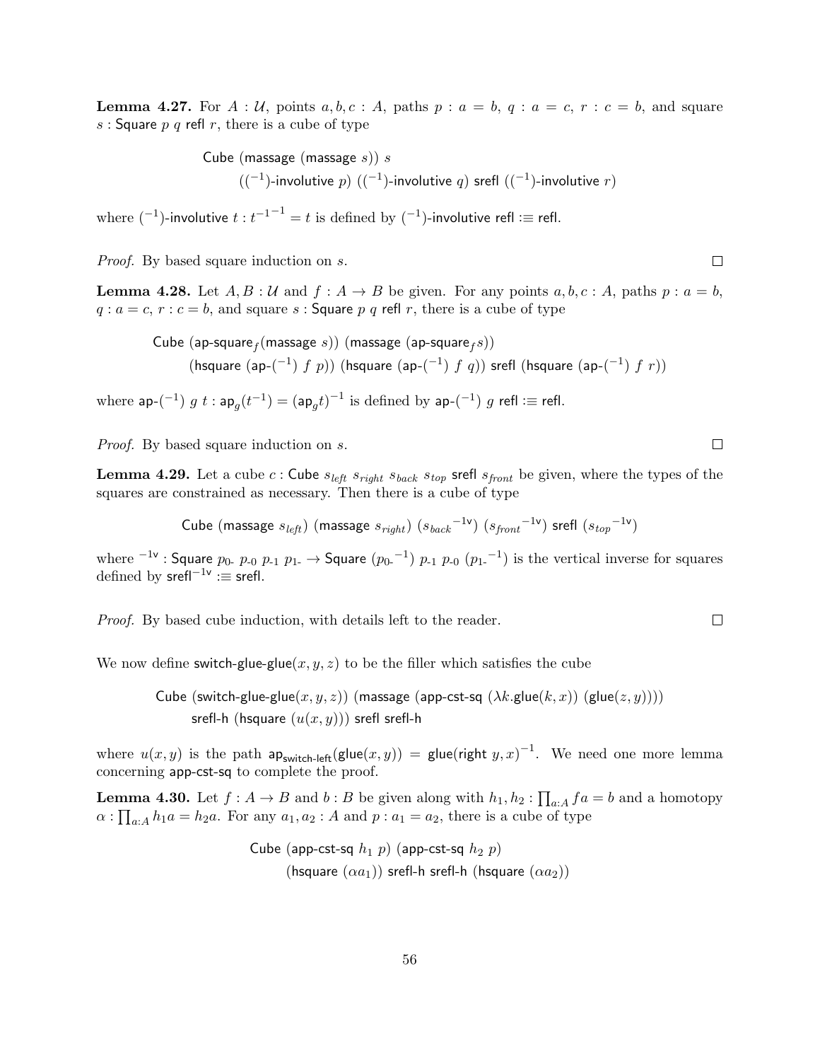**Lemma 4.27.** For $A : \mathcal{U}$, points $a, b, c : A$, paths $p : a = b$, $q : a = c$, $r : c = b$, and square $s : \mathsf{Square}\ p\ q\ \mathsf{refl}\ r$, there is a cube of type

$$\begin{aligned}&\mathsf{Cube}\ (\mathsf{massage}\ (\mathsf{massage}\ s))\ s\\ &\qquad ((^{-1})\text{-}\mathsf{involutive}\ p)\ ((^{-1})\text{-}\mathsf{involutive}\ q)\ \mathsf{srefl}\ ((^{-1})\text{-}\mathsf{involutive}\ r)\end{aligned}$$

where $(^{-1})\text{-}\mathsf{involutive}\ t : t^{-1^{-1}} = t$ is defined by $(^{-1})\text{-}\mathsf{involutive}\ \mathsf{refl} :\equiv \mathsf{refl}$.

*Proof.* By based square induction on $s$. ☐

**Lemma 4.28.** Let $A, B : \mathcal{U}$ and $f : A \to B$ be given. For any points $a, b, c : A$, paths $p : a = b$, $q : a = c$, $r : c = b$, and square $s : \mathsf{Square}\ p\ q\ \mathsf{refl}\ r$, there is a cube of type

$$\begin{aligned}&\mathsf{Cube}\ (\mathsf{ap\text{-}square}_f(\mathsf{massage}\ s))\ (\mathsf{massage}\ (\mathsf{ap\text{-}square}_f s))\\ &\qquad (\mathsf{hsquare}\ (\mathsf{ap}\text{-}(^{-1})\ f\ p))\ (\mathsf{hsquare}\ (\mathsf{ap}\text{-}(^{-1})\ f\ q))\ \mathsf{srefl}\ (\mathsf{hsquare}\ (\mathsf{ap}\text{-}(^{-1})\ f\ r))\end{aligned}$$

where $\mathsf{ap}\text{-}(^{-1})\ g\ t : \mathsf{ap}_g(t^{-1}) = (\mathsf{ap}_g t)^{-1}$ is defined by $\mathsf{ap}\text{-}(^{-1})\ g\ \mathsf{refl} :\equiv \mathsf{refl}$.

*Proof.* By based square induction on $s$. ☐

**Lemma 4.29.** Let a cube $c : \mathsf{Cube}\ s_{left}\ s_{right}\ s_{back}\ s_{top}\ \mathsf{srefl}\ s_{front}$ be given, where the types of the squares are constrained as necessary. Then there is a cube of type

$$\mathsf{Cube}\ (\mathsf{massage}\ s_{left})\ (\mathsf{massage}\ s_{right})\ ({s_{back}}^{-1\mathsf{v}})\ ({s_{front}}^{-1\mathsf{v}})\ \mathsf{srefl}\ ({s_{top}}^{-1\mathsf{v}})$$

where $^{-1\mathsf{v}} : \mathsf{Square}\ p_{0\text{-}}\ p_{\text{-}0}\ p_{\text{-}1}\ p_{1\text{-}} \to \mathsf{Square}\ (p_{0\text{-}}{}^{-1})\ p_{\text{-}1}\ p_{\text{-}0}\ (p_{1\text{-}}{}^{-1})$ is the vertical inverse for squares defined by $\mathsf{srefl}^{-1\mathsf{v}} :\equiv \mathsf{srefl}$.

*Proof.* By based cube induction, with details left to the reader. ☐

We now define $\mathsf{switch\text{-}glue\text{-}glue}(x, y, z)$ to be the filler which satisfies the cube

$$\begin{aligned}&\mathsf{Cube}\ (\mathsf{switch\text{-}glue\text{-}glue}(x, y, z))\ (\mathsf{massage}\ (\mathsf{app\text{-}cst\text{-}sq}\ (\lambda k.\mathsf{glue}(k, x))\ (\mathsf{glue}(z, y))))\\ &\qquad \mathsf{srefl\text{-}h}\ (\mathsf{hsquare}\ (u(x, y)))\ \mathsf{srefl}\ \mathsf{srefl\text{-}h}\end{aligned}$$

where $u(x, y)$ is the path $\mathsf{ap}_{\mathsf{switch\text{-}left}}(\mathsf{glue}(x, y)) = \mathsf{glue}(\mathsf{right}\ y, x)^{-1}$. We need one more lemma concerning $\mathsf{app\text{-}cst\text{-}sq}$ to complete the proof.

**Lemma 4.30.** Let $f : A \to B$ and $b : B$ be given along with $h_1, h_2 : \prod_{a:A} fa = b$ and a homotopy $\alpha : \prod_{a:A} h_1 a = h_2 a$. For any $a_1, a_2 : A$ and $p : a_1 = a_2$, there is a cube of type

$$\begin{aligned}&\mathsf{Cube}\ (\mathsf{app\text{-}cst\text{-}sq}\ h_1\ p)\ (\mathsf{app\text{-}cst\text{-}sq}\ h_2\ p)\\ &\qquad (\mathsf{hsquare}\ (\alpha a_1))\ \mathsf{srefl\text{-}h}\ \mathsf{srefl\text{-}h}\ (\mathsf{hsquare}\ (\alpha a_2))\end{aligned}$$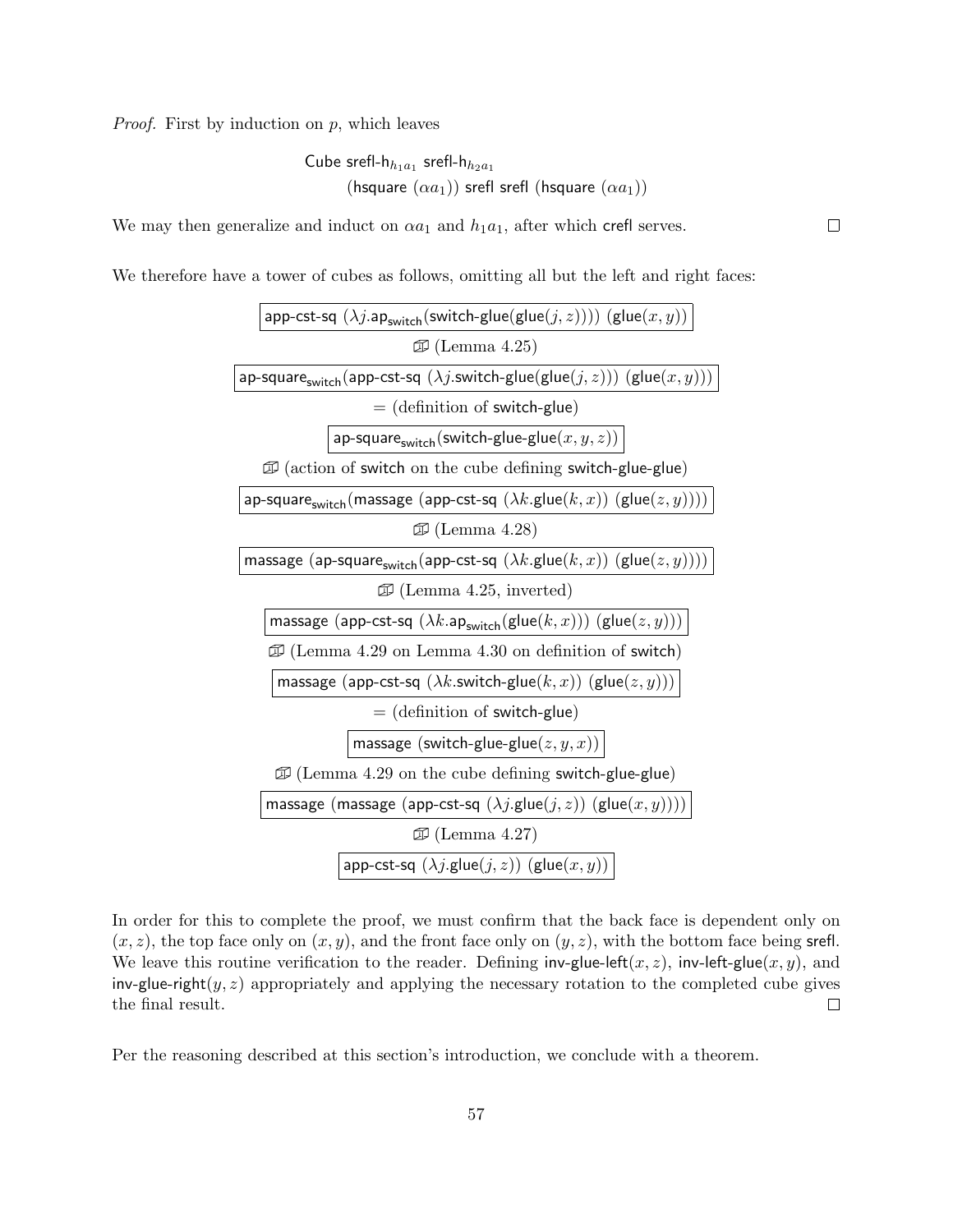*Proof.* First by induction on $p$, which leaves

$$\begin{aligned}&\mathsf{Cube}\ \mathsf{srefl\text{-}h}_{h_1 a_1}\ \mathsf{srefl\text{-}h}_{h_2 a_1}\\&\qquad(\mathsf{hsquare}\ (\alpha a_1))\ \mathsf{srefl}\ \mathsf{srefl}\ (\mathsf{hsquare}\ (\alpha a_1))\end{aligned}$$

We may then generalize and induct on $\alpha a_1$ and $h_1 a_1$, after which $\mathsf{crefl}$ serves. ∎

We therefore have a tower of cubes as follows, omitting all but the left and right faces:

$$\boxed{\mathsf{app\text{-}cst\text{-}sq}\ (\lambda j.\mathsf{ap}_{\mathsf{switch}}(\mathsf{switch\text{-}glue}(\mathsf{glue}(j,z))))\ (\mathsf{glue}(x,y))}$$

⧈ (Lemma 4.25)

$$\boxed{\mathsf{ap\text{-}square}_{\mathsf{switch}}(\mathsf{app\text{-}cst\text{-}sq}\ (\lambda j.\mathsf{switch\text{-}glue}(\mathsf{glue}(j,z)))\ (\mathsf{glue}(x,y)))}$$

$=$ (definition of $\mathsf{switch\text{-}glue}$)

$$\boxed{\mathsf{ap\text{-}square}_{\mathsf{switch}}(\mathsf{switch\text{-}glue\text{-}glue}(x,y,z))}$$

⧈ (action of $\mathsf{switch}$ on the cube defining $\mathsf{switch\text{-}glue\text{-}glue}$)

$$\boxed{\mathsf{ap\text{-}square}_{\mathsf{switch}}(\mathsf{massage}\ (\mathsf{app\text{-}cst\text{-}sq}\ (\lambda k.\mathsf{glue}(k,x))\ (\mathsf{glue}(z,y))))}$$

⧈ (Lemma 4.28)

$$\boxed{\mathsf{massage}\ (\mathsf{ap\text{-}square}_{\mathsf{switch}}(\mathsf{app\text{-}cst\text{-}sq}\ (\lambda k.\mathsf{glue}(k,x))\ (\mathsf{glue}(z,y))))}$$

⧈ (Lemma 4.25, inverted)

$$\boxed{\mathsf{massage}\ (\mathsf{app\text{-}cst\text{-}sq}\ (\lambda k.\mathsf{ap}_{\mathsf{switch}}(\mathsf{glue}(k,x)))\ (\mathsf{glue}(z,y)))}$$

⧈ (Lemma 4.29 on Lemma 4.30 on definition of $\mathsf{switch}$)

$$\boxed{\mathsf{massage}\ (\mathsf{app\text{-}cst\text{-}sq}\ (\lambda k.\mathsf{switch\text{-}glue}(k,x))\ (\mathsf{glue}(z,y)))}$$

$=$ (definition of $\mathsf{switch\text{-}glue}$)

$$\boxed{\mathsf{massage}\ (\mathsf{switch\text{-}glue\text{-}glue}(z,y,x))}$$

⧈ (Lemma 4.29 on the cube defining $\mathsf{switch\text{-}glue\text{-}glue}$)

$$\boxed{\mathsf{massage}\ (\mathsf{massage}\ (\mathsf{app\text{-}cst\text{-}sq}\ (\lambda j.\mathsf{glue}(j,z))\ (\mathsf{glue}(x,y))))}$$

⧈ (Lemma 4.27)

$$\boxed{\mathsf{app\text{-}cst\text{-}sq}\ (\lambda j.\mathsf{glue}(j,z))\ (\mathsf{glue}(x,y))}$$

In order for this to complete the proof, we must confirm that the back face is dependent only on $(x,z)$, the top face only on $(x,y)$, and the front face only on $(y,z)$, with the bottom face being $\mathsf{srefl}$. We leave this routine verification to the reader. Defining $\mathsf{inv\text{-}glue\text{-}left}(x,z)$, $\mathsf{inv\text{-}left\text{-}glue}(x,y)$, and $\mathsf{inv\text{-}glue\text{-}right}(y,z)$ appropriately and applying the necessary rotation to the completed cube gives the final result. ∎

Per the reasoning described at this section's introduction, we conclude with a theorem.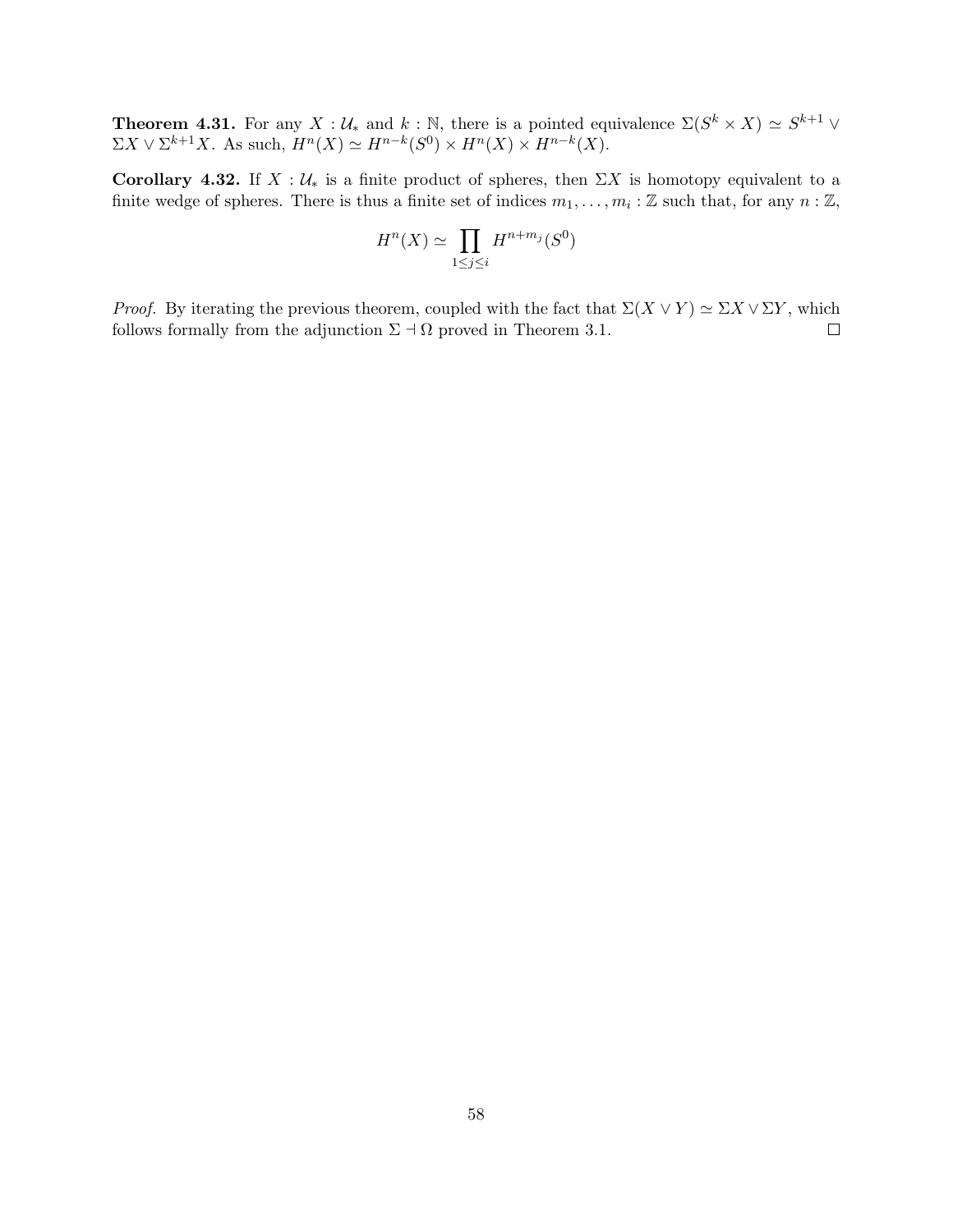**Theorem 4.31.** For any $X : \mathcal{U}_*$ and $k : \mathbb{N}$, there is a pointed equivalence $\Sigma(S^k \times X) \simeq S^{k+1} \vee \Sigma X \vee \Sigma^{k+1} X$. As such, $H^n(X) \simeq H^{n-k}(S^0) \times H^n(X) \times H^{n-k}(X)$.

**Corollary 4.32.** If $X : \mathcal{U}_*$ is a finite product of spheres, then $\Sigma X$ is homotopy equivalent to a finite wedge of spheres. There is thus a finite set of indices $m_1, \ldots, m_i : \mathbb{Z}$ such that, for any $n : \mathbb{Z}$,

$$H^n(X) \simeq \prod_{1 \leq j \leq i} H^{n+m_j}(S^0)$$

*Proof.* By iterating the previous theorem, coupled with the fact that $\Sigma(X \vee Y) \simeq \Sigma X \vee \Sigma Y$, which follows formally from the adjunction $\Sigma \dashv \Omega$ proved in Theorem 3.1. □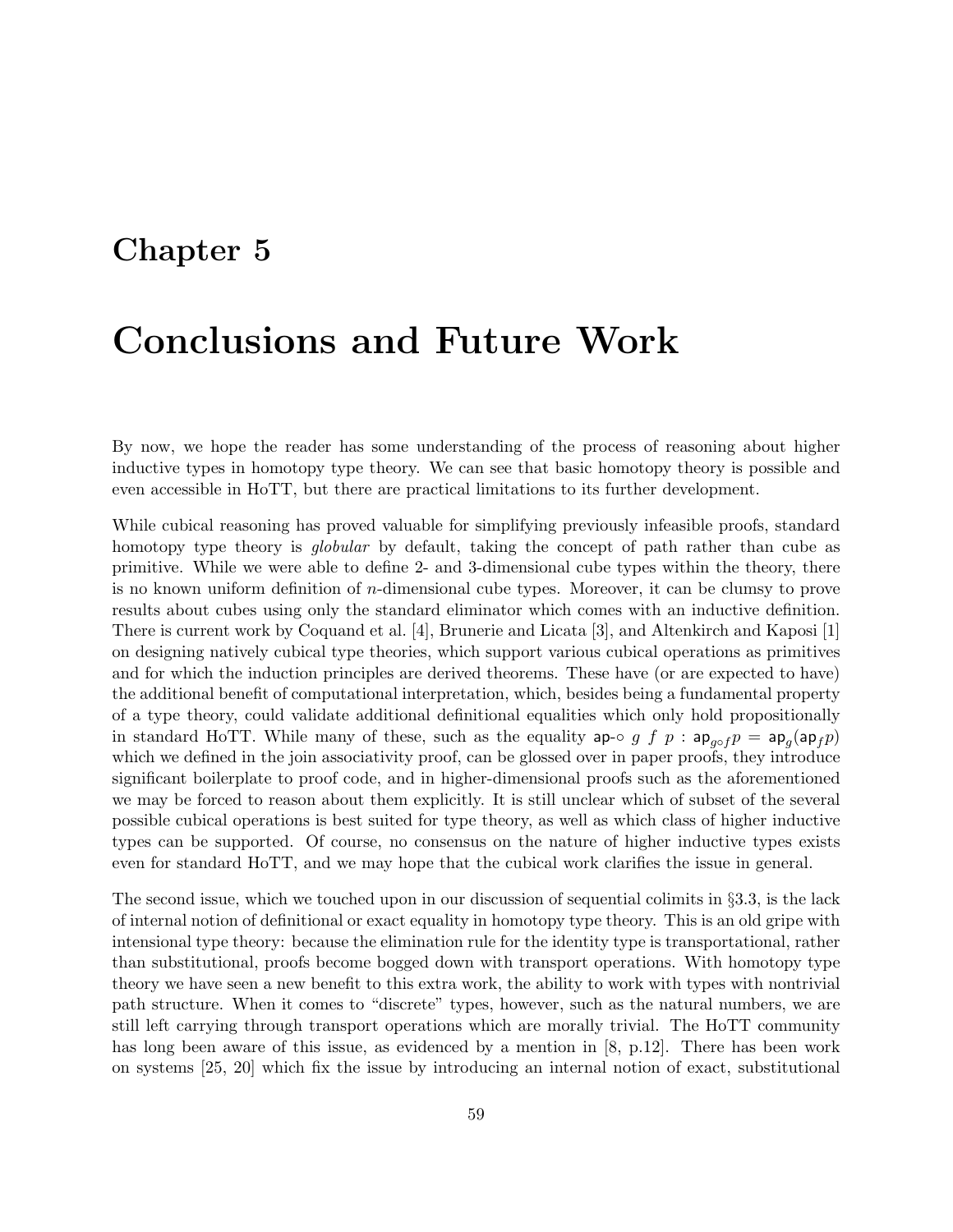# Chapter 5

# Conclusions and Future Work

By now, we hope the reader has some understanding of the process of reasoning about higher inductive types in homotopy type theory. We can see that basic homotopy theory is possible and even accessible in HoTT, but there are practical limitations to its further development.

While cubical reasoning has proved valuable for simplifying previously infeasible proofs, standard homotopy type theory is *globular* by default, taking the concept of path rather than cube as primitive. While we were able to define 2- and 3-dimensional cube types within the theory, there is no known uniform definition of $n$-dimensional cube types. Moreover, it can be clumsy to prove results about cubes using only the standard eliminator which comes with an inductive definition. There is current work by Coquand et al. [4], Brunerie and Licata [3], and Altenkirch and Kaposi [1] on designing natively cubical type theories, which support various cubical operations as primitives and for which the induction principles are derived theorems. These have (or are expected to have) the additional benefit of computational interpretation, which, besides being a fundamental property of a type theory, could validate additional definitional equalities which only hold propositionally in standard HoTT. While many of these, such as the equality $\mathsf{ap}\text{-}\circ\ g\ f\ p : \mathsf{ap}_{g \circ f} p = \mathsf{ap}_g(\mathsf{ap}_f p)$ which we defined in the join associativity proof, can be glossed over in paper proofs, they introduce significant boilerplate to proof code, and in higher-dimensional proofs such as the aforementioned we may be forced to reason about them explicitly. It is still unclear which of subset of the several possible cubical operations is best suited for type theory, as well as which class of higher inductive types can be supported. Of course, no consensus on the nature of higher inductive types exists even for standard HoTT, and we may hope that the cubical work clarifies the issue in general.

The second issue, which we touched upon in our discussion of sequential colimits in §3.3, is the lack of internal notion of definitional or exact equality in homotopy type theory. This is an old gripe with intensional type theory: because the elimination rule for the identity type is transportational, rather than substitutional, proofs become bogged down with transport operations. With homotopy type theory we have seen a new benefit to this extra work, the ability to work with types with nontrivial path structure. When it comes to "discrete" types, however, such as the natural numbers, we are still left carrying through transport operations which are morally trivial. The HoTT community has long been aware of this issue, as evidenced by a mention in [8, p.12]. There has been work on systems [25, 20] which fix the issue by introducing an internal notion of exact, substitutional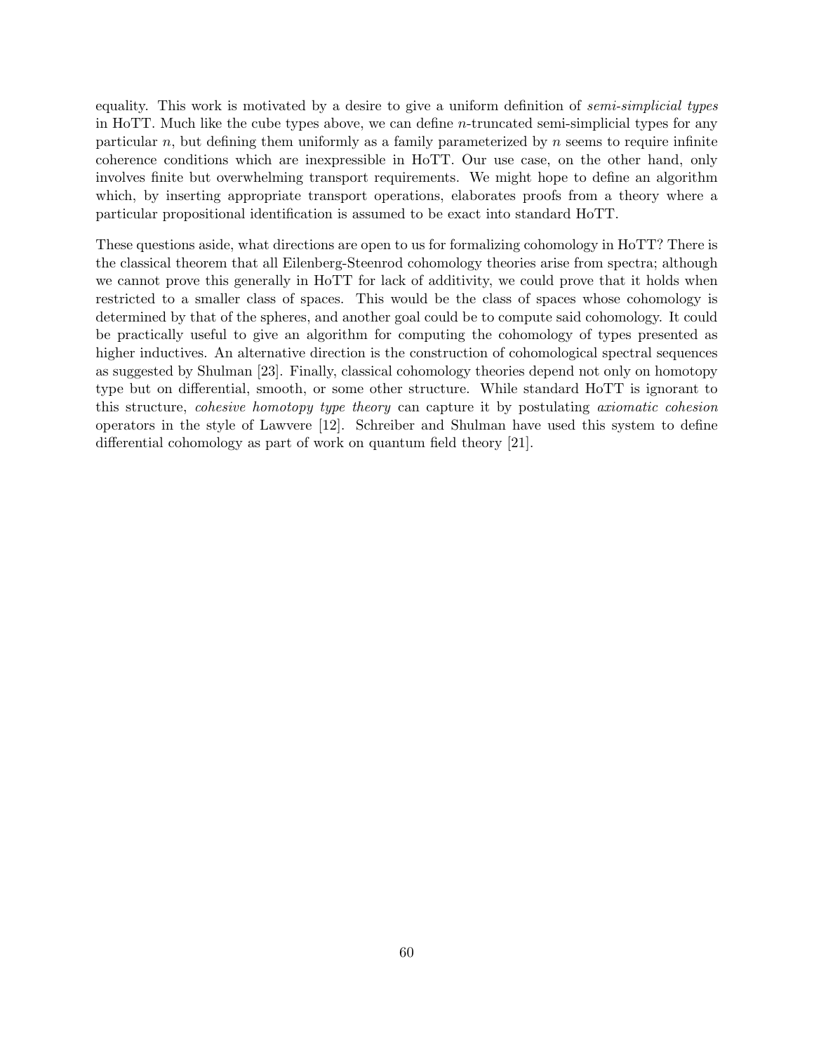equality. This work is motivated by a desire to give a uniform definition of *semi-simplicial types* in HoTT. Much like the cube types above, we can define $n$-truncated semi-simplicial types for any particular $n$, but defining them uniformly as a family parameterized by $n$ seems to require infinite coherence conditions which are inexpressible in HoTT. Our use case, on the other hand, only involves finite but overwhelming transport requirements. We might hope to define an algorithm which, by inserting appropriate transport operations, elaborates proofs from a theory where a particular propositional identification is assumed to be exact into standard HoTT.

These questions aside, what directions are open to us for formalizing cohomology in HoTT? There is the classical theorem that all Eilenberg-Steenrod cohomology theories arise from spectra; although we cannot prove this generally in HoTT for lack of additivity, we could prove that it holds when restricted to a smaller class of spaces. This would be the class of spaces whose cohomology is determined by that of the spheres, and another goal could be to compute said cohomology. It could be practically useful to give an algorithm for computing the cohomology of types presented as higher inductives. An alternative direction is the construction of cohomological spectral sequences as suggested by Shulman [23]. Finally, classical cohomology theories depend not only on homotopy type but on differential, smooth, or some other structure. While standard HoTT is ignorant to this structure, *cohesive homotopy type theory* can capture it by postulating *axiomatic cohesion* operators in the style of Lawvere [12]. Schreiber and Shulman have used this system to define differential cohomology as part of work on quantum field theory [21].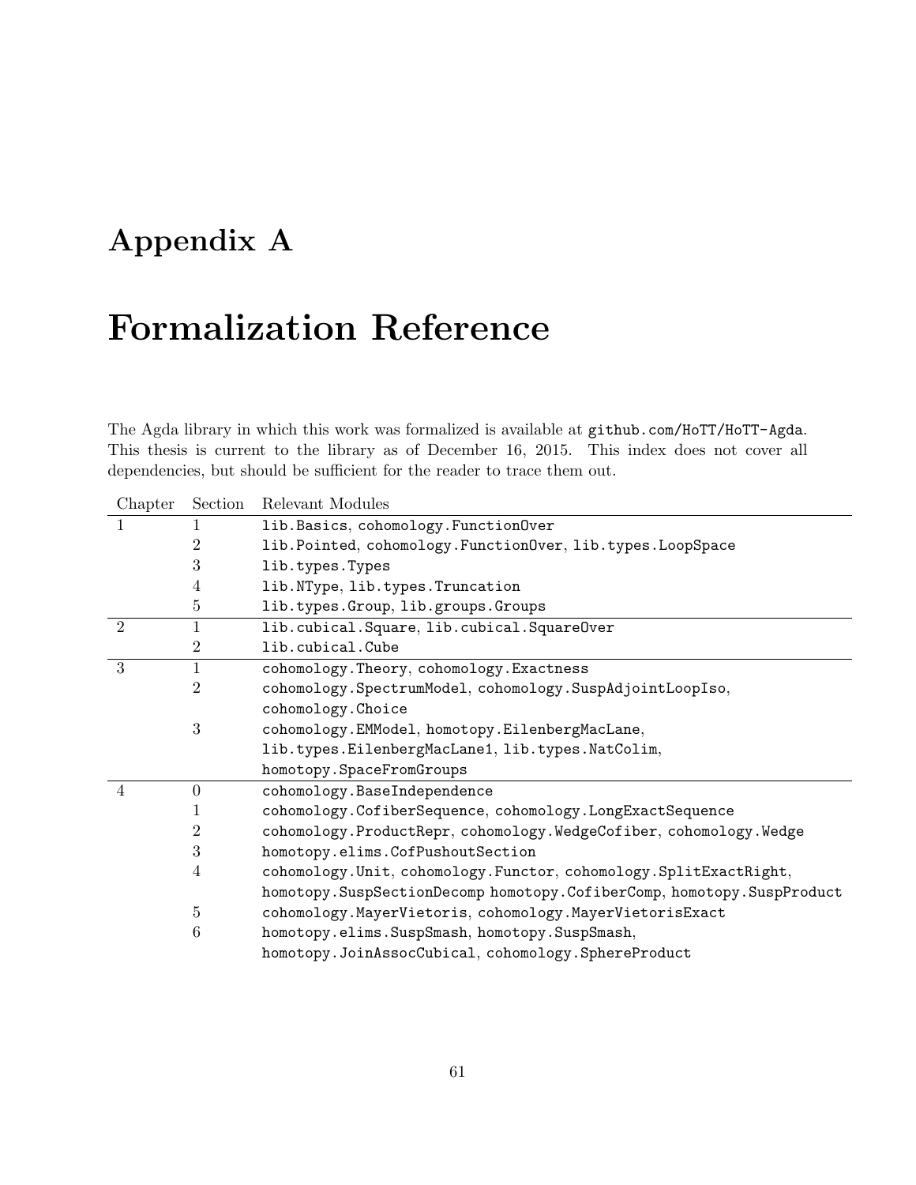# Appendix A

# Formalization Reference

The Agda library in which this work was formalized is available at `github.com/HoTT/HoTT-Agda`. This thesis is current to the library as of December 16, 2015. This index does not cover all dependencies, but should be sufficient for the reader to trace them out.

| Chapter | Section | Relevant Modules |
|---|---|---|
| 1 | 1 | `lib.Basics`, `cohomology.FunctionOver` |
| | 2 | `lib.Pointed`, `cohomology.FunctionOver`, `lib.types.LoopSpace` |
| | 3 | `lib.types.Types` |
| | 4 | `lib.NType`, `lib.types.Truncation` |
| | 5 | `lib.types.Group`, `lib.groups.Groups` |
| 2 | 1 | `lib.cubical.Square`, `lib.cubical.SquareOver` |
| | 2 | `lib.cubical.Cube` |
| 3 | 1 | `cohomology.Theory`, `cohomology.Exactness` |
| | 2 | `cohomology.SpectrumModel`, `cohomology.SuspAdjointLoopIso`, `cohomology.Choice` |
| | 3 | `cohomology.EMModel`, `homotopy.EilenbergMacLane`, `lib.types.EilenbergMacLane1`, `lib.types.NatColim`, `homotopy.SpaceFromGroups` |
| 4 | 0 | `cohomology.BaseIndependence` |
| | 1 | `cohomology.CofiberSequence`, `cohomology.LongExactSequence` |
| | 2 | `cohomology.ProductRepr`, `cohomology.WedgeCofiber`, `cohomology.Wedge` |
| | 3 | `homotopy.elims.CofPushoutSection` |
| | 4 | `cohomology.Unit`, `cohomology.Functor`, `cohomology.SplitExactRight`, `homotopy.SuspSectionDecomp` `homotopy.CofiberComp`, `homotopy.SuspProduct` |
| | 5 | `cohomology.MayerVietoris`, `cohomology.MayerVietorisExact` |
| | 6 | `homotopy.elims.SuspSmash`, `homotopy.SuspSmash`, `homotopy.JoinAssocCubical`, `cohomology.SphereProduct` |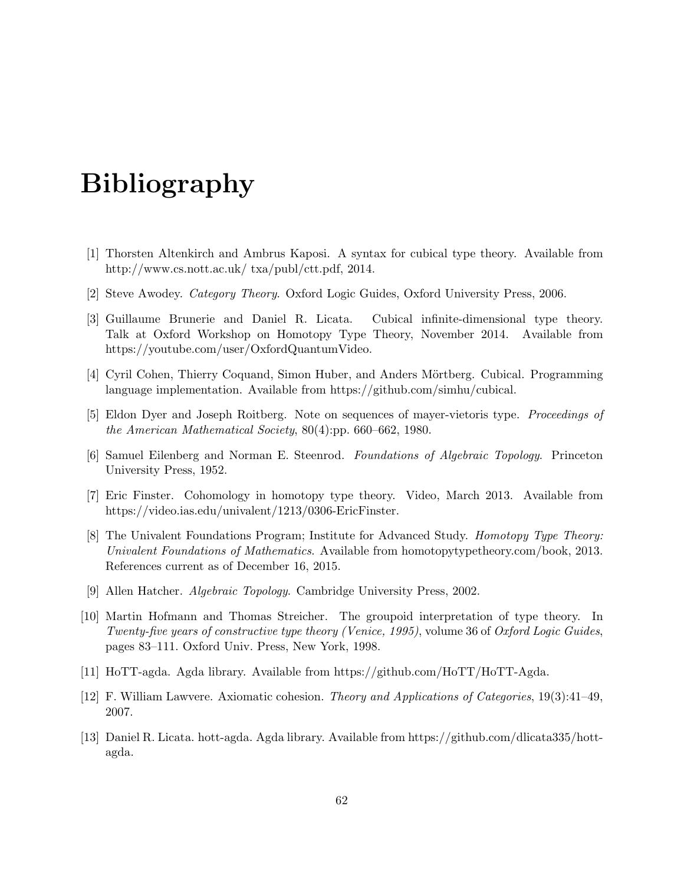# Bibliography

[1] Thorsten Altenkirch and Ambrus Kaposi. A syntax for cubical type theory. Available from http://www.cs.nott.ac.uk/ txa/publ/ctt.pdf, 2014.

[2] Steve Awodey. *Category Theory*. Oxford Logic Guides, Oxford University Press, 2006.

[3] Guillaume Brunerie and Daniel R. Licata. Cubical infinite-dimensional type theory. Talk at Oxford Workshop on Homotopy Type Theory, November 2014. Available from https://youtube.com/user/OxfordQuantumVideo.

[4] Cyril Cohen, Thierry Coquand, Simon Huber, and Anders Mörtberg. Cubical. Programming language implementation. Available from https://github.com/simhu/cubical.

[5] Eldon Dyer and Joseph Roitberg. Note on sequences of mayer-vietoris type. *Proceedings of the American Mathematical Society*, 80(4):pp. 660–662, 1980.

[6] Samuel Eilenberg and Norman E. Steenrod. *Foundations of Algebraic Topology*. Princeton University Press, 1952.

[7] Eric Finster. Cohomology in homotopy type theory. Video, March 2013. Available from https://video.ias.edu/univalent/1213/0306-EricFinster.

[8] The Univalent Foundations Program; Institute for Advanced Study. *Homotopy Type Theory: Univalent Foundations of Mathematics*. Available from homotopytypetheory.com/book, 2013. References current as of December 16, 2015.

[9] Allen Hatcher. *Algebraic Topology*. Cambridge University Press, 2002.

[10] Martin Hofmann and Thomas Streicher. The groupoid interpretation of type theory. In *Twenty-five years of constructive type theory (Venice, 1995)*, volume 36 of *Oxford Logic Guides*, pages 83–111. Oxford Univ. Press, New York, 1998.

[11] HoTT-agda. Agda library. Available from https://github.com/HoTT/HoTT-Agda.

[12] F. William Lawvere. Axiomatic cohesion. *Theory and Applications of Categories*, 19(3):41–49, 2007.

[13] Daniel R. Licata. hott-agda. Agda library. Available from https://github.com/dlicata335/hott-agda.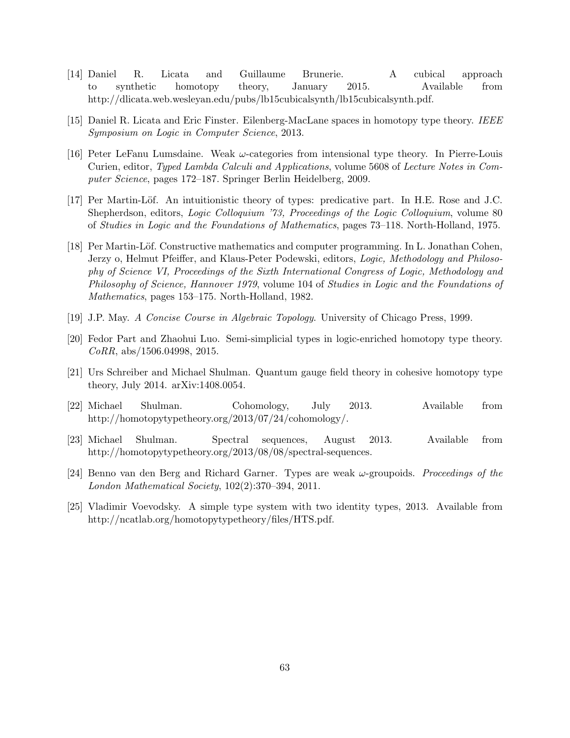[14] Daniel R. Licata and Guillaume Brunerie. A cubical approach to synthetic homotopy theory, January 2015. Available from http://dlicata.web.wesleyan.edu/pubs/lb15cubicalsynth/lb15cubicalsynth.pdf.

[15] Daniel R. Licata and Eric Finster. Eilenberg-MacLane spaces in homotopy type theory. *IEEE Symposium on Logic in Computer Science*, 2013.

[16] Peter LeFanu Lumsdaine. Weak $\omega$-categories from intensional type theory. In Pierre-Louis Curien, editor, *Typed Lambda Calculi and Applications*, volume 5608 of *Lecture Notes in Computer Science*, pages 172–187. Springer Berlin Heidelberg, 2009.

[17] Per Martin-Löf. An intuitionistic theory of types: predicative part. In H.E. Rose and J.C. Shepherdson, editors, *Logic Colloquium '73, Proceedings of the Logic Colloquium*, volume 80 of *Studies in Logic and the Foundations of Mathematics*, pages 73–118. North-Holland, 1975.

[18] Per Martin-Löf. Constructive mathematics and computer programming. In L. Jonathan Cohen, Jerzy o, Helmut Pfeiffer, and Klaus-Peter Podewski, editors, *Logic, Methodology and Philosophy of Science VI, Proceedings of the Sixth International Congress of Logic, Methodology and Philosophy of Science, Hannover 1979*, volume 104 of *Studies in Logic and the Foundations of Mathematics*, pages 153–175. North-Holland, 1982.

[19] J.P. May. *A Concise Course in Algebraic Topology*. University of Chicago Press, 1999.

[20] Fedor Part and Zhaohui Luo. Semi-simplicial types in logic-enriched homotopy type theory. *CoRR*, abs/1506.04998, 2015.

[21] Urs Schreiber and Michael Shulman. Quantum gauge field theory in cohesive homotopy type theory, July 2014. arXiv:1408.0054.

[22] Michael Shulman. Cohomology, July 2013. Available from http://homotopytypetheory.org/2013/07/24/cohomology/.

[23] Michael Shulman. Spectral sequences, August 2013. Available from http://homotopytypetheory.org/2013/08/08/spectral-sequences.

[24] Benno van den Berg and Richard Garner. Types are weak $\omega$-groupoids. *Proceedings of the London Mathematical Society*, 102(2):370–394, 2011.

[25] Vladimir Voevodsky. A simple type system with two identity types, 2013. Available from http://ncatlab.org/homotopytypetheory/files/HTS.pdf.